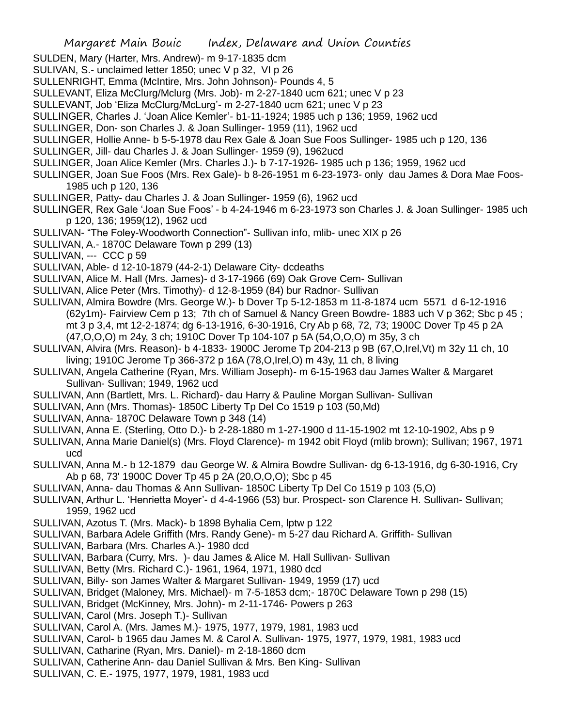SULDEN, Mary (Harter, Mrs. Andrew)- m 9-17-1835 dcm
SULIVAN, S.- unclaimed letter 1850; unec V p 32, VI p 26
SULLENRIGHT, Emma (McIntire, Mrs. John Johnson)- Pounds 4, 5
SULLEVANT, Eliza McClurg/Mclurg (Mrs. Job)- m 2-27-1840 ucm 621; unec V p 23
SULLEVANT, Job 'Eliza McClurg/McLurg'- m 2-27-1840 ucm 621; unec V p 23
SULLINGER, Charles J. 'Joan Alice Kemler'- b1-11-1924; 1985 uch p 136; 1959, 1962 ucd
SULLINGER, Don- son Charles J. & Joan Sullinger- 1959 (11), 1962 ucd
SULLINGER, Hollie Anne- b 5-5-1978 dau Rex Gale & Joan Sue Foos Sullinger- 1985 uch p 120, 136
SULLINGER, Jill- dau Charles J. & Joan Sullinger- 1959 (9), 1962ucd
SULLINGER, Joan Alice Kemler (Mrs. Charles J.)- b 7-17-1926- 1985 uch p 136; 1959, 1962 ucd
SULLINGER, Joan Sue Foos (Mrs. Rex Gale)- b 8-26-1951 m 6-23-1973- only dau James & Dora Mae Foos- 1985 uch p 120, 136
SULLINGER, Patty- dau Charles J. & Joan Sullinger- 1959 (6), 1962 ucd
SULLINGER, Rex Gale 'Joan Sue Foos' - b 4-24-1946 m 6-23-1973 son Charles J. & Joan Sullinger- 1985 uch p 120, 136; 1959(12), 1962 ucd
SULLIVAN- "The Foley-Woodworth Connection"- Sullivan info, mlib- unec XIX p 26
SULLIVAN, A.- 1870C Delaware Town p 299 (13)
SULLIVAN, --- CCC p 59
SULLIVAN, Able- d 12-10-1879 (44-2-1) Delaware City- dcdeaths
SULLIVAN, Alice M. Hall (Mrs. James)- d 3-17-1966 (69) Oak Grove Cem- Sullivan
SULLIVAN, Alice Peter (Mrs. Timothy)- d 12-8-1959 (84) bur Radnor- Sullivan
SULLIVAN, Almira Bowdre (Mrs. George W.)- b Dover Tp 5-12-1853 m 11-8-1874 ucm 5571 d 6-12-1916 (62y1m)- Fairview Cem p 13; 7th ch of Samuel & Nancy Green Bowdre- 1883 uch V p 362; Sbc p 45 ; mt 3 p 3,4, mt 12-2-1874; dg 6-13-1916, 6-30-1916, Cry Ab p 68, 72, 73; 1900C Dover Tp 45 p 2A (47,O,O,O) m 24y, 3 ch; 1910C Dover Tp 104-107 p 5A (54,O,O,O) m 35y, 3 ch
SULLIVAN, Alvira (Mrs. Reason)- b 4-1833- 1900C Jerome Tp 204-213 p 9B (67,O,Irel,Vt) m 32y 11 ch, 10 living; 1910C Jerome Tp 366-372 p 16A (78,O,Irel,O) m 43y, 11 ch, 8 living
SULLIVAN, Angela Catherine (Ryan, Mrs. William Joseph)- m 6-15-1963 dau James Walter & Margaret Sullivan- Sullivan; 1949, 1962 ucd
SULLIVAN, Ann (Bartlett, Mrs. L. Richard)- dau Harry & Pauline Morgan Sullivan- Sullivan
SULLIVAN, Ann (Mrs. Thomas)- 1850C Liberty Tp Del Co 1519 p 103 (50,Md)
SULLIVAN, Anna- 1870C Delaware Town p 348 (14)
SULLIVAN, Anna E. (Sterling, Otto D.)- b 2-28-1880 m 1-27-1900 d 11-15-1902 mt 12-10-1902, Abs p 9
SULLIVAN, Anna Marie Daniel(s) (Mrs. Floyd Clarence)- m 1942 obit Floyd (mlib brown); Sullivan; 1967, 1971 ucd
SULLIVAN, Anna M.- b 12-1879 dau George W. & Almira Bowdre Sullivan- dg 6-13-1916, dg 6-30-1916, Cry Ab p 68, 73' 1900C Dover Tp 45 p 2A (20,O,O,O); Sbc p 45
SULLIVAN, Anna- dau Thomas & Ann Sullivan- 1850C Liberty Tp Del Co 1519 p 103 (5,O)
SULLIVAN, Arthur L. 'Henrietta Moyer'- d 4-4-1966 (53) bur. Prospect- son Clarence H. Sullivan- Sullivan; 1959, 1962 ucd
SULLIVAN, Azotus T. (Mrs. Mack)- b 1898 Byhalia Cem, lptw p 122
SULLIVAN, Barbara Adele Griffith (Mrs. Randy Gene)- m 5-27 dau Richard A. Griffith- Sullivan
SULLIVAN, Barbara (Mrs. Charles A.)- 1980 dcd
SULLIVAN, Barbara (Curry, Mrs. )- dau James & Alice M. Hall Sullivan- Sullivan
SULLIVAN, Betty (Mrs. Richard C.)- 1961, 1964, 1971, 1980 dcd
SULLIVAN, Billy- son James Walter & Margaret Sullivan- 1949, 1959 (17) ucd
SULLIVAN, Bridget (Maloney, Mrs. Michael)- m 7-5-1853 dcm;- 1870C Delaware Town p 298 (15)
SULLIVAN, Bridget (McKinney, Mrs. John)- m 2-11-1746- Powers p 263
SULLIVAN, Carol (Mrs. Joseph T.)- Sullivan
SULLIVAN, Carol A. (Mrs. James M.)- 1975, 1977, 1979, 1981, 1983 ucd
SULLIVAN, Carol- b 1965 dau James M. & Carol A. Sullivan- 1975, 1977, 1979, 1981, 1983 ucd
SULLIVAN, Catharine (Ryan, Mrs. Daniel)- m 2-18-1860 dcm
SULLIVAN, Catherine Ann- dau Daniel Sullivan & Mrs. Ben King- Sullivan
SULLIVAN, C. E.- 1975, 1977, 1979, 1981, 1983 ucd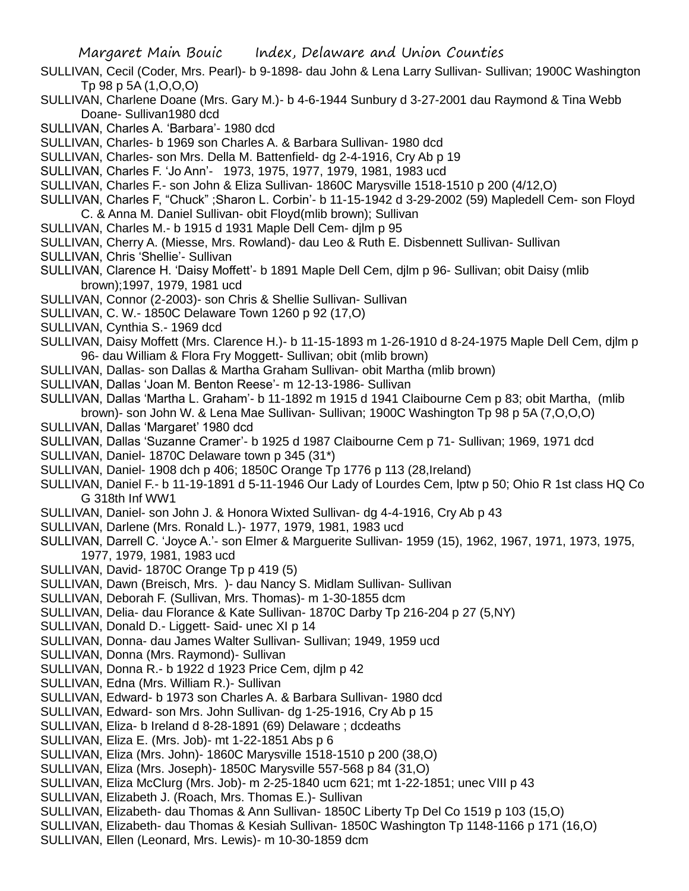SULLIVAN, Cecil (Coder, Mrs. Pearl)- b 9-1898- dau John & Lena Larry Sullivan- Sullivan; 1900C Washington Tp 98 p 5A (1,O,O,O)

SULLIVAN, Charlene Doane (Mrs. Gary M.)- b 4-6-1944 Sunbury d 3-27-2001 dau Raymond & Tina Webb Doane- Sullivan1980 dcd

SULLIVAN, Charles A. 'Barbara'- 1980 dcd

SULLIVAN, Charles- b 1969 son Charles A. & Barbara Sullivan- 1980 dcd

SULLIVAN, Charles- son Mrs. Della M. Battenfield- dg 2-4-1916, Cry Ab p 19

SULLIVAN, Charles F. 'Jo Ann'- 1973, 1975, 1977, 1979, 1981, 1983 ucd

SULLIVAN, Charles F.- son John & Eliza Sullivan- 1860C Marysville 1518-1510 p 200 (4/12,O)

SULLIVAN, Charles F, "Chuck" ;Sharon L. Corbin'- b 11-15-1942 d 3-29-2002 (59) Mapledell Cem- son Floyd C. & Anna M. Daniel Sullivan- obit Floyd(mlib brown); Sullivan

SULLIVAN, Charles M.- b 1915 d 1931 Maple Dell Cem- djlm p 95

SULLIVAN, Cherry A. (Miesse, Mrs. Rowland)- dau Leo & Ruth E. Disbennett Sullivan- Sullivan

SULLIVAN, Chris 'Shellie'- Sullivan

SULLIVAN, Clarence H. 'Daisy Moffett'- b 1891 Maple Dell Cem, djlm p 96- Sullivan; obit Daisy (mlib brown);1997, 1979, 1981 ucd

SULLIVAN, Connor (2-2003)- son Chris & Shellie Sullivan- Sullivan

SULLIVAN, C. W.- 1850C Delaware Town 1260 p 92 (17,O)

SULLIVAN, Cynthia S.- 1969 dcd

SULLIVAN, Daisy Moffett (Mrs. Clarence H.)- b 11-15-1893 m 1-26-1910 d 8-24-1975 Maple Dell Cem, djlm p 96- dau William & Flora Fry Moggett- Sullivan; obit (mlib brown)

SULLIVAN, Dallas- son Dallas & Martha Graham Sullivan- obit Martha (mlib brown)

SULLIVAN, Dallas 'Joan M. Benton Reese'- m 12-13-1986- Sullivan

SULLIVAN, Dallas 'Martha L. Graham'- b 11-1892 m 1915 d 1941 Claibourne Cem p 83; obit Martha, (mlib brown)- son John W. & Lena Mae Sullivan- Sullivan; 1900C Washington Tp 98 p 5A (7,O,O,O)

SULLIVAN, Dallas 'Margaret' 1980 dcd

SULLIVAN, Dallas 'Suzanne Cramer'- b 1925 d 1987 Claibourne Cem p 71- Sullivan; 1969, 1971 dcd

SULLIVAN, Daniel- 1870C Delaware town p 345 (31*)

SULLIVAN, Daniel- 1908 dch p 406; 1850C Orange Tp 1776 p 113 (28,Ireland)

SULLIVAN, Daniel F.- b 11-19-1891 d 5-11-1946 Our Lady of Lourdes Cem, lptw p 50; Ohio R 1st class HQ Co G 318th Inf WW1

SULLIVAN, Daniel- son John J. & Honora Wixted Sullivan- dg 4-4-1916, Cry Ab p 43

SULLIVAN, Darlene (Mrs. Ronald L.)- 1977, 1979, 1981, 1983 ucd

SULLIVAN, Darrell C. 'Joyce A.'- son Elmer & Marguerite Sullivan- 1959 (15), 1962, 1967, 1971, 1973, 1975, 1977, 1979, 1981, 1983 ucd

SULLIVAN, David- 1870C Orange Tp p 419 (5)

SULLIVAN, Dawn (Breisch, Mrs. )- dau Nancy S. Midlam Sullivan- Sullivan

SULLIVAN, Deborah F. (Sullivan, Mrs. Thomas)- m 1-30-1855 dcm

SULLIVAN, Delia- dau Florance & Kate Sullivan- 1870C Darby Tp 216-204 p 27 (5,NY)

SULLIVAN, Donald D.- Liggett- Said- unec XI p 14

SULLIVAN, Donna- dau James Walter Sullivan- Sullivan; 1949, 1959 ucd

SULLIVAN, Donna (Mrs. Raymond)- Sullivan

SULLIVAN, Donna R.- b 1922 d 1923 Price Cem, djlm p 42

SULLIVAN, Edna (Mrs. William R.)- Sullivan

SULLIVAN, Edward- b 1973 son Charles A. & Barbara Sullivan- 1980 dcd

SULLIVAN, Edward- son Mrs. John Sullivan- dg 1-25-1916, Cry Ab p 15

SULLIVAN, Eliza- b Ireland d 8-28-1891 (69) Delaware ; dcdeaths

SULLIVAN, Eliza E. (Mrs. Job)- mt 1-22-1851 Abs p 6

SULLIVAN, Eliza (Mrs. John)- 1860C Marysville 1518-1510 p 200 (38,O)

SULLIVAN, Eliza (Mrs. Joseph)- 1850C Marysville 557-568 p 84 (31,O)

SULLIVAN, Eliza McClurg (Mrs. Job)- m 2-25-1840 ucm 621; mt 1-22-1851; unec VIII p 43

SULLIVAN, Elizabeth J. (Roach, Mrs. Thomas E.)- Sullivan

SULLIVAN, Elizabeth- dau Thomas & Ann Sullivan- 1850C Liberty Tp Del Co 1519 p 103 (15,O)

SULLIVAN, Elizabeth- dau Thomas & Kesiah Sullivan- 1850C Washington Tp 1148-1166 p 171 (16,O)

SULLIVAN, Ellen (Leonard, Mrs. Lewis)- m 10-30-1859 dcm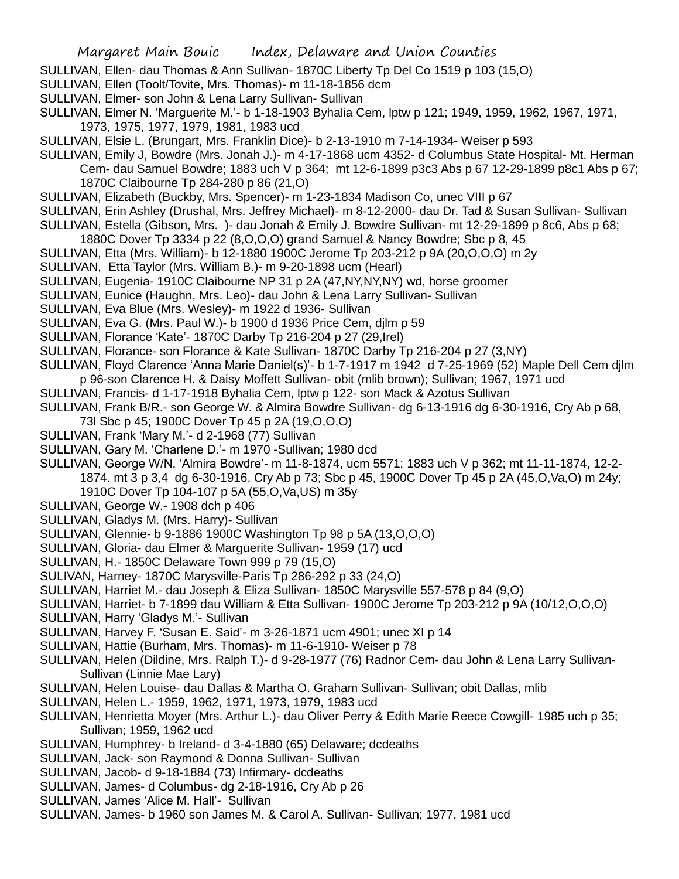SULLIVAN, Ellen- dau Thomas & Ann Sullivan- 1870C Liberty Tp Del Co 1519 p 103 (15,O)

SULLIVAN, Ellen (Toolt/Tovite, Mrs. Thomas)- m 11-18-1856 dcm

SULLIVAN, Elmer- son John & Lena Larry Sullivan- Sullivan

SULLIVAN, Elmer N. 'Marguerite M.'- b 1-18-1903 Byhalia Cem, lptw p 121; 1949, 1959, 1962, 1967, 1971, 1973, 1975, 1977, 1979, 1981, 1983 ucd

SULLIVAN, Elsie L. (Brungart, Mrs. Franklin Dice)- b 2-13-1910 m 7-14-1934- Weiser p 593

SULLIVAN, Emily J, Bowdre (Mrs. Jonah J.)- m 4-17-1868 ucm 4352- d Columbus State Hospital- Mt. Herman Cem- dau Samuel Bowdre; 1883 uch V p 364; mt 12-6-1899 p3c3 Abs p 67 12-29-1899 p8c1 Abs p 67; 1870C Claibourne Tp 284-280 p 86 (21,O)

SULLIVAN, Elizabeth (Buckby, Mrs. Spencer)- m 1-23-1834 Madison Co, unec VIII p 67

SULLIVAN, Erin Ashley (Drushal, Mrs. Jeffrey Michael)- m 8-12-2000- dau Dr. Tad & Susan Sullivan- Sullivan

SULLIVAN, Estella (Gibson, Mrs. )- dau Jonah & Emily J. Bowdre Sullivan- mt 12-29-1899 p 8c6, Abs p 68; 1880C Dover Tp 3334 p 22 (8,O,O,O) grand Samuel & Nancy Bowdre; Sbc p 8, 45

SULLIVAN, Etta (Mrs. William)- b 12-1880 1900C Jerome Tp 203-212 p 9A (20,O,O,O) m 2y

SULLIVAN, Etta Taylor (Mrs. William B.)- m 9-20-1898 ucm (Hearl)

SULLIVAN, Eugenia- 1910C Claibourne NP 31 p 2A (47,NY,NY,NY) wd, horse groomer

SULLIVAN, Eunice (Haughn, Mrs. Leo)- dau John & Lena Larry Sullivan- Sullivan

SULLIVAN, Eva Blue (Mrs. Wesley)- m 1922 d 1936- Sullivan

SULLIVAN, Eva G. (Mrs. Paul W.)- b 1900 d 1936 Price Cem, djlm p 59

SULLIVAN, Florance 'Kate'- 1870C Darby Tp 216-204 p 27 (29,Irel)

SULLIVAN, Florance- son Florance & Kate Sullivan- 1870C Darby Tp 216-204 p 27 (3,NY)

SULLIVAN, Floyd Clarence 'Anna Marie Daniel(s)'- b 1-7-1917 m 1942 d 7-25-1969 (52) Maple Dell Cem djlm p 96-son Clarence H. & Daisy Moffett Sullivan- obit (mlib brown); Sullivan; 1967, 1971 ucd

SULLIVAN, Francis- d 1-17-1918 Byhalia Cem, lptw p 122- son Mack & Azotus Sullivan

SULLIVAN, Frank B/R.- son George W. & Almira Bowdre Sullivan- dg 6-13-1916 dg 6-30-1916, Cry Ab p 68, 73l Sbc p 45; 1900C Dover Tp 45 p 2A (19,O,O,O)

SULLIVAN, Frank 'Mary M.'- d 2-1968 (77) Sullivan

SULLIVAN, Gary M. 'Charlene D.'- m 1970 -Sullivan; 1980 dcd

SULLIVAN, George W/N. 'Almira Bowdre'- m 11-8-1874, ucm 5571; 1883 uch V p 362; mt 11-11-1874, 12-2-1874. mt 3 p 3,4 dg 6-30-1916, Cry Ab p 73; Sbc p 45, 1900C Dover Tp 45 p 2A (45,O,Va,O) m 24y; 1910C Dover Tp 104-107 p 5A (55,O,Va,US) m 35y

SULLIVAN, George W.- 1908 dch p 406

SULLIVAN, Gladys M. (Mrs. Harry)- Sullivan

SULLIVAN, Glennie- b 9-1886 1900C Washington Tp 98 p 5A (13,O,O,O)

SULLIVAN, Gloria- dau Elmer & Marguerite Sullivan- 1959 (17) ucd

SULLIVAN, H.- 1850C Delaware Town 999 p 79 (15,O)

SULIVAN, Harney- 1870C Marysville-Paris Tp 286-292 p 33 (24,O)

SULLIVAN, Harriet M.- dau Joseph & Eliza Sullivan- 1850C Marysville 557-578 p 84 (9,O)

SULLIVAN, Harriet- b 7-1899 dau William & Etta Sullivan- 1900C Jerome Tp 203-212 p 9A (10/12,O,O,O)

SULLIVAN, Harry 'Gladys M.'- Sullivan

SULLIVAN, Harvey F. 'Susan E. Said'- m 3-26-1871 ucm 4901; unec XI p 14

SULLIVAN, Hattie (Burham, Mrs. Thomas)- m 11-6-1910- Weiser p 78

SULLIVAN, Helen (Dildine, Mrs. Ralph T.)- d 9-28-1977 (76) Radnor Cem- dau John & Lena Larry Sullivan- Sullivan (Linnie Mae Lary)

SULLIVAN, Helen Louise- dau Dallas & Martha O. Graham Sullivan- Sullivan; obit Dallas, mlib

SULLIVAN, Helen L.- 1959, 1962, 1971, 1973, 1979, 1983 ucd

SULLIVAN, Henrietta Moyer (Mrs. Arthur L.)- dau Oliver Perry & Edith Marie Reece Cowgill- 1985 uch p 35; Sullivan; 1959, 1962 ucd

SULLIVAN, Humphrey- b Ireland- d 3-4-1880 (65) Delaware; dcdeaths

SULLIVAN, Jack- son Raymond & Donna Sullivan- Sullivan

SULLIVAN, Jacob- d 9-18-1884 (73) Infirmary- dcdeaths

SULLIVAN, James- d Columbus- dg 2-18-1916, Cry Ab p 26

SULLIVAN, James 'Alice M. Hall'- Sullivan

SULLIVAN, James- b 1960 son James M. & Carol A. Sullivan- Sullivan; 1977, 1981 ucd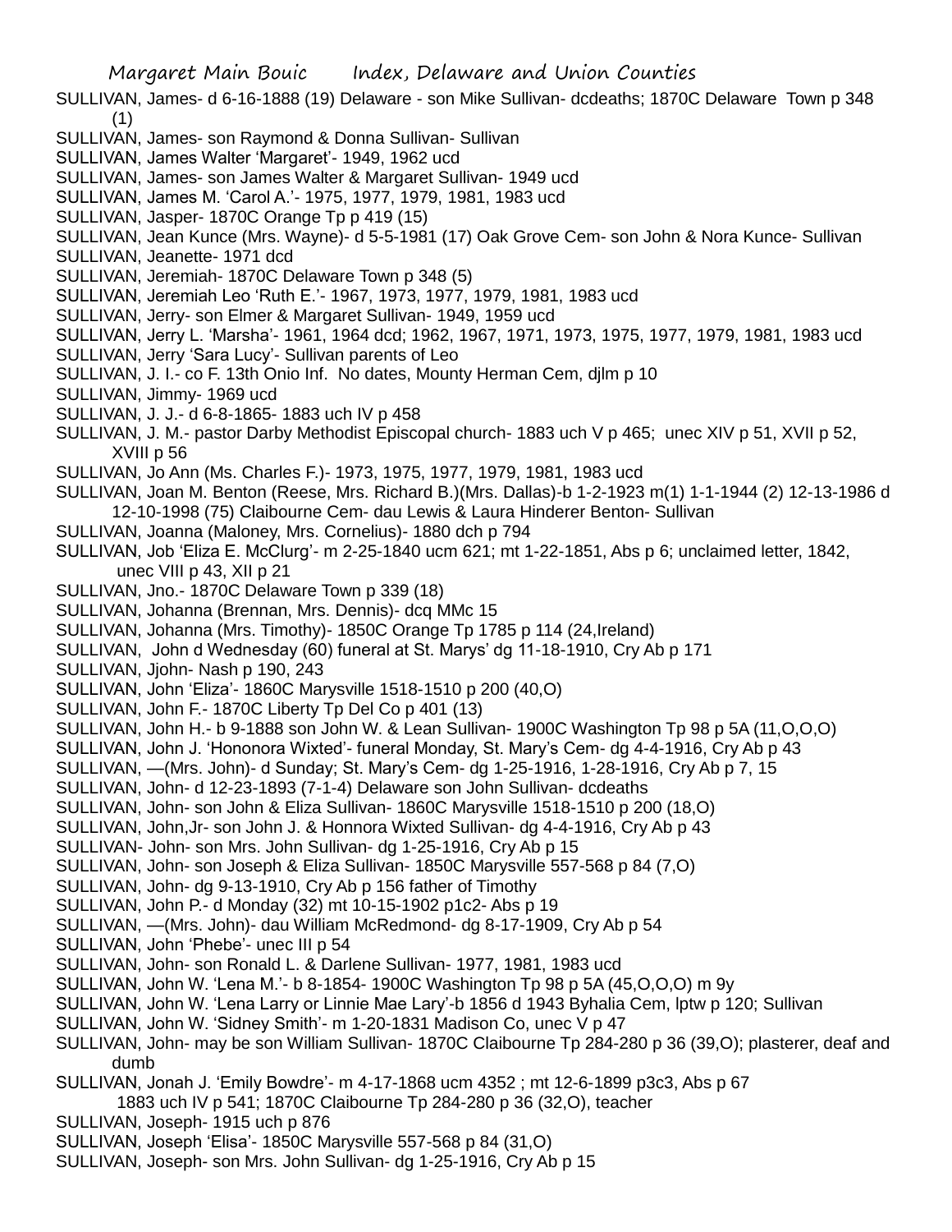SULLIVAN, James- d 6-16-1888 (19) Delaware - son Mike Sullivan- dcdeaths; 1870C Delaware Town p 348 (1)

SULLIVAN, James- son Raymond & Donna Sullivan- Sullivan

SULLIVAN, James Walter 'Margaret'- 1949, 1962 ucd

SULLIVAN, James- son James Walter & Margaret Sullivan- 1949 ucd

SULLIVAN, James M. 'Carol A.'- 1975, 1977, 1979, 1981, 1983 ucd

SULLIVAN, Jasper- 1870C Orange Tp p 419 (15)

SULLIVAN, Jean Kunce (Mrs. Wayne)- d 5-5-1981 (17) Oak Grove Cem- son John & Nora Kunce- Sullivan

SULLIVAN, Jeanette- 1971 dcd

SULLIVAN, Jeremiah- 1870C Delaware Town p 348 (5)

SULLIVAN, Jeremiah Leo 'Ruth E.'- 1967, 1973, 1977, 1979, 1981, 1983 ucd

SULLIVAN, Jerry- son Elmer & Margaret Sullivan- 1949, 1959 ucd

SULLIVAN, Jerry L. 'Marsha'- 1961, 1964 dcd; 1962, 1967, 1971, 1973, 1975, 1977, 1979, 1981, 1983 ucd

SULLIVAN, Jerry 'Sara Lucy'- Sullivan parents of Leo

SULLIVAN, J. I.- co F. 13th Onio Inf. No dates, Mounty Herman Cem, djlm p 10

SULLIVAN, Jimmy- 1969 ucd

SULLIVAN, J. J.- d 6-8-1865- 1883 uch IV p 458

SULLIVAN, J. M.- pastor Darby Methodist Episcopal church- 1883 uch V p 465; unec XIV p 51, XVII p 52, XVIII p 56

SULLIVAN, Jo Ann (Ms. Charles F.)- 1973, 1975, 1977, 1979, 1981, 1983 ucd

SULLIVAN, Joan M. Benton (Reese, Mrs. Richard B.)(Mrs. Dallas)-b 1-2-1923 m(1) 1-1-1944 (2) 12-13-1986 d 12-10-1998 (75) Claibourne Cem- dau Lewis & Laura Hinderer Benton- Sullivan

SULLIVAN, Joanna (Maloney, Mrs. Cornelius)- 1880 dch p 794

SULLIVAN, Job 'Eliza E. McClurg'- m 2-25-1840 ucm 621; mt 1-22-1851, Abs p 6; unclaimed letter, 1842, unec VIII p 43, XII p 21

SULLIVAN, Jno.- 1870C Delaware Town p 339 (18)

SULLIVAN, Johanna (Brennan, Mrs. Dennis)- dcq MMc 15

SULLIVAN, Johanna (Mrs. Timothy)- 1850C Orange Tp 1785 p 114 (24,Ireland)

SULLIVAN, John d Wednesday (60) funeral at St. Marys' dg 11-18-1910, Cry Ab p 171

SULLIVAN, Jjohn- Nash p 190, 243

SULLIVAN, John 'Eliza'- 1860C Marysville 1518-1510 p 200 (40,O)

SULLIVAN, John F.- 1870C Liberty Tp Del Co p 401 (13)

SULLIVAN, John H.- b 9-1888 son John W. & Lean Sullivan- 1900C Washington Tp 98 p 5A (11,O,O,O)

SULLIVAN, John J. 'Hononora Wixted'- funeral Monday, St. Mary's Cem- dg 4-4-1916, Cry Ab p 43

SULLIVAN, —(Mrs. John)- d Sunday; St. Mary's Cem- dg 1-25-1916, 1-28-1916, Cry Ab p 7, 15

SULLIVAN, John- d 12-23-1893 (7-1-4) Delaware son John Sullivan- dcdeaths

SULLIVAN, John- son John & Eliza Sullivan- 1860C Marysville 1518-1510 p 200 (18,O)

SULLIVAN, John,Jr- son John J. & Honnora Wixted Sullivan- dg 4-4-1916, Cry Ab p 43

SULLIVAN- John- son Mrs. John Sullivan- dg 1-25-1916, Cry Ab p 15

SULLIVAN, John- son Joseph & Eliza Sullivan- 1850C Marysville 557-568 p 84 (7,O)

SULLIVAN, John- dg 9-13-1910, Cry Ab p 156 father of Timothy

SULLIVAN, John P.- d Monday (32) mt 10-15-1902 p1c2- Abs p 19

SULLIVAN, —(Mrs. John)- dau William McRedmond- dg 8-17-1909, Cry Ab p 54

SULLIVAN, John 'Phebe'- unec III p 54

SULLIVAN, John- son Ronald L. & Darlene Sullivan- 1977, 1981, 1983 ucd

SULLIVAN, John W. 'Lena M.'- b 8-1854- 1900C Washington Tp 98 p 5A (45,O,O,O) m 9y

SULLIVAN, John W. 'Lena Larry or Linnie Mae Lary'-b 1856 d 1943 Byhalia Cem, lptw p 120; Sullivan

SULLIVAN, John W. 'Sidney Smith'- m 1-20-1831 Madison Co, unec V p 47

SULLIVAN, John- may be son William Sullivan- 1870C Claibourne Tp 284-280 p 36 (39,O); plasterer, deaf and dumb

SULLIVAN, Jonah J. 'Emily Bowdre'- m 4-17-1868 ucm 4352 ; mt 12-6-1899 p3c3, Abs p 67 1883 uch IV p 541; 1870C Claibourne Tp 284-280 p 36 (32,O), teacher

SULLIVAN, Joseph- 1915 uch p 876

SULLIVAN, Joseph 'Elisa'- 1850C Marysville 557-568 p 84 (31,O)

SULLIVAN, Joseph- son Mrs. John Sullivan- dg 1-25-1916, Cry Ab p 15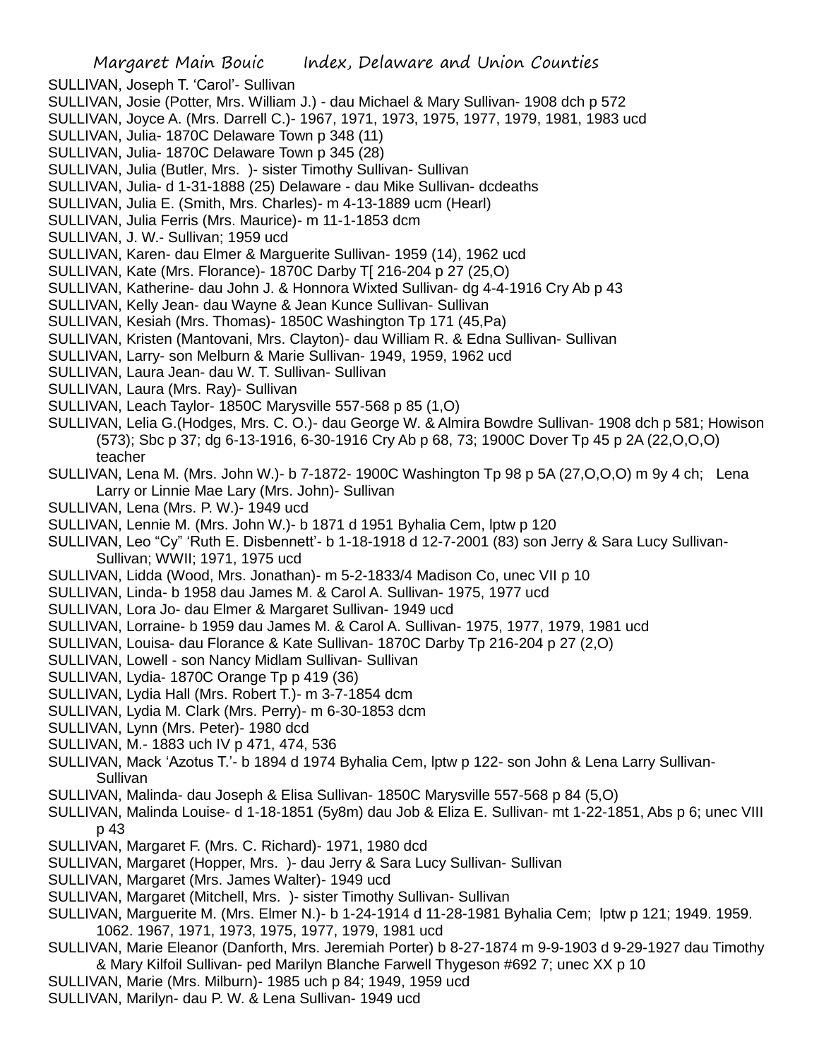SULLIVAN, Joseph T. 'Carol'- Sullivan

SULLIVAN, Josie (Potter, Mrs. William J.) - dau Michael & Mary Sullivan- 1908 dch p 572

SULLIVAN, Joyce A. (Mrs. Darrell C.)- 1967, 1971, 1973, 1975, 1977, 1979, 1981, 1983 ucd

SULLIVAN, Julia- 1870C Delaware Town p 348 (11)

SULLIVAN, Julia- 1870C Delaware Town p 345 (28)

SULLIVAN, Julia (Butler, Mrs. )- sister Timothy Sullivan- Sullivan

SULLIVAN, Julia- d 1-31-1888 (25) Delaware - dau Mike Sullivan- dcdeaths

SULLIVAN, Julia E. (Smith, Mrs. Charles)- m 4-13-1889 ucm (Hearl)

SULLIVAN, Julia Ferris (Mrs. Maurice)- m 11-1-1853 dcm

SULLIVAN, J. W.- Sullivan; 1959 ucd

SULLIVAN, Karen- dau Elmer & Marguerite Sullivan- 1959 (14), 1962 ucd

SULLIVAN, Kate (Mrs. Florance)- 1870C Darby T[ 216-204 p 27 (25,O)

SULLIVAN, Katherine- dau John J. & Honnora Wixted Sullivan- dg 4-4-1916 Cry Ab p 43

SULLIVAN, Kelly Jean- dau Wayne & Jean Kunce Sullivan- Sullivan

SULLIVAN, Kesiah (Mrs. Thomas)- 1850C Washington Tp 171 (45,Pa)

SULLIVAN, Kristen (Mantovani, Mrs. Clayton)- dau William R. & Edna Sullivan- Sullivan

SULLIVAN, Larry- son Melburn & Marie Sullivan- 1949, 1959, 1962 ucd

SULLIVAN, Laura Jean- dau W. T. Sullivan- Sullivan

SULLIVAN, Laura (Mrs. Ray)- Sullivan

SULLIVAN, Leach Taylor- 1850C Marysville 557-568 p 85 (1,O)

SULLIVAN, Lelia G.(Hodges, Mrs. C. O.)- dau George W. & Almira Bowdre Sullivan- 1908 dch p 581; Howison (573); Sbc p 37; dg 6-13-1916, 6-30-1916 Cry Ab p 68, 73; 1900C Dover Tp 45 p 2A (22,O,O,O) teacher

SULLIVAN, Lena M. (Mrs. John W.)- b 7-1872- 1900C Washington Tp 98 p 5A (27,O,O,O) m 9y 4 ch; Lena Larry or Linnie Mae Lary (Mrs. John)- Sullivan

SULLIVAN, Lena (Mrs. P. W.)- 1949 ucd

SULLIVAN, Lennie M. (Mrs. John W.)- b 1871 d 1951 Byhalia Cem, lptw p 120

SULLIVAN, Leo "Cy" 'Ruth E. Disbennett'- b 1-18-1918 d 12-7-2001 (83) son Jerry & Sara Lucy Sullivan- Sullivan; WWII; 1971, 1975 ucd

SULLIVAN, Lidda (Wood, Mrs. Jonathan)- m 5-2-1833/4 Madison Co, unec VII p 10

SULLIVAN, Linda- b 1958 dau James M. & Carol A. Sullivan- 1975, 1977 ucd

SULLIVAN, Lora Jo- dau Elmer & Margaret Sullivan- 1949 ucd

SULLIVAN, Lorraine- b 1959 dau James M. & Carol A. Sullivan- 1975, 1977, 1979, 1981 ucd

SULLIVAN, Louisa- dau Florance & Kate Sullivan- 1870C Darby Tp 216-204 p 27 (2,O)

SULLIVAN, Lowell - son Nancy Midlam Sullivan- Sullivan

SULLIVAN, Lydia- 1870C Orange Tp p 419 (36)

SULLIVAN, Lydia Hall (Mrs. Robert T.)- m 3-7-1854 dcm

SULLIVAN, Lydia M. Clark (Mrs. Perry)- m 6-30-1853 dcm

SULLIVAN, Lynn (Mrs. Peter)- 1980 dcd

SULLIVAN, M.- 1883 uch IV p 471, 474, 536

SULLIVAN, Mack 'Azotus T.'- b 1894 d 1974 Byhalia Cem, lptw p 122- son John & Lena Larry Sullivan- Sullivan

SULLIVAN, Malinda- dau Joseph & Elisa Sullivan- 1850C Marysville 557-568 p 84 (5,O)

SULLIVAN, Malinda Louise- d 1-18-1851 (5y8m) dau Job & Eliza E. Sullivan- mt 1-22-1851, Abs p 6; unec VIII p 43

SULLIVAN, Margaret F. (Mrs. C. Richard)- 1971, 1980 dcd

SULLIVAN, Margaret (Hopper, Mrs. )- dau Jerry & Sara Lucy Sullivan- Sullivan

SULLIVAN, Margaret (Mrs. James Walter)- 1949 ucd

SULLIVAN, Margaret (Mitchell, Mrs. )- sister Timothy Sullivan- Sullivan

SULLIVAN, Marguerite M. (Mrs. Elmer N.)- b 1-24-1914 d 11-28-1981 Byhalia Cem; lptw p 121; 1949. 1959. 1062. 1967, 1971, 1973, 1975, 1977, 1979, 1981 ucd

SULLIVAN, Marie Eleanor (Danforth, Mrs. Jeremiah Porter) b 8-27-1874 m 9-9-1903 d 9-29-1927 dau Timothy & Mary Kilfoil Sullivan- ped Marilyn Blanche Farwell Thygeson #692 7; unec XX p 10

SULLIVAN, Marie (Mrs. Milburn)- 1985 uch p 84; 1949, 1959 ucd

SULLIVAN, Marilyn- dau P. W. & Lena Sullivan- 1949 ucd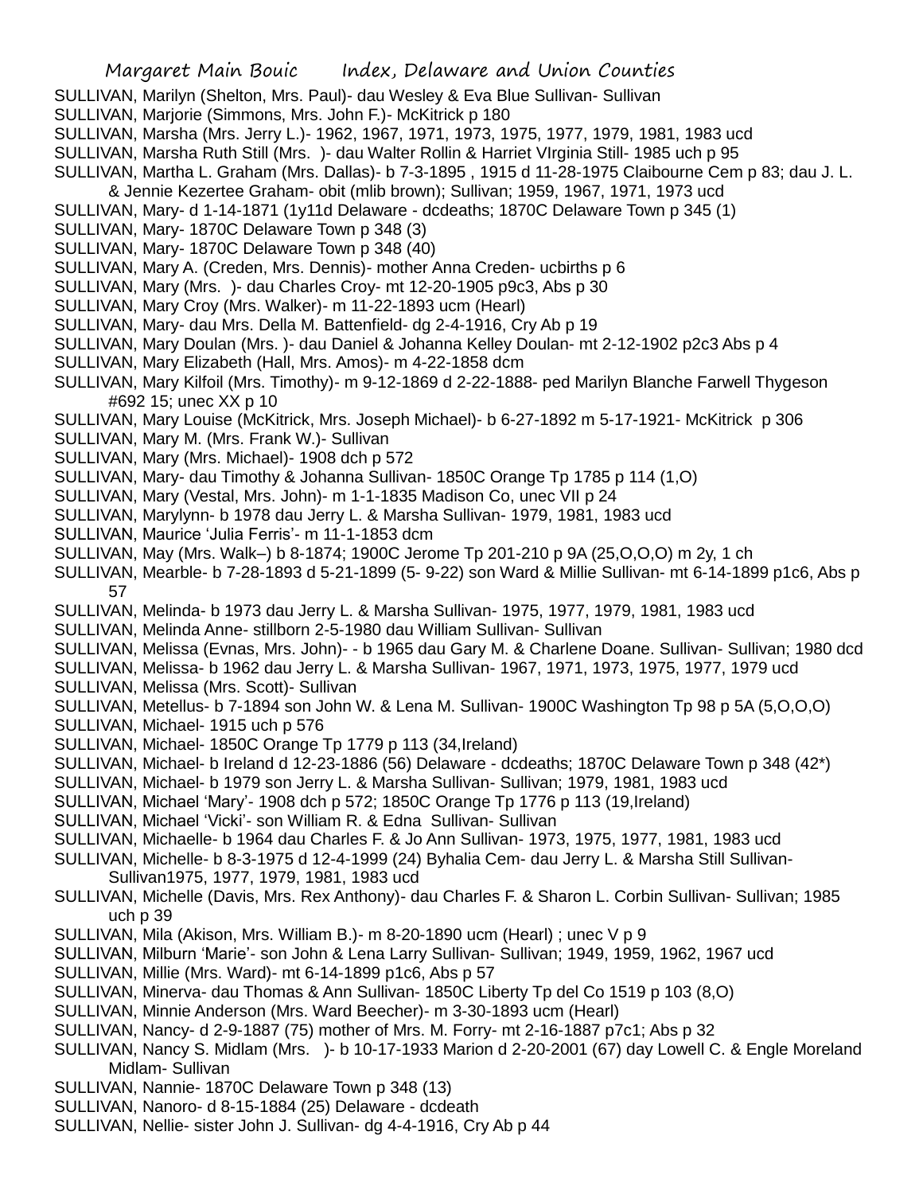SULLIVAN, Marilyn (Shelton, Mrs. Paul)- dau Wesley & Eva Blue Sullivan- Sullivan

SULLIVAN, Marjorie (Simmons, Mrs. John F.)- McKitrick p 180

SULLIVAN, Marsha (Mrs. Jerry L.)- 1962, 1967, 1971, 1973, 1975, 1977, 1979, 1981, 1983 ucd

SULLIVAN, Marsha Ruth Still (Mrs. )- dau Walter Rollin & Harriet VIrginia Still- 1985 uch p 95

SULLIVAN, Martha L. Graham (Mrs. Dallas)- b 7-3-1895 , 1915 d 11-28-1975 Claibourne Cem p 83; dau J. L. & Jennie Kezertee Graham- obit (mlib brown); Sullivan; 1959, 1967, 1971, 1973 ucd

SULLIVAN, Mary- d 1-14-1871 (1y11d Delaware - dcdeaths; 1870C Delaware Town p 345 (1)

SULLIVAN, Mary- 1870C Delaware Town p 348 (3)

SULLIVAN, Mary- 1870C Delaware Town p 348 (40)

SULLIVAN, Mary A. (Creden, Mrs. Dennis)- mother Anna Creden- ucbirths p 6

SULLIVAN, Mary (Mrs. )- dau Charles Croy- mt 12-20-1905 p9c3, Abs p 30

SULLIVAN, Mary Croy (Mrs. Walker)- m 11-22-1893 ucm (Hearl)

SULLIVAN, Mary- dau Mrs. Della M. Battenfield- dg 2-4-1916, Cry Ab p 19

SULLIVAN, Mary Doulan (Mrs. )- dau Daniel & Johanna Kelley Doulan- mt 2-12-1902 p2c3 Abs p 4

SULLIVAN, Mary Elizabeth (Hall, Mrs. Amos)- m 4-22-1858 dcm

SULLIVAN, Mary Kilfoil (Mrs. Timothy)- m 9-12-1869 d 2-22-1888- ped Marilyn Blanche Farwell Thygeson #692 15; unec XX p 10

SULLIVAN, Mary Louise (McKitrick, Mrs. Joseph Michael)- b 6-27-1892 m 5-17-1921- McKitrick p 306

SULLIVAN, Mary M. (Mrs. Frank W.)- Sullivan

SULLIVAN, Mary (Mrs. Michael)- 1908 dch p 572

SULLIVAN, Mary- dau Timothy & Johanna Sullivan- 1850C Orange Tp 1785 p 114 (1,O)

SULLIVAN, Mary (Vestal, Mrs. John)- m 1-1-1835 Madison Co, unec VII p 24

SULLIVAN, Marylynn- b 1978 dau Jerry L. & Marsha Sullivan- 1979, 1981, 1983 ucd

SULLIVAN, Maurice 'Julia Ferris'- m 11-1-1853 dcm

SULLIVAN, May (Mrs. Walk–) b 8-1874; 1900C Jerome Tp 201-210 p 9A (25,O,O,O) m 2y, 1 ch

SULLIVAN, Mearble- b 7-28-1893 d 5-21-1899 (5- 9-22) son Ward & Millie Sullivan- mt 6-14-1899 p1c6, Abs p 57

SULLIVAN, Melinda- b 1973 dau Jerry L. & Marsha Sullivan- 1975, 1977, 1979, 1981, 1983 ucd

SULLIVAN, Melinda Anne- stillborn 2-5-1980 dau William Sullivan- Sullivan

SULLIVAN, Melissa (Evnas, Mrs. John)- - b 1965 dau Gary M. & Charlene Doane. Sullivan- Sullivan; 1980 dcd

SULLIVAN, Melissa- b 1962 dau Jerry L. & Marsha Sullivan- 1967, 1971, 1973, 1975, 1977, 1979 ucd

SULLIVAN, Melissa (Mrs. Scott)- Sullivan

SULLIVAN, Metellus- b 7-1894 son John W. & Lena M. Sullivan- 1900C Washington Tp 98 p 5A (5,O,O,O)

SULLIVAN, Michael- 1915 uch p 576

SULLIVAN, Michael- 1850C Orange Tp 1779 p 113 (34,Ireland)

SULLIVAN, Michael- b Ireland d 12-23-1886 (56) Delaware - dcdeaths; 1870C Delaware Town p 348 (42*)

SULLIVAN, Michael- b 1979 son Jerry L. & Marsha Sullivan- Sullivan; 1979, 1981, 1983 ucd

SULLIVAN, Michael 'Mary'- 1908 dch p 572; 1850C Orange Tp 1776 p 113 (19,Ireland)

SULLIVAN, Michael 'Vicki'- son William R. & Edna Sullivan- Sullivan

SULLIVAN, Michaelle- b 1964 dau Charles F. & Jo Ann Sullivan- 1973, 1975, 1977, 1981, 1983 ucd

SULLIVAN, Michelle- b 8-3-1975 d 12-4-1999 (24) Byhalia Cem- dau Jerry L. & Marsha Still Sullivan- Sullivan1975, 1977, 1979, 1981, 1983 ucd

SULLIVAN, Michelle (Davis, Mrs. Rex Anthony)- dau Charles F. & Sharon L. Corbin Sullivan- Sullivan; 1985 uch p 39

SULLIVAN, Mila (Akison, Mrs. William B.)- m 8-20-1890 ucm (Hearl) ; unec V p 9

SULLIVAN, Milburn 'Marie'- son John & Lena Larry Sullivan- Sullivan; 1949, 1959, 1962, 1967 ucd

SULLIVAN, Millie (Mrs. Ward)- mt 6-14-1899 p1c6, Abs p 57

SULLIVAN, Minerva- dau Thomas & Ann Sullivan- 1850C Liberty Tp del Co 1519 p 103 (8,O)

SULLIVAN, Minnie Anderson (Mrs. Ward Beecher)- m 3-30-1893 ucm (Hearl)

SULLIVAN, Nancy- d 2-9-1887 (75) mother of Mrs. M. Forry- mt 2-16-1887 p7c1; Abs p 32

SULLIVAN, Nancy S. Midlam (Mrs. )- b 10-17-1933 Marion d 2-20-2001 (67) day Lowell C. & Engle Moreland Midlam- Sullivan

SULLIVAN, Nannie- 1870C Delaware Town p 348 (13)

SULLIVAN, Nanoro- d 8-15-1884 (25) Delaware - dcdeath

SULLIVAN, Nellie- sister John J. Sullivan- dg 4-4-1916, Cry Ab p 44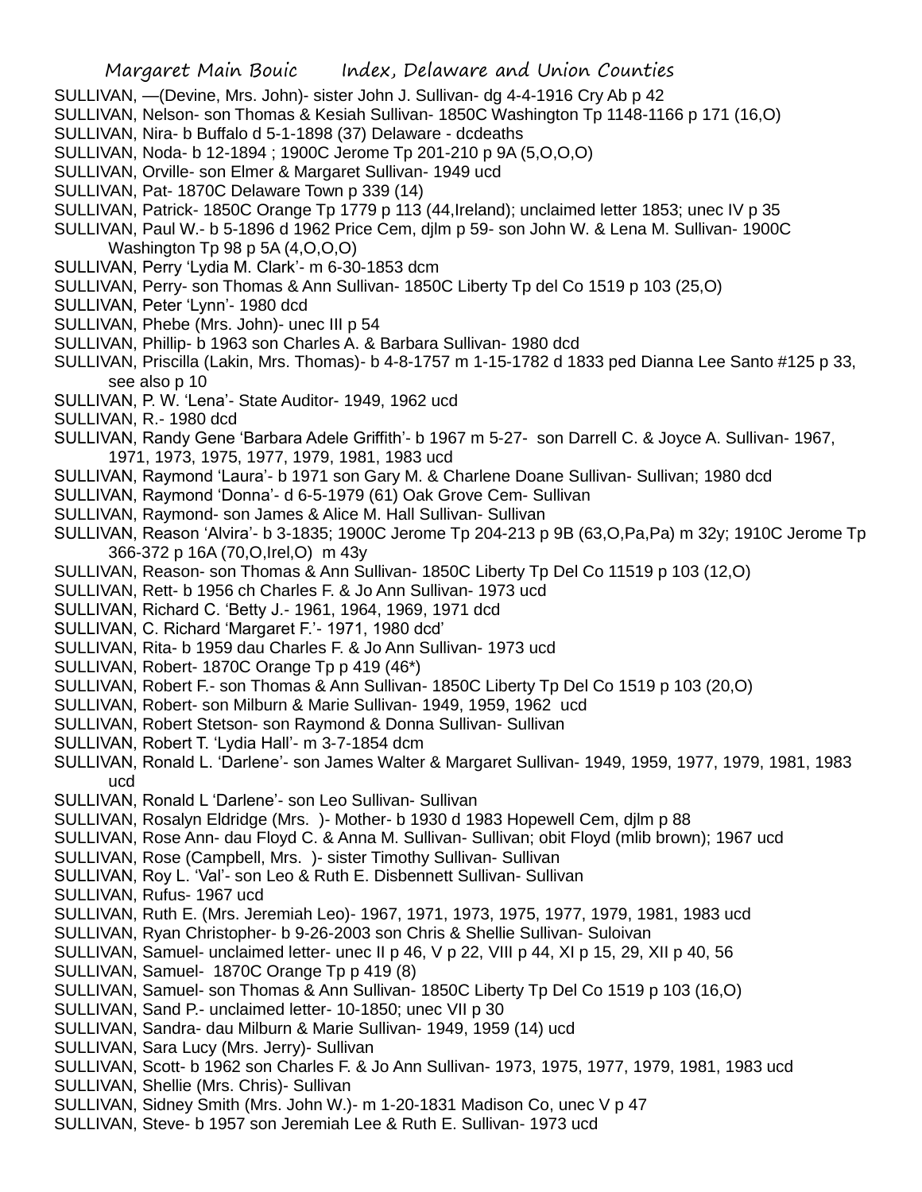SULLIVAN, —(Devine, Mrs. John)- sister John J. Sullivan- dg 4-4-1916 Cry Ab p 42
SULLIVAN, Nelson- son Thomas & Kesiah Sullivan- 1850C Washington Tp 1148-1166 p 171 (16,O)
SULLIVAN, Nira- b Buffalo d 5-1-1898 (37) Delaware - dcdeaths
SULLIVAN, Noda- b 12-1894 ; 1900C Jerome Tp 201-210 p 9A (5,O,O,O)
SULLIVAN, Orville- son Elmer & Margaret Sullivan- 1949 ucd
SULLIVAN, Pat- 1870C Delaware Town p 339 (14)
SULLIVAN, Patrick- 1850C Orange Tp 1779 p 113 (44,Ireland); unclaimed letter 1853; unec IV p 35
SULLIVAN, Paul W.- b 5-1896 d 1962 Price Cem, djlm p 59- son John W. & Lena M. Sullivan- 1900C Washington Tp 98 p 5A (4,O,O,O)
SULLIVAN, Perry 'Lydia M. Clark'- m 6-30-1853 dcm
SULLIVAN, Perry- son Thomas & Ann Sullivan- 1850C Liberty Tp del Co 1519 p 103 (25,O)
SULLIVAN, Peter 'Lynn'- 1980 dcd
SULLIVAN, Phebe (Mrs. John)- unec III p 54
SULLIVAN, Phillip- b 1963 son Charles A. & Barbara Sullivan- 1980 dcd
SULLIVAN, Priscilla (Lakin, Mrs. Thomas)- b 4-8-1757 m 1-15-1782 d 1833 ped Dianna Lee Santo #125 p 33, see also p 10
SULLIVAN, P. W. 'Lena'- State Auditor- 1949, 1962 ucd
SULLIVAN, R.- 1980 dcd
SULLIVAN, Randy Gene 'Barbara Adele Griffith'- b 1967 m 5-27- son Darrell C. & Joyce A. Sullivan- 1967, 1971, 1973, 1975, 1977, 1979, 1981, 1983 ucd
SULLIVAN, Raymond 'Laura'- b 1971 son Gary M. & Charlene Doane Sullivan- Sullivan; 1980 dcd
SULLIVAN, Raymond 'Donna'- d 6-5-1979 (61) Oak Grove Cem- Sullivan
SULLIVAN, Raymond- son James & Alice M. Hall Sullivan- Sullivan
SULLIVAN, Reason 'Alvira'- b 3-1835; 1900C Jerome Tp 204-213 p 9B (63,O,Pa,Pa) m 32y; 1910C Jerome Tp 366-372 p 16A (70,O,Irel,O) m 43y
SULLIVAN, Reason- son Thomas & Ann Sullivan- 1850C Liberty Tp Del Co 11519 p 103 (12,O)
SULLIVAN, Rett- b 1956 ch Charles F. & Jo Ann Sullivan- 1973 ucd
SULLIVAN, Richard C. 'Betty J.- 1961, 1964, 1969, 1971 dcd
SULLIVAN, C. Richard 'Margaret F.'- 1971, 1980 dcd'
SULLIVAN, Rita- b 1959 dau Charles F. & Jo Ann Sullivan- 1973 ucd
SULLIVAN, Robert- 1870C Orange Tp p 419 (46*)
SULLIVAN, Robert F.- son Thomas & Ann Sullivan- 1850C Liberty Tp Del Co 1519 p 103 (20,O)
SULLIVAN, Robert- son Milburn & Marie Sullivan- 1949, 1959, 1962 ucd
SULLIVAN, Robert Stetson- son Raymond & Donna Sullivan- Sullivan
SULLIVAN, Robert T. 'Lydia Hall'- m 3-7-1854 dcm
SULLIVAN, Ronald L. 'Darlene'- son James Walter & Margaret Sullivan- 1949, 1959, 1977, 1979, 1981, 1983 ucd
SULLIVAN, Ronald L 'Darlene'- son Leo Sullivan- Sullivan
SULLIVAN, Rosalyn Eldridge (Mrs. )- Mother- b 1930 d 1983 Hopewell Cem, djlm p 88
SULLIVAN, Rose Ann- dau Floyd C. & Anna M. Sullivan- Sullivan; obit Floyd (mlib brown); 1967 ucd
SULLIVAN, Rose (Campbell, Mrs. )- sister Timothy Sullivan- Sullivan
SULLIVAN, Roy L. 'Val'- son Leo & Ruth E. Disbennett Sullivan- Sullivan
SULLIVAN, Rufus- 1967 ucd
SULLIVAN, Ruth E. (Mrs. Jeremiah Leo)- 1967, 1971, 1973, 1975, 1977, 1979, 1981, 1983 ucd
SULLIVAN, Ryan Christopher- b 9-26-2003 son Chris & Shellie Sullivan- Suloivan
SULLIVAN, Samuel- unclaimed letter- unec II p 46, V p 22, VIII p 44, XI p 15, 29, XII p 40, 56
SULLIVAN, Samuel- 1870C Orange Tp p 419 (8)
SULLIVAN, Samuel- son Thomas & Ann Sullivan- 1850C Liberty Tp Del Co 1519 p 103 (16,O)
SULLIVAN, Sand P.- unclaimed letter- 10-1850; unec VII p 30
SULLIVAN, Sandra- dau Milburn & Marie Sullivan- 1949, 1959 (14) ucd
SULLIVAN, Sara Lucy (Mrs. Jerry)- Sullivan
SULLIVAN, Scott- b 1962 son Charles F. & Jo Ann Sullivan- 1973, 1975, 1977, 1979, 1981, 1983 ucd
SULLIVAN, Shellie (Mrs. Chris)- Sullivan
SULLIVAN, Sidney Smith (Mrs. John W.)- m 1-20-1831 Madison Co, unec V p 47
SULLIVAN, Steve- b 1957 son Jeremiah Lee & Ruth E. Sullivan- 1973 ucd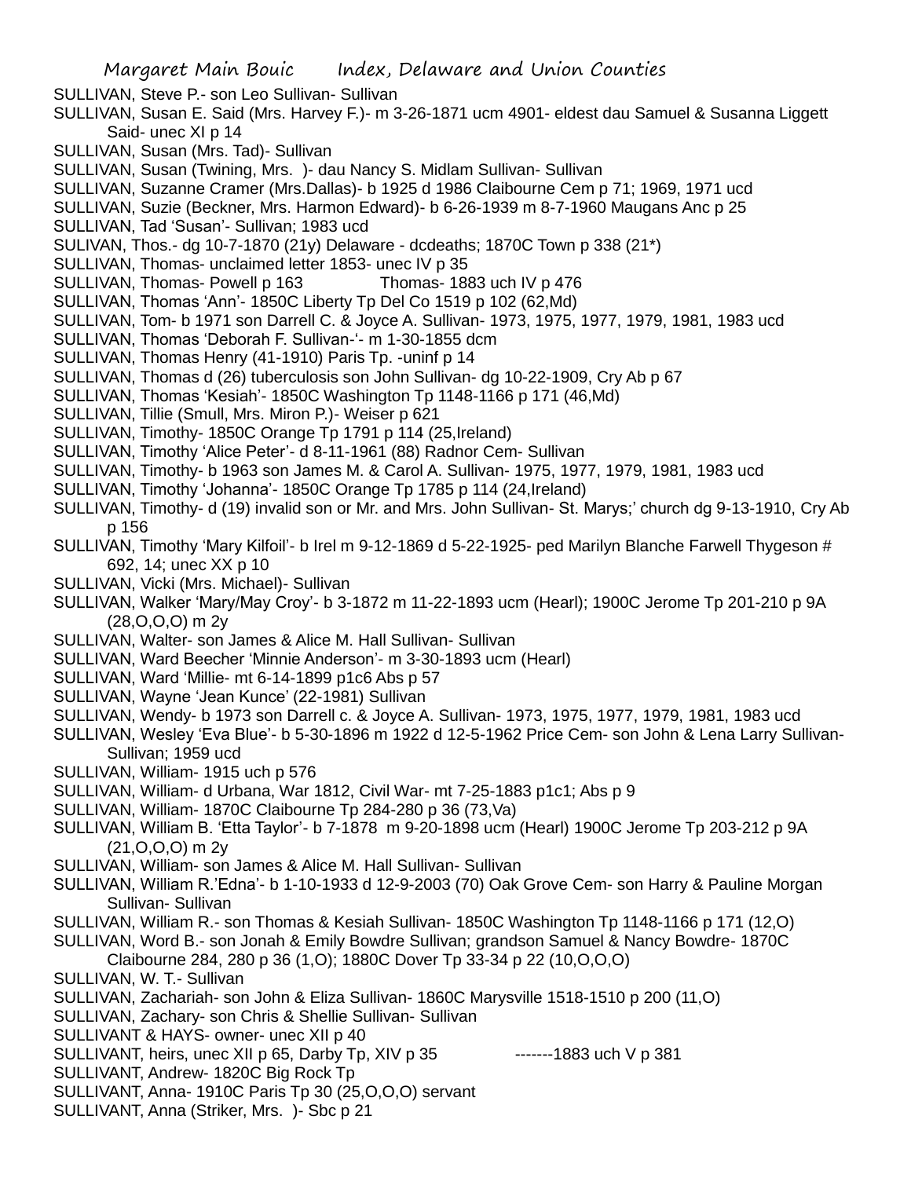SULLIVAN, Steve P.- son Leo Sullivan- Sullivan

SULLIVAN, Susan E. Said (Mrs. Harvey F.)- m 3-26-1871 ucm 4901- eldest dau Samuel & Susanna Liggett Said- unec XI p 14

SULLIVAN, Susan (Mrs. Tad)- Sullivan

SULLIVAN, Susan (Twining, Mrs. )- dau Nancy S. Midlam Sullivan- Sullivan

SULLIVAN, Suzanne Cramer (Mrs.Dallas)- b 1925 d 1986 Claibourne Cem p 71; 1969, 1971 ucd

SULLIVAN, Suzie (Beckner, Mrs. Harmon Edward)- b 6-26-1939 m 8-7-1960 Maugans Anc p 25

SULLIVAN, Tad 'Susan'- Sullivan; 1983 ucd

SULIVAN, Thos.- dg 10-7-1870 (21y) Delaware - dcdeaths; 1870C Town p 338 (21*)

SULLIVAN, Thomas- unclaimed letter 1853- unec IV p 35

SULLIVAN, Thomas- Powell p 163 Thomas- 1883 uch IV p 476

SULLIVAN, Thomas 'Ann'- 1850C Liberty Tp Del Co 1519 p 102 (62,Md)

SULLIVAN, Tom- b 1971 son Darrell C. & Joyce A. Sullivan- 1973, 1975, 1977, 1979, 1981, 1983 ucd

SULLIVAN, Thomas 'Deborah F. Sullivan-'- m 1-30-1855 dcm

SULLIVAN, Thomas Henry (41-1910) Paris Tp. -uninf p 14

SULLIVAN, Thomas d (26) tuberculosis son John Sullivan- dg 10-22-1909, Cry Ab p 67

SULLIVAN, Thomas 'Kesiah'- 1850C Washington Tp 1148-1166 p 171 (46,Md)

SULLIVAN, Tillie (Smull, Mrs. Miron P.)- Weiser p 621

SULLIVAN, Timothy- 1850C Orange Tp 1791 p 114 (25,Ireland)

SULLIVAN, Timothy 'Alice Peter'- d 8-11-1961 (88) Radnor Cem- Sullivan

SULLIVAN, Timothy- b 1963 son James M. & Carol A. Sullivan- 1975, 1977, 1979, 1981, 1983 ucd

SULLIVAN, Timothy 'Johanna'- 1850C Orange Tp 1785 p 114 (24,Ireland)

SULLIVAN, Timothy- d (19) invalid son or Mr. and Mrs. John Sullivan- St. Marys;' church dg 9-13-1910, Cry Ab p 156

SULLIVAN, Timothy 'Mary Kilfoil'- b Irel m 9-12-1869 d 5-22-1925- ped Marilyn Blanche Farwell Thygeson # 692, 14; unec XX p 10

SULLIVAN, Vicki (Mrs. Michael)- Sullivan

SULLIVAN, Walker 'Mary/May Croy'- b 3-1872 m 11-22-1893 ucm (Hearl); 1900C Jerome Tp 201-210 p 9A (28,O,O,O) m 2y

SULLIVAN, Walter- son James & Alice M. Hall Sullivan- Sullivan

SULLIVAN, Ward Beecher 'Minnie Anderson'- m 3-30-1893 ucm (Hearl)

SULLIVAN, Ward 'Millie- mt 6-14-1899 p1c6 Abs p 57

SULLIVAN, Wayne 'Jean Kunce' (22-1981) Sullivan

SULLIVAN, Wendy- b 1973 son Darrell c. & Joyce A. Sullivan- 1973, 1975, 1977, 1979, 1981, 1983 ucd

SULLIVAN, Wesley 'Eva Blue'- b 5-30-1896 m 1922 d 12-5-1962 Price Cem- son John & Lena Larry Sullivan- Sullivan; 1959 ucd

SULLIVAN, William- 1915 uch p 576

SULLIVAN, William- d Urbana, War 1812, Civil War- mt 7-25-1883 p1c1; Abs p 9

SULLIVAN, William- 1870C Claibourne Tp 284-280 p 36 (73,Va)

SULLIVAN, William B. 'Etta Taylor'- b 7-1878 m 9-20-1898 ucm (Hearl) 1900C Jerome Tp 203-212 p 9A (21,O,O,O) m 2y

SULLIVAN, William- son James & Alice M. Hall Sullivan- Sullivan

SULLIVAN, William R.'Edna'- b 1-10-1933 d 12-9-2003 (70) Oak Grove Cem- son Harry & Pauline Morgan Sullivan- Sullivan

SULLIVAN, William R.- son Thomas & Kesiah Sullivan- 1850C Washington Tp 1148-1166 p 171 (12,O)

SULLIVAN, Word B.- son Jonah & Emily Bowdre Sullivan; grandson Samuel & Nancy Bowdre- 1870C Claibourne 284, 280 p 36 (1,O); 1880C Dover Tp 33-34 p 22 (10,O,O,O)

SULLIVAN, W. T.- Sullivan

SULLIVAN, Zachariah- son John & Eliza Sullivan- 1860C Marysville 1518-1510 p 200 (11,O)

SULLIVAN, Zachary- son Chris & Shellie Sullivan- Sullivan

SULLIVANT & HAYS- owner- unec XII p 40

SULLIVANT, heirs, unec XII p 65, Darby Tp, XIV p 35 -------1883 uch V p 381

SULLIVANT, Andrew- 1820C Big Rock Tp

SULLIVANT, Anna- 1910C Paris Tp 30 (25,O,O,O) servant

SULLIVANT, Anna (Striker, Mrs. )- Sbc p 21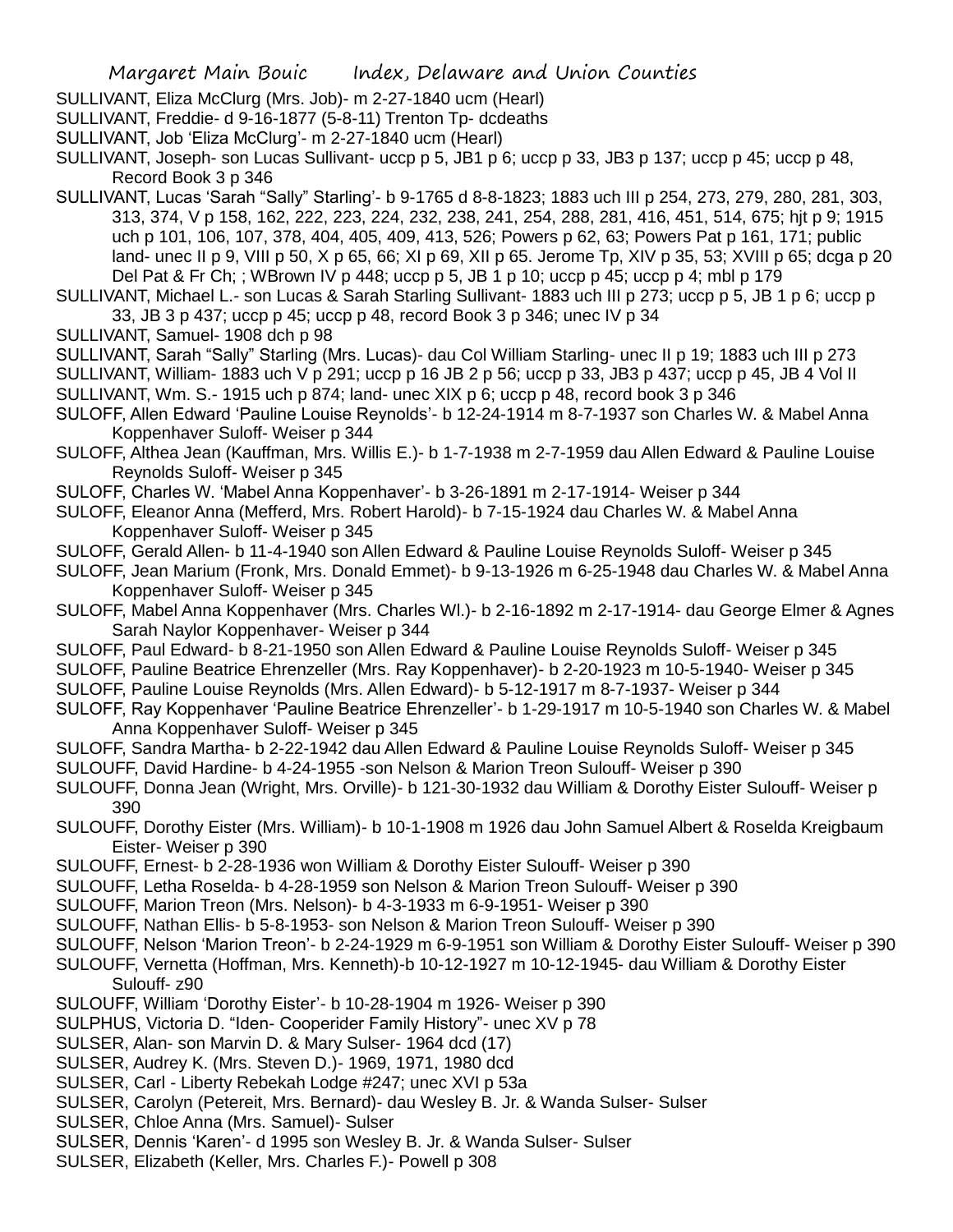SULLIVANT, Eliza McClurg (Mrs. Job)- m 2-27-1840 ucm (Hearl)

SULLIVANT, Freddie- d 9-16-1877 (5-8-11) Trenton Tp- dcdeaths

SULLIVANT, Job 'Eliza McClurg'- m 2-27-1840 ucm (Hearl)

SULLIVANT, Joseph- son Lucas Sullivant- uccp p 5, JB1 p 6; uccp p 33, JB3 p 137; uccp p 45; uccp p 48, Record Book 3 p 346

SULLIVANT, Lucas 'Sarah "Sally" Starling'- b 9-1765 d 8-8-1823; 1883 uch III p 254, 273, 279, 280, 281, 303, 313, 374, V p 158, 162, 222, 223, 224, 232, 238, 241, 254, 288, 281, 416, 451, 514, 675; hjt p 9; 1915 uch p 101, 106, 107, 378, 404, 405, 409, 413, 526; Powers p 62, 63; Powers Pat p 161, 171; public land- unec II p 9, VIII p 50, X p 65, 66; XI p 69, XII p 65. Jerome Tp, XIV p 35, 53; XVIII p 65; dcga p 20 Del Pat & Fr Ch; ; WBrown IV p 448; uccp p 5, JB 1 p 10; uccp p 45; uccp p 4; mbl p 179

SULLIVANT, Michael L.- son Lucas & Sarah Starling Sullivant- 1883 uch III p 273; uccp p 5, JB 1 p 6; uccp p 33, JB 3 p 437; uccp p 45; uccp p 48, record Book 3 p 346; unec IV p 34

SULLIVANT, Samuel- 1908 dch p 98

SULLIVANT, Sarah "Sally" Starling (Mrs. Lucas)- dau Col William Starling- unec II p 19; 1883 uch III p 273

SULLIVANT, William- 1883 uch V p 291; uccp p 16 JB 2 p 56; uccp p 33, JB3 p 437; uccp p 45, JB 4 Vol II

SULLIVANT, Wm. S.- 1915 uch p 874; land- unec XIX p 6; uccp p 48, record book 3 p 346

SULOFF, Allen Edward 'Pauline Louise Reynolds'- b 12-24-1914 m 8-7-1937 son Charles W. & Mabel Anna Koppenhaver Suloff- Weiser p 344

SULOFF, Althea Jean (Kauffman, Mrs. Willis E.)- b 1-7-1938 m 2-7-1959 dau Allen Edward & Pauline Louise Reynolds Suloff- Weiser p 345

SULOFF, Charles W. 'Mabel Anna Koppenhaver'- b 3-26-1891 m 2-17-1914- Weiser p 344

SULOFF, Eleanor Anna (Mefferd, Mrs. Robert Harold)- b 7-15-1924 dau Charles W. & Mabel Anna Koppenhaver Suloff- Weiser p 345

SULOFF, Gerald Allen- b 11-4-1940 son Allen Edward & Pauline Louise Reynolds Suloff- Weiser p 345

SULOFF, Jean Marium (Fronk, Mrs. Donald Emmet)- b 9-13-1926 m 6-25-1948 dau Charles W. & Mabel Anna Koppenhaver Suloff- Weiser p 345

SULOFF, Mabel Anna Koppenhaver (Mrs. Charles Wl.)- b 2-16-1892 m 2-17-1914- dau George Elmer & Agnes Sarah Naylor Koppenhaver- Weiser p 344

SULOFF, Paul Edward- b 8-21-1950 son Allen Edward & Pauline Louise Reynolds Suloff- Weiser p 345

SULOFF, Pauline Beatrice Ehrenzeller (Mrs. Ray Koppenhaver)- b 2-20-1923 m 10-5-1940- Weiser p 345

SULOFF, Pauline Louise Reynolds (Mrs. Allen Edward)- b 5-12-1917 m 8-7-1937- Weiser p 344

SULOFF, Ray Koppenhaver 'Pauline Beatrice Ehrenzeller'- b 1-29-1917 m 10-5-1940 son Charles W. & Mabel Anna Koppenhaver Suloff- Weiser p 345

SULOFF, Sandra Martha- b 2-22-1942 dau Allen Edward & Pauline Louise Reynolds Suloff- Weiser p 345

SULOUFF, David Hardine- b 4-24-1955 -son Nelson & Marion Treon Sulouff- Weiser p 390

SULOUFF, Donna Jean (Wright, Mrs. Orville)- b 121-30-1932 dau William & Dorothy Eister Sulouff- Weiser p 390

SULOUFF, Dorothy Eister (Mrs. William)- b 10-1-1908 m 1926 dau John Samuel Albert & Roselda Kreigbaum Eister- Weiser p 390

SULOUFF, Ernest- b 2-28-1936 won William & Dorothy Eister Sulouff- Weiser p 390

SULOUFF, Letha Roselda- b 4-28-1959 son Nelson & Marion Treon Sulouff- Weiser p 390

SULOUFF, Marion Treon (Mrs. Nelson)- b 4-3-1933 m 6-9-1951- Weiser p 390

SULOUFF, Nathan Ellis- b 5-8-1953- son Nelson & Marion Treon Sulouff- Weiser p 390

SULOUFF, Nelson 'Marion Treon'- b 2-24-1929 m 6-9-1951 son William & Dorothy Eister Sulouff- Weiser p 390

SULOUFF, Vernetta (Hoffman, Mrs. Kenneth)-b 10-12-1927 m 10-12-1945- dau William & Dorothy Eister Sulouff- z90

SULOUFF, William 'Dorothy Eister'- b 10-28-1904 m 1926- Weiser p 390

SULPHUS, Victoria D. "Iden- Cooperider Family History"- unec XV p 78

SULSER, Alan- son Marvin D. & Mary Sulser- 1964 dcd (17)

SULSER, Audrey K. (Mrs. Steven D.)- 1969, 1971, 1980 dcd

SULSER, Carl - Liberty Rebekah Lodge #247; unec XVI p 53a

SULSER, Carolyn (Petereit, Mrs. Bernard)- dau Wesley B. Jr. & Wanda Sulser- Sulser

SULSER, Chloe Anna (Mrs. Samuel)- Sulser

SULSER, Dennis 'Karen'- d 1995 son Wesley B. Jr. & Wanda Sulser- Sulser

SULSER, Elizabeth (Keller, Mrs. Charles F.)- Powell p 308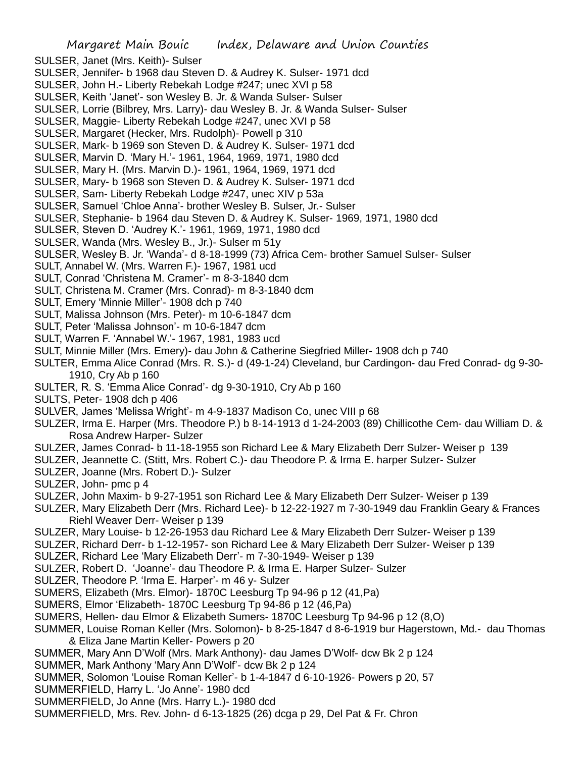SULSER, Janet (Mrs. Keith)- Sulser
SULSER, Jennifer- b 1968 dau Steven D. & Audrey K. Sulser- 1971 dcd
SULSER, John H.- Liberty Rebekah Lodge #247; unec XVI p 58
SULSER, Keith 'Janet'- son Wesley B. Jr. & Wanda Sulser- Sulser
SULSER, Lorrie (Bilbrey, Mrs. Larry)- dau Wesley B. Jr. & Wanda Sulser- Sulser
SULSER, Maggie- Liberty Rebekah Lodge #247, unec XVI p 58
SULSER, Margaret (Hecker, Mrs. Rudolph)- Powell p 310
SULSER, Mark- b 1969 son Steven D. & Audrey K. Sulser- 1971 dcd
SULSER, Marvin D. 'Mary H.'- 1961, 1964, 1969, 1971, 1980 dcd
SULSER, Mary H. (Mrs. Marvin D.)- 1961, 1964, 1969, 1971 dcd
SULSER, Mary- b 1968 son Steven D. & Audrey K. Sulser- 1971 dcd
SULSER, Sam- Liberty Rebekah Lodge #247, unec XIV p 53a
SULSER, Samuel 'Chloe Anna'- brother Wesley B. Sulser, Jr.- Sulser
SULSER, Stephanie- b 1964 dau Steven D. & Audrey K. Sulser- 1969, 1971, 1980 dcd
SULSER, Steven D. 'Audrey K.'- 1961, 1969, 1971, 1980 dcd
SULSER, Wanda (Mrs. Wesley B., Jr.)- Sulser m 51y
SULSER, Wesley B. Jr. 'Wanda'- d 8-18-1999 (73) Africa Cem- brother Samuel Sulser- Sulser
SULT, Annabel W. (Mrs. Warren F.)- 1967, 1981 ucd
SULT, Conrad 'Christena M. Cramer'- m 8-3-1840 dcm
SULT, Christena M. Cramer (Mrs. Conrad)- m 8-3-1840 dcm
SULT, Emery 'Minnie Miller'- 1908 dch p 740
SULT, Malissa Johnson (Mrs. Peter)- m 10-6-1847 dcm
SULT, Peter 'Malissa Johnson'- m 10-6-1847 dcm
SULT, Warren F. 'Annabel W.'- 1967, 1981, 1983 ucd
SULT, Minnie Miller (Mrs. Emery)- dau John & Catherine Siegfried Miller- 1908 dch p 740
SULTER, Emma Alice Conrad (Mrs. R. S.)- d (49-1-24) Cleveland, bur Cardingon- dau Fred Conrad- dg 9-30-1910, Cry Ab p 160
SULTER, R. S. 'Emma Alice Conrad'- dg 9-30-1910, Cry Ab p 160
SULTS, Peter- 1908 dch p 406
SULVER, James 'Melissa Wright'- m 4-9-1837 Madison Co, unec VIII p 68
SULZER, Irma E. Harper (Mrs. Theodore P.) b 8-14-1913 d 1-24-2003 (89) Chillicothe Cem- dau William D. & Rosa Andrew Harper- Sulzer
SULZER, James Conrad- b 11-18-1955 son Richard Lee & Mary Elizabeth Derr Sulzer- Weiser p 139
SULZER, Jeannette C. (Stitt, Mrs. Robert C.)- dau Theodore P. & Irma E. harper Sulzer- Sulzer
SULZER, Joanne (Mrs. Robert D.)- Sulzer
SULZER, John- pmc p 4
SULZER, John Maxim- b 9-27-1951 son Richard Lee & Mary Elizabeth Derr Sulzer- Weiser p 139
SULZER, Mary Elizabeth Derr (Mrs. Richard Lee)- b 12-22-1927 m 7-30-1949 dau Franklin Geary & Frances Riehl Weaver Derr- Weiser p 139
SULZER, Mary Louise- b 12-26-1953 dau Richard Lee & Mary Elizabeth Derr Sulzer- Weiser p 139
SULZER, Richard Derr- b 1-12-1957- son Richard Lee & Mary Elizabeth Derr Sulzer- Weiser p 139
SULZER, Richard Lee 'Mary Elizabeth Derr'- m 7-30-1949- Weiser p 139
SULZER, Robert D. 'Joanne'- dau Theodore P. & Irma E. Harper Sulzer- Sulzer
SULZER, Theodore P. 'Irma E. Harper'- m 46 y- Sulzer
SUMERS, Elizabeth (Mrs. Elmor)- 1870C Leesburg Tp 94-96 p 12 (41,Pa)
SUMERS, Elmor 'Elizabeth- 1870C Leesburg Tp 94-86 p 12 (46,Pa)
SUMERS, Hellen- dau Elmor & Elizabeth Sumers- 1870C Leesburg Tp 94-96 p 12 (8,O)
SUMMER, Louise Roman Keller (Mrs. Solomon)- b 8-25-1847 d 8-6-1919 bur Hagerstown, Md.- dau Thomas & Eliza Jane Martin Keller- Powers p 20
SUMMER, Mary Ann D'Wolf (Mrs. Mark Anthony)- dau James D'Wolf- dcw Bk 2 p 124
SUMMER, Mark Anthony 'Mary Ann D'Wolf'- dcw Bk 2 p 124
SUMMER, Solomon 'Louise Roman Keller'- b 1-4-1847 d 6-10-1926- Powers p 20, 57
SUMMERFIELD, Harry L. 'Jo Anne'- 1980 dcd
SUMMERFIELD, Jo Anne (Mrs. Harry L.)- 1980 dcd
SUMMERFIELD, Mrs. Rev. John- d 6-13-1825 (26) dcga p 29, Del Pat & Fr. Chron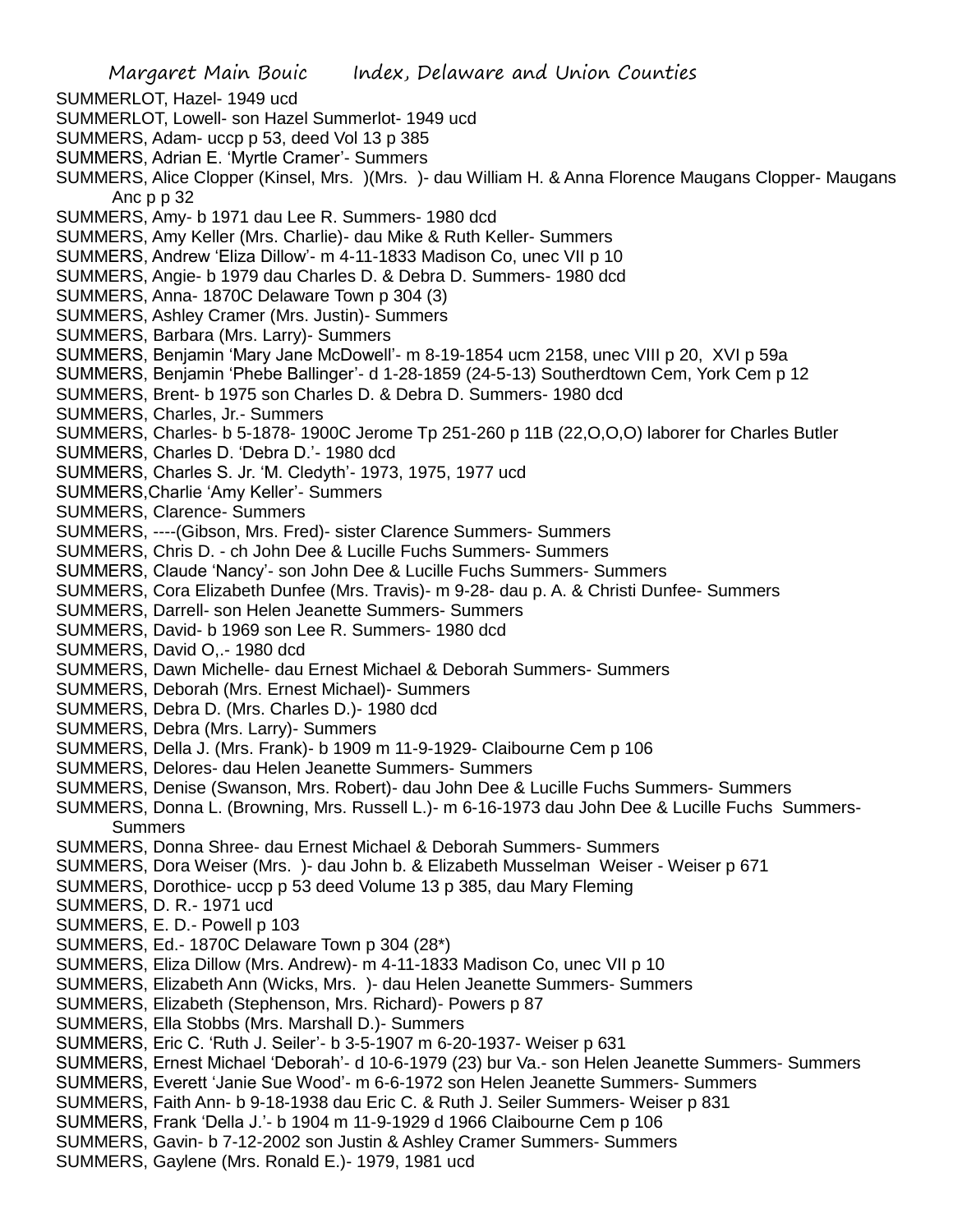SUMMERLOT, Hazel- 1949 ucd
SUMMERLOT, Lowell- son Hazel Summerlot- 1949 ucd
SUMMERS, Adam- uccp p 53, deed Vol 13 p 385
SUMMERS, Adrian E. 'Myrtle Cramer'- Summers
SUMMERS, Alice Clopper (Kinsel, Mrs. )(Mrs. )- dau William H. & Anna Florence Maugans Clopper- Maugans Anc p p 32
SUMMERS, Amy- b 1971 dau Lee R. Summers- 1980 dcd
SUMMERS, Amy Keller (Mrs. Charlie)- dau Mike & Ruth Keller- Summers
SUMMERS, Andrew 'Eliza Dillow'- m 4-11-1833 Madison Co, unec VII p 10
SUMMERS, Angie- b 1979 dau Charles D. & Debra D. Summers- 1980 dcd
SUMMERS, Anna- 1870C Delaware Town p 304 (3)
SUMMERS, Ashley Cramer (Mrs. Justin)- Summers
SUMMERS, Barbara (Mrs. Larry)- Summers
SUMMERS, Benjamin 'Mary Jane McDowell'- m 8-19-1854 ucm 2158, unec VIII p 20, XVI p 59a
SUMMERS, Benjamin 'Phebe Ballinger'- d 1-28-1859 (24-5-13) Southerdtown Cem, York Cem p 12
SUMMERS, Brent- b 1975 son Charles D. & Debra D. Summers- 1980 dcd
SUMMERS, Charles, Jr.- Summers
SUMMERS, Charles- b 5-1878- 1900C Jerome Tp 251-260 p 11B (22,O,O,O) laborer for Charles Butler
SUMMERS, Charles D. 'Debra D.'- 1980 dcd
SUMMERS, Charles S. Jr. 'M. Cledyth'- 1973, 1975, 1977 ucd
SUMMERS,Charlie 'Amy Keller'- Summers
SUMMERS, Clarence- Summers
SUMMERS, ----(Gibson, Mrs. Fred)- sister Clarence Summers- Summers
SUMMERS, Chris D. - ch John Dee & Lucille Fuchs Summers- Summers
SUMMERS, Claude 'Nancy'- son John Dee & Lucille Fuchs Summers- Summers
SUMMERS, Cora Elizabeth Dunfee (Mrs. Travis)- m 9-28- dau p. A. & Christi Dunfee- Summers
SUMMERS, Darrell- son Helen Jeanette Summers- Summers
SUMMERS, David- b 1969 son Lee R. Summers- 1980 dcd
SUMMERS, David O,.- 1980 dcd
SUMMERS, Dawn Michelle- dau Ernest Michael & Deborah Summers- Summers
SUMMERS, Deborah (Mrs. Ernest Michael)- Summers
SUMMERS, Debra D. (Mrs. Charles D.)- 1980 dcd
SUMMERS, Debra (Mrs. Larry)- Summers
SUMMERS, Della J. (Mrs. Frank)- b 1909 m 11-9-1929- Claibourne Cem p 106
SUMMERS, Delores- dau Helen Jeanette Summers- Summers
SUMMERS, Denise (Swanson, Mrs. Robert)- dau John Dee & Lucille Fuchs Summers- Summers
SUMMERS, Donna L. (Browning, Mrs. Russell L.)- m 6-16-1973 dau John Dee & Lucille Fuchs Summers- Summers
SUMMERS, Donna Shree- dau Ernest Michael & Deborah Summers- Summers
SUMMERS, Dora Weiser (Mrs. )- dau John b. & Elizabeth Musselman Weiser - Weiser p 671
SUMMERS, Dorothice- uccp p 53 deed Volume 13 p 385, dau Mary Fleming
SUMMERS, D. R.- 1971 ucd
SUMMERS, E. D.- Powell p 103
SUMMERS, Ed.- 1870C Delaware Town p 304 (28*)
SUMMERS, Eliza Dillow (Mrs. Andrew)- m 4-11-1833 Madison Co, unec VII p 10
SUMMERS, Elizabeth Ann (Wicks, Mrs. )- dau Helen Jeanette Summers- Summers
SUMMERS, Elizabeth (Stephenson, Mrs. Richard)- Powers p 87
SUMMERS, Ella Stobbs (Mrs. Marshall D.)- Summers
SUMMERS, Eric C. 'Ruth J. Seiler'- b 3-5-1907 m 6-20-1937- Weiser p 631
SUMMERS, Ernest Michael 'Deborah'- d 10-6-1979 (23) bur Va.- son Helen Jeanette Summers- Summers
SUMMERS, Everett 'Janie Sue Wood'- m 6-6-1972 son Helen Jeanette Summers- Summers
SUMMERS, Faith Ann- b 9-18-1938 dau Eric C. & Ruth J. Seiler Summers- Weiser p 831
SUMMERS, Frank 'Della J.'- b 1904 m 11-9-1929 d 1966 Claibourne Cem p 106
SUMMERS, Gavin- b 7-12-2002 son Justin & Ashley Cramer Summers- Summers
SUMMERS, Gaylene (Mrs. Ronald E.)- 1979, 1981 ucd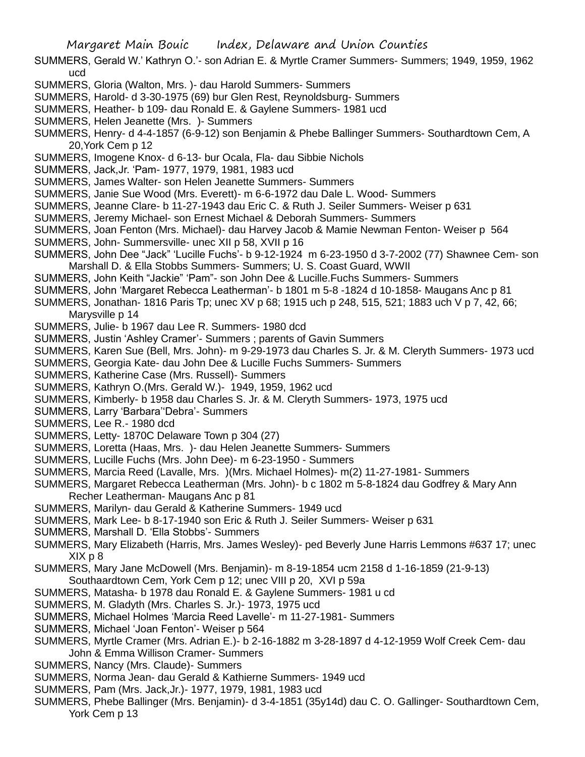SUMMERS, Gerald W.' Kathryn O.'- son Adrian E. & Myrtle Cramer Summers- Summers; 1949, 1959, 1962 ucd

SUMMERS, Gloria (Walton, Mrs. )- dau Harold Summers- Summers

SUMMERS, Harold- d 3-30-1975 (69) bur Glen Rest, Reynoldsburg- Summers

SUMMERS, Heather- b 109- dau Ronald E. & Gaylene Summers- 1981 ucd

SUMMERS, Helen Jeanette (Mrs. )- Summers

SUMMERS, Henry- d 4-4-1857 (6-9-12) son Benjamin & Phebe Ballinger Summers- Southardtown Cem, A 20,York Cem p 12

SUMMERS, Imogene Knox- d 6-13- bur Ocala, Fla- dau Sibbie Nichols

SUMMERS, Jack,Jr. 'Pam- 1977, 1979, 1981, 1983 ucd

SUMMERS, James Walter- son Helen Jeanette Summers- Summers

SUMMERS, Janie Sue Wood (Mrs. Everett)- m 6-6-1972 dau Dale L. Wood- Summers

SUMMERS, Jeanne Clare- b 11-27-1943 dau Eric C. & Ruth J. Seiler Summers- Weiser p 631

SUMMERS, Jeremy Michael- son Ernest Michael & Deborah Summers- Summers

SUMMERS, Joan Fenton (Mrs. Michael)- dau Harvey Jacob & Mamie Newman Fenton- Weiser p 564

SUMMERS, John- Summersville- unec XII p 58, XVII p 16

SUMMERS, John Dee "Jack" 'Lucille Fuchs'- b 9-12-1924 m 6-23-1950 d 3-7-2002 (77) Shawnee Cem- son Marshall D. & Ella Stobbs Summers- Summers; U. S. Coast Guard, WWII

SUMMERS, John Keith "Jackie" 'Pam"- son John Dee & Lucille.Fuchs Summers- Summers

SUMMERS, John 'Margaret Rebecca Leatherman'- b 1801 m 5-8 -1824 d 10-1858- Maugans Anc p 81

SUMMERS, Jonathan- 1816 Paris Tp; unec XV p 68; 1915 uch p 248, 515, 521; 1883 uch V p 7, 42, 66; Marysville p 14

SUMMERS, Julie- b 1967 dau Lee R. Summers- 1980 dcd

SUMMERS, Justin 'Ashley Cramer'- Summers ; parents of Gavin Summers

SUMMERS, Karen Sue (Bell, Mrs. John)- m 9-29-1973 dau Charles S. Jr. & M. Cleryth Summers- 1973 ucd

SUMMERS, Georgia Kate- dau John Dee & Lucille Fuchs Summers- Summers

SUMMERS, Katherine Case (Mrs. Russell)- Summers

SUMMERS, Kathryn O.(Mrs. Gerald W.)- 1949, 1959, 1962 ucd

SUMMERS, Kimberly- b 1958 dau Charles S. Jr. & M. Cleryth Summers- 1973, 1975 ucd

SUMMERS, Larry 'Barbara''Debra'- Summers

SUMMERS, Lee R.- 1980 dcd

SUMMERS, Letty- 1870C Delaware Town p 304 (27)

SUMMERS, Loretta (Haas, Mrs. )- dau Helen Jeanette Summers- Summers

SUMMERS, Lucille Fuchs (Mrs. John Dee)- m 6-23-1950 - Summers

SUMMERS, Marcia Reed (Lavalle, Mrs. )(Mrs. Michael Holmes)- m(2) 11-27-1981- Summers

SUMMERS, Margaret Rebecca Leatherman (Mrs. John)- b c 1802 m 5-8-1824 dau Godfrey & Mary Ann Recher Leatherman- Maugans Anc p 81

SUMMERS, Marilyn- dau Gerald & Katherine Summers- 1949 ucd

SUMMERS, Mark Lee- b 8-17-1940 son Eric & Ruth J. Seiler Summers- Weiser p 631

SUMMERS, Marshall D. 'Ella Stobbs'- Summers

SUMMERS, Mary Elizabeth (Harris, Mrs. James Wesley)- ped Beverly June Harris Lemmons #637 17; unec XIX p 8

SUMMERS, Mary Jane McDowell (Mrs. Benjamin)- m 8-19-1854 ucm 2158 d 1-16-1859 (21-9-13) Southaardtown Cem, York Cem p 12; unec VIII p 20, XVI p 59a

SUMMERS, Matasha- b 1978 dau Ronald E. & Gaylene Summers- 1981 u cd

SUMMERS, M. Gladyth (Mrs. Charles S. Jr.)- 1973, 1975 ucd

SUMMERS, Michael Holmes 'Marcia Reed Lavelle'- m 11-27-1981- Summers

SUMMERS, Michael 'Joan Fenton'- Weiser p 564

SUMMERS, Myrtle Cramer (Mrs. Adrian E.)- b 2-16-1882 m 3-28-1897 d 4-12-1959 Wolf Creek Cem- dau John & Emma Willison Cramer- Summers

SUMMERS, Nancy (Mrs. Claude)- Summers

SUMMERS, Norma Jean- dau Gerald & Kathierne Summers- 1949 ucd

SUMMERS, Pam (Mrs. Jack,Jr.)- 1977, 1979, 1981, 1983 ucd

SUMMERS, Phebe Ballinger (Mrs. Benjamin)- d 3-4-1851 (35y14d) dau C. O. Gallinger- Southardtown Cem, York Cem p 13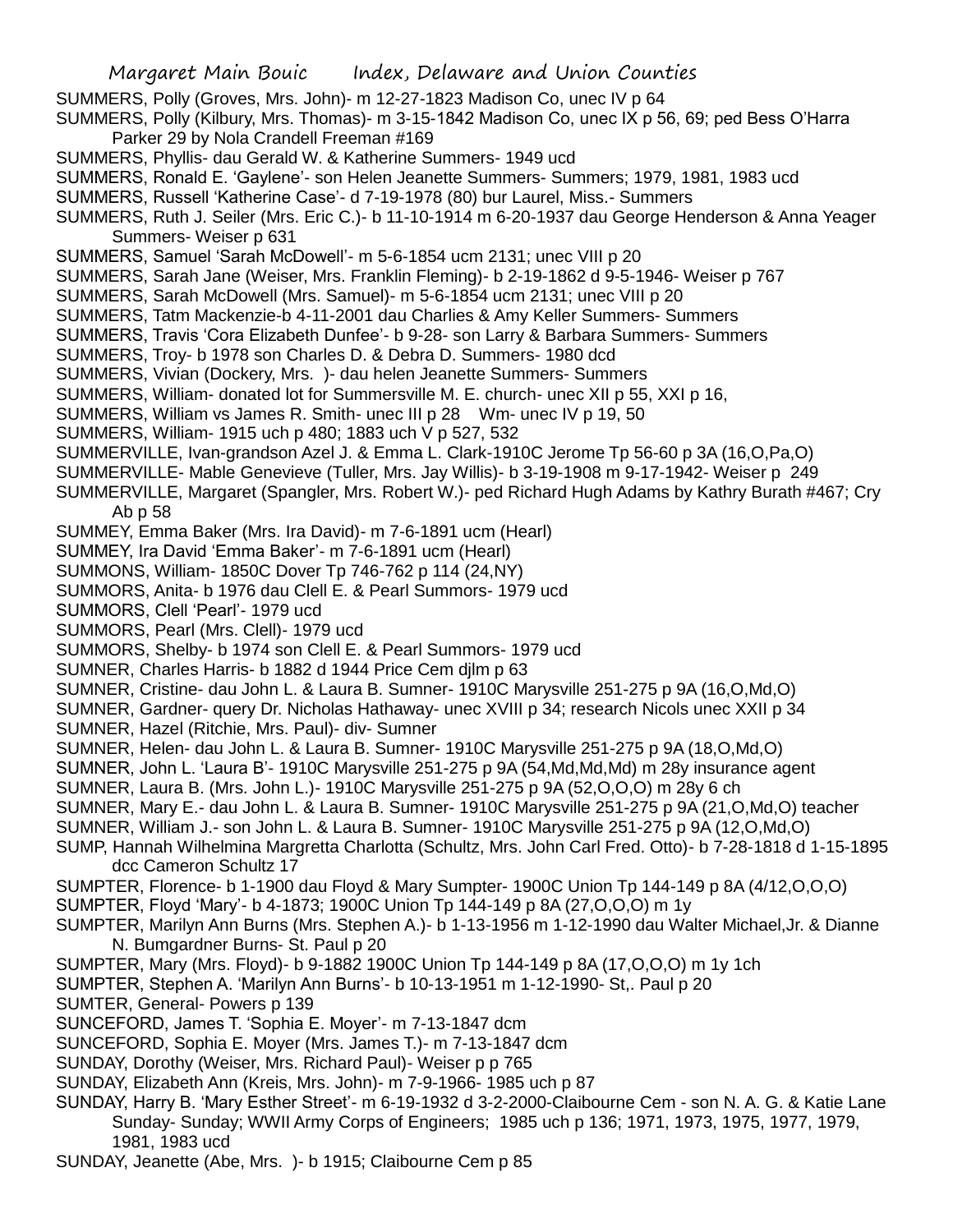SUMMERS, Polly (Groves, Mrs. John)- m 12-27-1823 Madison Co, unec IV p 64

SUMMERS, Polly (Kilbury, Mrs. Thomas)- m 3-15-1842 Madison Co, unec IX p 56, 69; ped Bess O'Harra Parker 29 by Nola Crandell Freeman #169

SUMMERS, Phyllis- dau Gerald W. & Katherine Summers- 1949 ucd

SUMMERS, Ronald E. 'Gaylene'- son Helen Jeanette Summers- Summers; 1979, 1981, 1983 ucd

SUMMERS, Russell 'Katherine Case'- d 7-19-1978 (80) bur Laurel, Miss.- Summers

SUMMERS, Ruth J. Seiler (Mrs. Eric C.)- b 11-10-1914 m 6-20-1937 dau George Henderson & Anna Yeager Summers- Weiser p 631

SUMMERS, Samuel 'Sarah McDowell'- m 5-6-1854 ucm 2131; unec VIII p 20

SUMMERS, Sarah Jane (Weiser, Mrs. Franklin Fleming)- b 2-19-1862 d 9-5-1946- Weiser p 767

SUMMERS, Sarah McDowell (Mrs. Samuel)- m 5-6-1854 ucm 2131; unec VIII p 20

SUMMERS, Tatm Mackenzie-b 4-11-2001 dau Charlies & Amy Keller Summers- Summers

SUMMERS, Travis 'Cora Elizabeth Dunfee'- b 9-28- son Larry & Barbara Summers- Summers

SUMMERS, Troy- b 1978 son Charles D. & Debra D. Summers- 1980 dcd

SUMMERS, Vivian (Dockery, Mrs. )- dau helen Jeanette Summers- Summers

SUMMERS, William- donated lot for Summersville M. E. church- unec XII p 55, XXI p 16,

SUMMERS, William vs James R. Smith- unec III p 28 Wm- unec IV p 19, 50

SUMMERS, William- 1915 uch p 480; 1883 uch V p 527, 532

SUMMERVILLE, Ivan-grandson Azel J. & Emma L. Clark-1910C Jerome Tp 56-60 p 3A (16,O,Pa,O)

SUMMERVILLE- Mable Genevieve (Tuller, Mrs. Jay Willis)- b 3-19-1908 m 9-17-1942- Weiser p 249

SUMMERVILLE, Margaret (Spangler, Mrs. Robert W.)- ped Richard Hugh Adams by Kathry Burath #467; Cry Ab p 58

SUMMEY, Emma Baker (Mrs. Ira David)- m 7-6-1891 ucm (Hearl)

SUMMEY, Ira David 'Emma Baker'- m 7-6-1891 ucm (Hearl)

SUMMONS, William- 1850C Dover Tp 746-762 p 114 (24,NY)

SUMMORS, Anita- b 1976 dau Clell E. & Pearl Summors- 1979 ucd

SUMMORS, Clell 'Pearl'- 1979 ucd

SUMMORS, Pearl (Mrs. Clell)- 1979 ucd

SUMMORS, Shelby- b 1974 son Clell E. & Pearl Summors- 1979 ucd

SUMNER, Charles Harris- b 1882 d 1944 Price Cem djlm p 63

SUMNER, Cristine- dau John L. & Laura B. Sumner- 1910C Marysville 251-275 p 9A (16,O,Md,O)

SUMNER, Gardner- query Dr. Nicholas Hathaway- unec XVIII p 34; research Nicols unec XXII p 34

SUMNER, Hazel (Ritchie, Mrs. Paul)- div- Sumner

SUMNER, Helen- dau John L. & Laura B. Sumner- 1910C Marysville 251-275 p 9A (18,O,Md,O)

SUMNER, John L. 'Laura B'- 1910C Marysville 251-275 p 9A (54,Md,Md,Md) m 28y insurance agent

SUMNER, Laura B. (Mrs. John L.)- 1910C Marysville 251-275 p 9A (52,O,O,O) m 28y 6 ch

SUMNER, Mary E.- dau John L. & Laura B. Sumner- 1910C Marysville 251-275 p 9A (21,O,Md,O) teacher

SUMNER, William J.- son John L. & Laura B. Sumner- 1910C Marysville 251-275 p 9A (12,O,Md,O)

SUMP, Hannah Wilhelmina Margretta Charlotta (Schultz, Mrs. John Carl Fred. Otto)- b 7-28-1818 d 1-15-1895 dcc Cameron Schultz 17

SUMPTER, Florence- b 1-1900 dau Floyd & Mary Sumpter- 1900C Union Tp 144-149 p 8A (4/12,O,O,O)

SUMPTER, Floyd 'Mary'- b 4-1873; 1900C Union Tp 144-149 p 8A (27,O,O,O) m 1y

SUMPTER, Marilyn Ann Burns (Mrs. Stephen A.)- b 1-13-1956 m 1-12-1990 dau Walter Michael,Jr. & Dianne N. Bumgardner Burns- St. Paul p 20

SUMPTER, Mary (Mrs. Floyd)- b 9-1882 1900C Union Tp 144-149 p 8A (17,O,O,O) m 1y 1ch

SUMPTER, Stephen A. 'Marilyn Ann Burns'- b 10-13-1951 m 1-12-1990- St,. Paul p 20

SUMTER, General- Powers p 139

SUNCEFORD, James T. 'Sophia E. Moyer'- m 7-13-1847 dcm

SUNCEFORD, Sophia E. Moyer (Mrs. James T.)- m 7-13-1847 dcm

SUNDAY, Dorothy (Weiser, Mrs. Richard Paul)- Weiser p p 765

SUNDAY, Elizabeth Ann (Kreis, Mrs. John)- m 7-9-1966- 1985 uch p 87

SUNDAY, Harry B. 'Mary Esther Street'- m 6-19-1932 d 3-2-2000-Claibourne Cem - son N. A. G. & Katie Lane Sunday- Sunday; WWII Army Corps of Engineers; 1985 uch p 136; 1971, 1973, 1975, 1977, 1979, 1981, 1983 ucd

SUNDAY, Jeanette (Abe, Mrs. )- b 1915; Claibourne Cem p 85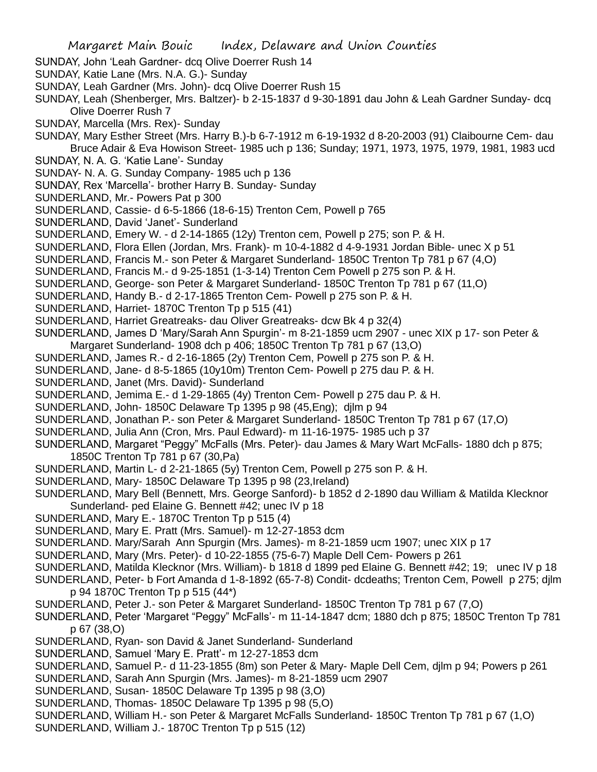SUNDAY, John 'Leah Gardner- dcq Olive Doerrer Rush 14

SUNDAY, Katie Lane (Mrs. N.A. G.)- Sunday

SUNDAY, Leah Gardner (Mrs. John)- dcq Olive Doerrer Rush 15

SUNDAY, Leah (Shenberger, Mrs. Baltzer)- b 2-15-1837 d 9-30-1891 dau John & Leah Gardner Sunday- dcq Olive Doerrer Rush 7

SUNDAY, Marcella (Mrs. Rex)- Sunday

SUNDAY, Mary Esther Street (Mrs. Harry B.)-b 6-7-1912 m 6-19-1932 d 8-20-2003 (91) Claibourne Cem- dau Bruce Adair & Eva Howison Street- 1985 uch p 136; Sunday; 1971, 1973, 1975, 1979, 1981, 1983 ucd

SUNDAY, N. A. G. 'Katie Lane'- Sunday

SUNDAY- N. A. G. Sunday Company- 1985 uch p 136

SUNDAY, Rex 'Marcella'- brother Harry B. Sunday- Sunday

SUNDERLAND, Mr.- Powers Pat p 300

SUNDERLAND, Cassie- d 6-5-1866 (18-6-15) Trenton Cem, Powell p 765

SUNDERLAND, David 'Janet'- Sunderland

SUNDERLAND, Emery W. - d 2-14-1865 (12y) Trenton cem, Powell p 275; son P. & H.

SUNDERLAND, Flora Ellen (Jordan, Mrs. Frank)- m 10-4-1882 d 4-9-1931 Jordan Bible- unec X p 51

SUNDERLAND, Francis M.- son Peter & Margaret Sunderland- 1850C Trenton Tp 781 p 67 (4,O)

SUNDERLAND, Francis M.- d 9-25-1851 (1-3-14) Trenton Cem Powell p 275 son P. & H.

SUNDERLAND, George- son Peter & Margaret Sunderland- 1850C Trenton Tp 781 p 67 (11,O)

SUNDERLAND, Handy B.- d 2-17-1865 Trenton Cem- Powell p 275 son P. & H.

SUNDERLAND, Harriet- 1870C Trenton Tp p 515 (41)

SUNDERLAND, Harriet Greatreaks- dau Oliver Greatreaks- dcw Bk 4 p 32(4)

SUNDERLAND, James D 'Mary/Sarah Ann Spurgin'- m 8-21-1859 ucm 2907 - unec XIX p 17- son Peter & Margaret Sunderland- 1908 dch p 406; 1850C Trenton Tp 781 p 67 (13,O)

SUNDERLAND, James R.- d 2-16-1865 (2y) Trenton Cem, Powell p 275 son P. & H.

SUNDERLAND, Jane- d 8-5-1865 (10y10m) Trenton Cem- Powell p 275 dau P. & H.

SUNDERLAND, Janet (Mrs. David)- Sunderland

SUNDERLAND, Jemima E.- d 1-29-1865 (4y) Trenton Cem- Powell p 275 dau P. & H.

SUNDERLAND, John- 1850C Delaware Tp 1395 p 98 (45,Eng); djlm p 94

SUNDERLAND, Jonathan P.- son Peter & Margaret Sunderland- 1850C Trenton Tp 781 p 67 (17,O)

SUNDERLAND, Julia Ann (Cron, Mrs. Paul Edward)- m 11-16-1975- 1985 uch p 37

SUNDERLAND, Margaret "Peggy" McFalls (Mrs. Peter)- dau James & Mary Wart McFalls- 1880 dch p 875; 1850C Trenton Tp 781 p 67 (30,Pa)

SUNDERLAND, Martin L- d 2-21-1865 (5y) Trenton Cem, Powell p 275 son P. & H.

SUNDERLAND, Mary- 1850C Delaware Tp 1395 p 98 (23,Ireland)

SUNDERLAND, Mary Bell (Bennett, Mrs. George Sanford)- b 1852 d 2-1890 dau William & Matilda Klecknor Sunderland- ped Elaine G. Bennett #42; unec IV p 18

SUNDERLAND, Mary E.- 1870C Trenton Tp p 515 (4)

SUNDERLAND, Mary E. Pratt (Mrs. Samuel)- m 12-27-1853 dcm

SUNDERLAND. Mary/Sarah Ann Spurgin (Mrs. James)- m 8-21-1859 ucm 1907; unec XIX p 17

SUNDERLAND, Mary (Mrs. Peter)- d 10-22-1855 (75-6-7) Maple Dell Cem- Powers p 261

SUNDERLAND, Matilda Klecknor (Mrs. William)- b 1818 d 1899 ped Elaine G. Bennett #42; 19; unec IV p 18

SUNDERLAND, Peter- b Fort Amanda d 1-8-1892 (65-7-8) Condit- dcdeaths; Trenton Cem, Powell p 275; djlm p 94 1870C Trenton Tp p 515 (44*)

SUNDERLAND, Peter J.- son Peter & Margaret Sunderland- 1850C Trenton Tp 781 p 67 (7,O)

SUNDERLAND, Peter 'Margaret "Peggy" McFalls'- m 11-14-1847 dcm; 1880 dch p 875; 1850C Trenton Tp 781 p 67 (38,O)

SUNDERLAND, Ryan- son David & Janet Sunderland- Sunderland

SUNDERLAND, Samuel 'Mary E. Pratt'- m 12-27-1853 dcm

SUNDERLAND, Samuel P.- d 11-23-1855 (8m) son Peter & Mary- Maple Dell Cem, djlm p 94; Powers p 261

SUNDERLAND, Sarah Ann Spurgin (Mrs. James)- m 8-21-1859 ucm 2907

SUNDERLAND, Susan- 1850C Delaware Tp 1395 p 98 (3,O)

SUNDERLAND, Thomas- 1850C Delaware Tp 1395 p 98 (5,O)

SUNDERLAND, William H.- son Peter & Margaret McFalls Sunderland- 1850C Trenton Tp 781 p 67 (1,O)

SUNDERLAND, William J.- 1870C Trenton Tp p 515 (12)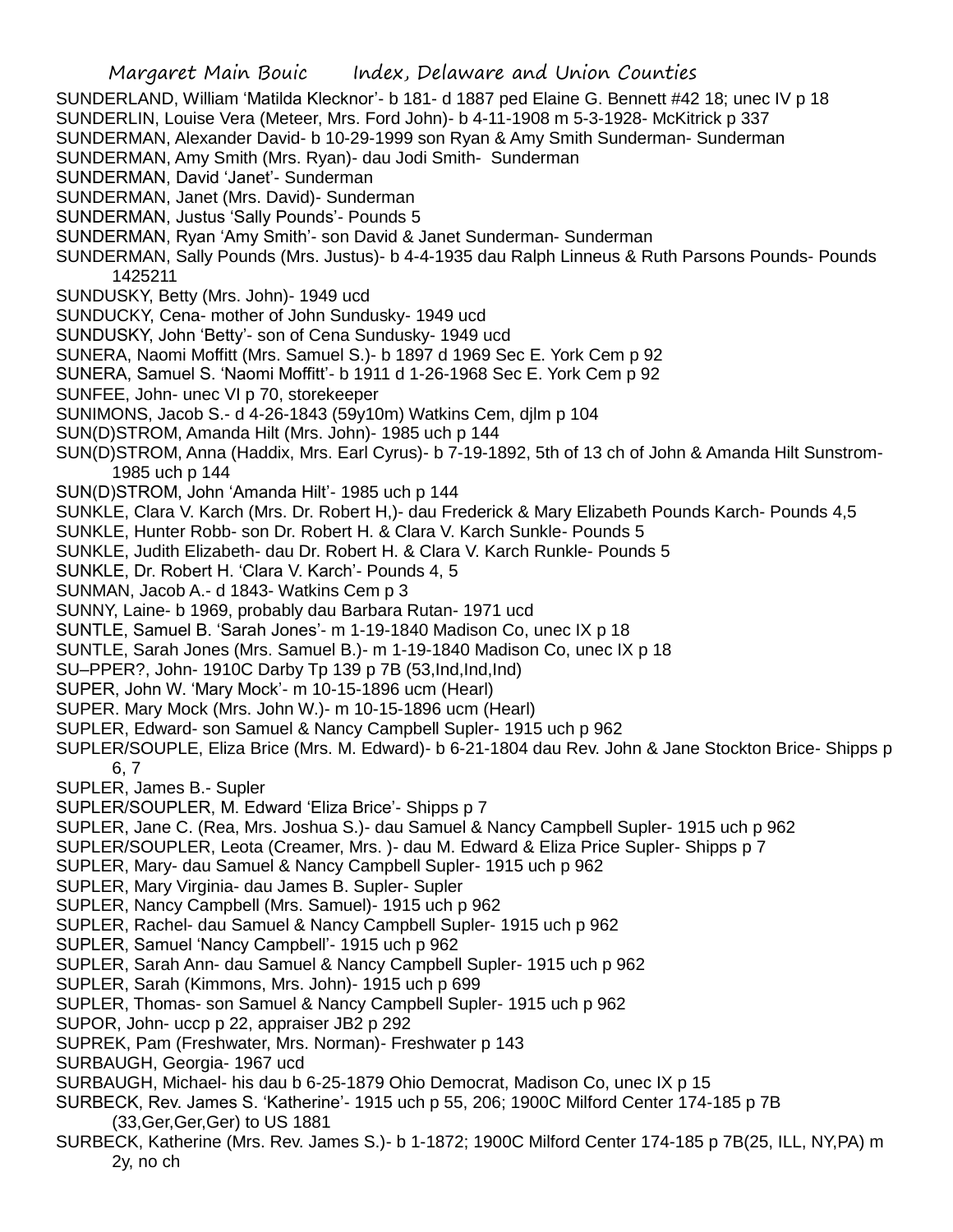SUNDERLAND, William 'Matilda Klecknor'- b 181- d 1887 ped Elaine G. Bennett #42 18; unec IV p 18

SUNDERLIN, Louise Vera (Meteer, Mrs. Ford John)- b 4-11-1908 m 5-3-1928- McKitrick p 337

SUNDERMAN, Alexander David- b 10-29-1999 son Ryan & Amy Smith Sunderman- Sunderman

SUNDERMAN, Amy Smith (Mrs. Ryan)- dau Jodi Smith- Sunderman

SUNDERMAN, David 'Janet'- Sunderman

SUNDERMAN, Janet (Mrs. David)- Sunderman

SUNDERMAN, Justus 'Sally Pounds'- Pounds 5

SUNDERMAN, Ryan 'Amy Smith'- son David & Janet Sunderman- Sunderman

SUNDERMAN, Sally Pounds (Mrs. Justus)- b 4-4-1935 dau Ralph Linneus & Ruth Parsons Pounds- Pounds 1425211

SUNDUSKY, Betty (Mrs. John)- 1949 ucd

SUNDUCKY, Cena- mother of John Sundusky- 1949 ucd

SUNDUSKY, John 'Betty'- son of Cena Sundusky- 1949 ucd

SUNERA, Naomi Moffitt (Mrs. Samuel S.)- b 1897 d 1969 Sec E. York Cem p 92

SUNERA, Samuel S. 'Naomi Moffitt'- b 1911 d 1-26-1968 Sec E. York Cem p 92

SUNFEE, John- unec VI p 70, storekeeper

SUNIMONS, Jacob S.- d 4-26-1843 (59y10m) Watkins Cem, djlm p 104

SUN(D)STROM, Amanda Hilt (Mrs. John)- 1985 uch p 144

SUN(D)STROM, Anna (Haddix, Mrs. Earl Cyrus)- b 7-19-1892, 5th of 13 ch of John & Amanda Hilt Sunstrom- 1985 uch p 144

SUN(D)STROM, John 'Amanda Hilt'- 1985 uch p 144

SUNKLE, Clara V. Karch (Mrs. Dr. Robert H,)- dau Frederick & Mary Elizabeth Pounds Karch- Pounds 4,5

SUNKLE, Hunter Robb- son Dr. Robert H. & Clara V. Karch Sunkle- Pounds 5

SUNKLE, Judith Elizabeth- dau Dr. Robert H. & Clara V. Karch Runkle- Pounds 5

SUNKLE, Dr. Robert H. 'Clara V. Karch'- Pounds 4, 5

SUNMAN, Jacob A.- d 1843- Watkins Cem p 3

SUNNY, Laine- b 1969, probably dau Barbara Rutan- 1971 ucd

SUNTLE, Samuel B. 'Sarah Jones'- m 1-19-1840 Madison Co, unec IX p 18

SUNTLE, Sarah Jones (Mrs. Samuel B.)- m 1-19-1840 Madison Co, unec IX p 18

SU–PPER?, John- 1910C Darby Tp 139 p 7B (53,Ind,Ind,Ind)

SUPER, John W. 'Mary Mock'- m 10-15-1896 ucm (Hearl)

SUPER. Mary Mock (Mrs. John W.)- m 10-15-1896 ucm (Hearl)

SUPLER, Edward- son Samuel & Nancy Campbell Supler- 1915 uch p 962

SUPLER/SOUPLE, Eliza Brice (Mrs. M. Edward)- b 6-21-1804 dau Rev. John & Jane Stockton Brice- Shipps p 6, 7

SUPLER, James B.- Supler

SUPLER/SOUPLER, M. Edward 'Eliza Brice'- Shipps p 7

SUPLER, Jane C. (Rea, Mrs. Joshua S.)- dau Samuel & Nancy Campbell Supler- 1915 uch p 962

SUPLER/SOUPLER, Leota (Creamer, Mrs. )- dau M. Edward & Eliza Price Supler- Shipps p 7

SUPLER, Mary- dau Samuel & Nancy Campbell Supler- 1915 uch p 962

SUPLER, Mary Virginia- dau James B. Supler- Supler

SUPLER, Nancy Campbell (Mrs. Samuel)- 1915 uch p 962

SUPLER, Rachel- dau Samuel & Nancy Campbell Supler- 1915 uch p 962

SUPLER, Samuel 'Nancy Campbell'- 1915 uch p 962

SUPLER, Sarah Ann- dau Samuel & Nancy Campbell Supler- 1915 uch p 962

SUPLER, Sarah (Kimmons, Mrs. John)- 1915 uch p 699

SUPLER, Thomas- son Samuel & Nancy Campbell Supler- 1915 uch p 962

SUPOR, John- uccp p 22, appraiser JB2 p 292

SUPREK, Pam (Freshwater, Mrs. Norman)- Freshwater p 143

SURBAUGH, Georgia- 1967 ucd

SURBAUGH, Michael- his dau b 6-25-1879 Ohio Democrat, Madison Co, unec IX p 15

SURBECK, Rev. James S. 'Katherine'- 1915 uch p 55, 206; 1900C Milford Center 174-185 p 7B (33,Ger,Ger,Ger) to US 1881

SURBECK, Katherine (Mrs. Rev. James S.)- b 1-1872; 1900C Milford Center 174-185 p 7B(25, ILL, NY,PA) m 2y, no ch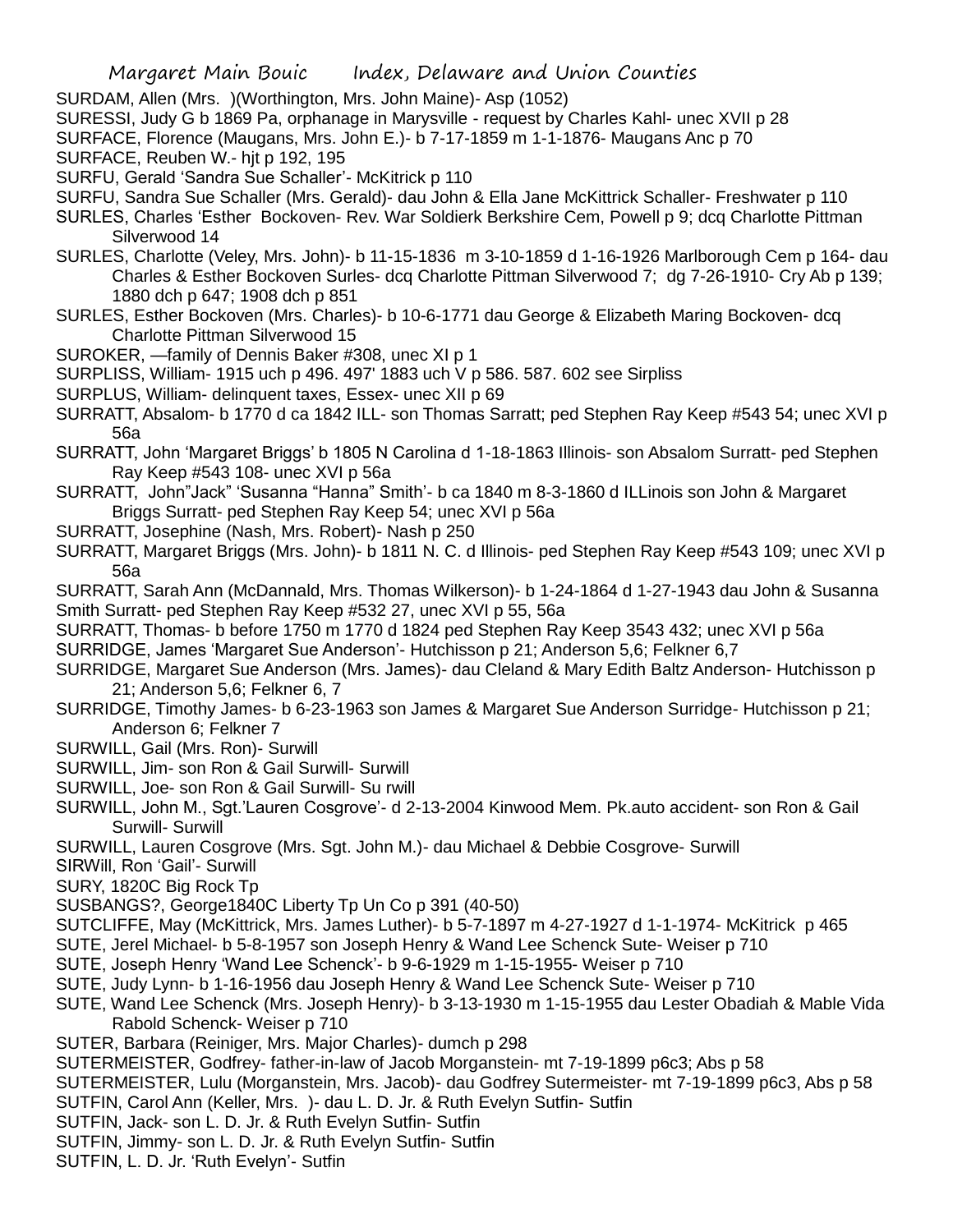SURDAM, Allen (Mrs. )(Worthington, Mrs. John Maine)- Asp (1052)

SURESSI, Judy G b 1869 Pa, orphanage in Marysville - request by Charles Kahl- unec XVII p 28

SURFACE, Florence (Maugans, Mrs. John E.)- b 7-17-1859 m 1-1-1876- Maugans Anc p 70

SURFACE, Reuben W.- hjt p 192, 195

SURFU, Gerald 'Sandra Sue Schaller'- McKitrick p 110

SURFU, Sandra Sue Schaller (Mrs. Gerald)- dau John & Ella Jane McKittrick Schaller- Freshwater p 110

SURLES, Charles 'Esther Bockoven- Rev. War Soldierk Berkshire Cem, Powell p 9; dcq Charlotte Pittman Silverwood 14

SURLES, Charlotte (Veley, Mrs. John)- b 11-15-1836 m 3-10-1859 d 1-16-1926 Marlborough Cem p 164- dau Charles & Esther Bockoven Surles- dcq Charlotte Pittman Silverwood 7; dg 7-26-1910- Cry Ab p 139; 1880 dch p 647; 1908 dch p 851

SURLES, Esther Bockoven (Mrs. Charles)- b 10-6-1771 dau George & Elizabeth Maring Bockoven- dcq Charlotte Pittman Silverwood 15

SUROKER, —family of Dennis Baker #308, unec XI p 1

SURPLISS, William- 1915 uch p 496. 497' 1883 uch V p 586. 587. 602 see Sirpliss

SURPLUS, William- delinquent taxes, Essex- unec XII p 69

SURRATT, Absalom- b 1770 d ca 1842 ILL- son Thomas Sarratt; ped Stephen Ray Keep #543 54; unec XVI p 56a

SURRATT, John 'Margaret Briggs' b 1805 N Carolina d 1-18-1863 Illinois- son Absalom Surratt- ped Stephen Ray Keep #543 108- unec XVI p 56a

SURRATT, John"Jack" 'Susanna "Hanna" Smith'- b ca 1840 m 8-3-1860 d ILLinois son John & Margaret Briggs Surratt- ped Stephen Ray Keep 54; unec XVI p 56a

SURRATT, Josephine (Nash, Mrs. Robert)- Nash p 250

SURRATT, Margaret Briggs (Mrs. John)- b 1811 N. C. d Illinois- ped Stephen Ray Keep #543 109; unec XVI p 56a

SURRATT, Sarah Ann (McDannald, Mrs. Thomas Wilkerson)- b 1-24-1864 d 1-27-1943 dau John & Susanna Smith Surratt- ped Stephen Ray Keep #532 27, unec XVI p 55, 56a

SURRATT, Thomas- b before 1750 m 1770 d 1824 ped Stephen Ray Keep 3543 432; unec XVI p 56a

SURRIDGE, James 'Margaret Sue Anderson'- Hutchisson p 21; Anderson 5,6; Felkner 6,7

SURRIDGE, Margaret Sue Anderson (Mrs. James)- dau Cleland & Mary Edith Baltz Anderson- Hutchisson p 21; Anderson 5,6; Felkner 6, 7

SURRIDGE, Timothy James- b 6-23-1963 son James & Margaret Sue Anderson Surridge- Hutchisson p 21; Anderson 6; Felkner 7

SURWILL, Gail (Mrs. Ron)- Surwill

SURWILL, Jim- son Ron & Gail Surwill- Surwill

SURWILL, Joe- son Ron & Gail Surwill- Su rwill

SURWILL, John M., Sgt.'Lauren Cosgrove'- d 2-13-2004 Kinwood Mem. Pk.auto accident- son Ron & Gail Surwill- Surwill

SURWILL, Lauren Cosgrove (Mrs. Sgt. John M.)- dau Michael & Debbie Cosgrove- Surwill

SIRWill, Ron 'Gail'- Surwill

SURY, 1820C Big Rock Tp

SUSBANGS?, George1840C Liberty Tp Un Co p 391 (40-50)

SUTCLIFFE, May (McKittrick, Mrs. James Luther)- b 5-7-1897 m 4-27-1927 d 1-1-1974- McKitrick p 465

SUTE, Jerel Michael- b 5-8-1957 son Joseph Henry & Wand Lee Schenck Sute- Weiser p 710

SUTE, Joseph Henry 'Wand Lee Schenck'- b 9-6-1929 m 1-15-1955- Weiser p 710

SUTE, Judy Lynn- b 1-16-1956 dau Joseph Henry & Wand Lee Schenck Sute- Weiser p 710

SUTE, Wand Lee Schenck (Mrs. Joseph Henry)- b 3-13-1930 m 1-15-1955 dau Lester Obadiah & Mable Vida Rabold Schenck- Weiser p 710

SUTER, Barbara (Reiniger, Mrs. Major Charles)- dumch p 298

SUTERMEISTER, Godfrey- father-in-law of Jacob Morganstein- mt 7-19-1899 p6c3; Abs p 58

SUTERMEISTER, Lulu (Morganstein, Mrs. Jacob)- dau Godfrey Sutermeister- mt 7-19-1899 p6c3, Abs p 58

SUTFIN, Carol Ann (Keller, Mrs. )- dau L. D. Jr. & Ruth Evelyn Sutfin- Sutfin

SUTFIN, Jack- son L. D. Jr. & Ruth Evelyn Sutfin- Sutfin

SUTFIN, Jimmy- son L. D. Jr. & Ruth Evelyn Sutfin- Sutfin

SUTFIN, L. D. Jr. 'Ruth Evelyn'- Sutfin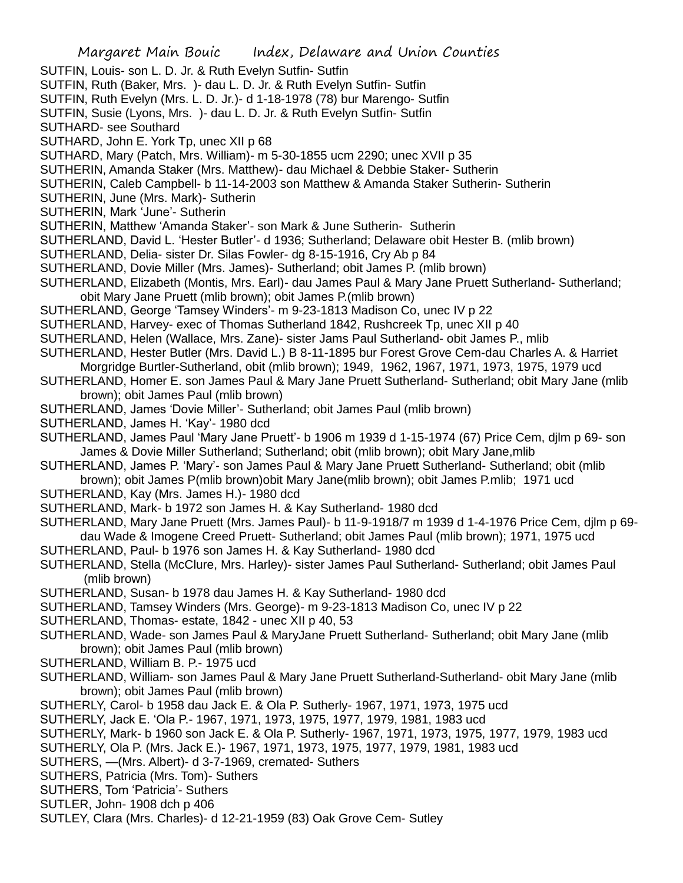SUTFIN, Louis- son L. D. Jr. & Ruth Evelyn Sutfin- Sutfin
SUTFIN, Ruth (Baker, Mrs. )- dau L. D. Jr. & Ruth Evelyn Sutfin- Sutfin
SUTFIN, Ruth Evelyn (Mrs. L. D. Jr.)- d 1-18-1978 (78) bur Marengo- Sutfin
SUTFIN, Susie (Lyons, Mrs. )- dau L. D. Jr. & Ruth Evelyn Sutfin- Sutfin
SUTHARD- see Southard
SUTHARD, John E. York Tp, unec XII p 68
SUTHARD, Mary (Patch, Mrs. William)- m 5-30-1855 ucm 2290; unec XVII p 35
SUTHERIN, Amanda Staker (Mrs. Matthew)- dau Michael & Debbie Staker- Sutherin
SUTHERIN, Caleb Campbell- b 11-14-2003 son Matthew & Amanda Staker Sutherin- Sutherin
SUTHERIN, June (Mrs. Mark)- Sutherin
SUTHERIN, Mark 'June'- Sutherin
SUTHERIN, Matthew 'Amanda Staker'- son Mark & June Sutherin- Sutherin
SUTHERLAND, David L. 'Hester Butler'- d 1936; Sutherland; Delaware obit Hester B. (mlib brown)
SUTHERLAND, Delia- sister Dr. Silas Fowler- dg 8-15-1916, Cry Ab p 84
SUTHERLAND, Dovie Miller (Mrs. James)- Sutherland; obit James P. (mlib brown)
SUTHERLAND, Elizabeth (Montis, Mrs. Earl)- dau James Paul & Mary Jane Pruett Sutherland- Sutherland; obit Mary Jane Pruett (mlib brown); obit James P.(mlib brown)
SUTHERLAND, George 'Tamsey Winders'- m 9-23-1813 Madison Co, unec IV p 22
SUTHERLAND, Harvey- exec of Thomas Sutherland 1842, Rushcreek Tp, unec XII p 40
SUTHERLAND, Helen (Wallace, Mrs. Zane)- sister Jams Paul Sutherland- obit James P., mlib
SUTHERLAND, Hester Butler (Mrs. David L.) B 8-11-1895 bur Forest Grove Cem-dau Charles A. & Harriet Morgridge Burtler-Sutherland, obit (mlib brown); 1949, 1962, 1967, 1971, 1973, 1975, 1979 ucd
SUTHERLAND, Homer E. son James Paul & Mary Jane Pruett Sutherland- Sutherland; obit Mary Jane (mlib brown); obit James Paul (mlib brown)
SUTHERLAND, James 'Dovie Miller'- Sutherland; obit James Paul (mlib brown)
SUTHERLAND, James H. 'Kay'- 1980 dcd
SUTHERLAND, James Paul 'Mary Jane Pruett'- b 1906 m 1939 d 1-15-1974 (67) Price Cem, djlm p 69- son James & Dovie Miller Sutherland; Sutherland; obit (mlib brown); obit Mary Jane,mlib
SUTHERLAND, James P. 'Mary'- son James Paul & Mary Jane Pruett Sutherland- Sutherland; obit (mlib brown); obit James P(mlib brown)obit Mary Jane(mlib brown); obit James P.mlib; 1971 ucd
SUTHERLAND, Kay (Mrs. James H.)- 1980 dcd
SUTHERLAND, Mark- b 1972 son James H. & Kay Sutherland- 1980 dcd
SUTHERLAND, Mary Jane Pruett (Mrs. James Paul)- b 11-9-1918/7 m 1939 d 1-4-1976 Price Cem, djlm p 69- dau Wade & Imogene Creed Pruett- Sutherland; obit James Paul (mlib brown); 1971, 1975 ucd
SUTHERLAND, Paul- b 1976 son James H. & Kay Sutherland- 1980 dcd
SUTHERLAND, Stella (McClure, Mrs. Harley)- sister James Paul Sutherland- Sutherland; obit James Paul (mlib brown)
SUTHERLAND, Susan- b 1978 dau James H. & Kay Sutherland- 1980 dcd
SUTHERLAND, Tamsey Winders (Mrs. George)- m 9-23-1813 Madison Co, unec IV p 22
SUTHERLAND, Thomas- estate, 1842 - unec XII p 40, 53
SUTHERLAND, Wade- son James Paul & MaryJane Pruett Sutherland- Sutherland; obit Mary Jane (mlib brown); obit James Paul (mlib brown)
SUTHERLAND, William B. P.- 1975 ucd
SUTHERLAND, William- son James Paul & Mary Jane Pruett Sutherland-Sutherland- obit Mary Jane (mlib brown); obit James Paul (mlib brown)
SUTHERLY, Carol- b 1958 dau Jack E. & Ola P. Sutherly- 1967, 1971, 1973, 1975 ucd
SUTHERLY, Jack E. 'Ola P.- 1967, 1971, 1973, 1975, 1977, 1979, 1981, 1983 ucd
SUTHERLY, Mark- b 1960 son Jack E. & Ola P. Sutherly- 1967, 1971, 1973, 1975, 1977, 1979, 1983 ucd
SUTHERLY, Ola P. (Mrs. Jack E.)- 1967, 1971, 1973, 1975, 1977, 1979, 1981, 1983 ucd
SUTHERS, —(Mrs. Albert)- d 3-7-1969, cremated- Suthers
SUTHERS, Patricia (Mrs. Tom)- Suthers
SUTHERS, Tom 'Patricia'- Suthers
SUTLER, John- 1908 dch p 406
SUTLEY, Clara (Mrs. Charles)- d 12-21-1959 (83) Oak Grove Cem- Sutley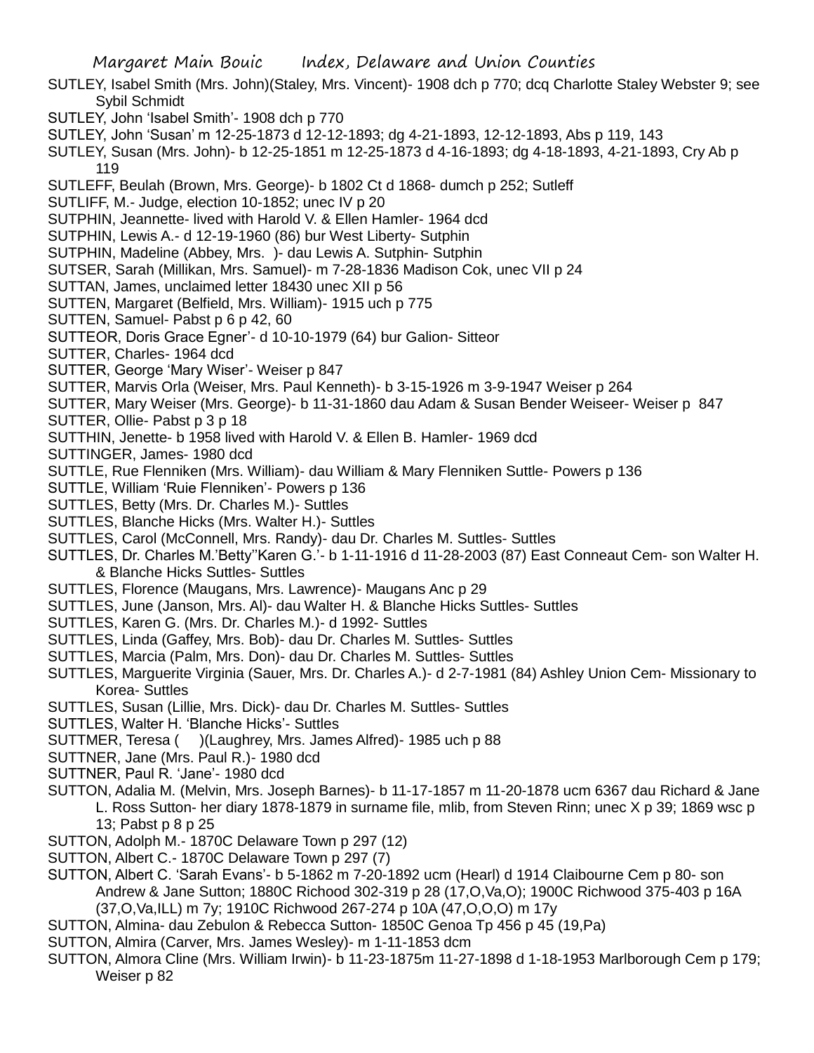SUTLEY, Isabel Smith (Mrs. John)(Staley, Mrs. Vincent)- 1908 dch p 770; dcq Charlotte Staley Webster 9; see Sybil Schmidt

SUTLEY, John 'Isabel Smith'- 1908 dch p 770

SUTLEY, John 'Susan' m 12-25-1873 d 12-12-1893; dg 4-21-1893, 12-12-1893, Abs p 119, 143

SUTLEY, Susan (Mrs. John)- b 12-25-1851 m 12-25-1873 d 4-16-1893; dg 4-18-1893, 4-21-1893, Cry Ab p 119

SUTLEFF, Beulah (Brown, Mrs. George)- b 1802 Ct d 1868- dumch p 252; Sutleff

SUTLIFF, M.- Judge, election 10-1852; unec IV p 20

SUTPHIN, Jeannette- lived with Harold V. & Ellen Hamler- 1964 dcd

SUTPHIN, Lewis A.- d 12-19-1960 (86) bur West Liberty- Sutphin

SUTPHIN, Madeline (Abbey, Mrs. )- dau Lewis A. Sutphin- Sutphin

SUTSER, Sarah (Millikan, Mrs. Samuel)- m 7-28-1836 Madison Cok, unec VII p 24

SUTTAN, James, unclaimed letter 18430 unec XII p 56

SUTTEN, Margaret (Belfield, Mrs. William)- 1915 uch p 775

SUTTEN, Samuel- Pabst p 6 p 42, 60

SUTTEOR, Doris Grace Egner'- d 10-10-1979 (64) bur Galion- Sitteor

SUTTER, Charles- 1964 dcd

SUTTER, George 'Mary Wiser'- Weiser p 847

SUTTER, Marvis Orla (Weiser, Mrs. Paul Kenneth)- b 3-15-1926 m 3-9-1947 Weiser p 264

SUTTER, Mary Weiser (Mrs. George)- b 11-31-1860 dau Adam & Susan Bender Weiseer- Weiser p 847

SUTTER, Ollie- Pabst p 3 p 18

SUTTHIN, Jenette- b 1958 lived with Harold V. & Ellen B. Hamler- 1969 dcd

SUTTINGER, James- 1980 dcd

SUTTLE, Rue Flenniken (Mrs. William)- dau William & Mary Flenniken Suttle- Powers p 136

SUTTLE, William 'Ruie Flenniken'- Powers p 136

SUTTLES, Betty (Mrs. Dr. Charles M.)- Suttles

SUTTLES, Blanche Hicks (Mrs. Walter H.)- Suttles

SUTTLES, Carol (McConnell, Mrs. Randy)- dau Dr. Charles M. Suttles- Suttles

SUTTLES, Dr. Charles M.'Betty''Karen G.'- b 1-11-1916 d 11-28-2003 (87) East Conneaut Cem- son Walter H. & Blanche Hicks Suttles- Suttles

SUTTLES, Florence (Maugans, Mrs. Lawrence)- Maugans Anc p 29

SUTTLES, June (Janson, Mrs. Al)- dau Walter H. & Blanche Hicks Suttles- Suttles

SUTTLES, Karen G. (Mrs. Dr. Charles M.)- d 1992- Suttles

SUTTLES, Linda (Gaffey, Mrs. Bob)- dau Dr. Charles M. Suttles- Suttles

SUTTLES, Marcia (Palm, Mrs. Don)- dau Dr. Charles M. Suttles- Suttles

SUTTLES, Marguerite Virginia (Sauer, Mrs. Dr. Charles A.)- d 2-7-1981 (84) Ashley Union Cem- Missionary to Korea- Suttles

SUTTLES, Susan (Lillie, Mrs. Dick)- dau Dr. Charles M. Suttles- Suttles

SUTTLES, Walter H. 'Blanche Hicks'- Suttles

SUTTMER, Teresa ( )(Laughrey, Mrs. James Alfred)- 1985 uch p 88

SUTTNER, Jane (Mrs. Paul R.)- 1980 dcd

SUTTNER, Paul R. 'Jane'- 1980 dcd

SUTTON, Adalia M. (Melvin, Mrs. Joseph Barnes)- b 11-17-1857 m 11-20-1878 ucm 6367 dau Richard & Jane L. Ross Sutton- her diary 1878-1879 in surname file, mlib, from Steven Rinn; unec X p 39; 1869 wsc p 13; Pabst p 8 p 25

SUTTON, Adolph M.- 1870C Delaware Town p 297 (12)

SUTTON, Albert C.- 1870C Delaware Town p 297 (7)

SUTTON, Albert C. 'Sarah Evans'- b 5-1862 m 7-20-1892 ucm (Hearl) d 1914 Claibourne Cem p 80- son Andrew & Jane Sutton; 1880C Richood 302-319 p 28 (17,O,Va,O); 1900C Richwood 375-403 p 16A (37,O,Va,ILL) m 7y; 1910C Richwood 267-274 p 10A (47,O,O,O) m 17y

SUTTON, Almina- dau Zebulon & Rebecca Sutton- 1850C Genoa Tp 456 p 45 (19,Pa)

SUTTON, Almira (Carver, Mrs. James Wesley)- m 1-11-1853 dcm

SUTTON, Almora Cline (Mrs. William Irwin)- b 11-23-1875m 11-27-1898 d 1-18-1953 Marlborough Cem p 179; Weiser p 82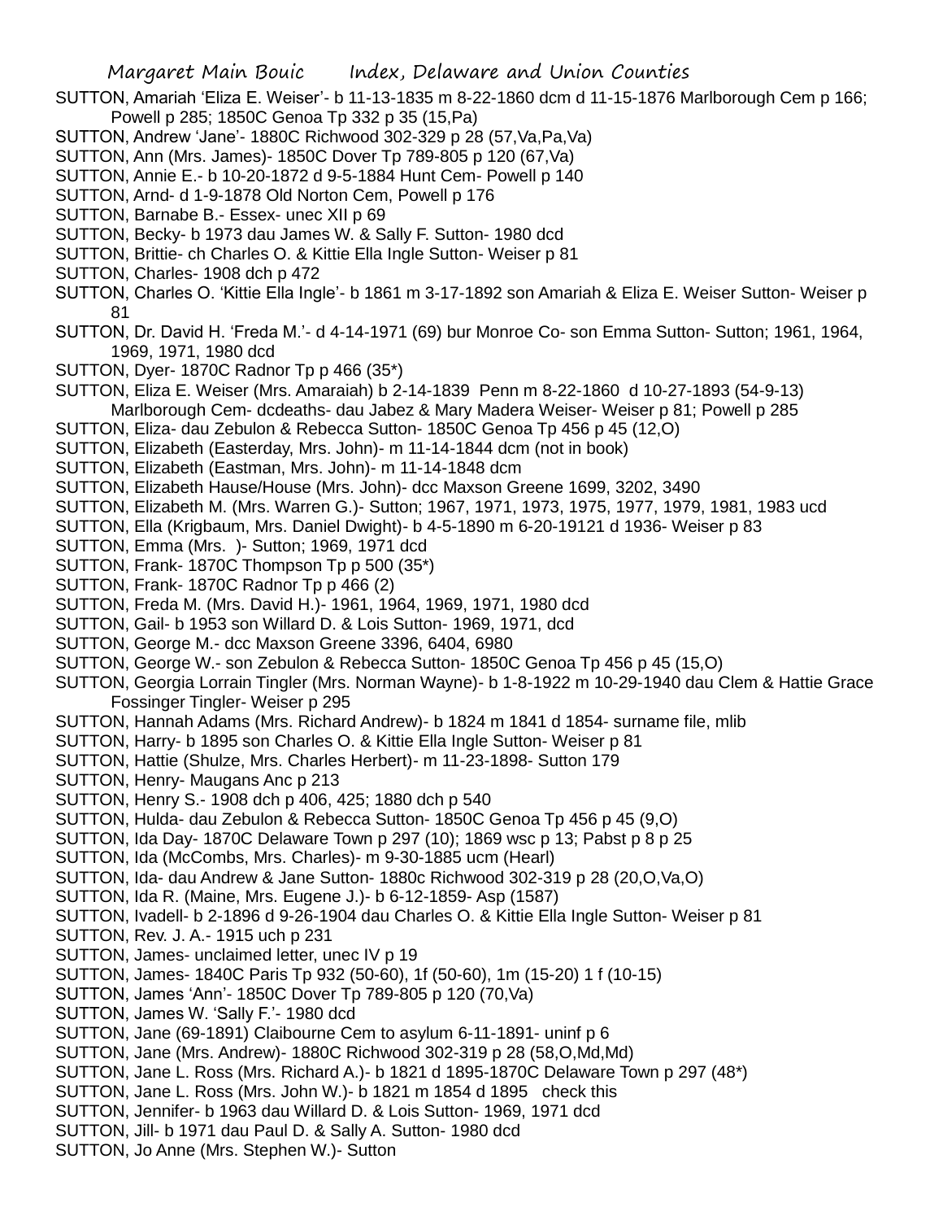SUTTON, Amariah 'Eliza E. Weiser'- b 11-13-1835 m 8-22-1860 dcm d 11-15-1876 Marlborough Cem p 166; Powell p 285; 1850C Genoa Tp 332 p 35 (15,Pa)

SUTTON, Andrew 'Jane'- 1880C Richwood 302-329 p 28 (57,Va,Pa,Va)

SUTTON, Ann (Mrs. James)- 1850C Dover Tp 789-805 p 120 (67,Va)

SUTTON, Annie E.- b 10-20-1872 d 9-5-1884 Hunt Cem- Powell p 140

SUTTON, Arnd- d 1-9-1878 Old Norton Cem, Powell p 176

SUTTON, Barnabe B.- Essex- unec XII p 69

SUTTON, Becky- b 1973 dau James W. & Sally F. Sutton- 1980 dcd

SUTTON, Brittie- ch Charles O. & Kittie Ella Ingle Sutton- Weiser p 81

SUTTON, Charles- 1908 dch p 472

SUTTON, Charles O. 'Kittie Ella Ingle'- b 1861 m 3-17-1892 son Amariah & Eliza E. Weiser Sutton- Weiser p 81

SUTTON, Dr. David H. 'Freda M.'- d 4-14-1971 (69) bur Monroe Co- son Emma Sutton- Sutton; 1961, 1964, 1969, 1971, 1980 dcd

SUTTON, Dyer- 1870C Radnor Tp p 466 (35*)

SUTTON, Eliza E. Weiser (Mrs. Amaraiah) b 2-14-1839 Penn m 8-22-1860 d 10-27-1893 (54-9-13) Marlborough Cem- dcdeaths- dau Jabez & Mary Madera Weiser- Weiser p 81; Powell p 285

SUTTON, Eliza- dau Zebulon & Rebecca Sutton- 1850C Genoa Tp 456 p 45 (12,O)

SUTTON, Elizabeth (Easterday, Mrs. John)- m 11-14-1844 dcm (not in book)

SUTTON, Elizabeth (Eastman, Mrs. John)- m 11-14-1848 dcm

SUTTON, Elizabeth Hause/House (Mrs. John)- dcc Maxson Greene 1699, 3202, 3490

SUTTON, Elizabeth M. (Mrs. Warren G.)- Sutton; 1967, 1971, 1973, 1975, 1977, 1979, 1981, 1983 ucd

SUTTON, Ella (Krigbaum, Mrs. Daniel Dwight)- b 4-5-1890 m 6-20-19121 d 1936- Weiser p 83

SUTTON, Emma (Mrs. )- Sutton; 1969, 1971 dcd

SUTTON, Frank- 1870C Thompson Tp p 500 (35*)

SUTTON, Frank- 1870C Radnor Tp p 466 (2)

SUTTON, Freda M. (Mrs. David H.)- 1961, 1964, 1969, 1971, 1980 dcd

SUTTON, Gail- b 1953 son Willard D. & Lois Sutton- 1969, 1971, dcd

SUTTON, George M.- dcc Maxson Greene 3396, 6404, 6980

SUTTON, George W.- son Zebulon & Rebecca Sutton- 1850C Genoa Tp 456 p 45 (15,O)

SUTTON, Georgia Lorrain Tingler (Mrs. Norman Wayne)- b 1-8-1922 m 10-29-1940 dau Clem & Hattie Grace Fossinger Tingler- Weiser p 295

SUTTON, Hannah Adams (Mrs. Richard Andrew)- b 1824 m 1841 d 1854- surname file, mlib

SUTTON, Harry- b 1895 son Charles O. & Kittie Ella Ingle Sutton- Weiser p 81

SUTTON, Hattie (Shulze, Mrs. Charles Herbert)- m 11-23-1898- Sutton 179

SUTTON, Henry- Maugans Anc p 213

SUTTON, Henry S.- 1908 dch p 406, 425; 1880 dch p 540

SUTTON, Hulda- dau Zebulon & Rebecca Sutton- 1850C Genoa Tp 456 p 45 (9,O)

SUTTON, Ida Day- 1870C Delaware Town p 297 (10); 1869 wsc p 13; Pabst p 8 p 25

SUTTON, Ida (McCombs, Mrs. Charles)- m 9-30-1885 ucm (Hearl)

SUTTON, Ida- dau Andrew & Jane Sutton- 1880c Richwood 302-319 p 28 (20,O,Va,O)

SUTTON, Ida R. (Maine, Mrs. Eugene J.)- b 6-12-1859- Asp (1587)

SUTTON, Ivadell- b 2-1896 d 9-26-1904 dau Charles O. & Kittie Ella Ingle Sutton- Weiser p 81

SUTTON, Rev. J. A.- 1915 uch p 231

SUTTON, James- unclaimed letter, unec IV p 19

SUTTON, James- 1840C Paris Tp 932 (50-60), 1f (50-60), 1m (15-20) 1 f (10-15)

SUTTON, James 'Ann'- 1850C Dover Tp 789-805 p 120 (70,Va)

SUTTON, James W. 'Sally F.'- 1980 dcd

SUTTON, Jane (69-1891) Claibourne Cem to asylum 6-11-1891- uninf p 6

SUTTON, Jane (Mrs. Andrew)- 1880C Richwood 302-319 p 28 (58,O,Md,Md)

SUTTON, Jane L. Ross (Mrs. Richard A.)- b 1821 d 1895-1870C Delaware Town p 297 (48*)

SUTTON, Jane L. Ross (Mrs. John W.)- b 1821 m 1854 d 1895 check this

SUTTON, Jennifer- b 1963 dau Willard D. & Lois Sutton- 1969, 1971 dcd

SUTTON, Jill- b 1971 dau Paul D. & Sally A. Sutton- 1980 dcd

SUTTON, Jo Anne (Mrs. Stephen W.)- Sutton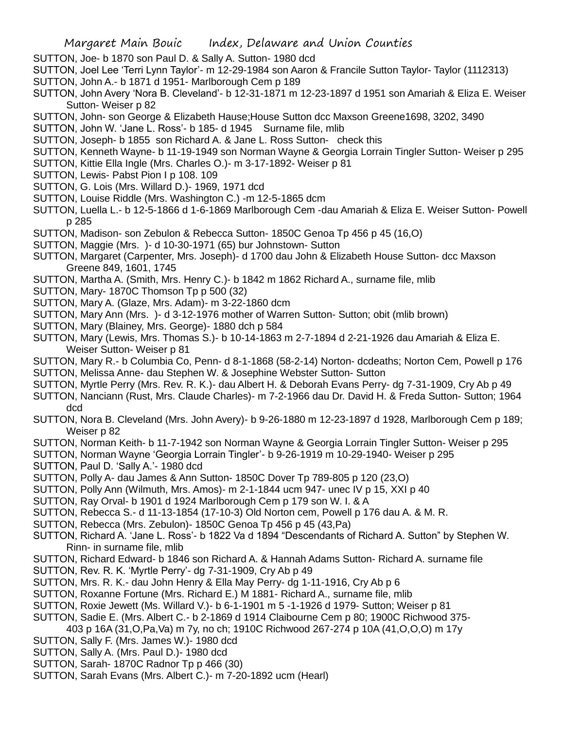SUTTON, Joe- b 1870 son Paul D. & Sally A. Sutton- 1980 dcd

SUTTON, Joel Lee 'Terri Lynn Taylor'- m 12-29-1984 son Aaron & Francile Sutton Taylor- Taylor (1112313)

SUTTON, John A.- b 1871 d 1951- Marlborough Cem p 189

SUTTON, John Avery 'Nora B. Cleveland'- b 12-31-1871 m 12-23-1897 d 1951 son Amariah & Eliza E. Weiser Sutton- Weiser p 82

SUTTON, John- son George & Elizabeth Hause;House Sutton dcc Maxson Greene1698, 3202, 3490

SUTTON, John W. 'Jane L. Ross'- b 185- d 1945 Surname file, mlib

SUTTON, Joseph- b 1855 son Richard A. & Jane L. Ross Sutton- check this

SUTTON, Kenneth Wayne- b 11-19-1949 son Norman Wayne & Georgia Lorrain Tingler Sutton- Weiser p 295

SUTTON, Kittie Ella Ingle (Mrs. Charles O.)- m 3-17-1892- Weiser p 81

SUTTON, Lewis- Pabst Pion I p 108. 109

SUTTON, G. Lois (Mrs. Willard D.)- 1969, 1971 dcd

SUTTON, Louise Riddle (Mrs. Washington C.) -m 12-5-1865 dcm

SUTTON, Luella L.- b 12-5-1866 d 1-6-1869 Marlborough Cem -dau Amariah & Eliza E. Weiser Sutton- Powell p 285

SUTTON, Madison- son Zebulon & Rebecca Sutton- 1850C Genoa Tp 456 p 45 (16,O)

SUTTON, Maggie (Mrs. )- d 10-30-1971 (65) bur Johnstown- Sutton

SUTTON, Margaret (Carpenter, Mrs. Joseph)- d 1700 dau John & Elizabeth House Sutton- dcc Maxson Greene 849, 1601, 1745

SUTTON, Martha A. (Smith, Mrs. Henry C.)- b 1842 m 1862 Richard A., surname file, mlib

SUTTON, Mary- 1870C Thomson Tp p 500 (32)

SUTTON, Mary A. (Glaze, Mrs. Adam)- m 3-22-1860 dcm

SUTTON, Mary Ann (Mrs. )- d 3-12-1976 mother of Warren Sutton- Sutton; obit (mlib brown)

SUTTON, Mary (Blainey, Mrs. George)- 1880 dch p 584

SUTTON, Mary (Lewis, Mrs. Thomas S.)- b 10-14-1863 m 2-7-1894 d 2-21-1926 dau Amariah & Eliza E. Weiser Sutton- Weiser p 81

SUTTON, Mary R.- b Columbia Co, Penn- d 8-1-1868 (58-2-14) Norton- dcdeaths; Norton Cem, Powell p 176

SUTTON, Melissa Anne- dau Stephen W. & Josephine Webster Sutton- Sutton

SUTTON, Myrtle Perry (Mrs. Rev. R. K.)- dau Albert H. & Deborah Evans Perry- dg 7-31-1909, Cry Ab p 49

SUTTON, Nanciann (Rust, Mrs. Claude Charles)- m 7-2-1966 dau Dr. David H. & Freda Sutton- Sutton; 1964 dcd

SUTTON, Nora B. Cleveland (Mrs. John Avery)- b 9-26-1880 m 12-23-1897 d 1928, Marlborough Cem p 189; Weiser p 82

SUTTON, Norman Keith- b 11-7-1942 son Norman Wayne & Georgia Lorrain Tingler Sutton- Weiser p 295

SUTTON, Norman Wayne 'Georgia Lorrain Tingler'- b 9-26-1919 m 10-29-1940- Weiser p 295

SUTTON, Paul D. 'Sally A.'- 1980 dcd

SUTTON, Polly A- dau James & Ann Sutton- 1850C Dover Tp 789-805 p 120 (23,O)

SUTTON, Polly Ann (Wilmuth, Mrs. Amos)- m 2-1-1844 ucm 947- unec IV p 15, XXI p 40

SUTTON, Ray Orval- b 1901 d 1924 Marlborough Cem p 179 son W. I. & A

SUTTON, Rebecca S.- d 11-13-1854 (17-10-3) Old Norton cem, Powell p 176 dau A. & M. R.

SUTTON, Rebecca (Mrs. Zebulon)- 1850C Genoa Tp 456 p 45 (43,Pa)

SUTTON, Richard A. 'Jane L. Ross'- b 1822 Va d 1894 "Descendants of Richard A. Sutton" by Stephen W. Rinn- in surname file, mlib

SUTTON, Richard Edward- b 1846 son Richard A. & Hannah Adams Sutton- Richard A. surname file

SUTTON, Rev. R. K. 'Myrtle Perry'- dg 7-31-1909, Cry Ab p 49

SUTTON, Mrs. R. K.- dau John Henry & Ella May Perry- dg 1-11-1916, Cry Ab p 6

SUTTON, Roxanne Fortune (Mrs. Richard E.) M 1881- Richard A., surname file, mlib

SUTTON, Roxie Jewett (Ms. Willard V.)- b 6-1-1901 m 5 -1-1926 d 1979- Sutton; Weiser p 81

SUTTON, Sadie E. (Mrs. Albert C.- b 2-1869 d 1914 Claibourne Cem p 80; 1900C Richwood 375-403 p 16A (31,O,Pa,Va) m 7y, no ch; 1910C Richwood 267-274 p 10A (41,O,O,O) m 17y

SUTTON, Sally F. (Mrs. James W.)- 1980 dcd

SUTTON, Sally A. (Mrs. Paul D.)- 1980 dcd

SUTTON, Sarah- 1870C Radnor Tp p 466 (30)

SUTTON, Sarah Evans (Mrs. Albert C.)- m 7-20-1892 ucm (Hearl)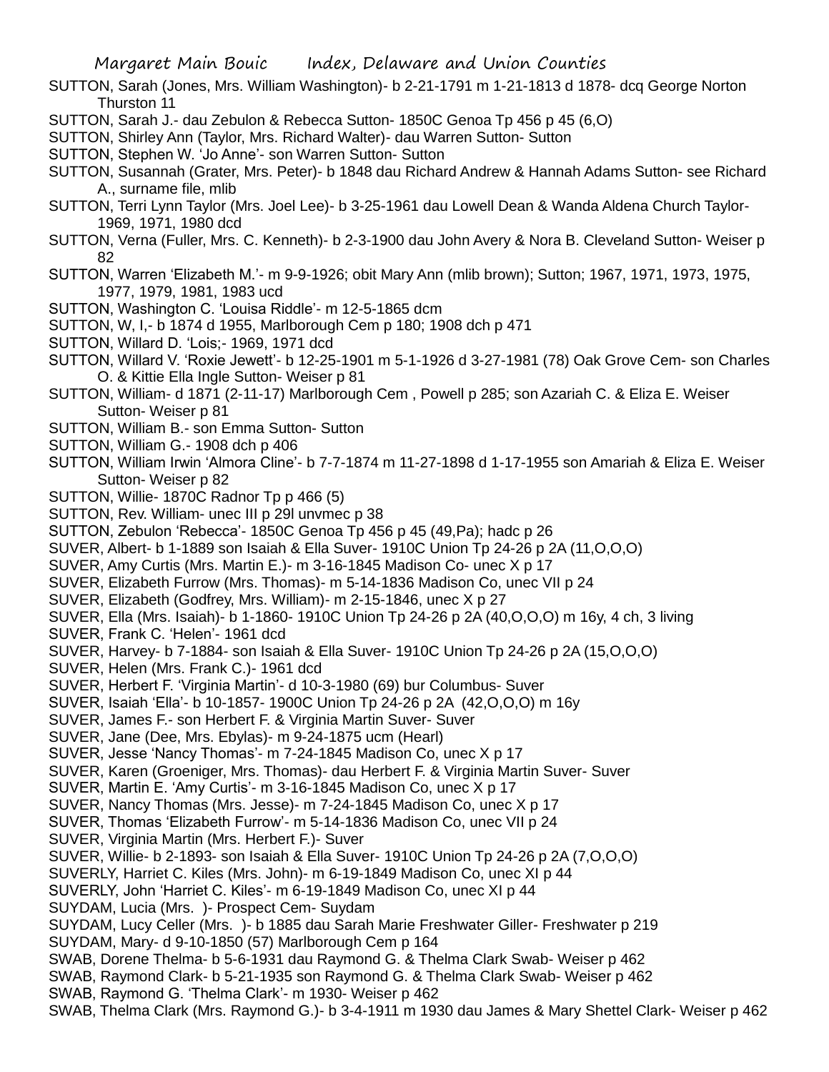SUTTON, Sarah (Jones, Mrs. William Washington)- b 2-21-1791 m 1-21-1813 d 1878- dcq George Norton Thurston 11

SUTTON, Sarah J.- dau Zebulon & Rebecca Sutton- 1850C Genoa Tp 456 p 45 (6,O)

SUTTON, Shirley Ann (Taylor, Mrs. Richard Walter)- dau Warren Sutton- Sutton

SUTTON, Stephen W. 'Jo Anne'- son Warren Sutton- Sutton

SUTTON, Susannah (Grater, Mrs. Peter)- b 1848 dau Richard Andrew & Hannah Adams Sutton- see Richard A., surname file, mlib

SUTTON, Terri Lynn Taylor (Mrs. Joel Lee)- b 3-25-1961 dau Lowell Dean & Wanda Aldena Church Taylor- 1969, 1971, 1980 dcd

SUTTON, Verna (Fuller, Mrs. C. Kenneth)- b 2-3-1900 dau John Avery & Nora B. Cleveland Sutton- Weiser p 82

SUTTON, Warren 'Elizabeth M.'- m 9-9-1926; obit Mary Ann (mlib brown); Sutton; 1967, 1971, 1973, 1975, 1977, 1979, 1981, 1983 ucd

SUTTON, Washington C. 'Louisa Riddle'- m 12-5-1865 dcm

SUTTON, W, I,- b 1874 d 1955, Marlborough Cem p 180; 1908 dch p 471

SUTTON, Willard D. 'Lois;- 1969, 1971 dcd

SUTTON, Willard V. 'Roxie Jewett'- b 12-25-1901 m 5-1-1926 d 3-27-1981 (78) Oak Grove Cem- son Charles O. & Kittie Ella Ingle Sutton- Weiser p 81

SUTTON, William- d 1871 (2-11-17) Marlborough Cem , Powell p 285; son Azariah C. & Eliza E. Weiser Sutton- Weiser p 81

SUTTON, William B.- son Emma Sutton- Sutton

SUTTON, William G.- 1908 dch p 406

SUTTON, William Irwin 'Almora Cline'- b 7-7-1874 m 11-27-1898 d 1-17-1955 son Amariah & Eliza E. Weiser Sutton- Weiser p 82

SUTTON, Willie- 1870C Radnor Tp p 466 (5)

SUTTON, Rev. William- unec III p 29l unvmec p 38

SUTTON, Zebulon 'Rebecca'- 1850C Genoa Tp 456 p 45 (49,Pa); hadc p 26

SUVER, Albert- b 1-1889 son Isaiah & Ella Suver- 1910C Union Tp 24-26 p 2A (11,O,O,O)

SUVER, Amy Curtis (Mrs. Martin E.)- m 3-16-1845 Madison Co- unec X p 17

SUVER, Elizabeth Furrow (Mrs. Thomas)- m 5-14-1836 Madison Co, unec VII p 24

SUVER, Elizabeth (Godfrey, Mrs. William)- m 2-15-1846, unec X p 27

SUVER, Ella (Mrs. Isaiah)- b 1-1860- 1910C Union Tp 24-26 p 2A (40,O,O,O) m 16y, 4 ch, 3 living

SUVER, Frank C. 'Helen'- 1961 dcd

SUVER, Harvey- b 7-1884- son Isaiah & Ella Suver- 1910C Union Tp 24-26 p 2A (15,O,O,O)

SUVER, Helen (Mrs. Frank C.)- 1961 dcd

SUVER, Herbert F. 'Virginia Martin'- d 10-3-1980 (69) bur Columbus- Suver

SUVER, Isaiah 'Ella'- b 10-1857- 1900C Union Tp 24-26 p 2A (42,O,O,O) m 16y

SUVER, James F.- son Herbert F. & Virginia Martin Suver- Suver

SUVER, Jane (Dee, Mrs. Ebylas)- m 9-24-1875 ucm (Hearl)

SUVER, Jesse 'Nancy Thomas'- m 7-24-1845 Madison Co, unec X p 17

SUVER, Karen (Groeniger, Mrs. Thomas)- dau Herbert F. & Virginia Martin Suver- Suver

SUVER, Martin E. 'Amy Curtis'- m 3-16-1845 Madison Co, unec X p 17

SUVER, Nancy Thomas (Mrs. Jesse)- m 7-24-1845 Madison Co, unec X p 17

SUVER, Thomas 'Elizabeth Furrow'- m 5-14-1836 Madison Co, unec VII p 24

SUVER, Virginia Martin (Mrs. Herbert F.)- Suver

SUVER, Willie- b 2-1893- son Isaiah & Ella Suver- 1910C Union Tp 24-26 p 2A (7,O,O,O)

SUVERLY, Harriet C. Kiles (Mrs. John)- m 6-19-1849 Madison Co, unec XI p 44

SUVERLY, John 'Harriet C. Kiles'- m 6-19-1849 Madison Co, unec XI p 44

SUYDAM, Lucia (Mrs. )- Prospect Cem- Suydam

SUYDAM, Lucy Celler (Mrs. )- b 1885 dau Sarah Marie Freshwater Giller- Freshwater p 219

SUYDAM, Mary- d 9-10-1850 (57) Marlborough Cem p 164

SWAB, Dorene Thelma- b 5-6-1931 dau Raymond G. & Thelma Clark Swab- Weiser p 462

SWAB, Raymond Clark- b 5-21-1935 son Raymond G. & Thelma Clark Swab- Weiser p 462

SWAB, Raymond G. 'Thelma Clark'- m 1930- Weiser p 462

SWAB, Thelma Clark (Mrs. Raymond G.)- b 3-4-1911 m 1930 dau James & Mary Shettel Clark- Weiser p 462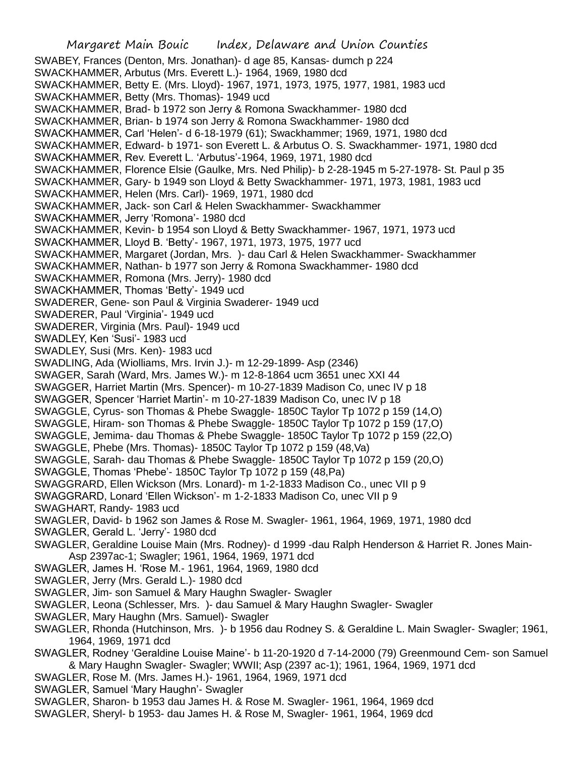SWABEY, Frances (Denton, Mrs. Jonathan)- d age 85, Kansas- dumch p 224
SWACKHAMMER, Arbutus (Mrs. Everett L.)- 1964, 1969, 1980 dcd
SWACKHAMMER, Betty E. (Mrs. Lloyd)- 1967, 1971, 1973, 1975, 1977, 1981, 1983 ucd
SWACKHAMMER, Betty (Mrs. Thomas)- 1949 ucd
SWACKHAMMER, Brad- b 1972 son Jerry & Romona Swackhammer- 1980 dcd
SWACKHAMMER, Brian- b 1974 son Jerry & Romona Swackhammer- 1980 dcd
SWACKHAMMER, Carl 'Helen'- d 6-18-1979 (61); Swackhammer; 1969, 1971, 1980 dcd
SWACKHAMMER, Edward- b 1971- son Everett L. & Arbutus O. S. Swackhammer- 1971, 1980 dcd
SWACKHAMMER, Rev. Everett L. 'Arbutus'-1964, 1969, 1971, 1980 dcd
SWACKHAMMER, Florence Elsie (Gaulke, Mrs. Ned Philip)- b 2-28-1945 m 5-27-1978- St. Paul p 35
SWACKHAMMER, Gary- b 1949 son Lloyd & Betty Swackhammer- 1971, 1973, 1981, 1983 ucd
SWACKHAMMER, Helen (Mrs. Carl)- 1969, 1971, 1980 dcd
SWACKHAMMER, Jack- son Carl & Helen Swackhammer- Swackhammer
SWACKHAMMER, Jerry 'Romona'- 1980 dcd
SWACKHAMMER, Kevin- b 1954 son Lloyd & Betty Swackhammer- 1967, 1971, 1973 ucd
SWACKHAMMER, Lloyd B. 'Betty'- 1967, 1971, 1973, 1975, 1977 ucd
SWACKHAMMER, Margaret (Jordan, Mrs. )- dau Carl & Helen Swackhammer- Swackhammer
SWACKHAMMER, Nathan- b 1977 son Jerry & Romona Swackhammer- 1980 dcd
SWACKHAMMER, Romona (Mrs. Jerry)- 1980 dcd
SWACKHAMMER, Thomas 'Betty'- 1949 ucd
SWADERER, Gene- son Paul & Virginia Swaderer- 1949 ucd
SWADERER, Paul 'Virginia'- 1949 ucd
SWADERER, Virginia (Mrs. Paul)- 1949 ucd
SWADLEY, Ken 'Susi'- 1983 ucd
SWADLEY, Susi (Mrs. Ken)- 1983 ucd
SWADLING, Ada (Wiolliams, Mrs. Irvin J.)- m 12-29-1899- Asp (2346)
SWAGER, Sarah (Ward, Mrs. James W.)- m 12-8-1864 ucm 3651 unec XXI 44
SWAGGER, Harriet Martin (Mrs. Spencer)- m 10-27-1839 Madison Co, unec IV p 18
SWAGGER, Spencer 'Harriet Martin'- m 10-27-1839 Madison Co, unec IV p 18
SWAGGLE, Cyrus- son Thomas & Phebe Swaggle- 1850C Taylor Tp 1072 p 159 (14,O)
SWAGGLE, Hiram- son Thomas & Phebe Swaggle- 1850C Taylor Tp 1072 p 159 (17,O)
SWAGGLE, Jemima- dau Thomas & Phebe Swaggle- 1850C Taylor Tp 1072 p 159 (22,O)
SWAGGLE, Phebe (Mrs. Thomas)- 1850C Taylor Tp 1072 p 159 (48,Va)
SWAGGLE, Sarah- dau Thomas & Phebe Swaggle- 1850C Taylor Tp 1072 p 159 (20,O)
SWAGGLE, Thomas 'Phebe'- 1850C Taylor Tp 1072 p 159 (48,Pa)
SWAGGRARD, Ellen Wickson (Mrs. Lonard)- m 1-2-1833 Madison Co., unec VII p 9
SWAGGRARD, Lonard 'Ellen Wickson'- m 1-2-1833 Madison Co, unec VII p 9
SWAGHART, Randy- 1983 ucd
SWAGLER, David- b 1962 son James & Rose M. Swagler- 1961, 1964, 1969, 1971, 1980 dcd
SWAGLER, Gerald L. 'Jerry'- 1980 dcd
SWAGLER, Geraldine Louise Main (Mrs. Rodney)- d 1999 -dau Ralph Henderson & Harriet R. Jones Main- Asp 2397ac-1; Swagler; 1961, 1964, 1969, 1971 dcd
SWAGLER, James H. 'Rose M.- 1961, 1964, 1969, 1980 dcd
SWAGLER, Jerry (Mrs. Gerald L.)- 1980 dcd
SWAGLER, Jim- son Samuel & Mary Haughn Swagler- Swagler
SWAGLER, Leona (Schlesser, Mrs. )- dau Samuel & Mary Haughn Swagler- Swagler
SWAGLER, Mary Haughn (Mrs. Samuel)- Swagler
SWAGLER, Rhonda (Hutchinson, Mrs. )- b 1956 dau Rodney S. & Geraldine L. Main Swagler- Swagler; 1961, 1964, 1969, 1971 dcd
SWAGLER, Rodney 'Geraldine Louise Maine'- b 11-20-1920 d 7-14-2000 (79) Greenmound Cem- son Samuel & Mary Haughn Swagler- Swagler; WWII; Asp (2397 ac-1); 1961, 1964, 1969, 1971 dcd
SWAGLER, Rose M. (Mrs. James H.)- 1961, 1964, 1969, 1971 dcd
SWAGLER, Samuel 'Mary Haughn'- Swagler
SWAGLER, Sharon- b 1953 dau James H. & Rose M. Swagler- 1961, 1964, 1969 dcd
SWAGLER, Sheryl- b 1953- dau James H. & Rose M, Swagler- 1961, 1964, 1969 dcd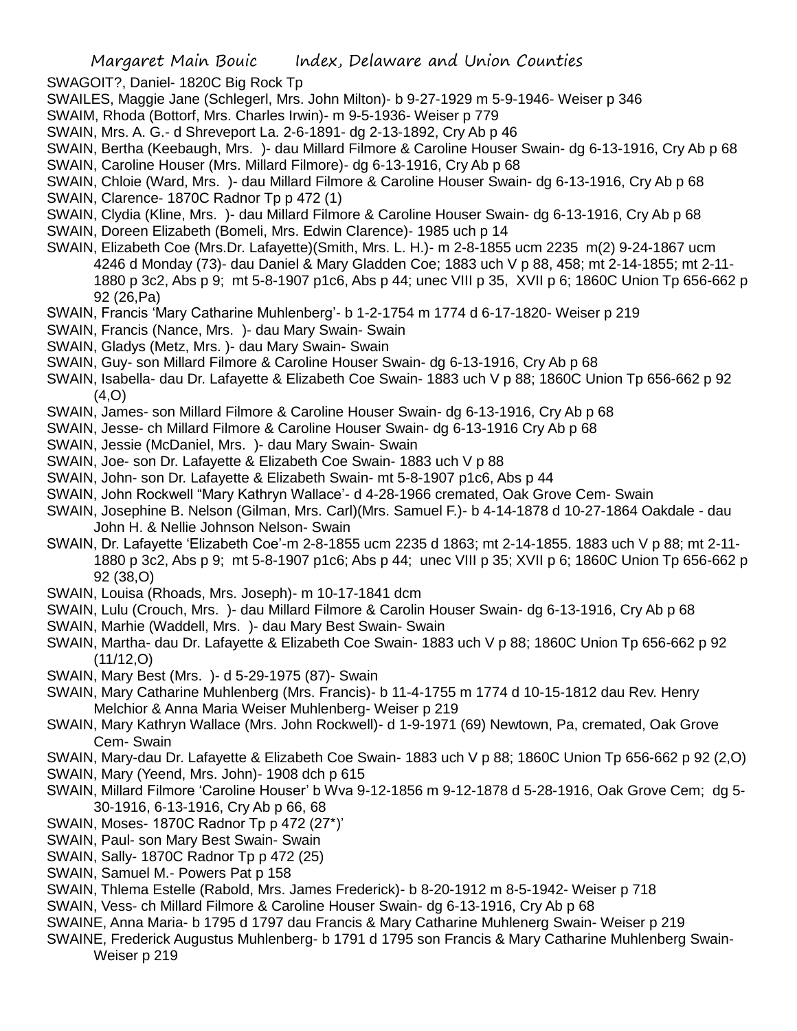SWAGOIT?, Daniel- 1820C Big Rock Tp

SWAILES, Maggie Jane (Schlegerl, Mrs. John Milton)- b 9-27-1929 m 5-9-1946- Weiser p 346

SWAIM, Rhoda (Bottorf, Mrs. Charles Irwin)- m 9-5-1936- Weiser p 779

SWAIN, Mrs. A. G.- d Shreveport La. 2-6-1891- dg 2-13-1892, Cry Ab p 46

SWAIN, Bertha (Keebaugh, Mrs. )- dau Millard Filmore & Caroline Houser Swain- dg 6-13-1916, Cry Ab p 68

SWAIN, Caroline Houser (Mrs. Millard Filmore)- dg 6-13-1916, Cry Ab p 68

SWAIN, Chloie (Ward, Mrs. )- dau Millard Filmore & Caroline Houser Swain- dg 6-13-1916, Cry Ab p 68

SWAIN, Clarence- 1870C Radnor Tp p 472 (1)

SWAIN, Clydia (Kline, Mrs. )- dau Millard Filmore & Caroline Houser Swain- dg 6-13-1916, Cry Ab p 68

SWAIN, Doreen Elizabeth (Bomeli, Mrs. Edwin Clarence)- 1985 uch p 14

SWAIN, Elizabeth Coe (Mrs.Dr. Lafayette)(Smith, Mrs. L. H.)- m 2-8-1855 ucm 2235 m(2) 9-24-1867 ucm 4246 d Monday (73)- dau Daniel & Mary Gladden Coe; 1883 uch V p 88, 458; mt 2-14-1855; mt 2-11-1880 p 3c2, Abs p 9; mt 5-8-1907 p1c6, Abs p 44; unec VIII p 35, XVII p 6; 1860C Union Tp 656-662 p 92 (26,Pa)

SWAIN, Francis 'Mary Catharine Muhlenberg'- b 1-2-1754 m 1774 d 6-17-1820- Weiser p 219

SWAIN, Francis (Nance, Mrs. )- dau Mary Swain- Swain

SWAIN, Gladys (Metz, Mrs. )- dau Mary Swain- Swain

SWAIN, Guy- son Millard Filmore & Caroline Houser Swain- dg 6-13-1916, Cry Ab p 68

SWAIN, Isabella- dau Dr. Lafayette & Elizabeth Coe Swain- 1883 uch V p 88; 1860C Union Tp 656-662 p 92 (4,O)

SWAIN, James- son Millard Filmore & Caroline Houser Swain- dg 6-13-1916, Cry Ab p 68

SWAIN, Jesse- ch Millard Filmore & Caroline Houser Swain- dg 6-13-1916 Cry Ab p 68

SWAIN, Jessie (McDaniel, Mrs. )- dau Mary Swain- Swain

SWAIN, Joe- son Dr. Lafayette & Elizabeth Coe Swain- 1883 uch V p 88

SWAIN, John- son Dr. Lafayette & Elizabeth Swain- mt 5-8-1907 p1c6, Abs p 44

SWAIN, John Rockwell "Mary Kathryn Wallace'- d 4-28-1966 cremated, Oak Grove Cem- Swain

SWAIN, Josephine B. Nelson (Gilman, Mrs. Carl)(Mrs. Samuel F.)- b 4-14-1878 d 10-27-1864 Oakdale - dau John H. & Nellie Johnson Nelson- Swain

SWAIN, Dr. Lafayette 'Elizabeth Coe'-m 2-8-1855 ucm 2235 d 1863; mt 2-14-1855. 1883 uch V p 88; mt 2-11-1880 p 3c2, Abs p 9; mt 5-8-1907 p1c6; Abs p 44; unec VIII p 35; XVII p 6; 1860C Union Tp 656-662 p 92 (38,O)

SWAIN, Louisa (Rhoads, Mrs. Joseph)- m 10-17-1841 dcm

SWAIN, Lulu (Crouch, Mrs. )- dau Millard Filmore & Carolin Houser Swain- dg 6-13-1916, Cry Ab p 68

SWAIN, Marhie (Waddell, Mrs. )- dau Mary Best Swain- Swain

SWAIN, Martha- dau Dr. Lafayette & Elizabeth Coe Swain- 1883 uch V p 88; 1860C Union Tp 656-662 p 92 (11/12,O)

SWAIN, Mary Best (Mrs. )- d 5-29-1975 (87)- Swain

SWAIN, Mary Catharine Muhlenberg (Mrs. Francis)- b 11-4-1755 m 1774 d 10-15-1812 dau Rev. Henry Melchior & Anna Maria Weiser Muhlenberg- Weiser p 219

SWAIN, Mary Kathryn Wallace (Mrs. John Rockwell)- d 1-9-1971 (69) Newtown, Pa, cremated, Oak Grove Cem- Swain

SWAIN, Mary-dau Dr. Lafayette & Elizabeth Coe Swain- 1883 uch V p 88; 1860C Union Tp 656-662 p 92 (2,O)

SWAIN, Mary (Yeend, Mrs. John)- 1908 dch p 615

SWAIN, Millard Filmore 'Caroline Houser' b Wva 9-12-1856 m 9-12-1878 d 5-28-1916, Oak Grove Cem; dg 5-30-1916, 6-13-1916, Cry Ab p 66, 68

SWAIN, Moses- 1870C Radnor Tp p 472 (27*)'

SWAIN, Paul- son Mary Best Swain- Swain

SWAIN, Sally- 1870C Radnor Tp p 472 (25)

SWAIN, Samuel M.- Powers Pat p 158

SWAIN, Thlema Estelle (Rabold, Mrs. James Frederick)- b 8-20-1912 m 8-5-1942- Weiser p 718

SWAIN, Vess- ch Millard Filmore & Caroline Houser Swain- dg 6-13-1916, Cry Ab p 68

SWAINE, Anna Maria- b 1795 d 1797 dau Francis & Mary Catharine Muhlenerg Swain- Weiser p 219

SWAINE, Frederick Augustus Muhlenberg- b 1791 d 1795 son Francis & Mary Catharine Muhlenberg Swain- Weiser p 219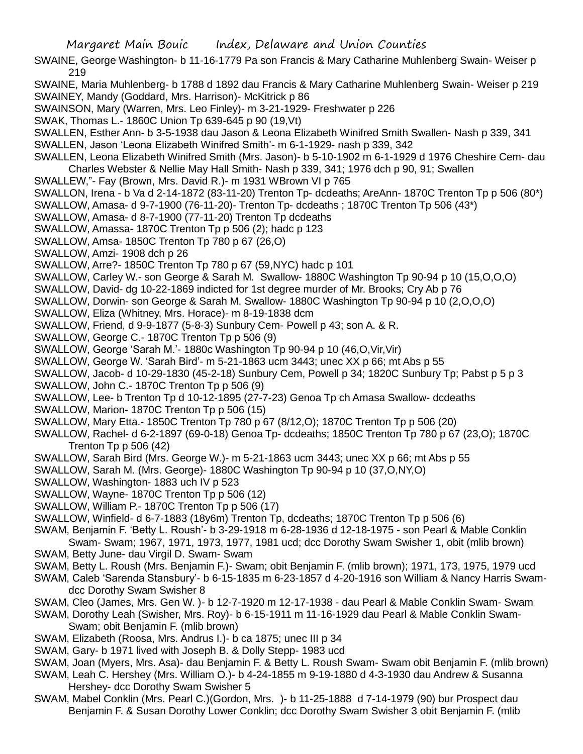SWAINE, George Washington- b 11-16-1779 Pa son Francis & Mary Catharine Muhlenberg Swain- Weiser p 219

SWAINE, Maria Muhlenberg- b 1788 d 1892 dau Francis & Mary Catharine Muhlenberg Swain- Weiser p 219

SWAINEY, Mandy (Goddard, Mrs. Harrison)- McKitrick p 86

SWAINSON, Mary (Warren, Mrs. Leo Finley)- m 3-21-1929- Freshwater p 226

SWAK, Thomas L.- 1860C Union Tp 639-645 p 90 (19,Vt)

SWALLEN, Esther Ann- b 3-5-1938 dau Jason & Leona Elizabeth Winifred Smith Swallen- Nash p 339, 341

SWALLEN, Jason 'Leona Elizabeth Winifred Smith'- m 6-1-1929- nash p 339, 342

SWALLEN, Leona Elizabeth Winifred Smith (Mrs. Jason)- b 5-10-1902 m 6-1-1929 d 1976 Cheshire Cem- dau Charles Webster & Nellie May Hall Smith- Nash p 339, 341; 1976 dch p 90, 91; Swallen

SWALLEW,"- Fay (Brown, Mrs. David R.)- m 1931 WBrown VI p 765

SWALLON, Irena - b Va d 2-14-1872 (83-11-20) Trenton Tp- dcdeaths; AreAnn- 1870C Trenton Tp p 506 (80*)

SWALLOW, Amasa- d 9-7-1900 (76-11-20)- Trenton Tp- dcdeaths ; 1870C Trenton Tp 506 (43*)

SWALLOW, Amasa- d 8-7-1900 (77-11-20) Trenton Tp dcdeaths

SWALLOW, Amassa- 1870C Trenton Tp p 506 (2); hadc p 123

SWALLOW, Amsa- 1850C Trenton Tp 780 p 67 (26,O)

SWALLOW, Amzi- 1908 dch p 26

SWALLOW, Arre?- 1850C Trenton Tp 780 p 67 (59,NYC) hadc p 101

SWALLOW, Carley W.- son George & Sarah M. Swallow- 1880C Washington Tp 90-94 p 10 (15,O,O,O)

SWALLOW, David- dg 10-22-1869 indicted for 1st degree murder of Mr. Brooks; Cry Ab p 76

SWALLOW, Dorwin- son George & Sarah M. Swallow- 1880C Washington Tp 90-94 p 10 (2,O,O,O)

SWALLOW, Eliza (Whitney, Mrs. Horace)- m 8-19-1838 dcm

SWALLOW, Friend, d 9-9-1877 (5-8-3) Sunbury Cem- Powell p 43; son A. & R.

SWALLOW, George C.- 1870C Trenton Tp p 506 (9)

SWALLOW, George 'Sarah M.'- 1880c Washington Tp 90-94 p 10 (46,O,Vir,Vir)

SWALLOW, George W. 'Sarah Bird'- m 5-21-1863 ucm 3443; unec XX p 66; mt Abs p 55

SWALLOW, Jacob- d 10-29-1830 (45-2-18) Sunbury Cem, Powell p 34; 1820C Sunbury Tp; Pabst p 5 p 3

SWALLOW, John C.- 1870C Trenton Tp p 506 (9)

SWALLOW, Lee- b Trenton Tp d 10-12-1895 (27-7-23) Genoa Tp ch Amasa Swallow- dcdeaths

SWALLOW, Marion- 1870C Trenton Tp p 506 (15)

SWALLOW, Mary Etta.- 1850C Trenton Tp 780 p 67 (8/12,O); 1870C Trenton Tp p 506 (20)

SWALLOW, Rachel- d 6-2-1897 (69-0-18) Genoa Tp- dcdeaths; 1850C Trenton Tp 780 p 67 (23,O); 1870C Trenton Tp p 506 (42)

SWALLOW, Sarah Bird (Mrs. George W.)- m 5-21-1863 ucm 3443; unec XX p 66; mt Abs p 55

SWALLOW, Sarah M. (Mrs. George)- 1880C Washington Tp 90-94 p 10 (37,O,NY,O)

SWALLOW, Washington- 1883 uch IV p 523

SWALLOW, Wayne- 1870C Trenton Tp p 506 (12)

SWALLOW, William P.- 1870C Trenton Tp p 506 (17)

SWALLOW, Winfield- d 6-7-1883 (18y6m) Trenton Tp, dcdeaths; 1870C Trenton Tp p 506 (6)

SWAM, Benjamin F. 'Betty L. Roush'- b 3-29-1918 m 6-28-1936 d 12-18-1975 - son Pearl & Mable Conklin Swam- Swam; 1967, 1971, 1973, 1977, 1981 ucd; dcc Dorothy Swam Swisher 1, obit (mlib brown)

SWAM, Betty June- dau Virgil D. Swam- Swam

SWAM, Betty L. Roush (Mrs. Benjamin F.)- Swam; obit Benjamin F. (mlib brown); 1971, 173, 1975, 1979 ucd

SWAM, Caleb 'Sarenda Stansbury'- b 6-15-1835 m 6-23-1857 d 4-20-1916 son William & Nancy Harris Swam- dcc Dorothy Swam Swisher 8

SWAM, Cleo (James, Mrs. Gen W. )- b 12-7-1920 m 12-17-1938 - dau Pearl & Mable Conklin Swam- Swam

SWAM, Dorothy Leah (Swisher, Mrs. Roy)- b 6-15-1911 m 11-16-1929 dau Pearl & Mable Conklin Swam- Swam; obit Benjamin F. (mlib brown)

SWAM, Elizabeth (Roosa, Mrs. Andrus I.)- b ca 1875; unec III p 34

SWAM, Gary- b 1971 lived with Joseph B. & Dolly Stepp- 1983 ucd

SWAM, Joan (Myers, Mrs. Asa)- dau Benjamin F. & Betty L. Roush Swam- Swam obit Benjamin F. (mlib brown)

SWAM, Leah C. Hershey (Mrs. William O.)- b 4-24-1855 m 9-19-1880 d 4-3-1930 dau Andrew & Susanna Hershey- dcc Dorothy Swam Swisher 5

SWAM, Mabel Conklin (Mrs. Pearl C.)(Gordon, Mrs. )- b 11-25-1888 d 7-14-1979 (90) bur Prospect dau Benjamin F. & Susan Dorothy Lower Conklin; dcc Dorothy Swam Swisher 3 obit Benjamin F. (mlib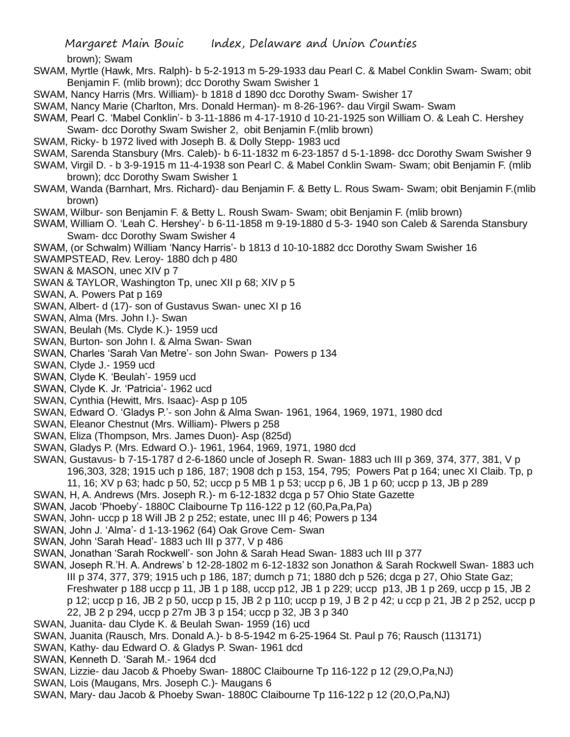brown); Swam

SWAM, Myrtle (Hawk, Mrs. Ralph)- b 5-2-1913 m 5-29-1933 dau Pearl C. & Mabel Conklin Swam- Swam; obit Benjamin F. (mlib brown); dcc Dorothy Swam Swisher 1

SWAM, Nancy Harris (Mrs. William)- b 1818 d 1890 dcc Dorothy Swam- Swisher 17

SWAM, Nancy Marie (Charlton, Mrs. Donald Herman)- m 8-26-196?- dau Virgil Swam- Swam

SWAM, Pearl C. 'Mabel Conklin'- b 3-11-1886 m 4-17-1910 d 10-21-1925 son William O. & Leah C. Hershey Swam- dcc Dorothy Swam Swisher 2, obit Benjamin F.(mlib brown)

SWAM, Ricky- b 1972 lived with Joseph B. & Dolly Stepp- 1983 ucd

SWAM, Sarenda Stansbury (Mrs. Caleb)- b 6-11-1832 m 6-23-1857 d 5-1-1898- dcc Dorothy Swam Swisher 9

SWAM, Virgil D. - b 3-9-1915 m 11-4-1938 son Pearl C. & Mabel Conklin Swam- Swam; obit Benjamin F. (mlib brown); dcc Dorothy Swam Swisher 1

SWAM, Wanda (Barnhart, Mrs. Richard)- dau Benjamin F. & Betty L. Rous Swam- Swam; obit Benjamin F.(mlib brown)

SWAM, Wilbur- son Benjamin F. & Betty L. Roush Swam- Swam; obit Benjamin F. (mlib brown)

SWAM, William O. 'Leah C. Hershey'- b 6-11-1858 m 9-19-1880 d 5-3- 1940 son Caleb & Sarenda Stansbury Swam- dcc Dorothy Swam Swisher 4

SWAM, (or Schwalm) William 'Nancy Harris'- b 1813 d 10-10-1882 dcc Dorothy Swam Swisher 16

SWAMPSTEAD, Rev. Leroy- 1880 dch p 480

SWAN & MASON, unec XIV p 7

SWAN & TAYLOR, Washington Tp, unec XII p 68; XIV p 5

SWAN, A. Powers Pat p 169

SWAN, Albert- d (17)- son of Gustavus Swan- unec XI p 16

SWAN, Alma (Mrs. John I.)- Swan

SWAN, Beulah (Ms. Clyde K.)- 1959 ucd

SWAN, Burton- son John I. & Alma Swan- Swan

SWAN, Charles 'Sarah Van Metre'- son John Swan- Powers p 134

SWAN, Clyde J.- 1959 ucd

SWAN, Clyde K. 'Beulah'- 1959 ucd

SWAN, Clyde K. Jr. 'Patricia'- 1962 ucd

SWAN, Cynthia (Hewitt, Mrs. Isaac)- Asp p 105

SWAN, Edward O. 'Gladys P.'- son John & Alma Swan- 1961, 1964, 1969, 1971, 1980 dcd

SWAN, Eleanor Chestnut (Mrs. William)- Plwers p 258

SWAN, Eliza (Thompson, Mrs. James Duon)- Asp (825d)

SWAN, Gladys P. (Mrs. Edward O.)- 1961, 1964, 1969, 1971, 1980 dcd

SWAN, Gustavus- b 7-15-1787 d 2-6-1860 uncle of Joseph R. Swan- 1883 uch III p 369, 374, 377, 381, V p 196,303, 328; 1915 uch p 186, 187; 1908 dch p 153, 154, 795; Powers Pat p 164; unec XI Claib. Tp, p 11, 16; XV p 63; hadc p 50, 52; uccp p 5 MB 1 p 53; uccp p 6, JB 1 p 60; uccp p 13, JB p 289

SWAN, H, A. Andrews (Mrs. Joseph R.)- m 6-12-1832 dcga p 57 Ohio State Gazette

SWAN, Jacob 'Phoeby'- 1880C Claibourne Tp 116-122 p 12 (60,Pa,Pa,Pa)

SWAN, John- uccp p 18 Will JB 2 p 252; estate, unec III p 46; Powers p 134

SWAN, John J. 'Alma'- d 1-13-1962 (64) Oak Grove Cem- Swan

SWAN, John 'Sarah Head'- 1883 uch III p 377, V p 486

SWAN, Jonathan 'Sarah Rockwell'- son John & Sarah Head Swan- 1883 uch III p 377

SWAN, Joseph R.'H. A. Andrews' b 12-28-1802 m 6-12-1832 son Jonathon & Sarah Rockwell Swan- 1883 uch III p 374, 377, 379; 1915 uch p 186, 187; dumch p 71; 1880 dch p 526; dcga p 27, Ohio State Gaz; Freshwater p 188 uccp p 11, JB 1 p 188, uccp p12, JB 1 p 229; uccp p13, JB 1 p 269, uccp p 15, JB 2 p 12; uccp p 16, JB 2 p 50, uccp p 15, JB 2 p 110; uccp p 19, J B 2 p 42; u ccp p 21, JB 2 p 252, uccp p 22, JB 2 p 294, uccp p 27m JB 3 p 154; uccp p 32, JB 3 p 340

SWAN, Juanita- dau Clyde K. & Beulah Swan- 1959 (16) ucd

SWAN, Juanita (Rausch, Mrs. Donald A.)- b 8-5-1942 m 6-25-1964 St. Paul p 76; Rausch (113171)

SWAN, Kathy- dau Edward O. & Gladys P. Swan- 1961 dcd

SWAN, Kenneth D. 'Sarah M.- 1964 dcd

SWAN, Lizzie- dau Jacob & Phoeby Swan- 1880C Claibourne Tp 116-122 p 12 (29,O,Pa,NJ)

SWAN, Lois (Maugans, Mrs. Joseph C.)- Maugans 6

SWAN, Mary- dau Jacob & Phoeby Swan- 1880C Claibourne Tp 116-122 p 12 (20,O,Pa,NJ)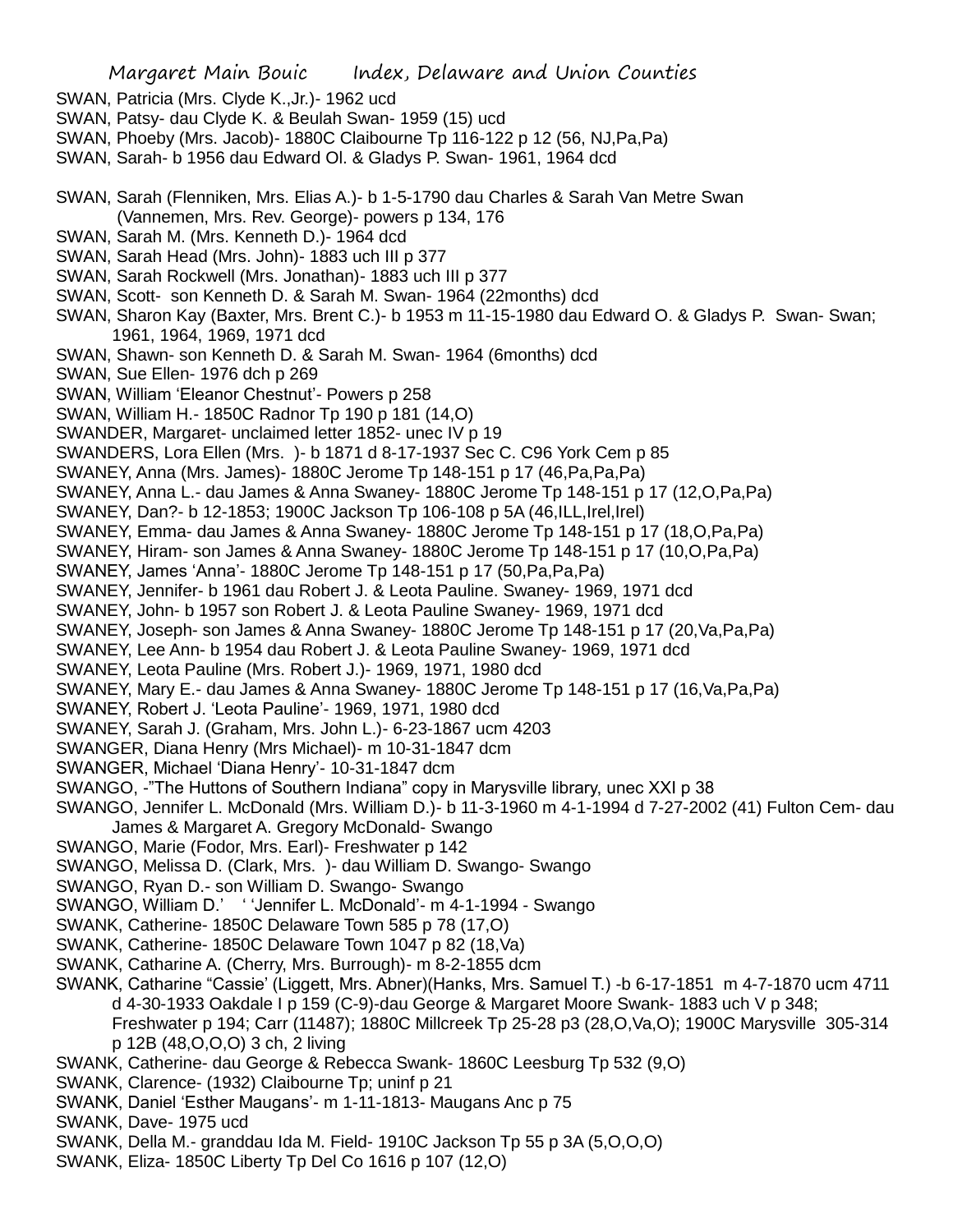SWAN, Patricia (Mrs. Clyde K.,Jr.)- 1962 ucd
SWAN, Patsy- dau Clyde K. & Beulah Swan- 1959 (15) ucd
SWAN, Phoeby (Mrs. Jacob)- 1880C Claibourne Tp 116-122 p 12 (56, NJ,Pa,Pa)
SWAN, Sarah- b 1956 dau Edward Ol. & Gladys P. Swan- 1961, 1964 dcd

SWAN, Sarah (Flenniken, Mrs. Elias A.)- b 1-5-1790 dau Charles & Sarah Van Metre Swan (Vannemen, Mrs. Rev. George)- powers p 134, 176
SWAN, Sarah M. (Mrs. Kenneth D.)- 1964 dcd
SWAN, Sarah Head (Mrs. John)- 1883 uch III p 377
SWAN, Sarah Rockwell (Mrs. Jonathan)- 1883 uch III p 377
SWAN, Scott- son Kenneth D. & Sarah M. Swan- 1964 (22months) dcd
SWAN, Sharon Kay (Baxter, Mrs. Brent C.)- b 1953 m 11-15-1980 dau Edward O. & Gladys P. Swan- Swan; 1961, 1964, 1969, 1971 dcd
SWAN, Shawn- son Kenneth D. & Sarah M. Swan- 1964 (6months) dcd
SWAN, Sue Ellen- 1976 dch p 269
SWAN, William 'Eleanor Chestnut'- Powers p 258
SWAN, William H.- 1850C Radnor Tp 190 p 181 (14,O)
SWANDER, Margaret- unclaimed letter 1852- unec IV p 19
SWANDERS, Lora Ellen (Mrs. )- b 1871 d 8-17-1937 Sec C. C96 York Cem p 85
SWANEY, Anna (Mrs. James)- 1880C Jerome Tp 148-151 p 17 (46,Pa,Pa,Pa)
SWANEY, Anna L.- dau James & Anna Swaney- 1880C Jerome Tp 148-151 p 17 (12,O,Pa,Pa)
SWANEY, Dan?- b 12-1853; 1900C Jackson Tp 106-108 p 5A (46,ILL,Irel,Irel)
SWANEY, Emma- dau James & Anna Swaney- 1880C Jerome Tp 148-151 p 17 (18,O,Pa,Pa)
SWANEY, Hiram- son James & Anna Swaney- 1880C Jerome Tp 148-151 p 17 (10,O,Pa,Pa)
SWANEY, James 'Anna'- 1880C Jerome Tp 148-151 p 17 (50,Pa,Pa,Pa)
SWANEY, Jennifer- b 1961 dau Robert J. & Leota Pauline. Swaney- 1969, 1971 dcd
SWANEY, John- b 1957 son Robert J. & Leota Pauline Swaney- 1969, 1971 dcd
SWANEY, Joseph- son James & Anna Swaney- 1880C Jerome Tp 148-151 p 17 (20,Va,Pa,Pa)
SWANEY, Lee Ann- b 1954 dau Robert J. & Leota Pauline Swaney- 1969, 1971 dcd
SWANEY, Leota Pauline (Mrs. Robert J.)- 1969, 1971, 1980 dcd
SWANEY, Mary E.- dau James & Anna Swaney- 1880C Jerome Tp 148-151 p 17 (16,Va,Pa,Pa)
SWANEY, Robert J. 'Leota Pauline'- 1969, 1971, 1980 dcd
SWANEY, Sarah J. (Graham, Mrs. John L.)- 6-23-1867 ucm 4203
SWANGER, Diana Henry (Mrs Michael)- m 10-31-1847 dcm
SWANGER, Michael 'Diana Henry'- 10-31-1847 dcm
SWANGO, -"The Huttons of Southern Indiana" copy in Marysville library, unec XXI p 38
SWANGO, Jennifer L. McDonald (Mrs. William D.)- b 11-3-1960 m 4-1-1994 d 7-27-2002 (41) Fulton Cem- dau James & Margaret A. Gregory McDonald- Swango
SWANGO, Marie (Fodor, Mrs. Earl)- Freshwater p 142
SWANGO, Melissa D. (Clark, Mrs. )- dau William D. Swango- Swango
SWANGO, Ryan D.- son William D. Swango- Swango
SWANGO, William D.' ' 'Jennifer L. McDonald'- m 4-1-1994 - Swango
SWANK, Catherine- 1850C Delaware Town 585 p 78 (17,O)
SWANK, Catherine- 1850C Delaware Town 1047 p 82 (18,Va)
SWANK, Catharine A. (Cherry, Mrs. Burrough)- m 8-2-1855 dcm
SWANK, Catharine "Cassie' (Liggett, Mrs. Abner)(Hanks, Mrs. Samuel T.) -b 6-17-1851 m 4-7-1870 ucm 4711 d 4-30-1933 Oakdale I p 159 (C-9)-dau George & Margaret Moore Swank- 1883 uch V p 348; Freshwater p 194; Carr (11487); 1880C Millcreek Tp 25-28 p3 (28,O,Va,O); 1900C Marysville 305-314 p 12B (48,O,O,O) 3 ch, 2 living
SWANK, Catherine- dau George & Rebecca Swank- 1860C Leesburg Tp 532 (9,O)
SWANK, Clarence- (1932) Claibourne Tp; uninf p 21
SWANK, Daniel 'Esther Maugans'- m 1-11-1813- Maugans Anc p 75
SWANK, Dave- 1975 ucd
SWANK, Della M.- granddau Ida M. Field- 1910C Jackson Tp 55 p 3A (5,O,O,O)
SWANK, Eliza- 1850C Liberty Tp Del Co 1616 p 107 (12,O)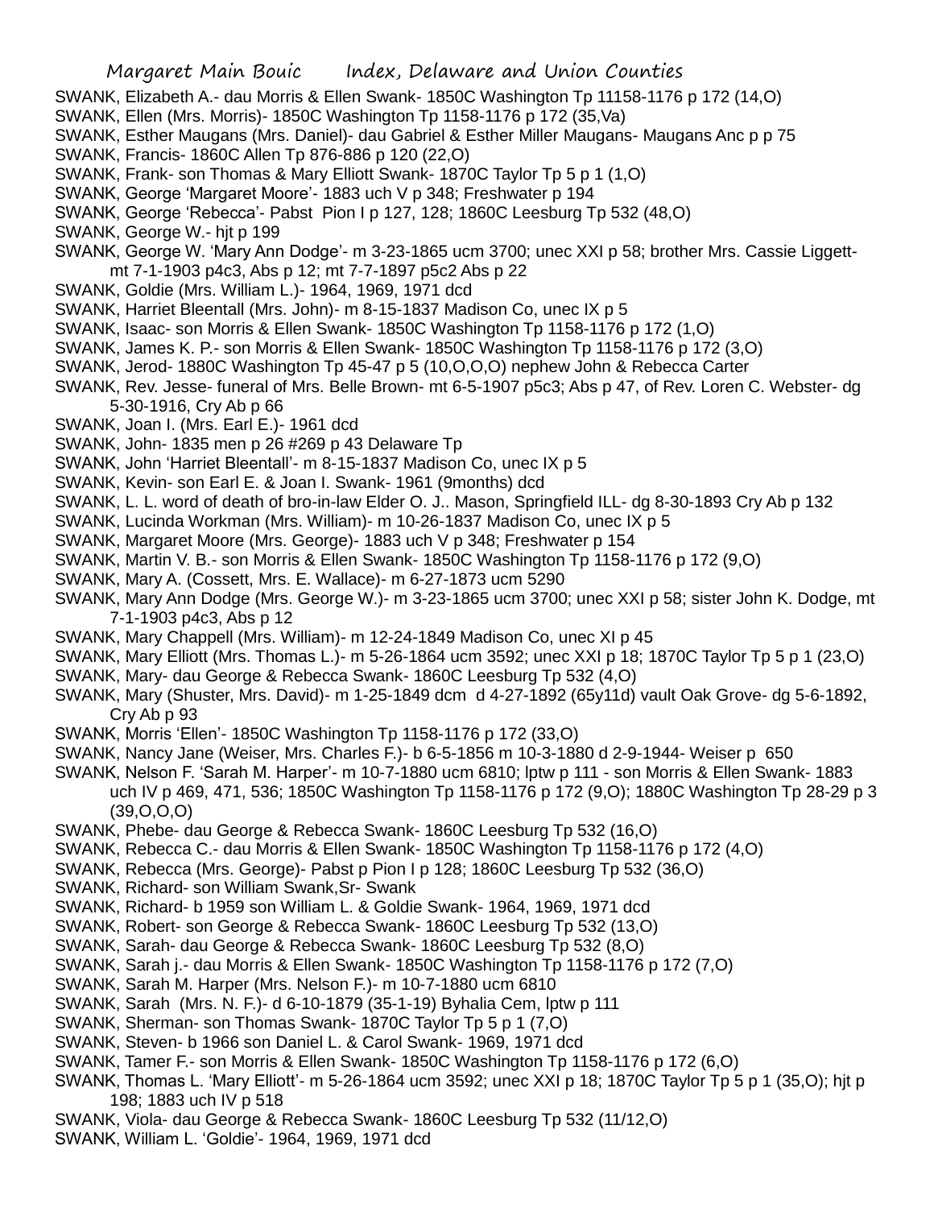SWANK, Elizabeth A.- dau Morris & Ellen Swank- 1850C Washington Tp 11158-1176 p 172 (14,O)

SWANK, Ellen (Mrs. Morris)- 1850C Washington Tp 1158-1176 p 172 (35,Va)

SWANK, Esther Maugans (Mrs. Daniel)- dau Gabriel & Esther Miller Maugans- Maugans Anc p p 75

SWANK, Francis- 1860C Allen Tp 876-886 p 120 (22,O)

SWANK, Frank- son Thomas & Mary Elliott Swank- 1870C Taylor Tp 5 p 1 (1,O)

SWANK, George 'Margaret Moore'- 1883 uch V p 348; Freshwater p 194

SWANK, George 'Rebecca'- Pabst Pion I p 127, 128; 1860C Leesburg Tp 532 (48,O)

SWANK, George W.- hjt p 199

SWANK, George W. 'Mary Ann Dodge'- m 3-23-1865 ucm 3700; unec XXI p 58; brother Mrs. Cassie Liggett- mt 7-1-1903 p4c3, Abs p 12; mt 7-7-1897 p5c2 Abs p 22

SWANK, Goldie (Mrs. William L.)- 1964, 1969, 1971 dcd

SWANK, Harriet Bleentall (Mrs. John)- m 8-15-1837 Madison Co, unec IX p 5

SWANK, Isaac- son Morris & Ellen Swank- 1850C Washington Tp 1158-1176 p 172 (1,O)

SWANK, James K. P.- son Morris & Ellen Swank- 1850C Washington Tp 1158-1176 p 172 (3,O)

SWANK, Jerod- 1880C Washington Tp 45-47 p 5 (10,O,O,O) nephew John & Rebecca Carter

SWANK, Rev. Jesse- funeral of Mrs. Belle Brown- mt 6-5-1907 p5c3; Abs p 47, of Rev. Loren C. Webster- dg 5-30-1916, Cry Ab p 66

SWANK, Joan I. (Mrs. Earl E.)- 1961 dcd

SWANK, John- 1835 men p 26 #269 p 43 Delaware Tp

SWANK, John 'Harriet Bleentall'- m 8-15-1837 Madison Co, unec IX p 5

SWANK, Kevin- son Earl E. & Joan I. Swank- 1961 (9months) dcd

SWANK, L. L. word of death of bro-in-law Elder O. J.. Mason, Springfield ILL- dg 8-30-1893 Cry Ab p 132

SWANK, Lucinda Workman (Mrs. William)- m 10-26-1837 Madison Co, unec IX p 5

SWANK, Margaret Moore (Mrs. George)- 1883 uch V p 348; Freshwater p 154

SWANK, Martin V. B.- son Morris & Ellen Swank- 1850C Washington Tp 1158-1176 p 172 (9,O)

SWANK, Mary A. (Cossett, Mrs. E. Wallace)- m 6-27-1873 ucm 5290

SWANK, Mary Ann Dodge (Mrs. George W.)- m 3-23-1865 ucm 3700; unec XXI p 58; sister John K. Dodge, mt 7-1-1903 p4c3, Abs p 12

SWANK, Mary Chappell (Mrs. William)- m 12-24-1849 Madison Co, unec XI p 45

SWANK, Mary Elliott (Mrs. Thomas L.)- m 5-26-1864 ucm 3592; unec XXI p 18; 1870C Taylor Tp 5 p 1 (23,O)

SWANK, Mary- dau George & Rebecca Swank- 1860C Leesburg Tp 532 (4,O)

SWANK, Mary (Shuster, Mrs. David)- m 1-25-1849 dcm d 4-27-1892 (65y11d) vault Oak Grove- dg 5-6-1892, Cry Ab p 93

SWANK, Morris 'Ellen'- 1850C Washington Tp 1158-1176 p 172 (33,O)

SWANK, Nancy Jane (Weiser, Mrs. Charles F.)- b 6-5-1856 m 10-3-1880 d 2-9-1944- Weiser p 650

SWANK, Nelson F. 'Sarah M. Harper'- m 10-7-1880 ucm 6810; lptw p 111 - son Morris & Ellen Swank- 1883 uch IV p 469, 471, 536; 1850C Washington Tp 1158-1176 p 172 (9,O); 1880C Washington Tp 28-29 p 3 (39,O,O,O)

SWANK, Phebe- dau George & Rebecca Swank- 1860C Leesburg Tp 532 (16,O)

SWANK, Rebecca C.- dau Morris & Ellen Swank- 1850C Washington Tp 1158-1176 p 172 (4,O)

SWANK, Rebecca (Mrs. George)- Pabst p Pion I p 128; 1860C Leesburg Tp 532 (36,O)

SWANK, Richard- son William Swank,Sr- Swank

SWANK, Richard- b 1959 son William L. & Goldie Swank- 1964, 1969, 1971 dcd

SWANK, Robert- son George & Rebecca Swank- 1860C Leesburg Tp 532 (13,O)

SWANK, Sarah- dau George & Rebecca Swank- 1860C Leesburg Tp 532 (8,O)

SWANK, Sarah j.- dau Morris & Ellen Swank- 1850C Washington Tp 1158-1176 p 172 (7,O)

SWANK, Sarah M. Harper (Mrs. Nelson F.)- m 10-7-1880 ucm 6810

SWANK, Sarah (Mrs. N. F.)- d 6-10-1879 (35-1-19) Byhalia Cem, lptw p 111

SWANK, Sherman- son Thomas Swank- 1870C Taylor Tp 5 p 1 (7,O)

SWANK, Steven- b 1966 son Daniel L. & Carol Swank- 1969, 1971 dcd

SWANK, Tamer F.- son Morris & Ellen Swank- 1850C Washington Tp 1158-1176 p 172 (6,O)

SWANK, Thomas L. 'Mary Elliott'- m 5-26-1864 ucm 3592; unec XXI p 18; 1870C Taylor Tp 5 p 1 (35,O); hjt p 198; 1883 uch IV p 518

SWANK, Viola- dau George & Rebecca Swank- 1860C Leesburg Tp 532 (11/12,O)

SWANK, William L. 'Goldie'- 1964, 1969, 1971 dcd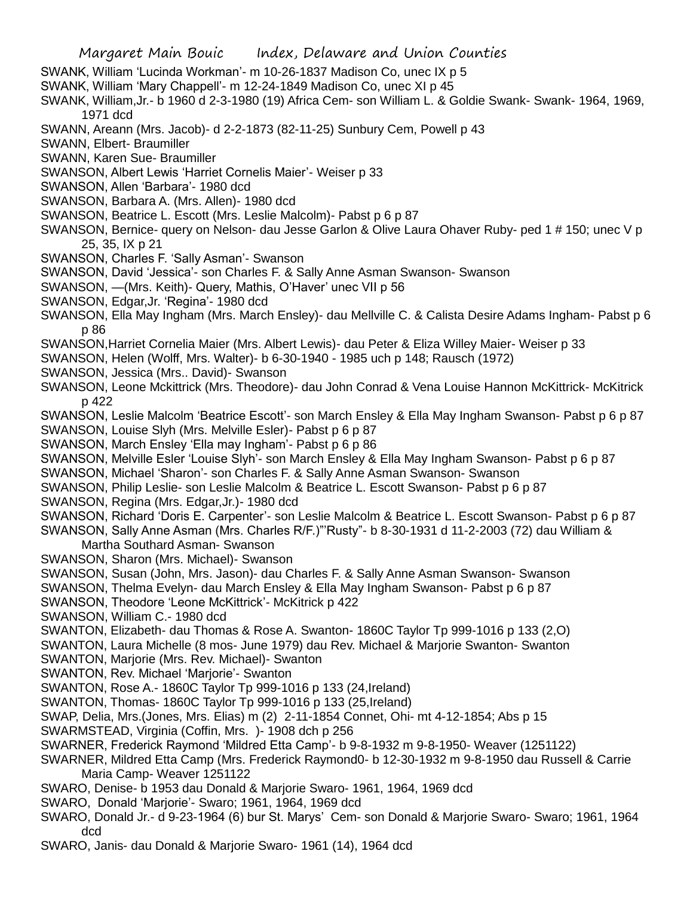SWANK, William 'Lucinda Workman'- m 10-26-1837 Madison Co, unec IX p 5

SWANK, William 'Mary Chappell'- m 12-24-1849 Madison Co, unec XI p 45

SWANK, William,Jr.- b 1960 d 2-3-1980 (19) Africa Cem- son William L. & Goldie Swank- Swank- 1964, 1969, 1971 dcd

SWANN, Areann (Mrs. Jacob)- d 2-2-1873 (82-11-25) Sunbury Cem, Powell p 43

SWANN, Elbert- Braumiller

SWANN, Karen Sue- Braumiller

SWANSON, Albert Lewis 'Harriet Cornelis Maier'- Weiser p 33

SWANSON, Allen 'Barbara'- 1980 dcd

SWANSON, Barbara A. (Mrs. Allen)- 1980 dcd

SWANSON, Beatrice L. Escott (Mrs. Leslie Malcolm)- Pabst p 6 p 87

SWANSON, Bernice- query on Nelson- dau Jesse Garlon & Olive Laura Ohaver Ruby- ped 1 # 150; unec V p 25, 35, IX p 21

SWANSON, Charles F. 'Sally Asman'- Swanson

SWANSON, David 'Jessica'- son Charles F. & Sally Anne Asman Swanson- Swanson

SWANSON, —(Mrs. Keith)- Query, Mathis, O'Haver' unec VII p 56

SWANSON, Edgar,Jr. 'Regina'- 1980 dcd

SWANSON, Ella May Ingham (Mrs. March Ensley)- dau Mellville C. & Calista Desire Adams Ingham- Pabst p 6 p 86

SWANSON,Harriet Cornelia Maier (Mrs. Albert Lewis)- dau Peter & Eliza Willey Maier- Weiser p 33

SWANSON, Helen (Wolff, Mrs. Walter)- b 6-30-1940 - 1985 uch p 148; Rausch (1972)

SWANSON, Jessica (Mrs.. David)- Swanson

SWANSON, Leone Mckittrick (Mrs. Theodore)- dau John Conrad & Vena Louise Hannon McKittrick- McKitrick p 422

SWANSON, Leslie Malcolm 'Beatrice Escott'- son March Ensley & Ella May Ingham Swanson- Pabst p 6 p 87

SWANSON, Louise Slyh (Mrs. Melville Esler)- Pabst p 6 p 87

SWANSON, March Ensley 'Ella may Ingham'- Pabst p 6 p 86

SWANSON, Melville Esler 'Louise Slyh'- son March Ensley & Ella May Ingham Swanson- Pabst p 6 p 87

SWANSON, Michael 'Sharon'- son Charles F. & Sally Anne Asman Swanson- Swanson

SWANSON, Philip Leslie- son Leslie Malcolm & Beatrice L. Escott Swanson- Pabst p 6 p 87

SWANSON, Regina (Mrs. Edgar,Jr.)- 1980 dcd

SWANSON, Richard 'Doris E. Carpenter'- son Leslie Malcolm & Beatrice L. Escott Swanson- Pabst p 6 p 87

SWANSON, Sally Anne Asman (Mrs. Charles R/F.)"'Rusty"- b 8-30-1931 d 11-2-2003 (72) dau William & Martha Southard Asman- Swanson

SWANSON, Sharon (Mrs. Michael)- Swanson

SWANSON, Susan (John, Mrs. Jason)- dau Charles F. & Sally Anne Asman Swanson- Swanson

SWANSON, Thelma Evelyn- dau March Ensley & Ella May Ingham Swanson- Pabst p 6 p 87

SWANSON, Theodore 'Leone McKittrick'- McKitrick p 422

SWANSON, William C.- 1980 dcd

SWANTON, Elizabeth- dau Thomas & Rose A. Swanton- 1860C Taylor Tp 999-1016 p 133 (2,O)

SWANTON, Laura Michelle (8 mos- June 1979) dau Rev. Michael & Marjorie Swanton- Swanton

SWANTON, Marjorie (Mrs. Rev. Michael)- Swanton

SWANTON, Rev. Michael 'Marjorie'- Swanton

SWANTON, Rose A.- 1860C Taylor Tp 999-1016 p 133 (24,Ireland)

SWANTON, Thomas- 1860C Taylor Tp 999-1016 p 133 (25,Ireland)

SWAP, Delia, Mrs.(Jones, Mrs. Elias) m (2) 2-11-1854 Connet, Ohi- mt 4-12-1854; Abs p 15

SWARMSTEAD, Virginia (Coffin, Mrs. )- 1908 dch p 256

SWARNER, Frederick Raymond 'Mildred Etta Camp'- b 9-8-1932 m 9-8-1950- Weaver (1251122)

SWARNER, Mildred Etta Camp (Mrs. Frederick Raymond0- b 12-30-1932 m 9-8-1950 dau Russell & Carrie Maria Camp- Weaver 1251122

SWARO, Denise- b 1953 dau Donald & Marjorie Swaro- 1961, 1964, 1969 dcd

SWARO, Donald 'Marjorie'- Swaro; 1961, 1964, 1969 dcd

SWARO, Donald Jr.- d 9-23-1964 (6) bur St. Marys' Cem- son Donald & Marjorie Swaro- Swaro; 1961, 1964 dcd

SWARO, Janis- dau Donald & Marjorie Swaro- 1961 (14), 1964 dcd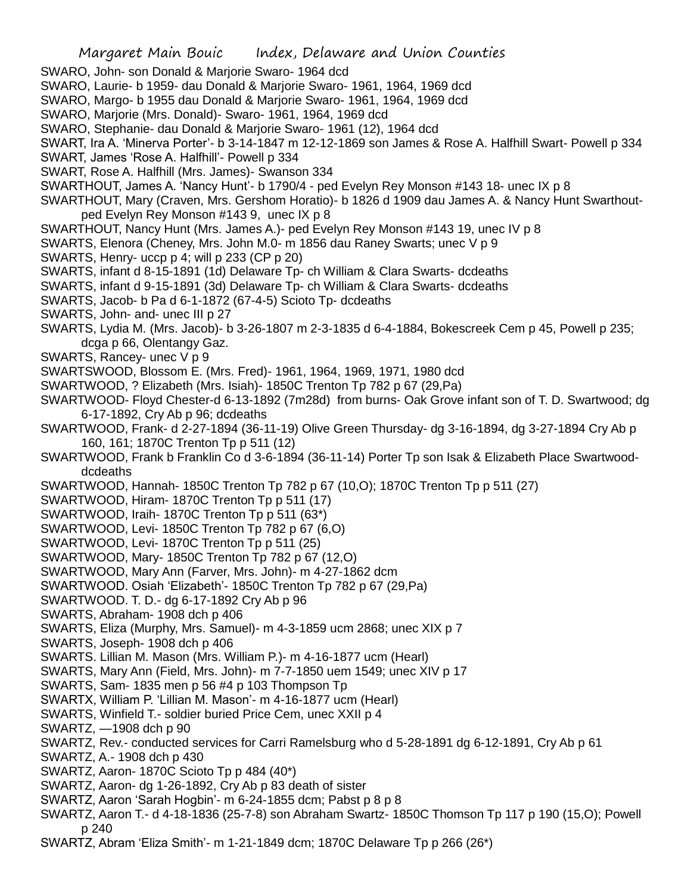SWARO, John- son Donald & Marjorie Swaro- 1964 dcd

SWARO, Laurie- b 1959- dau Donald & Marjorie Swaro- 1961, 1964, 1969 dcd

SWARO, Margo- b 1955 dau Donald & Marjorie Swaro- 1961, 1964, 1969 dcd

SWARO, Marjorie (Mrs. Donald)- Swaro- 1961, 1964, 1969 dcd

SWARO, Stephanie- dau Donald & Marjorie Swaro- 1961 (12), 1964 dcd

SWART, Ira A. 'Minerva Porter'- b 3-14-1847 m 12-12-1869 son James & Rose A. Halfhill Swart- Powell p 334

SWART, James 'Rose A. Halfhill'- Powell p 334

SWART, Rose A. Halfhill (Mrs. James)- Swanson 334

SWARTHOUT, James A. 'Nancy Hunt'- b 1790/4 - ped Evelyn Rey Monson #143 18- unec IX p 8

SWARTHOUT, Mary (Craven, Mrs. Gershom Horatio)- b 1826 d 1909 dau James A. & Nancy Hunt Swarthout- ped Evelyn Rey Monson #143 9, unec IX p 8

SWARTHOUT, Nancy Hunt (Mrs. James A.)- ped Evelyn Rey Monson #143 19, unec IV p 8

SWARTS, Elenora (Cheney, Mrs. John M.0- m 1856 dau Raney Swarts; unec V p 9

SWARTS, Henry- uccp p 4; will p 233 (CP p 20)

SWARTS, infant d 8-15-1891 (1d) Delaware Tp- ch William & Clara Swarts- dcdeaths

SWARTS, infant d 9-15-1891 (3d) Delaware Tp- ch William & Clara Swarts- dcdeaths

SWARTS, Jacob- b Pa d 6-1-1872 (67-4-5) Scioto Tp- dcdeaths

SWARTS, John- and- unec III p 27

SWARTS, Lydia M. (Mrs. Jacob)- b 3-26-1807 m 2-3-1835 d 6-4-1884, Bokescreek Cem p 45, Powell p 235; dcga p 66, Olentangy Gaz.

SWARTS, Rancey- unec V p 9

SWARTSWOOD, Blossom E. (Mrs. Fred)- 1961, 1964, 1969, 1971, 1980 dcd

SWARTWOOD, ? Elizabeth (Mrs. Isiah)- 1850C Trenton Tp 782 p 67 (29,Pa)

SWARTWOOD- Floyd Chester-d 6-13-1892 (7m28d) from burns- Oak Grove infant son of T. D. Swartwood; dg 6-17-1892, Cry Ab p 96; dcdeaths

SWARTWOOD, Frank- d 2-27-1894 (36-11-19) Olive Green Thursday- dg 3-16-1894, dg 3-27-1894 Cry Ab p 160, 161; 1870C Trenton Tp p 511 (12)

SWARTWOOD, Frank b Franklin Co d 3-6-1894 (36-11-14) Porter Tp son Isak & Elizabeth Place Swartwood- dcdeaths

SWARTWOOD, Hannah- 1850C Trenton Tp 782 p 67 (10,O); 1870C Trenton Tp p 511 (27)

SWARTWOOD, Hiram- 1870C Trenton Tp p 511 (17)

SWARTWOOD, Iraih- 1870C Trenton Tp p 511 (63*)

SWARTWOOD, Levi- 1850C Trenton Tp 782 p 67 (6,O)

SWARTWOOD, Levi- 1870C Trenton Tp p 511 (25)

SWARTWOOD, Mary- 1850C Trenton Tp 782 p 67 (12,O)

SWARTWOOD, Mary Ann (Farver, Mrs. John)- m 4-27-1862 dcm

SWARTWOOD. Osiah 'Elizabeth'- 1850C Trenton Tp 782 p 67 (29,Pa)

SWARTWOOD. T. D.- dg 6-17-1892 Cry Ab p 96

SWARTS, Abraham- 1908 dch p 406

SWARTS, Eliza (Murphy, Mrs. Samuel)- m 4-3-1859 ucm 2868; unec XIX p 7

SWARTS, Joseph- 1908 dch p 406

SWARTS. Lillian M. Mason (Mrs. William P.)- m 4-16-1877 ucm (Hearl)

SWARTS, Mary Ann (Field, Mrs. John)- m 7-7-1850 uem 1549; unec XIV p 17

SWARTS, Sam- 1835 men p 56 #4 p 103 Thompson Tp

SWARTX, William P. 'Lillian M. Mason'- m 4-16-1877 ucm (Hearl)

SWARTS, Winfield T.- soldier buried Price Cem, unec XXII p 4

SWARTZ, —1908 dch p 90

SWARTZ, Rev.- conducted services for Carri Ramelsburg who d 5-28-1891 dg 6-12-1891, Cry Ab p 61

SWARTZ, A.- 1908 dch p 430

SWARTZ, Aaron- 1870C Scioto Tp p 484 (40*)

SWARTZ, Aaron- dg 1-26-1892, Cry Ab p 83 death of sister

SWARTZ, Aaron 'Sarah Hogbin'- m 6-24-1855 dcm; Pabst p 8 p 8

SWARTZ, Aaron T.- d 4-18-1836 (25-7-8) son Abraham Swartz- 1850C Thomson Tp 117 p 190 (15,O); Powell p 240

SWARTZ, Abram 'Eliza Smith'- m 1-21-1849 dcm; 1870C Delaware Tp p 266 (26*)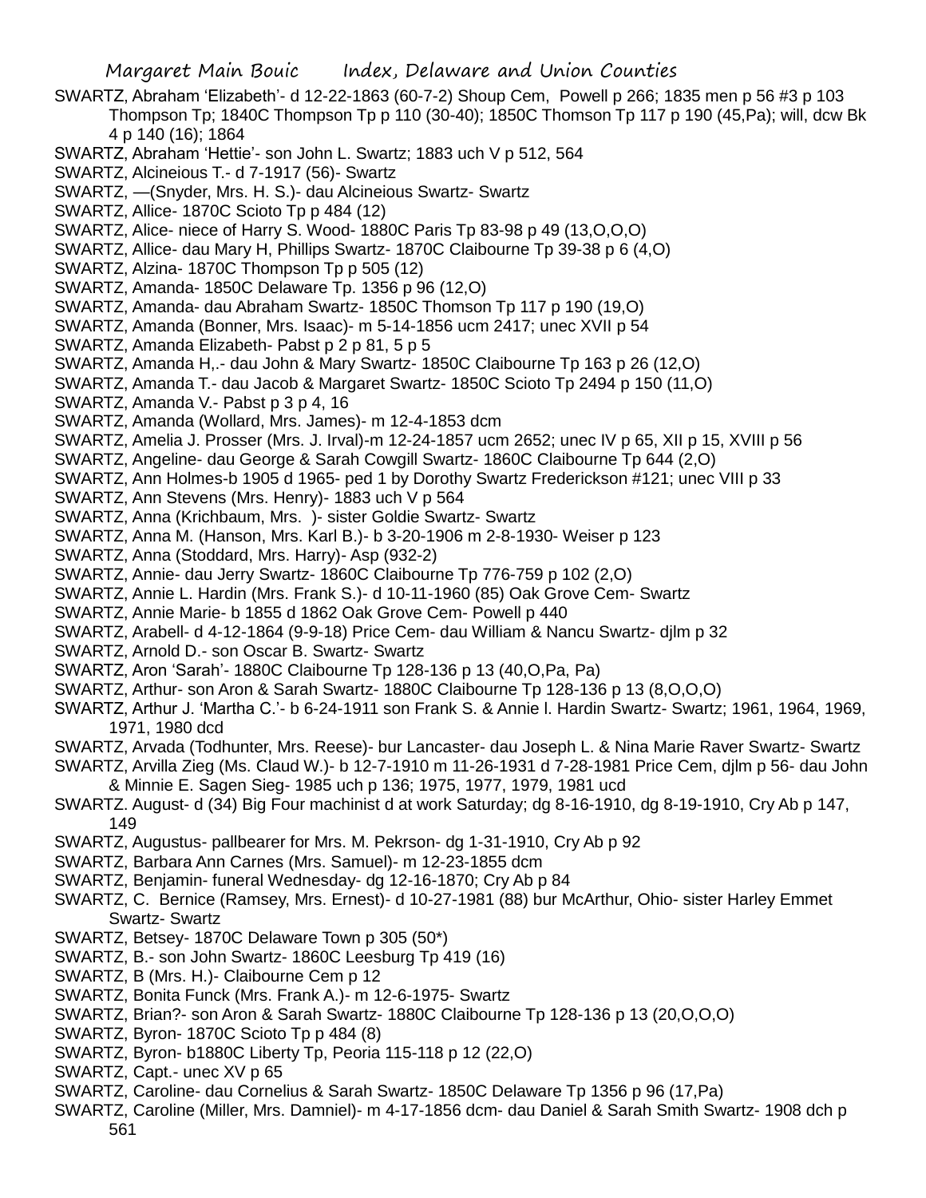SWARTZ, Abraham 'Elizabeth'- d 12-22-1863 (60-7-2) Shoup Cem, Powell p 266; 1835 men p 56 #3 p 103 Thompson Tp; 1840C Thompson Tp p 110 (30-40); 1850C Thomson Tp 117 p 190 (45,Pa); will, dcw Bk 4 p 140 (16); 1864

SWARTZ, Abraham 'Hettie'- son John L. Swartz; 1883 uch V p 512, 564

SWARTZ, Alcineious T.- d 7-1917 (56)- Swartz

SWARTZ, —(Snyder, Mrs. H. S.)- dau Alcineious Swartz- Swartz

SWARTZ, Allice- 1870C Scioto Tp p 484 (12)

SWARTZ, Alice- niece of Harry S. Wood- 1880C Paris Tp 83-98 p 49 (13,O,O,O)

SWARTZ, Allice- dau Mary H, Phillips Swartz- 1870C Claibourne Tp 39-38 p 6 (4,O)

SWARTZ, Alzina- 1870C Thompson Tp p 505 (12)

SWARTZ, Amanda- 1850C Delaware Tp. 1356 p 96 (12,O)

SWARTZ, Amanda- dau Abraham Swartz- 1850C Thomson Tp 117 p 190 (19,O)

SWARTZ, Amanda (Bonner, Mrs. Isaac)- m 5-14-1856 ucm 2417; unec XVII p 54

SWARTZ, Amanda Elizabeth- Pabst p 2 p 81, 5 p 5

SWARTZ, Amanda H,.- dau John & Mary Swartz- 1850C Claibourne Tp 163 p 26 (12,O)

SWARTZ, Amanda T.- dau Jacob & Margaret Swartz- 1850C Scioto Tp 2494 p 150 (11,O)

SWARTZ, Amanda V.- Pabst p 3 p 4, 16

SWARTZ, Amanda (Wollard, Mrs. James)- m 12-4-1853 dcm

SWARTZ, Amelia J. Prosser (Mrs. J. Irval)-m 12-24-1857 ucm 2652; unec IV p 65, XII p 15, XVIII p 56

SWARTZ, Angeline- dau George & Sarah Cowgill Swartz- 1860C Claibourne Tp 644 (2,O)

SWARTZ, Ann Holmes-b 1905 d 1965- ped 1 by Dorothy Swartz Frederickson #121; unec VIII p 33

SWARTZ, Ann Stevens (Mrs. Henry)- 1883 uch V p 564

SWARTZ, Anna (Krichbaum, Mrs. )- sister Goldie Swartz- Swartz

SWARTZ, Anna M. (Hanson, Mrs. Karl B.)- b 3-20-1906 m 2-8-1930- Weiser p 123

SWARTZ, Anna (Stoddard, Mrs. Harry)- Asp (932-2)

SWARTZ, Annie- dau Jerry Swartz- 1860C Claibourne Tp 776-759 p 102 (2,O)

SWARTZ, Annie L. Hardin (Mrs. Frank S.)- d 10-11-1960 (85) Oak Grove Cem- Swartz

SWARTZ, Annie Marie- b 1855 d 1862 Oak Grove Cem- Powell p 440

SWARTZ, Arabell- d 4-12-1864 (9-9-18) Price Cem- dau William & Nancu Swartz- djlm p 32

SWARTZ, Arnold D.- son Oscar B. Swartz- Swartz

SWARTZ, Aron 'Sarah'- 1880C Claibourne Tp 128-136 p 13 (40,O,Pa, Pa)

SWARTZ, Arthur- son Aron & Sarah Swartz- 1880C Claibourne Tp 128-136 p 13 (8,O,O,O)

SWARTZ, Arthur J. 'Martha C.'- b 6-24-1911 son Frank S. & Annie l. Hardin Swartz- Swartz; 1961, 1964, 1969, 1971, 1980 dcd

SWARTZ, Arvada (Todhunter, Mrs. Reese)- bur Lancaster- dau Joseph L. & Nina Marie Raver Swartz- Swartz

SWARTZ, Arvilla Zieg (Ms. Claud W.)- b 12-7-1910 m 11-26-1931 d 7-28-1981 Price Cem, djlm p 56- dau John & Minnie E. Sagen Sieg- 1985 uch p 136; 1975, 1977, 1979, 1981 ucd

SWARTZ. August- d (34) Big Four machinist d at work Saturday; dg 8-16-1910, dg 8-19-1910, Cry Ab p 147, 149

SWARTZ, Augustus- pallbearer for Mrs. M. Pekrson- dg 1-31-1910, Cry Ab p 92

SWARTZ, Barbara Ann Carnes (Mrs. Samuel)- m 12-23-1855 dcm

SWARTZ, Benjamin- funeral Wednesday- dg 12-16-1870; Cry Ab p 84

SWARTZ, C. Bernice (Ramsey, Mrs. Ernest)- d 10-27-1981 (88) bur McArthur, Ohio- sister Harley Emmet Swartz- Swartz

SWARTZ, Betsey- 1870C Delaware Town p 305 (50*)

SWARTZ, B.- son John Swartz- 1860C Leesburg Tp 419 (16)

SWARTZ, B (Mrs. H.)- Claibourne Cem p 12

SWARTZ, Bonita Funck (Mrs. Frank A.)- m 12-6-1975- Swartz

SWARTZ, Brian?- son Aron & Sarah Swartz- 1880C Claibourne Tp 128-136 p 13 (20,O,O,O)

SWARTZ, Byron- 1870C Scioto Tp p 484 (8)

SWARTZ, Byron- b1880C Liberty Tp, Peoria 115-118 p 12 (22,O)

SWARTZ, Capt.- unec XV p 65

SWARTZ, Caroline- dau Cornelius & Sarah Swartz- 1850C Delaware Tp 1356 p 96 (17,Pa)

SWARTZ, Caroline (Miller, Mrs. Damniel)- m 4-17-1856 dcm- dau Daniel & Sarah Smith Swartz- 1908 dch p 561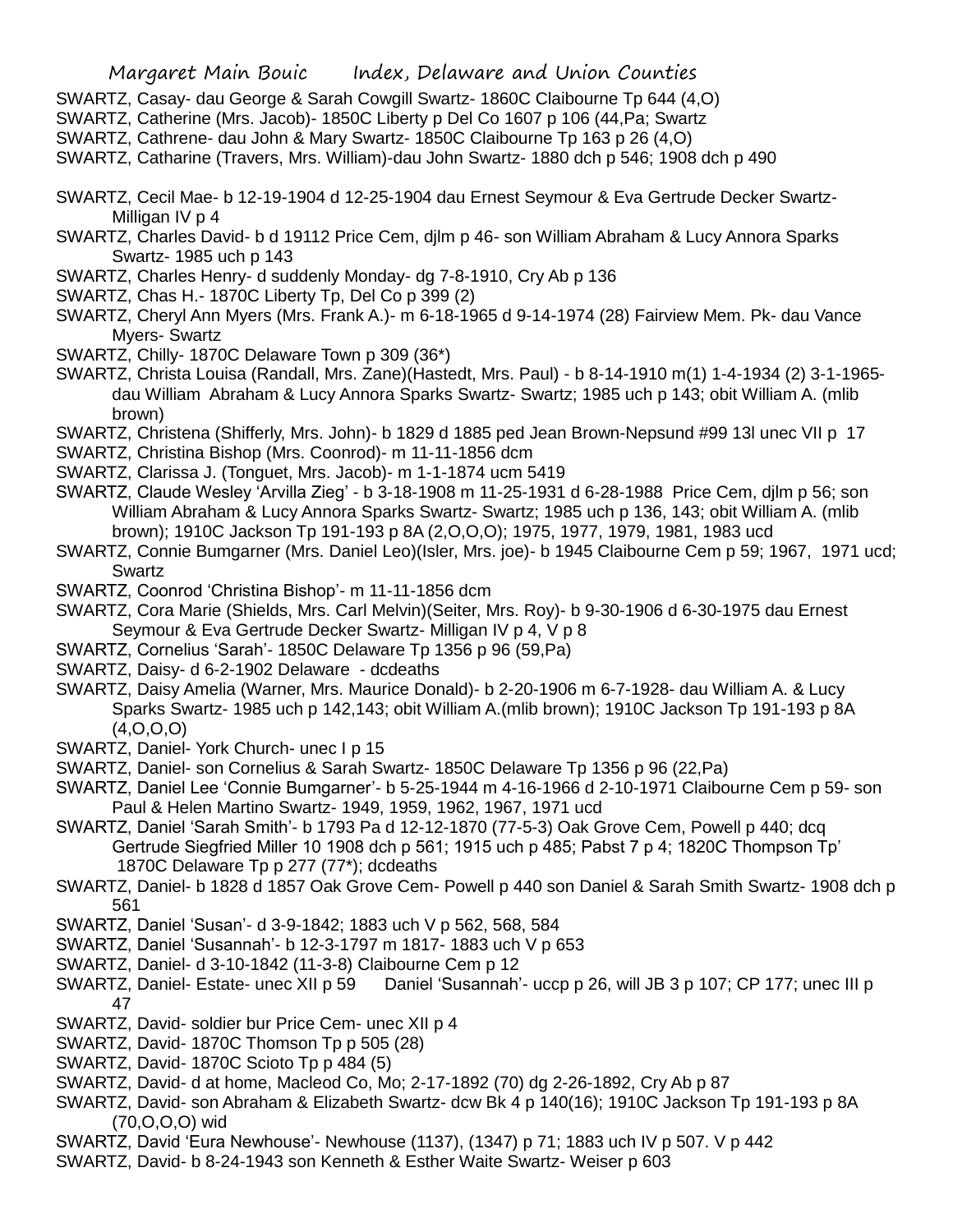SWARTZ, Casay- dau George & Sarah Cowgill Swartz- 1860C Claibourne Tp 644 (4,O)

SWARTZ, Catherine (Mrs. Jacob)- 1850C Liberty p Del Co 1607 p 106 (44,Pa; Swartz

SWARTZ, Cathrene- dau John & Mary Swartz- 1850C Claibourne Tp 163 p 26 (4,O)

SWARTZ, Catharine (Travers, Mrs. William)-dau John Swartz- 1880 dch p 546; 1908 dch p 490

SWARTZ, Cecil Mae- b 12-19-1904 d 12-25-1904 dau Ernest Seymour & Eva Gertrude Decker Swartz- Milligan IV p 4

SWARTZ, Charles David- b d 19112 Price Cem, djlm p 46- son William Abraham & Lucy Annora Sparks Swartz- 1985 uch p 143

SWARTZ, Charles Henry- d suddenly Monday- dg 7-8-1910, Cry Ab p 136

SWARTZ, Chas H.- 1870C Liberty Tp, Del Co p 399 (2)

SWARTZ, Cheryl Ann Myers (Mrs. Frank A.)- m 6-18-1965 d 9-14-1974 (28) Fairview Mem. Pk- dau Vance Myers- Swartz

SWARTZ, Chilly- 1870C Delaware Town p 309 (36*)

SWARTZ, Christa Louisa (Randall, Mrs. Zane)(Hastedt, Mrs. Paul) - b 8-14-1910 m(1) 1-4-1934 (2) 3-1-1965- dau William Abraham & Lucy Annora Sparks Swartz- Swartz; 1985 uch p 143; obit William A. (mlib brown)

SWARTZ, Christena (Shifferly, Mrs. John)- b 1829 d 1885 ped Jean Brown-Nepsund #99 13l unec VII p 17

SWARTZ, Christina Bishop (Mrs. Coonrod)- m 11-11-1856 dcm

SWARTZ, Clarissa J. (Tonguet, Mrs. Jacob)- m 1-1-1874 ucm 5419

SWARTZ, Claude Wesley 'Arvilla Zieg' - b 3-18-1908 m 11-25-1931 d 6-28-1988 Price Cem, djlm p 56; son William Abraham & Lucy Annora Sparks Swartz; 1985 uch p 136, 143; obit William A. (mlib brown); 1910C Jackson Tp 191-193 p 8A (2,O,O,O); 1975, 1977, 1979, 1981, 1983 ucd

SWARTZ, Connie Bumgarner (Mrs. Daniel Leo)(Isler, Mrs. joe)- b 1945 Claibourne Cem p 59; 1967, 1971 ucd; Swartz

SWARTZ, Coonrod 'Christina Bishop'- m 11-11-1856 dcm

SWARTZ, Cora Marie (Shields, Mrs. Carl Melvin)(Seiter, Mrs. Roy)- b 9-30-1906 d 6-30-1975 dau Ernest Seymour & Eva Gertrude Decker Swartz- Milligan IV p 4, V p 8

SWARTZ, Cornelius 'Sarah'- 1850C Delaware Tp 1356 p 96 (59,Pa)

SWARTZ, Daisy- d 6-2-1902 Delaware - dcdeaths

SWARTZ, Daisy Amelia (Warner, Mrs. Maurice Donald)- b 2-20-1906 m 6-7-1928- dau William A. & Lucy Sparks Swartz- 1985 uch p 142,143; obit William A.(mlib brown); 1910C Jackson Tp 191-193 p 8A (4,O,O,O)

SWARTZ, Daniel- York Church- unec I p 15

SWARTZ, Daniel- son Cornelius & Sarah Swartz- 1850C Delaware Tp 1356 p 96 (22,Pa)

SWARTZ, Daniel Lee 'Connie Bumgarner'- b 5-25-1944 m 4-16-1966 d 2-10-1971 Claibourne Cem p 59- son Paul & Helen Martino Swartz- 1949, 1959, 1962, 1967, 1971 ucd

SWARTZ, Daniel 'Sarah Smith'- b 1793 Pa d 12-12-1870 (77-5-3) Oak Grove Cem, Powell p 440; dcq Gertrude Siegfried Miller 10 1908 dch p 561; 1915 uch p 485; Pabst 7 p 4; 1820C Thompson Tp' 1870C Delaware Tp p 277 (77*); dcdeaths

SWARTZ, Daniel- b 1828 d 1857 Oak Grove Cem- Powell p 440 son Daniel & Sarah Smith Swartz- 1908 dch p 561

SWARTZ, Daniel 'Susan'- d 3-9-1842; 1883 uch V p 562, 568, 584

SWARTZ, Daniel 'Susannah'- b 12-3-1797 m 1817- 1883 uch V p 653

SWARTZ, Daniel- d 3-10-1842 (11-3-8) Claibourne Cem p 12

SWARTZ, Daniel- Estate- unec XII p 59 Daniel 'Susannah'- uccp p 26, will JB 3 p 107; CP 177; unec III p 47

SWARTZ, David- soldier bur Price Cem- unec XII p 4

SWARTZ, David- 1870C Thomson Tp p 505 (28)

SWARTZ, David- 1870C Scioto Tp p 484 (5)

SWARTZ, David- d at home, Macleod Co, Mo; 2-17-1892 (70) dg 2-26-1892, Cry Ab p 87

SWARTZ, David- son Abraham & Elizabeth Swartz- dcw Bk 4 p 140(16); 1910C Jackson Tp 191-193 p 8A (70,O,O,O) wid

SWARTZ, David 'Eura Newhouse'- Newhouse (1137), (1347) p 71; 1883 uch IV p 507. V p 442

SWARTZ, David- b 8-24-1943 son Kenneth & Esther Waite Swartz- Weiser p 603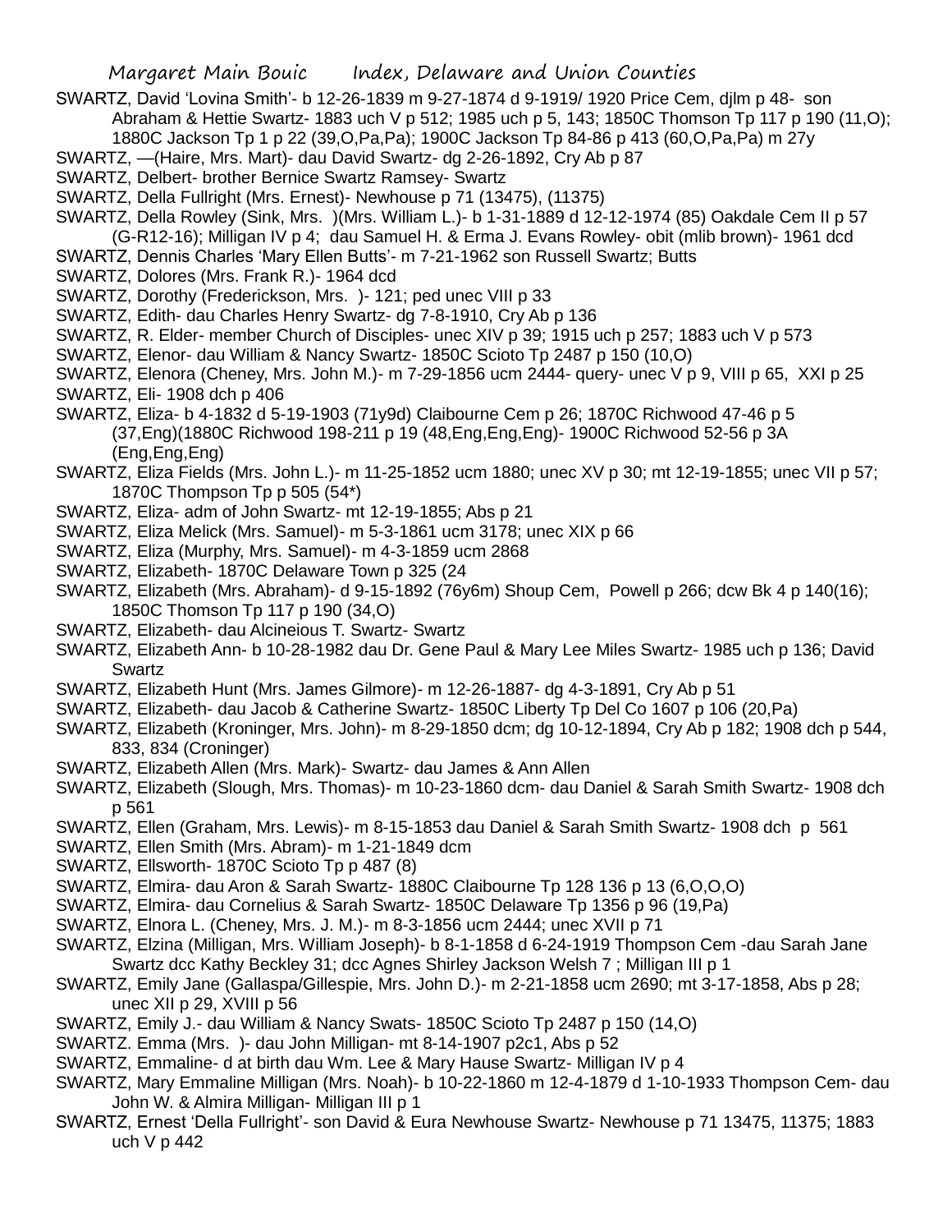SWARTZ, David 'Lovina Smith'- b 12-26-1839 m 9-27-1874 d 9-1919/ 1920 Price Cem, djlm p 48- son Abraham & Hettie Swartz- 1883 uch V p 512; 1985 uch p 5, 143; 1850C Thomson Tp 117 p 190 (11,O); 1880C Jackson Tp 1 p 22 (39,O,Pa,Pa); 1900C Jackson Tp 84-86 p 413 (60,O,Pa,Pa) m 27y

SWARTZ, —(Haire, Mrs. Mart)- dau David Swartz- dg 2-26-1892, Cry Ab p 87

SWARTZ, Delbert- brother Bernice Swartz Ramsey- Swartz

SWARTZ, Della Fullright (Mrs. Ernest)- Newhouse p 71 (13475), (11375)

SWARTZ, Della Rowley (Sink, Mrs. )(Mrs. William L.)- b 1-31-1889 d 12-12-1974 (85) Oakdale Cem II p 57 (G-R12-16); Milligan IV p 4; dau Samuel H. & Erma J. Evans Rowley- obit (mlib brown)- 1961 dcd

SWARTZ, Dennis Charles 'Mary Ellen Butts'- m 7-21-1962 son Russell Swartz; Butts

SWARTZ, Dolores (Mrs. Frank R.)- 1964 dcd

SWARTZ, Dorothy (Frederickson, Mrs. )- 121; ped unec VIII p 33

SWARTZ, Edith- dau Charles Henry Swartz- dg 7-8-1910, Cry Ab p 136

SWARTZ, R. Elder- member Church of Disciples- unec XIV p 39; 1915 uch p 257; 1883 uch V p 573

SWARTZ, Elenor- dau William & Nancy Swartz- 1850C Scioto Tp 2487 p 150 (10,O)

SWARTZ, Elenora (Cheney, Mrs. John M.)- m 7-29-1856 ucm 2444- query- unec V p 9, VIII p 65, XXI p 25

SWARTZ, Eli- 1908 dch p 406

SWARTZ, Eliza- b 4-1832 d 5-19-1903 (71y9d) Claibourne Cem p 26; 1870C Richwood 47-46 p 5 (37,Eng)(1880C Richwood 198-211 p 19 (48,Eng,Eng,Eng)- 1900C Richwood 52-56 p 3A (Eng,Eng,Eng)

SWARTZ, Eliza Fields (Mrs. John L.)- m 11-25-1852 ucm 1880; unec XV p 30; mt 12-19-1855; unec VII p 57; 1870C Thompson Tp p 505 (54*)

SWARTZ, Eliza- adm of John Swartz- mt 12-19-1855; Abs p 21

SWARTZ, Eliza Melick (Mrs. Samuel)- m 5-3-1861 ucm 3178; unec XIX p 66

SWARTZ, Eliza (Murphy, Mrs. Samuel)- m 4-3-1859 ucm 2868

SWARTZ, Elizabeth- 1870C Delaware Town p 325 (24

SWARTZ, Elizabeth (Mrs. Abraham)- d 9-15-1892 (76y6m) Shoup Cem, Powell p 266; dcw Bk 4 p 140(16); 1850C Thomson Tp 117 p 190 (34,O)

SWARTZ, Elizabeth- dau Alcineious T. Swartz- Swartz

SWARTZ, Elizabeth Ann- b 10-28-1982 dau Dr. Gene Paul & Mary Lee Miles Swartz- 1985 uch p 136; David Swartz

SWARTZ, Elizabeth Hunt (Mrs. James Gilmore)- m 12-26-1887- dg 4-3-1891, Cry Ab p 51

SWARTZ, Elizabeth- dau Jacob & Catherine Swartz- 1850C Liberty Tp Del Co 1607 p 106 (20,Pa)

SWARTZ, Elizabeth (Kroninger, Mrs. John)- m 8-29-1850 dcm; dg 10-12-1894, Cry Ab p 182; 1908 dch p 544, 833, 834 (Croninger)

SWARTZ, Elizabeth Allen (Mrs. Mark)- Swartz- dau James & Ann Allen

SWARTZ, Elizabeth (Slough, Mrs. Thomas)- m 10-23-1860 dcm- dau Daniel & Sarah Smith Swartz- 1908 dch p 561

SWARTZ, Ellen (Graham, Mrs. Lewis)- m 8-15-1853 dau Daniel & Sarah Smith Swartz- 1908 dch p 561

SWARTZ, Ellen Smith (Mrs. Abram)- m 1-21-1849 dcm

SWARTZ, Ellsworth- 1870C Scioto Tp p 487 (8)

SWARTZ, Elmira- dau Aron & Sarah Swartz- 1880C Claibourne Tp 128 136 p 13 (6,O,O,O)

SWARTZ, Elmira- dau Cornelius & Sarah Swartz- 1850C Delaware Tp 1356 p 96 (19,Pa)

SWARTZ, Elnora L. (Cheney, Mrs. J. M.)- m 8-3-1856 ucm 2444; unec XVII p 71

SWARTZ, Elzina (Milligan, Mrs. William Joseph)- b 8-1-1858 d 6-24-1919 Thompson Cem -dau Sarah Jane Swartz dcc Kathy Beckley 31; dcc Agnes Shirley Jackson Welsh 7 ; Milligan III p 1

SWARTZ, Emily Jane (Gallaspa/Gillespie, Mrs. John D.)- m 2-21-1858 ucm 2690; mt 3-17-1858, Abs p 28; unec XII p 29, XVIII p 56

SWARTZ, Emily J.- dau William & Nancy Swats- 1850C Scioto Tp 2487 p 150 (14,O)

SWARTZ. Emma (Mrs. )- dau John Milligan- mt 8-14-1907 p2c1, Abs p 52

SWARTZ, Emmaline- d at birth dau Wm. Lee & Mary Hause Swartz- Milligan IV p 4

SWARTZ, Mary Emmaline Milligan (Mrs. Noah)- b 10-22-1860 m 12-4-1879 d 1-10-1933 Thompson Cem- dau John W. & Almira Milligan- Milligan III p 1

SWARTZ, Ernest 'Della Fullright'- son David & Eura Newhouse Swartz- Newhouse p 71 13475, 11375; 1883 uch V p 442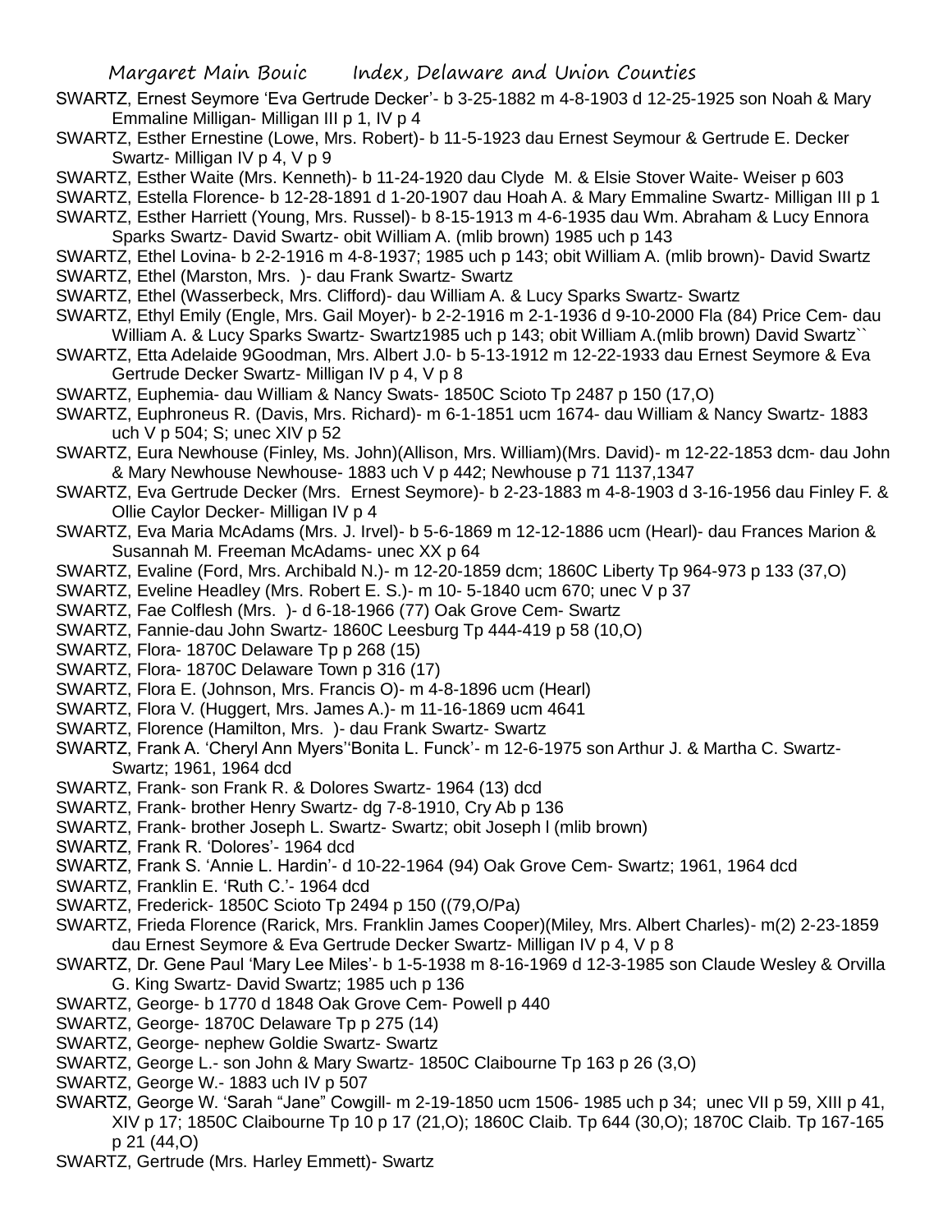SWARTZ, Ernest Seymore 'Eva Gertrude Decker'- b 3-25-1882 m 4-8-1903 d 12-25-1925 son Noah & Mary Emmaline Milligan- Milligan III p 1, IV p 4

SWARTZ, Esther Ernestine (Lowe, Mrs. Robert)- b 11-5-1923 dau Ernest Seymour & Gertrude E. Decker Swartz- Milligan IV p 4, V p 9

SWARTZ, Esther Waite (Mrs. Kenneth)- b 11-24-1920 dau Clyde M. & Elsie Stover Waite- Weiser p 603

SWARTZ, Estella Florence- b 12-28-1891 d 1-20-1907 dau Hoah A. & Mary Emmaline Swartz- Milligan III p 1

SWARTZ, Esther Harriett (Young, Mrs. Russel)- b 8-15-1913 m 4-6-1935 dau Wm. Abraham & Lucy Ennora Sparks Swartz- David Swartz- obit William A. (mlib brown) 1985 uch p 143

SWARTZ, Ethel Lovina- b 2-2-1916 m 4-8-1937; 1985 uch p 143; obit William A. (mlib brown)- David Swartz

SWARTZ, Ethel (Marston, Mrs. )- dau Frank Swartz- Swartz

SWARTZ, Ethel (Wasserbeck, Mrs. Clifford)- dau William A. & Lucy Sparks Swartz- Swartz

SWARTZ, Ethyl Emily (Engle, Mrs. Gail Moyer)- b 2-2-1916 m 2-1-1936 d 9-10-2000 Fla (84) Price Cem- dau William A. & Lucy Sparks Swartz- Swartz1985 uch p 143; obit William A.(mlib brown) David Swartz``

SWARTZ, Etta Adelaide 9Goodman, Mrs. Albert J.0- b 5-13-1912 m 12-22-1933 dau Ernest Seymore & Eva Gertrude Decker Swartz- Milligan IV p 4, V p 8

SWARTZ, Euphemia- dau William & Nancy Swats- 1850C Scioto Tp 2487 p 150 (17,O)

SWARTZ, Euphroneus R. (Davis, Mrs. Richard)- m 6-1-1851 ucm 1674- dau William & Nancy Swartz- 1883 uch V p 504; S; unec XIV p 52

SWARTZ, Eura Newhouse (Finley, Ms. John)(Allison, Mrs. William)(Mrs. David)- m 12-22-1853 dcm- dau John & Mary Newhouse Newhouse- 1883 uch V p 442; Newhouse p 71 1137,1347

SWARTZ, Eva Gertrude Decker (Mrs. Ernest Seymore)- b 2-23-1883 m 4-8-1903 d 3-16-1956 dau Finley F. & Ollie Caylor Decker- Milligan IV p 4

SWARTZ, Eva Maria McAdams (Mrs. J. Irvel)- b 5-6-1869 m 12-12-1886 ucm (Hearl)- dau Frances Marion & Susannah M. Freeman McAdams- unec XX p 64

SWARTZ, Evaline (Ford, Mrs. Archibald N.)- m 12-20-1859 dcm; 1860C Liberty Tp 964-973 p 133 (37,O)

SWARTZ, Eveline Headley (Mrs. Robert E. S.)- m 10- 5-1840 ucm 670; unec V p 37

SWARTZ, Fae Colflesh (Mrs. )- d 6-18-1966 (77) Oak Grove Cem- Swartz

SWARTZ, Fannie-dau John Swartz- 1860C Leesburg Tp 444-419 p 58 (10,O)

SWARTZ, Flora- 1870C Delaware Tp p 268 (15)

SWARTZ, Flora- 1870C Delaware Town p 316 (17)

SWARTZ, Flora E. (Johnson, Mrs. Francis O)- m 4-8-1896 ucm (Hearl)

SWARTZ, Flora V. (Huggert, Mrs. James A.)- m 11-16-1869 ucm 4641

SWARTZ, Florence (Hamilton, Mrs. )- dau Frank Swartz- Swartz

SWARTZ, Frank A. 'Cheryl Ann Myers''Bonita L. Funck'- m 12-6-1975 son Arthur J. & Martha C. Swartz- Swartz; 1961, 1964 dcd

SWARTZ, Frank- son Frank R. & Dolores Swartz- 1964 (13) dcd

SWARTZ, Frank- brother Henry Swartz- dg 7-8-1910, Cry Ab p 136

SWARTZ, Frank- brother Joseph L. Swartz- Swartz; obit Joseph l (mlib brown)

SWARTZ, Frank R. 'Dolores'- 1964 dcd

SWARTZ, Frank S. 'Annie L. Hardin'- d 10-22-1964 (94) Oak Grove Cem- Swartz; 1961, 1964 dcd

SWARTZ, Franklin E. 'Ruth C.'- 1964 dcd

SWARTZ, Frederick- 1850C Scioto Tp 2494 p 150 ((79,O/Pa)

SWARTZ, Frieda Florence (Rarick, Mrs. Franklin James Cooper)(Miley, Mrs. Albert Charles)- m(2) 2-23-1859 dau Ernest Seymore & Eva Gertrude Decker Swartz- Milligan IV p 4, V p 8

SWARTZ, Dr. Gene Paul 'Mary Lee Miles'- b 1-5-1938 m 8-16-1969 d 12-3-1985 son Claude Wesley & Orvilla G. King Swartz- David Swartz; 1985 uch p 136

SWARTZ, George- b 1770 d 1848 Oak Grove Cem- Powell p 440

SWARTZ, George- 1870C Delaware Tp p 275 (14)

SWARTZ, George- nephew Goldie Swartz- Swartz

SWARTZ, George L.- son John & Mary Swartz- 1850C Claibourne Tp 163 p 26 (3,O)

SWARTZ, George W.- 1883 uch IV p 507

SWARTZ, George W. 'Sarah "Jane" Cowgill- m 2-19-1850 ucm 1506- 1985 uch p 34; unec VII p 59, XIII p 41, XIV p 17; 1850C Claibourne Tp 10 p 17 (21,O); 1860C Claib. Tp 644 (30,O); 1870C Claib. Tp 167-165 p 21 (44,O)

SWARTZ, Gertrude (Mrs. Harley Emmett)- Swartz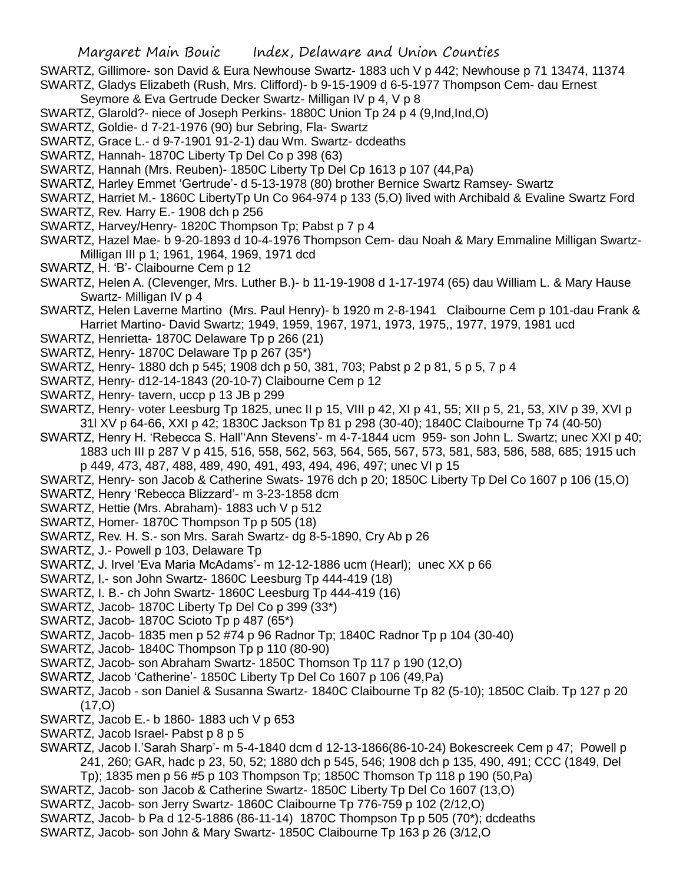SWARTZ, Gillimore- son David & Eura Newhouse Swartz- 1883 uch V p 442; Newhouse p 71 13474, 11374

SWARTZ, Gladys Elizabeth (Rush, Mrs. Clifford)- b 9-15-1909 d 6-5-1977 Thompson Cem- dau Ernest Seymore & Eva Gertrude Decker Swartz- Milligan IV p 4, V p 8

SWARTZ, Glarold?- niece of Joseph Perkins- 1880C Union Tp 24 p 4 (9,Ind,Ind,O)

SWARTZ, Goldie- d 7-21-1976 (90) bur Sebring, Fla- Swartz

SWARTZ, Grace L.- d 9-7-1901 91-2-1) dau Wm. Swartz- dcdeaths

SWARTZ, Hannah- 1870C Liberty Tp Del Co p 398 (63)

SWARTZ, Hannah (Mrs. Reuben)- 1850C Liberty Tp Del Cp 1613 p 107 (44,Pa)

SWARTZ, Harley Emmet 'Gertrude'- d 5-13-1978 (80) brother Bernice Swartz Ramsey- Swartz

SWARTZ, Harriet M.- 1860C LibertyTp Un Co 964-974 p 133 (5,O) lived with Archibald & Evaline Swartz Ford

SWARTZ, Rev. Harry E.- 1908 dch p 256

SWARTZ, Harvey/Henry- 1820C Thompson Tp; Pabst p 7 p 4

SWARTZ, Hazel Mae- b 9-20-1893 d 10-4-1976 Thompson Cem- dau Noah & Mary Emmaline Milligan Swartz- Milligan III p 1; 1961, 1964, 1969, 1971 dcd

SWARTZ, H. 'B'- Claibourne Cem p 12

SWARTZ, Helen A. (Clevenger, Mrs. Luther B.)- b 11-19-1908 d 1-17-1974 (65) dau William L. & Mary Hause Swartz- Milligan IV p 4

SWARTZ, Helen Laverne Martino (Mrs. Paul Henry)- b 1920 m 2-8-1941 Claibourne Cem p 101-dau Frank & Harriet Martino- David Swartz; 1949, 1959, 1967, 1971, 1973, 1975,, 1977, 1979, 1981 ucd

SWARTZ, Henrietta- 1870C Delaware Tp p 266 (21)

SWARTZ, Henry- 1870C Delaware Tp p 267 (35*)

SWARTZ, Henry- 1880 dch p 545; 1908 dch p 50, 381, 703; Pabst p 2 p 81, 5 p 5, 7 p 4

SWARTZ, Henry- d12-14-1843 (20-10-7) Claibourne Cem p 12

SWARTZ, Henry- tavern, uccp p 13 JB p 299

SWARTZ, Henry- voter Leesburg Tp 1825, unec II p 15, VIII p 42, XI p 41, 55; XII p 5, 21, 53, XIV p 39, XVI p 31l XV p 64-66, XXI p 42; 1830C Jackson Tp 81 p 298 (30-40); 1840C Claibourne Tp 74 (40-50)

SWARTZ, Henry H. 'Rebecca S. Hall''Ann Stevens'- m 4-7-1844 ucm 959- son John L. Swartz; unec XXI p 40; 1883 uch III p 287 V p 415, 516, 558, 562, 563, 564, 565, 567, 573, 581, 583, 586, 588, 685; 1915 uch p 449, 473, 487, 488, 489, 490, 491, 493, 494, 496, 497; unec VI p 15

SWARTZ, Henry- son Jacob & Catherine Swats- 1976 dch p 20; 1850C Liberty Tp Del Co 1607 p 106 (15,O)

SWARTZ, Henry 'Rebecca Blizzard'- m 3-23-1858 dcm

SWARTZ, Hettie (Mrs. Abraham)- 1883 uch V p 512

SWARTZ, Homer- 1870C Thompson Tp p 505 (18)

SWARTZ, Rev. H. S.- son Mrs. Sarah Swartz- dg 8-5-1890, Cry Ab p 26

SWARTZ, J.- Powell p 103, Delaware Tp

SWARTZ, J. Irvel 'Eva Maria McAdams'- m 12-12-1886 ucm (Hearl); unec XX p 66

SWARTZ, I.- son John Swartz- 1860C Leesburg Tp 444-419 (18)

SWARTZ, I. B.- ch John Swartz- 1860C Leesburg Tp 444-419 (16)

SWARTZ, Jacob- 1870C Liberty Tp Del Co p 399 (33*)

SWARTZ, Jacob- 1870C Scioto Tp p 487 (65*)

SWARTZ, Jacob- 1835 men p 52 #74 p 96 Radnor Tp; 1840C Radnor Tp p 104 (30-40)

SWARTZ, Jacob- 1840C Thompson Tp p 110 (80-90)

SWARTZ, Jacob- son Abraham Swartz- 1850C Thomson Tp 117 p 190 (12,O)

SWARTZ, Jacob 'Catherine'- 1850C Liberty Tp Del Co 1607 p 106 (49,Pa)

SWARTZ, Jacob - son Daniel & Susanna Swartz- 1840C Claibourne Tp 82 (5-10); 1850C Claib. Tp 127 p 20 (17,O)

SWARTZ, Jacob E.- b 1860- 1883 uch V p 653

SWARTZ, Jacob Israel- Pabst p 8 p 5

SWARTZ, Jacob I.'Sarah Sharp'- m 5-4-1840 dcm d 12-13-1866(86-10-24) Bokescreek Cem p 47; Powell p 241, 260; GAR, hadc p 23, 50, 52; 1880 dch p 545, 546; 1908 dch p 135, 490, 491; CCC (1849, Del Tp); 1835 men p 56 #5 p 103 Thompson Tp; 1850C Thomson Tp 118 p 190 (50,Pa)

SWARTZ, Jacob- son Jacob & Catherine Swartz- 1850C Liberty Tp Del Co 1607 (13,O)

SWARTZ, Jacob- son Jerry Swartz- 1860C Claibourne Tp 776-759 p 102 (2/12,O)

SWARTZ, Jacob- b Pa d 12-5-1886 (86-11-14) 1870C Thompson Tp p 505 (70*); dcdeaths

SWARTZ, Jacob- son John & Mary Swartz- 1850C Claibourne Tp 163 p 26 (3/12,O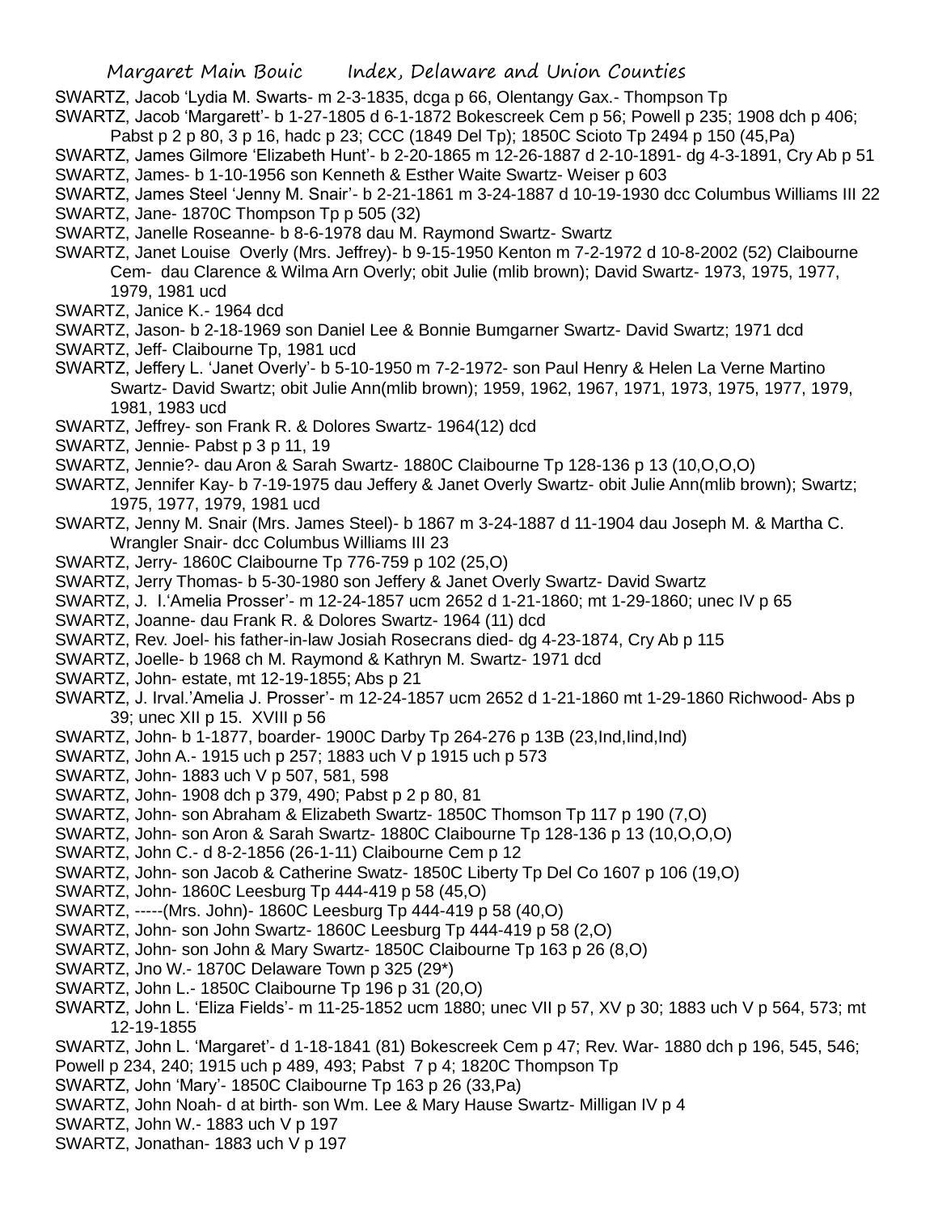SWARTZ, Jacob 'Lydia M. Swarts- m 2-3-1835, dcga p 66, Olentangy Gax.- Thompson Tp

SWARTZ, Jacob 'Margarett'- b 1-27-1805 d 6-1-1872 Bokescreek Cem p 56; Powell p 235; 1908 dch p 406; Pabst p 2 p 80, 3 p 16, hadc p 23; CCC (1849 Del Tp); 1850C Scioto Tp 2494 p 150 (45,Pa)

SWARTZ, James Gilmore 'Elizabeth Hunt'- b 2-20-1865 m 12-26-1887 d 2-10-1891- dg 4-3-1891, Cry Ab p 51

SWARTZ, James- b 1-10-1956 son Kenneth & Esther Waite Swartz- Weiser p 603

SWARTZ, James Steel 'Jenny M. Snair'- b 2-21-1861 m 3-24-1887 d 10-19-1930 dcc Columbus Williams III 22

SWARTZ, Jane- 1870C Thompson Tp p 505 (32)

SWARTZ, Janelle Roseanne- b 8-6-1978 dau M. Raymond Swartz- Swartz

SWARTZ, Janet Louise Overly (Mrs. Jeffrey)- b 9-15-1950 Kenton m 7-2-1972 d 10-8-2002 (52) Claibourne Cem- dau Clarence & Wilma Arn Overly; obit Julie (mlib brown); David Swartz- 1973, 1975, 1977, 1979, 1981 ucd

SWARTZ, Janice K.- 1964 dcd

SWARTZ, Jason- b 2-18-1969 son Daniel Lee & Bonnie Bumgarner Swartz- David Swartz; 1971 dcd

SWARTZ, Jeff- Claibourne Tp, 1981 ucd

SWARTZ, Jeffery L. 'Janet Overly'- b 5-10-1950 m 7-2-1972- son Paul Henry & Helen La Verne Martino Swartz- David Swartz; obit Julie Ann(mlib brown); 1959, 1962, 1967, 1971, 1973, 1975, 1977, 1979, 1981, 1983 ucd

SWARTZ, Jeffrey- son Frank R. & Dolores Swartz- 1964(12) dcd

SWARTZ, Jennie- Pabst p 3 p 11, 19

SWARTZ, Jennie?- dau Aron & Sarah Swartz- 1880C Claibourne Tp 128-136 p 13 (10,O,O,O)

SWARTZ, Jennifer Kay- b 7-19-1975 dau Jeffery & Janet Overly Swartz- obit Julie Ann(mlib brown); Swartz; 1975, 1977, 1979, 1981 ucd

SWARTZ, Jenny M. Snair (Mrs. James Steel)- b 1867 m 3-24-1887 d 11-1904 dau Joseph M. & Martha C. Wrangler Snair- dcc Columbus Williams III 23

SWARTZ, Jerry- 1860C Claibourne Tp 776-759 p 102 (25,O)

SWARTZ, Jerry Thomas- b 5-30-1980 son Jeffery & Janet Overly Swartz- David Swartz

SWARTZ, J. I.'Amelia Prosser'- m 12-24-1857 ucm 2652 d 1-21-1860; mt 1-29-1860; unec IV p 65

SWARTZ, Joanne- dau Frank R. & Dolores Swartz- 1964 (11) dcd

SWARTZ, Rev. Joel- his father-in-law Josiah Rosecrans died- dg 4-23-1874, Cry Ab p 115

SWARTZ, Joelle- b 1968 ch M. Raymond & Kathryn M. Swartz- 1971 dcd

SWARTZ, John- estate, mt 12-19-1855; Abs p 21

SWARTZ, J. Irval.'Amelia J. Prosser'- m 12-24-1857 ucm 2652 d 1-21-1860 mt 1-29-1860 Richwood- Abs p 39; unec XII p 15. XVIII p 56

SWARTZ, John- b 1-1877, boarder- 1900C Darby Tp 264-276 p 13B (23,Ind,Iind,Ind)

SWARTZ, John A.- 1915 uch p 257; 1883 uch V p 1915 uch p 573

SWARTZ, John- 1883 uch V p 507, 581, 598

SWARTZ, John- 1908 dch p 379, 490; Pabst p 2 p 80, 81

SWARTZ, John- son Abraham & Elizabeth Swartz- 1850C Thomson Tp 117 p 190 (7,O)

SWARTZ, John- son Aron & Sarah Swartz- 1880C Claibourne Tp 128-136 p 13 (10,O,O,O)

SWARTZ, John C.- d 8-2-1856 (26-1-11) Claibourne Cem p 12

SWARTZ, John- son Jacob & Catherine Swatz- 1850C Liberty Tp Del Co 1607 p 106 (19,O)

SWARTZ, John- 1860C Leesburg Tp 444-419 p 58 (45,O)

SWARTZ, -----(Mrs. John)- 1860C Leesburg Tp 444-419 p 58 (40,O)

SWARTZ, John- son John Swartz- 1860C Leesburg Tp 444-419 p 58 (2,O)

SWARTZ, John- son John & Mary Swartz- 1850C Claibourne Tp 163 p 26 (8,O)

SWARTZ, Jno W.- 1870C Delaware Town p 325 (29*)

SWARTZ, John L.- 1850C Claibourne Tp 196 p 31 (20,O)

SWARTZ, John L. 'Eliza Fields'- m 11-25-1852 ucm 1880; unec VII p 57, XV p 30; 1883 uch V p 564, 573; mt 12-19-1855

SWARTZ, John L. 'Margaret'- d 1-18-1841 (81) Bokescreek Cem p 47; Rev. War- 1880 dch p 196, 545, 546; Powell p 234, 240; 1915 uch p 489, 493; Pabst 7 p 4; 1820C Thompson Tp

SWARTZ, John 'Mary'- 1850C Claibourne Tp 163 p 26 (33,Pa)

SWARTZ, John Noah- d at birth- son Wm. Lee & Mary Hause Swartz- Milligan IV p 4

SWARTZ, John W.- 1883 uch V p 197

SWARTZ, Jonathan- 1883 uch V p 197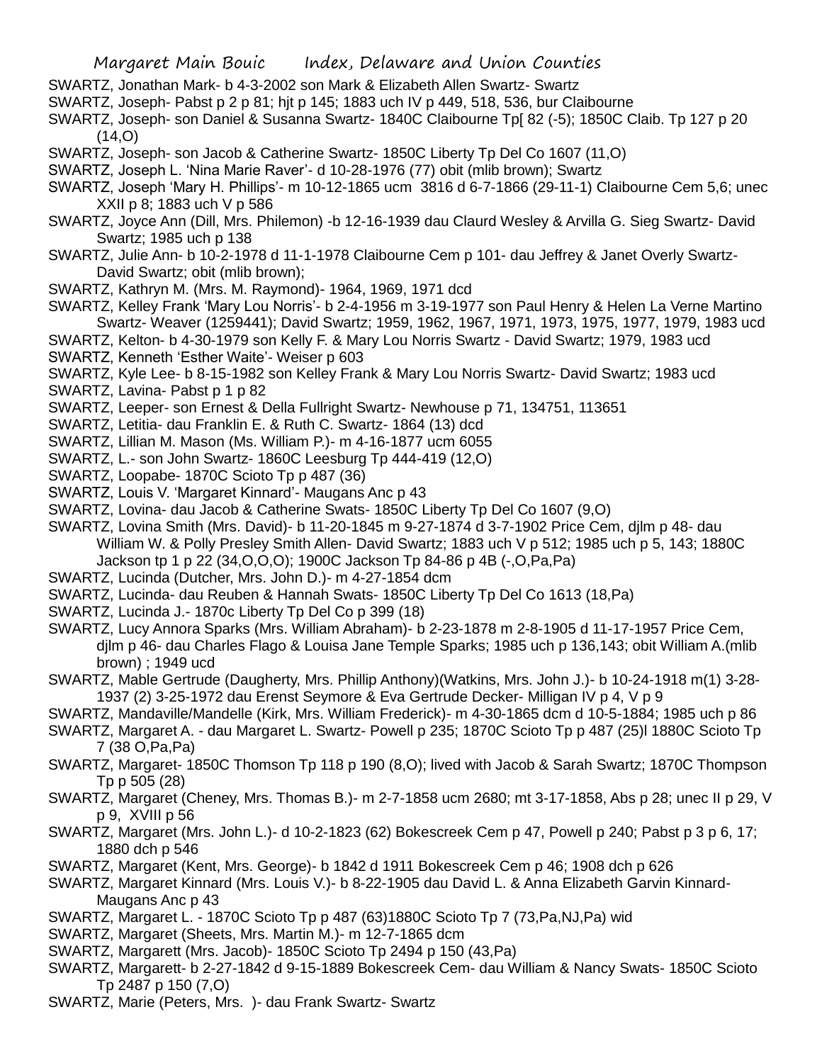SWARTZ, Jonathan Mark- b 4-3-2002 son Mark & Elizabeth Allen Swartz- Swartz

SWARTZ, Joseph- Pabst p 2 p 81; hjt p 145; 1883 uch IV p 449, 518, 536, bur Claibourne

SWARTZ, Joseph- son Daniel & Susanna Swartz- 1840C Claibourne Tp[ 82 (-5); 1850C Claib. Tp 127 p 20 (14,O)

SWARTZ, Joseph- son Jacob & Catherine Swartz- 1850C Liberty Tp Del Co 1607 (11,O)

SWARTZ, Joseph L. 'Nina Marie Raver'- d 10-28-1976 (77) obit (mlib brown); Swartz

SWARTZ, Joseph 'Mary H. Phillips'- m 10-12-1865 ucm 3816 d 6-7-1866 (29-11-1) Claibourne Cem 5,6; unec XXII p 8; 1883 uch V p 586

SWARTZ, Joyce Ann (Dill, Mrs. Philemon) -b 12-16-1939 dau Claurd Wesley & Arvilla G. Sieg Swartz- David Swartz; 1985 uch p 138

SWARTZ, Julie Ann- b 10-2-1978 d 11-1-1978 Claibourne Cem p 101- dau Jeffrey & Janet Overly Swartz- David Swartz; obit (mlib brown);

SWARTZ, Kathryn M. (Mrs. M. Raymond)- 1964, 1969, 1971 dcd

SWARTZ, Kelley Frank 'Mary Lou Norris'- b 2-4-1956 m 3-19-1977 son Paul Henry & Helen La Verne Martino Swartz- Weaver (1259441); David Swartz; 1959, 1962, 1967, 1971, 1973, 1975, 1977, 1979, 1983 ucd

SWARTZ, Kelton- b 4-30-1979 son Kelly F. & Mary Lou Norris Swartz - David Swartz; 1979, 1983 ucd

SWARTZ, Kenneth 'Esther Waite'- Weiser p 603

SWARTZ, Kyle Lee- b 8-15-1982 son Kelley Frank & Mary Lou Norris Swartz- David Swartz; 1983 ucd

SWARTZ, Lavina- Pabst p 1 p 82

SWARTZ, Leeper- son Ernest & Della Fullright Swartz- Newhouse p 71, 134751, 113651

SWARTZ, Letitia- dau Franklin E. & Ruth C. Swartz- 1864 (13) dcd

SWARTZ, Lillian M. Mason (Ms. William P.)- m 4-16-1877 ucm 6055

SWARTZ, L.- son John Swartz- 1860C Leesburg Tp 444-419 (12,O)

SWARTZ, Loopabe- 1870C Scioto Tp p 487 (36)

SWARTZ, Louis V. 'Margaret Kinnard'- Maugans Anc p 43

SWARTZ, Lovina- dau Jacob & Catherine Swats- 1850C Liberty Tp Del Co 1607 (9,O)

SWARTZ, Lovina Smith (Mrs. David)- b 11-20-1845 m 9-27-1874 d 3-7-1902 Price Cem, djlm p 48- dau William W. & Polly Presley Smith Allen- David Swartz; 1883 uch V p 512; 1985 uch p 5, 143; 1880C Jackson tp 1 p 22 (34,O,O,O); 1900C Jackson Tp 84-86 p 4B (-,O,Pa,Pa)

SWARTZ, Lucinda (Dutcher, Mrs. John D.)- m 4-27-1854 dcm

SWARTZ, Lucinda- dau Reuben & Hannah Swats- 1850C Liberty Tp Del Co 1613 (18,Pa)

SWARTZ, Lucinda J.- 1870c Liberty Tp Del Co p 399 (18)

SWARTZ, Lucy Annora Sparks (Mrs. William Abraham)- b 2-23-1878 m 2-8-1905 d 11-17-1957 Price Cem, djlm p 46- dau Charles Flago & Louisa Jane Temple Sparks; 1985 uch p 136,143; obit William A.(mlib brown) ; 1949 ucd

SWARTZ, Mable Gertrude (Daugherty, Mrs. Phillip Anthony)(Watkins, Mrs. John J.)- b 10-24-1918 m(1) 3-28-1937 (2) 3-25-1972 dau Erenst Seymore & Eva Gertrude Decker- Milligan IV p 4, V p 9

SWARTZ, Mandaville/Mandelle (Kirk, Mrs. William Frederick)- m 4-30-1865 dcm d 10-5-1884; 1985 uch p 86

SWARTZ, Margaret A. - dau Margaret L. Swartz- Powell p 235; 1870C Scioto Tp p 487 (25)l 1880C Scioto Tp 7 (38 O,Pa,Pa)

SWARTZ, Margaret- 1850C Thomson Tp 118 p 190 (8,O); lived with Jacob & Sarah Swartz; 1870C Thompson Tp p 505 (28)

SWARTZ, Margaret (Cheney, Mrs. Thomas B.)- m 2-7-1858 ucm 2680; mt 3-17-1858, Abs p 28; unec II p 29, V p 9, XVIII p 56

SWARTZ, Margaret (Mrs. John L.)- d 10-2-1823 (62) Bokescreek Cem p 47, Powell p 240; Pabst p 3 p 6, 17; 1880 dch p 546

SWARTZ, Margaret (Kent, Mrs. George)- b 1842 d 1911 Bokescreek Cem p 46; 1908 dch p 626

SWARTZ, Margaret Kinnard (Mrs. Louis V.)- b 8-22-1905 dau David L. & Anna Elizabeth Garvin Kinnard- Maugans Anc p 43

SWARTZ, Margaret L. - 1870C Scioto Tp p 487 (63)1880C Scioto Tp 7 (73,Pa,NJ,Pa) wid

SWARTZ, Margaret (Sheets, Mrs. Martin M.)- m 12-7-1865 dcm

SWARTZ, Margarett (Mrs. Jacob)- 1850C Scioto Tp 2494 p 150 (43,Pa)

SWARTZ, Margarett- b 2-27-1842 d 9-15-1889 Bokescreek Cem- dau William & Nancy Swats- 1850C Scioto Tp 2487 p 150 (7,O)

SWARTZ, Marie (Peters, Mrs. )- dau Frank Swartz- Swartz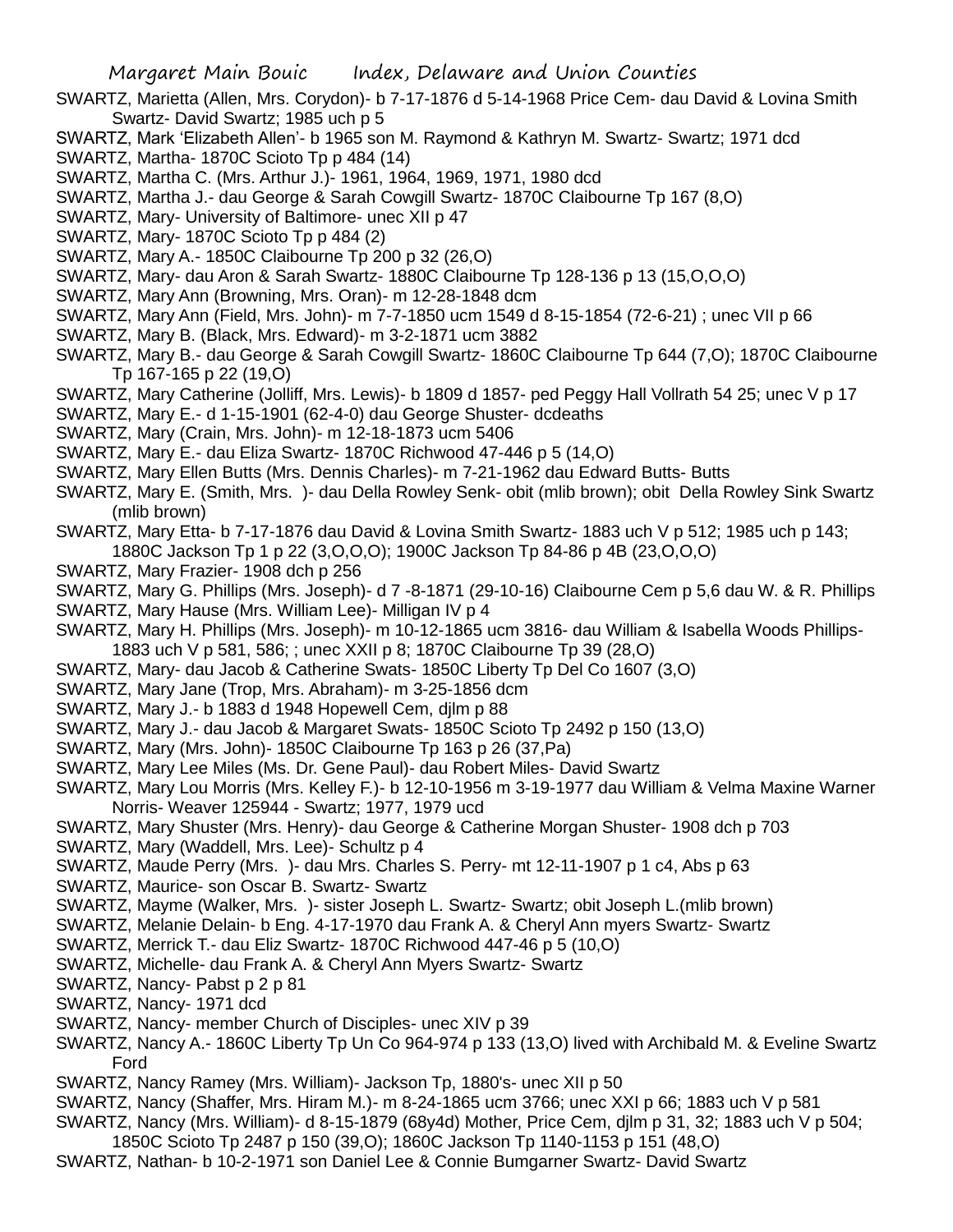SWARTZ, Marietta (Allen, Mrs. Corydon)- b 7-17-1876 d 5-14-1968 Price Cem- dau David & Lovina Smith Swartz- David Swartz; 1985 uch p 5

SWARTZ, Mark 'Elizabeth Allen'- b 1965 son M. Raymond & Kathryn M. Swartz- Swartz; 1971 dcd

SWARTZ, Martha- 1870C Scioto Tp p 484 (14)

SWARTZ, Martha C. (Mrs. Arthur J.)- 1961, 1964, 1969, 1971, 1980 dcd

SWARTZ, Martha J.- dau George & Sarah Cowgill Swartz- 1870C Claibourne Tp 167 (8,O)

SWARTZ, Mary- University of Baltimore- unec XII p 47

SWARTZ, Mary- 1870C Scioto Tp p 484 (2)

SWARTZ, Mary A.- 1850C Claibourne Tp 200 p 32 (26,O)

SWARTZ, Mary- dau Aron & Sarah Swartz- 1880C Claibourne Tp 128-136 p 13 (15,O,O,O)

SWARTZ, Mary Ann (Browning, Mrs. Oran)- m 12-28-1848 dcm

SWARTZ, Mary Ann (Field, Mrs. John)- m 7-7-1850 ucm 1549 d 8-15-1854 (72-6-21) ; unec VII p 66

SWARTZ, Mary B. (Black, Mrs. Edward)- m 3-2-1871 ucm 3882

SWARTZ, Mary B.- dau George & Sarah Cowgill Swartz- 1860C Claibourne Tp 644 (7,O); 1870C Claibourne Tp 167-165 p 22 (19,O)

SWARTZ, Mary Catherine (Jolliff, Mrs. Lewis)- b 1809 d 1857- ped Peggy Hall Vollrath 54 25; unec V p 17

SWARTZ, Mary E.- d 1-15-1901 (62-4-0) dau George Shuster- dcdeaths

SWARTZ, Mary (Crain, Mrs. John)- m 12-18-1873 ucm 5406

SWARTZ, Mary E.- dau Eliza Swartz- 1870C Richwood 47-446 p 5 (14,O)

SWARTZ, Mary Ellen Butts (Mrs. Dennis Charles)- m 7-21-1962 dau Edward Butts- Butts

SWARTZ, Mary E. (Smith, Mrs. )- dau Della Rowley Senk- obit (mlib brown); obit Della Rowley Sink Swartz (mlib brown)

SWARTZ, Mary Etta- b 7-17-1876 dau David & Lovina Smith Swartz- 1883 uch V p 512; 1985 uch p 143; 1880C Jackson Tp 1 p 22 (3,O,O,O); 1900C Jackson Tp 84-86 p 4B (23,O,O,O)

SWARTZ, Mary Frazier- 1908 dch p 256

SWARTZ, Mary G. Phillips (Mrs. Joseph)- d 7 -8-1871 (29-10-16) Claibourne Cem p 5,6 dau W. & R. Phillips

SWARTZ, Mary Hause (Mrs. William Lee)- Milligan IV p 4

SWARTZ, Mary H. Phillips (Mrs. Joseph)- m 10-12-1865 ucm 3816- dau William & Isabella Woods Phillips- 1883 uch V p 581, 586; ; unec XXII p 8; 1870C Claibourne Tp 39 (28,O)

SWARTZ, Mary- dau Jacob & Catherine Swats- 1850C Liberty Tp Del Co 1607 (3,O)

SWARTZ, Mary Jane (Trop, Mrs. Abraham)- m 3-25-1856 dcm

SWARTZ, Mary J.- b 1883 d 1948 Hopewell Cem, djlm p 88

SWARTZ, Mary J.- dau Jacob & Margaret Swats- 1850C Scioto Tp 2492 p 150 (13,O)

SWARTZ, Mary (Mrs. John)- 1850C Claibourne Tp 163 p 26 (37,Pa)

SWARTZ, Mary Lee Miles (Ms. Dr. Gene Paul)- dau Robert Miles- David Swartz

SWARTZ, Mary Lou Morris (Mrs. Kelley F.)- b 12-10-1956 m 3-19-1977 dau William & Velma Maxine Warner Norris- Weaver 125944 - Swartz; 1977, 1979 ucd

SWARTZ, Mary Shuster (Mrs. Henry)- dau George & Catherine Morgan Shuster- 1908 dch p 703

SWARTZ, Mary (Waddell, Mrs. Lee)- Schultz p 4

SWARTZ, Maude Perry (Mrs. )- dau Mrs. Charles S. Perry- mt 12-11-1907 p 1 c4, Abs p 63

SWARTZ, Maurice- son Oscar B. Swartz- Swartz

SWARTZ, Mayme (Walker, Mrs. )- sister Joseph L. Swartz- Swartz; obit Joseph L.(mlib brown)

SWARTZ, Melanie Delain- b Eng. 4-17-1970 dau Frank A. & Cheryl Ann myers Swartz- Swartz

SWARTZ, Merrick T.- dau Eliz Swartz- 1870C Richwood 447-46 p 5 (10,O)

SWARTZ, Michelle- dau Frank A. & Cheryl Ann Myers Swartz- Swartz

SWARTZ, Nancy- Pabst p 2 p 81

SWARTZ, Nancy- 1971 dcd

SWARTZ, Nancy- member Church of Disciples- unec XIV p 39

SWARTZ, Nancy A.- 1860C Liberty Tp Un Co 964-974 p 133 (13,O) lived with Archibald M. & Eveline Swartz Ford

SWARTZ, Nancy Ramey (Mrs. William)- Jackson Tp, 1880's- unec XII p 50

SWARTZ, Nancy (Shaffer, Mrs. Hiram M.)- m 8-24-1865 ucm 3766; unec XXI p 66; 1883 uch V p 581

SWARTZ, Nancy (Mrs. William)- d 8-15-1879 (68y4d) Mother, Price Cem, djlm p 31, 32; 1883 uch V p 504; 1850C Scioto Tp 2487 p 150 (39,O); 1860C Jackson Tp 1140-1153 p 151 (48,O)

SWARTZ, Nathan- b 10-2-1971 son Daniel Lee & Connie Bumgarner Swartz- David Swartz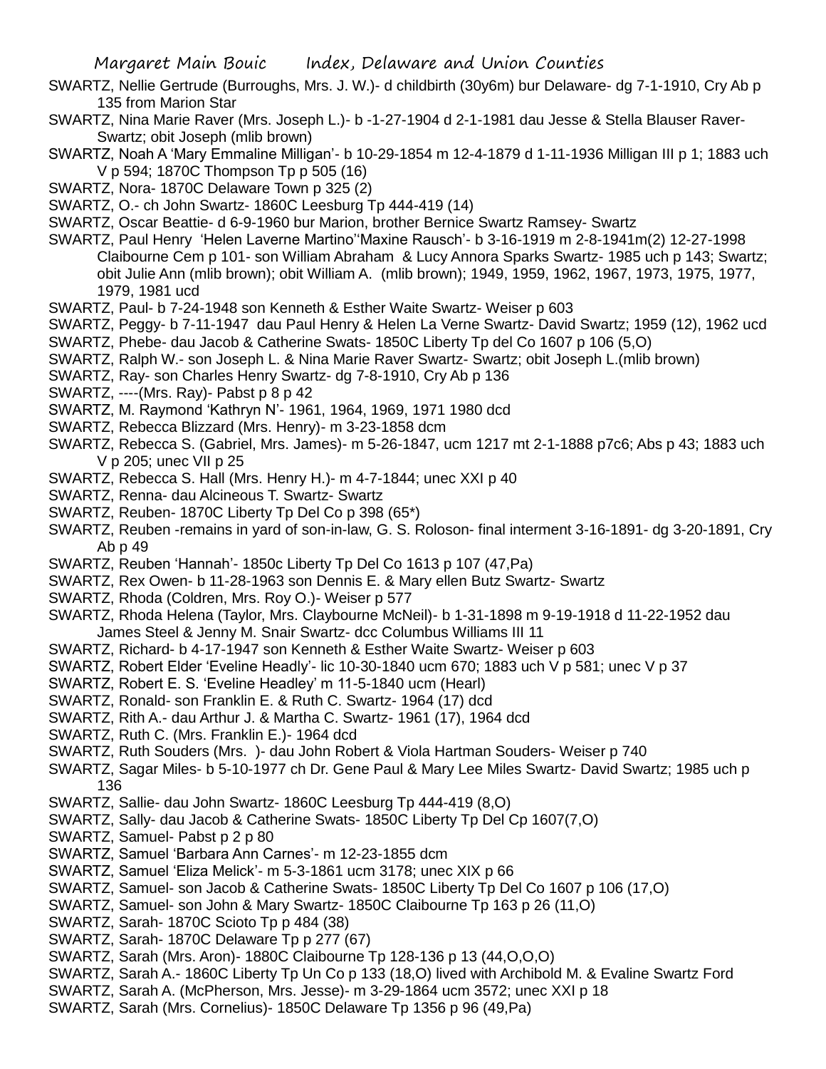SWARTZ, Nellie Gertrude (Burroughs, Mrs. J. W.)- d childbirth (30y6m) bur Delaware- dg 7-1-1910, Cry Ab p 135 from Marion Star

SWARTZ, Nina Marie Raver (Mrs. Joseph L.)- b -1-27-1904 d 2-1-1981 dau Jesse & Stella Blauser Raver- Swartz; obit Joseph (mlib brown)

SWARTZ, Noah A 'Mary Emmaline Milligan'- b 10-29-1854 m 12-4-1879 d 1-11-1936 Milligan III p 1; 1883 uch V p 594; 1870C Thompson Tp p 505 (16)

SWARTZ, Nora- 1870C Delaware Town p 325 (2)

SWARTZ, O.- ch John Swartz- 1860C Leesburg Tp 444-419 (14)

SWARTZ, Oscar Beattie- d 6-9-1960 bur Marion, brother Bernice Swartz Ramsey- Swartz

SWARTZ, Paul Henry 'Helen Laverne Martino''Maxine Rausch'- b 3-16-1919 m 2-8-1941m(2) 12-27-1998 Claibourne Cem p 101- son William Abraham & Lucy Annora Sparks Swartz- 1985 uch p 143; Swartz; obit Julie Ann (mlib brown); obit William A. (mlib brown); 1949, 1959, 1962, 1967, 1973, 1975, 1977, 1979, 1981 ucd

SWARTZ, Paul- b 7-24-1948 son Kenneth & Esther Waite Swartz- Weiser p 603

SWARTZ, Peggy- b 7-11-1947 dau Paul Henry & Helen La Verne Swartz- David Swartz; 1959 (12), 1962 ucd

SWARTZ, Phebe- dau Jacob & Catherine Swats- 1850C Liberty Tp del Co 1607 p 106 (5,O)

SWARTZ, Ralph W.- son Joseph L. & Nina Marie Raver Swartz- Swartz; obit Joseph L.(mlib brown)

SWARTZ, Ray- son Charles Henry Swartz- dg 7-8-1910, Cry Ab p 136

SWARTZ, ----(Mrs. Ray)- Pabst p 8 p 42

SWARTZ, M. Raymond 'Kathryn N'- 1961, 1964, 1969, 1971 1980 dcd

SWARTZ, Rebecca Blizzard (Mrs. Henry)- m 3-23-1858 dcm

SWARTZ, Rebecca S. (Gabriel, Mrs. James)- m 5-26-1847, ucm 1217 mt 2-1-1888 p7c6; Abs p 43; 1883 uch V p 205; unec VII p 25

SWARTZ, Rebecca S. Hall (Mrs. Henry H.)- m 4-7-1844; unec XXI p 40

SWARTZ, Renna- dau Alcineous T. Swartz- Swartz

SWARTZ, Reuben- 1870C Liberty Tp Del Co p 398 (65*)

SWARTZ, Reuben -remains in yard of son-in-law, G. S. Roloson- final interment 3-16-1891- dg 3-20-1891, Cry Ab p 49

SWARTZ, Reuben 'Hannah'- 1850c Liberty Tp Del Co 1613 p 107 (47,Pa)

SWARTZ, Rex Owen- b 11-28-1963 son Dennis E. & Mary ellen Butz Swartz- Swartz

SWARTZ, Rhoda (Coldren, Mrs. Roy O.)- Weiser p 577

SWARTZ, Rhoda Helena (Taylor, Mrs. Claybourne McNeil)- b 1-31-1898 m 9-19-1918 d 11-22-1952 dau James Steel & Jenny M. Snair Swartz- dcc Columbus Williams III 11

SWARTZ, Richard- b 4-17-1947 son Kenneth & Esther Waite Swartz- Weiser p 603

SWARTZ, Robert Elder 'Eveline Headly'- lic 10-30-1840 ucm 670; 1883 uch V p 581; unec V p 37

SWARTZ, Robert E. S. 'Eveline Headley' m 11-5-1840 ucm (Hearl)

SWARTZ, Ronald- son Franklin E. & Ruth C. Swartz- 1964 (17) dcd

SWARTZ, Rith A.- dau Arthur J. & Martha C. Swartz- 1961 (17), 1964 dcd

SWARTZ, Ruth C. (Mrs. Franklin E.)- 1964 dcd

SWARTZ, Ruth Souders (Mrs. )- dau John Robert & Viola Hartman Souders- Weiser p 740

SWARTZ, Sagar Miles- b 5-10-1977 ch Dr. Gene Paul & Mary Lee Miles Swartz- David Swartz; 1985 uch p 136

SWARTZ, Sallie- dau John Swartz- 1860C Leesburg Tp 444-419 (8,O)

SWARTZ, Sally- dau Jacob & Catherine Swats- 1850C Liberty Tp Del Cp 1607(7,O)

SWARTZ, Samuel- Pabst p 2 p 80

SWARTZ, Samuel 'Barbara Ann Carnes'- m 12-23-1855 dcm

SWARTZ, Samuel 'Eliza Melick'- m 5-3-1861 ucm 3178; unec XIX p 66

SWARTZ, Samuel- son Jacob & Catherine Swats- 1850C Liberty Tp Del Co 1607 p 106 (17,O)

SWARTZ, Samuel- son John & Mary Swartz- 1850C Claibourne Tp 163 p 26 (11,O)

SWARTZ, Sarah- 1870C Scioto Tp p 484 (38)

SWARTZ, Sarah- 1870C Delaware Tp p 277 (67)

SWARTZ, Sarah (Mrs. Aron)- 1880C Claibourne Tp 128-136 p 13 (44,O,O,O)

SWARTZ, Sarah A.- 1860C Liberty Tp Un Co p 133 (18,O) lived with Archibold M. & Evaline Swartz Ford

SWARTZ, Sarah A. (McPherson, Mrs. Jesse)- m 3-29-1864 ucm 3572; unec XXI p 18

SWARTZ, Sarah (Mrs. Cornelius)- 1850C Delaware Tp 1356 p 96 (49,Pa)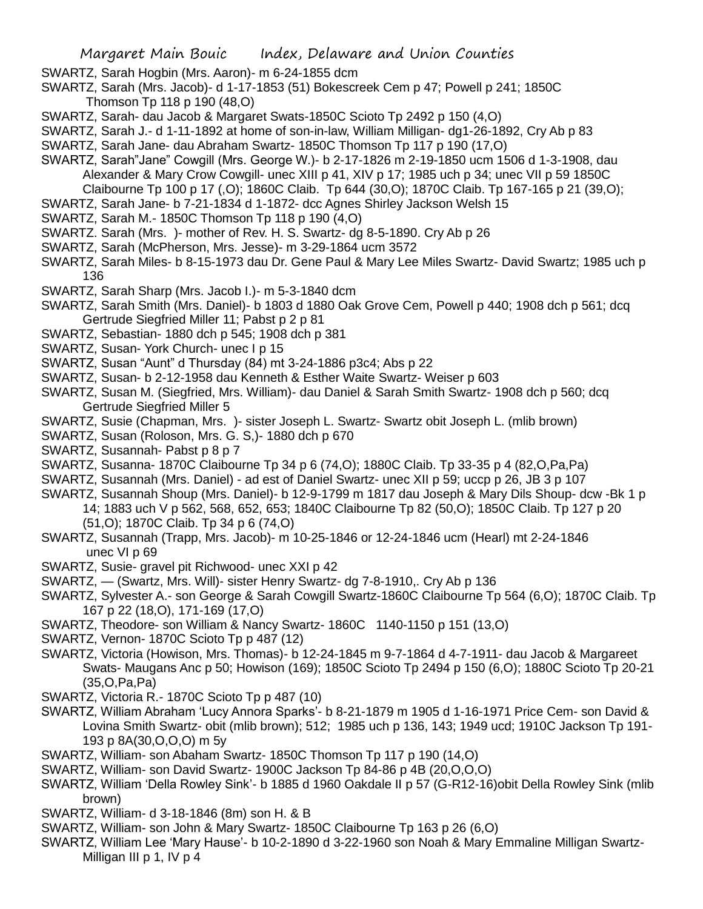SWARTZ, Sarah Hogbin (Mrs. Aaron)- m 6-24-1855 dcm

SWARTZ, Sarah (Mrs. Jacob)- d 1-17-1853 (51) Bokescreek Cem p 47; Powell p 241; 1850C Thomson Tp 118 p 190 (48,O)

SWARTZ, Sarah- dau Jacob & Margaret Swats-1850C Scioto Tp 2492 p 150 (4,O)

SWARTZ, Sarah J.- d 1-11-1892 at home of son-in-law, William Milligan- dg1-26-1892, Cry Ab p 83

SWARTZ, Sarah Jane- dau Abraham Swartz- 1850C Thomson Tp 117 p 190 (17,O)

SWARTZ, Sarah"Jane" Cowgill (Mrs. George W.)- b 2-17-1826 m 2-19-1850 ucm 1506 d 1-3-1908, dau Alexander & Mary Crow Cowgill- unec XIII p 41, XIV p 17; 1985 uch p 34; unec VII p 59 1850C Claibourne Tp 100 p 17 (,O); 1860C Claib. Tp 644 (30,O); 1870C Claib. Tp 167-165 p 21 (39,O);

SWARTZ, Sarah Jane- b 7-21-1834 d 1-1872- dcc Agnes Shirley Jackson Welsh 15

SWARTZ, Sarah M.- 1850C Thomson Tp 118 p 190 (4,O)

SWARTZ. Sarah (Mrs. )- mother of Rev. H. S. Swartz- dg 8-5-1890. Cry Ab p 26

SWARTZ, Sarah (McPherson, Mrs. Jesse)- m 3-29-1864 ucm 3572

SWARTZ, Sarah Miles- b 8-15-1973 dau Dr. Gene Paul & Mary Lee Miles Swartz- David Swartz; 1985 uch p 136

SWARTZ, Sarah Sharp (Mrs. Jacob I.)- m 5-3-1840 dcm

SWARTZ, Sarah Smith (Mrs. Daniel)- b 1803 d 1880 Oak Grove Cem, Powell p 440; 1908 dch p 561; dcq Gertrude Siegfried Miller 11; Pabst p 2 p 81

SWARTZ, Sebastian- 1880 dch p 545; 1908 dch p 381

SWARTZ, Susan- York Church- unec I p 15

SWARTZ, Susan "Aunt" d Thursday (84) mt 3-24-1886 p3c4; Abs p 22

SWARTZ, Susan- b 2-12-1958 dau Kenneth & Esther Waite Swartz- Weiser p 603

SWARTZ, Susan M. (Siegfried, Mrs. William)- dau Daniel & Sarah Smith Swartz- 1908 dch p 560; dcq Gertrude Siegfried Miller 5

SWARTZ, Susie (Chapman, Mrs. )- sister Joseph L. Swartz- Swartz obit Joseph L. (mlib brown)

SWARTZ, Susan (Roloson, Mrs. G. S,)- 1880 dch p 670

SWARTZ, Susannah- Pabst p 8 p 7

SWARTZ, Susanna- 1870C Claibourne Tp 34 p 6 (74,O); 1880C Claib. Tp 33-35 p 4 (82,O,Pa,Pa)

SWARTZ, Susannah (Mrs. Daniel) - ad est of Daniel Swartz- unec XII p 59; uccp p 26, JB 3 p 107

SWARTZ, Susannah Shoup (Mrs. Daniel)- b 12-9-1799 m 1817 dau Joseph & Mary Dils Shoup- dcw -Bk 1 p 14; 1883 uch V p 562, 568, 652, 653; 1840C Claibourne Tp 82 (50,O); 1850C Claib. Tp 127 p 20 (51,O); 1870C Claib. Tp 34 p 6 (74,O)

SWARTZ, Susannah (Trapp, Mrs. Jacob)- m 10-25-1846 or 12-24-1846 ucm (Hearl) mt 2-24-1846 unec VI p 69

SWARTZ, Susie- gravel pit Richwood- unec XXI p 42

SWARTZ, — (Swartz, Mrs. Will)- sister Henry Swartz- dg 7-8-1910,. Cry Ab p 136

SWARTZ, Sylvester A.- son George & Sarah Cowgill Swartz-1860C Claibourne Tp 564 (6,O); 1870C Claib. Tp 167 p 22 (18,O), 171-169 (17,O)

SWARTZ, Theodore- son William & Nancy Swartz- 1860C 1140-1150 p 151 (13,O)

SWARTZ, Vernon- 1870C Scioto Tp p 487 (12)

SWARTZ, Victoria (Howison, Mrs. Thomas)- b 12-24-1845 m 9-7-1864 d 4-7-1911- dau Jacob & Margareet Swats- Maugans Anc p 50; Howison (169); 1850C Scioto Tp 2494 p 150 (6,O); 1880C Scioto Tp 20-21 (35,O,Pa,Pa)

SWARTZ, Victoria R.- 1870C Scioto Tp p 487 (10)

SWARTZ, William Abraham 'Lucy Annora Sparks'- b 8-21-1879 m 1905 d 1-16-1971 Price Cem- son David & Lovina Smith Swartz- obit (mlib brown); 512; 1985 uch p 136, 143; 1949 ucd; 1910C Jackson Tp 191-193 p 8A(30,O,O,O) m 5y

SWARTZ, William- son Abaham Swartz- 1850C Thomson Tp 117 p 190 (14,O)

SWARTZ, William- son David Swartz- 1900C Jackson Tp 84-86 p 4B (20,O,O,O)

SWARTZ, William 'Della Rowley Sink'- b 1885 d 1960 Oakdale II p 57 (G-R12-16)obit Della Rowley Sink (mlib brown)

SWARTZ, William- d 3-18-1846 (8m) son H. & B

SWARTZ, William- son John & Mary Swartz- 1850C Claibourne Tp 163 p 26 (6,O)

SWARTZ, William Lee 'Mary Hause'- b 10-2-1890 d 3-22-1960 son Noah & Mary Emmaline Milligan Swartz- Milligan III p 1, IV p 4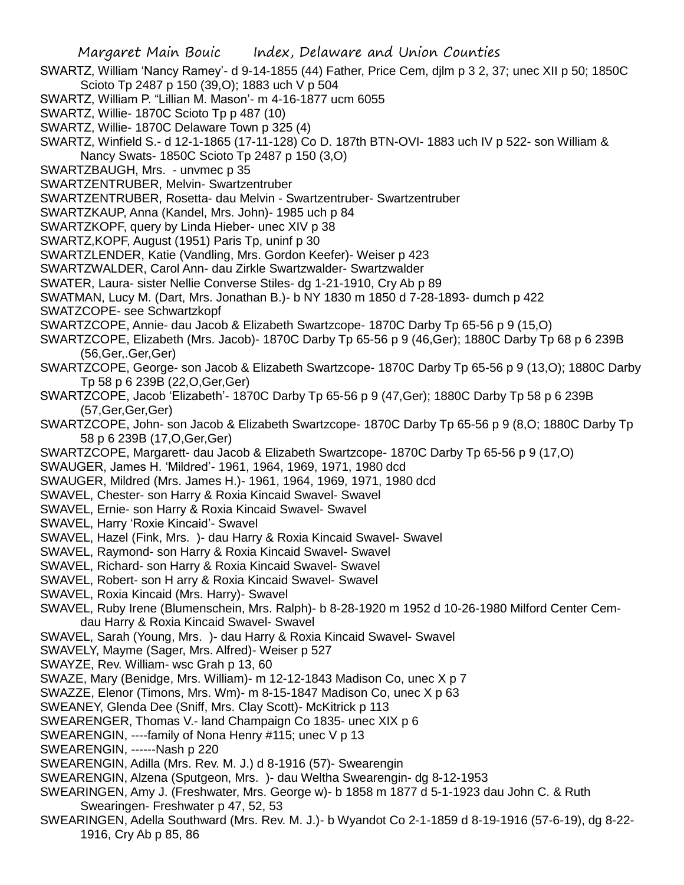SWARTZ, William 'Nancy Ramey'- d 9-14-1855 (44) Father, Price Cem, djlm p 3 2, 37; unec XII p 50; 1850C Scioto Tp 2487 p 150 (39,O); 1883 uch V p 504

SWARTZ, William P. "Lillian M. Mason'- m 4-16-1877 ucm 6055

SWARTZ, Willie- 1870C Scioto Tp p 487 (10)

SWARTZ, Willie- 1870C Delaware Town p 325 (4)

SWARTZ, Winfield S.- d 12-1-1865 (17-11-128) Co D. 187th BTN-OVI- 1883 uch IV p 522- son William & Nancy Swats- 1850C Scioto Tp 2487 p 150 (3,O)

SWARTZBAUGH, Mrs. - unvmec p 35

SWARTZENTRUBER, Melvin- Swartzentruber

SWARTZENTRUBER, Rosetta- dau Melvin - Swartzentruber- Swartzentruber

SWARTZKAUP, Anna (Kandel, Mrs. John)- 1985 uch p 84

SWARTZKOPF, query by Linda Hieber- unec XIV p 38

SWARTZ,KOPF, August (1951) Paris Tp, uninf p 30

SWARTZLENDER, Katie (Vandling, Mrs. Gordon Keefer)- Weiser p 423

SWARTZWALDER, Carol Ann- dau Zirkle Swartzwalder- Swartzwalder

SWATER, Laura- sister Nellie Converse Stiles- dg 1-21-1910, Cry Ab p 89

SWATMAN, Lucy M. (Dart, Mrs. Jonathan B.)- b NY 1830 m 1850 d 7-28-1893- dumch p 422

SWATZCOPE- see Schwartzkopf

SWARTZCOPE, Annie- dau Jacob & Elizabeth Swartzcope- 1870C Darby Tp 65-56 p 9 (15,O)

SWARTZCOPE, Elizabeth (Mrs. Jacob)- 1870C Darby Tp 65-56 p 9 (46,Ger); 1880C Darby Tp 68 p 6 239B (56,Ger,.Ger,Ger)

SWARTZCOPE, George- son Jacob & Elizabeth Swartzcope- 1870C Darby Tp 65-56 p 9 (13,O); 1880C Darby Tp 58 p 6 239B (22,O,Ger,Ger)

SWARTZCOPE, Jacob 'Elizabeth'- 1870C Darby Tp 65-56 p 9 (47,Ger); 1880C Darby Tp 58 p 6 239B (57,Ger,Ger,Ger)

SWARTZCOPE, John- son Jacob & Elizabeth Swartzcope- 1870C Darby Tp 65-56 p 9 (8,O; 1880C Darby Tp 58 p 6 239B (17,O,Ger,Ger)

SWARTZCOPE, Margarett- dau Jacob & Elizabeth Swartzcope- 1870C Darby Tp 65-56 p 9 (17,O)

SWAUGER, James H. 'Mildred'- 1961, 1964, 1969, 1971, 1980 dcd

SWAUGER, Mildred (Mrs. James H.)- 1961, 1964, 1969, 1971, 1980 dcd

SWAVEL, Chester- son Harry & Roxia Kincaid Swavel- Swavel

SWAVEL, Ernie- son Harry & Roxia Kincaid Swavel- Swavel

SWAVEL, Harry 'Roxie Kincaid'- Swavel

SWAVEL, Hazel (Fink, Mrs. )- dau Harry & Roxia Kincaid Swavel- Swavel

SWAVEL, Raymond- son Harry & Roxia Kincaid Swavel- Swavel

SWAVEL, Richard- son Harry & Roxia Kincaid Swavel- Swavel

SWAVEL, Robert- son H arry & Roxia Kincaid Swavel- Swavel

SWAVEL, Roxia Kincaid (Mrs. Harry)- Swavel

SWAVEL, Ruby Irene (Blumenschein, Mrs. Ralph)- b 8-28-1920 m 1952 d 10-26-1980 Milford Center Cem- dau Harry & Roxia Kincaid Swavel- Swavel

SWAVEL, Sarah (Young, Mrs. )- dau Harry & Roxia Kincaid Swavel- Swavel

SWAVELY, Mayme (Sager, Mrs. Alfred)- Weiser p 527

SWAYZE, Rev. William- wsc Grah p 13, 60

SWAZE, Mary (Benidge, Mrs. William)- m 12-12-1843 Madison Co, unec X p 7

SWAZZE, Elenor (Timons, Mrs. Wm)- m 8-15-1847 Madison Co, unec X p 63

SWEANEY, Glenda Dee (Sniff, Mrs. Clay Scott)- McKitrick p 113

SWEARENGER, Thomas V.- land Champaign Co 1835- unec XIX p 6

SWEARENGIN, ----family of Nona Henry #115; unec V p 13

SWEARENGIN, ------Nash p 220

SWEARENGIN, Adilla (Mrs. Rev. M. J.) d 8-1916 (57)- Swearengin

SWEARENGIN, Alzena (Sputgeon, Mrs. )- dau Weltha Swearengin- dg 8-12-1953

SWEARINGEN, Amy J. (Freshwater, Mrs. George w)- b 1858 m 1877 d 5-1-1923 dau John C. & Ruth Swearingen- Freshwater p 47, 52, 53

SWEARINGEN, Adella Southward (Mrs. Rev. M. J.)- b Wyandot Co 2-1-1859 d 8-19-1916 (57-6-19), dg 8-22-1916, Cry Ab p 85, 86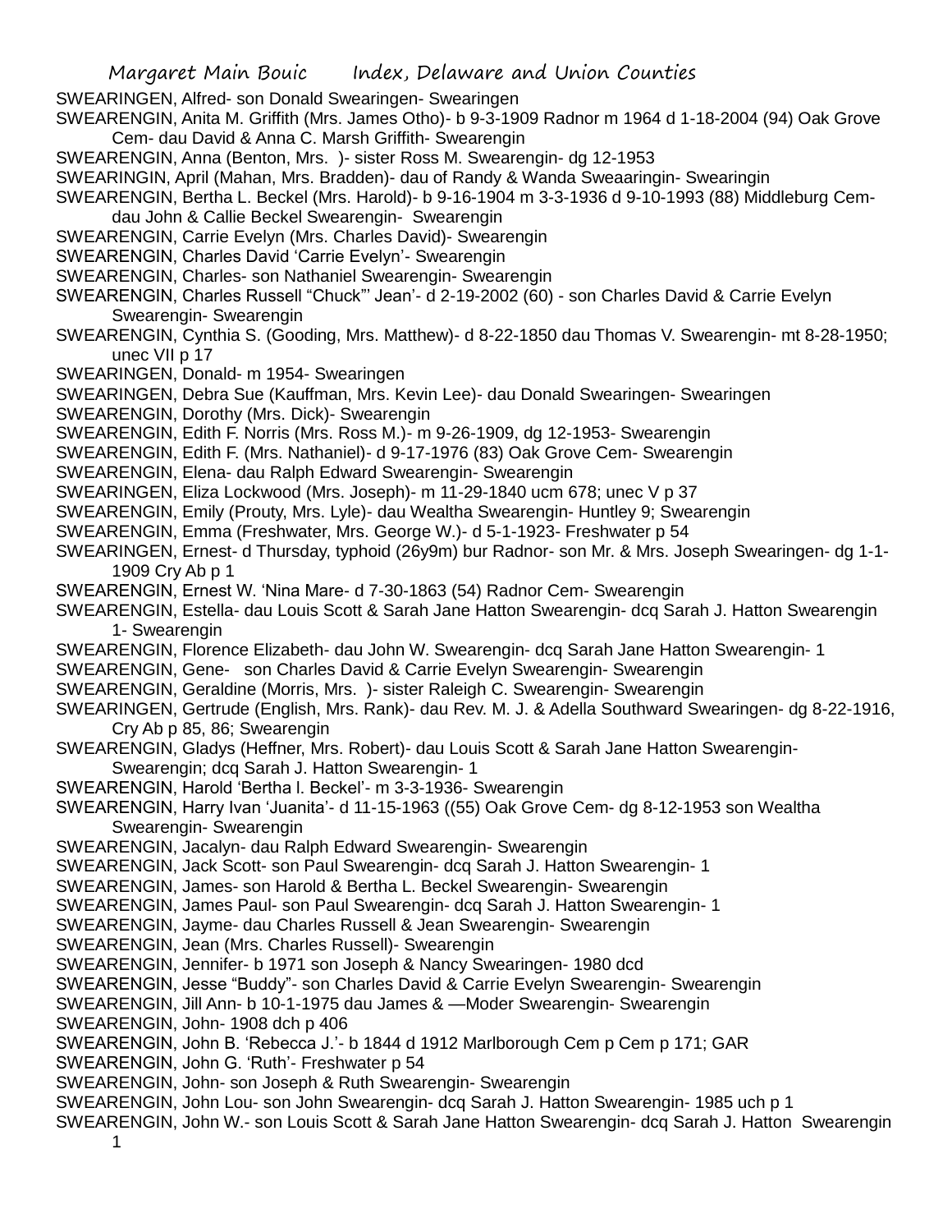SWEARINGEN, Alfred- son Donald Swearingen- Swearingen

SWEARENGIN, Anita M. Griffith (Mrs. James Otho)- b 9-3-1909 Radnor m 1964 d 1-18-2004 (94) Oak Grove Cem- dau David & Anna C. Marsh Griffith- Swearengin

SWEARENGIN, Anna (Benton, Mrs. )- sister Ross M. Swearengin- dg 12-1953

SWEARINGIN, April (Mahan, Mrs. Bradden)- dau of Randy & Wanda Sweaaringin- Swearingin

SWEARENGIN, Bertha L. Beckel (Mrs. Harold)- b 9-16-1904 m 3-3-1936 d 9-10-1993 (88) Middleburg Cem- dau John & Callie Beckel Swearengin- Swearengin

SWEARENGIN, Carrie Evelyn (Mrs. Charles David)- Swearengin

SWEARENGIN, Charles David 'Carrie Evelyn'- Swearengin

SWEARENGIN, Charles- son Nathaniel Swearengin- Swearengin

SWEARENGIN, Charles Russell "Chuck"' Jean'- d 2-19-2002 (60) - son Charles David & Carrie Evelyn Swearengin- Swearengin

SWEARENGIN, Cynthia S. (Gooding, Mrs. Matthew)- d 8-22-1850 dau Thomas V. Swearengin- mt 8-28-1950; unec VII p 17

SWEARINGEN, Donald- m 1954- Swearingen

SWEARINGEN, Debra Sue (Kauffman, Mrs. Kevin Lee)- dau Donald Swearingen- Swearingen

SWEARENGIN, Dorothy (Mrs. Dick)- Swearengin

SWEARENGIN, Edith F. Norris (Mrs. Ross M.)- m 9-26-1909, dg 12-1953- Swearengin

SWEARENGIN, Edith F. (Mrs. Nathaniel)- d 9-17-1976 (83) Oak Grove Cem- Swearengin

SWEARENGIN, Elena- dau Ralph Edward Swearengin- Swearengin

SWEARINGEN, Eliza Lockwood (Mrs. Joseph)- m 11-29-1840 ucm 678; unec V p 37

SWEARENGIN, Emily (Prouty, Mrs. Lyle)- dau Wealtha Swearengin- Huntley 9; Swearengin

SWEARENGIN, Emma (Freshwater, Mrs. George W.)- d 5-1-1923- Freshwater p 54

SWEARINGEN, Ernest- d Thursday, typhoid (26y9m) bur Radnor- son Mr. & Mrs. Joseph Swearingen- dg 1-1-1909 Cry Ab p 1

SWEARENGIN, Ernest W. 'Nina Mare- d 7-30-1863 (54) Radnor Cem- Swearengin

SWEARENGIN, Estella- dau Louis Scott & Sarah Jane Hatton Swearengin- dcq Sarah J. Hatton Swearengin 1- Swearengin

SWEARENGIN, Florence Elizabeth- dau John W. Swearengin- dcq Sarah Jane Hatton Swearengin- 1

SWEARENGIN, Gene- son Charles David & Carrie Evelyn Swearengin- Swearengin

SWEARENGIN, Geraldine (Morris, Mrs. )- sister Raleigh C. Swearengin- Swearengin

SWEARINGEN, Gertrude (English, Mrs. Rank)- dau Rev. M. J. & Adella Southward Swearingen- dg 8-22-1916, Cry Ab p 85, 86; Swearengin

SWEARENGIN, Gladys (Heffner, Mrs. Robert)- dau Louis Scott & Sarah Jane Hatton Swearengin- Swearengin; dcq Sarah J. Hatton Swearengin- 1

SWEARENGIN, Harold 'Bertha l. Beckel'- m 3-3-1936- Swearengin

SWEARENGIN, Harry Ivan 'Juanita'- d 11-15-1963 ((55) Oak Grove Cem- dg 8-12-1953 son Wealtha Swearengin- Swearengin

SWEARENGIN, Jacalyn- dau Ralph Edward Swearengin- Swearengin

SWEARENGIN, Jack Scott- son Paul Swearengin- dcq Sarah J. Hatton Swearengin- 1

SWEARENGIN, James- son Harold & Bertha L. Beckel Swearengin- Swearengin

SWEARENGIN, James Paul- son Paul Swearengin- dcq Sarah J. Hatton Swearengin- 1

SWEARENGIN, Jayme- dau Charles Russell & Jean Swearengin- Swearengin

SWEARENGIN, Jean (Mrs. Charles Russell)- Swearengin

SWEARENGIN, Jennifer- b 1971 son Joseph & Nancy Swearingen- 1980 dcd

SWEARENGIN, Jesse "Buddy"- son Charles David & Carrie Evelyn Swearengin- Swearengin

SWEARENGIN, Jill Ann- b 10-1-1975 dau James & —Moder Swearengin- Swearengin

SWEARENGIN, John- 1908 dch p 406

SWEARENGIN, John B. 'Rebecca J.'- b 1844 d 1912 Marlborough Cem p Cem p 171; GAR

SWEARENGIN, John G. 'Ruth'- Freshwater p 54

SWEARENGIN, John- son Joseph & Ruth Swearengin- Swearengin

SWEARENGIN, John Lou- son John Swearengin- dcq Sarah J. Hatton Swearengin- 1985 uch p 1

SWEARENGIN, John W.- son Louis Scott & Sarah Jane Hatton Swearengin- dcq Sarah J. Hatton Swearengin 1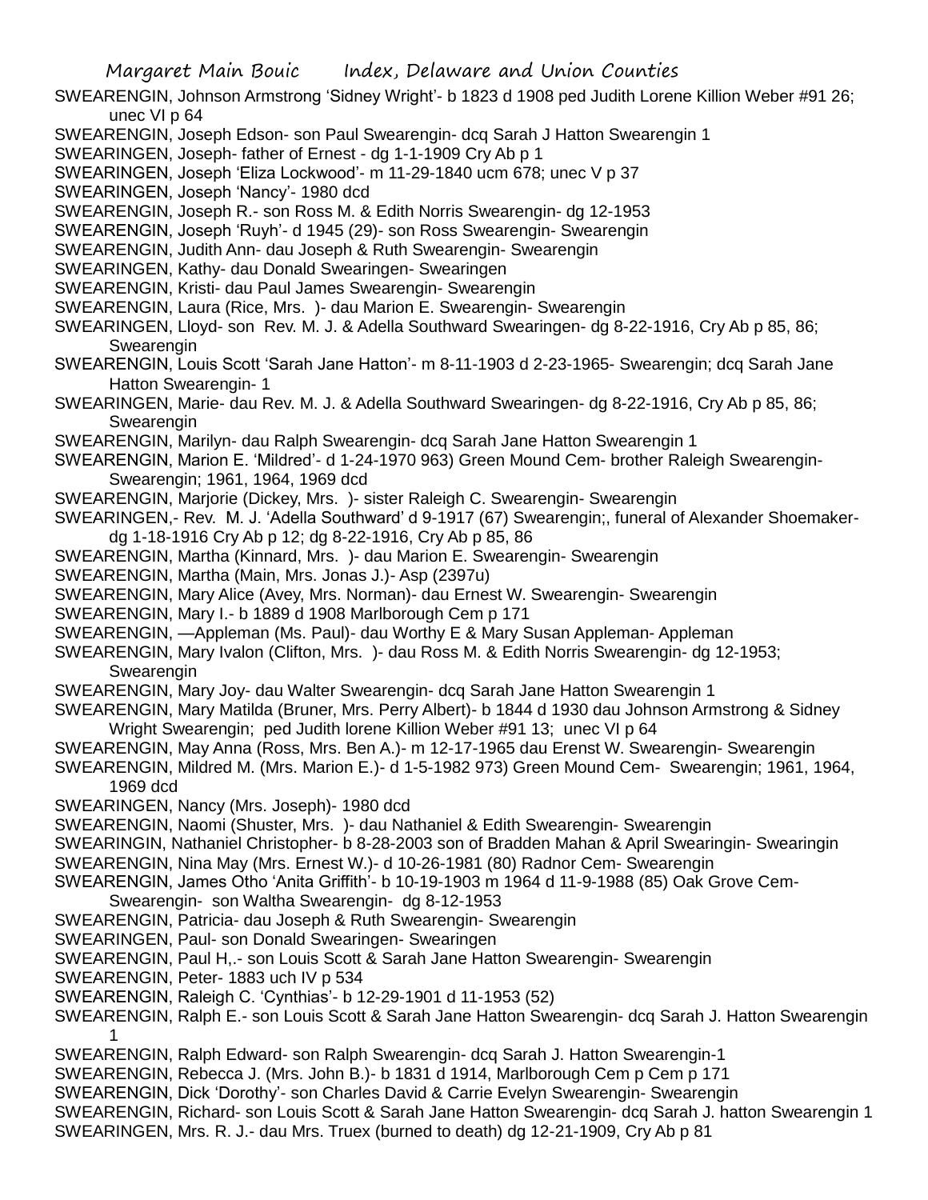SWEARENGIN, Johnson Armstrong 'Sidney Wright'- b 1823 d 1908 ped Judith Lorene Killion Weber #91 26; unec VI p 64

SWEARENGIN, Joseph Edson- son Paul Swearengin- dcq Sarah J Hatton Swearengin 1

SWEARINGEN, Joseph- father of Ernest - dg 1-1-1909 Cry Ab p 1

SWEARINGEN, Joseph 'Eliza Lockwood'- m 11-29-1840 ucm 678; unec V p 37

SWEARINGEN, Joseph 'Nancy'- 1980 dcd

SWEARENGIN, Joseph R.- son Ross M. & Edith Norris Swearengin- dg 12-1953

SWEARENGIN, Joseph 'Ruyh'- d 1945 (29)- son Ross Swearengin- Swearengin

SWEARENGIN, Judith Ann- dau Joseph & Ruth Swearengin- Swearengin

SWEARINGEN, Kathy- dau Donald Swearingen- Swearingen

SWEARENGIN, Kristi- dau Paul James Swearengin- Swearengin

SWEARENGIN, Laura (Rice, Mrs. )- dau Marion E. Swearengin- Swearengin

SWEARINGEN, Lloyd- son Rev. M. J. & Adella Southward Swearingen- dg 8-22-1916, Cry Ab p 85, 86; Swearengin

SWEARENGIN, Louis Scott 'Sarah Jane Hatton'- m 8-11-1903 d 2-23-1965- Swearengin; dcq Sarah Jane Hatton Swearengin- 1

SWEARINGEN, Marie- dau Rev. M. J. & Adella Southward Swearingen- dg 8-22-1916, Cry Ab p 85, 86; Swearengin

SWEARENGIN, Marilyn- dau Ralph Swearengin- dcq Sarah Jane Hatton Swearengin 1

SWEARENGIN, Marion E. 'Mildred'- d 1-24-1970 963) Green Mound Cem- brother Raleigh Swearengin- Swearengin; 1961, 1964, 1969 dcd

SWEARENGIN, Marjorie (Dickey, Mrs. )- sister Raleigh C. Swearengin- Swearengin

SWEARINGEN,- Rev. M. J. 'Adella Southward' d 9-1917 (67) Swearengin;, funeral of Alexander Shoemaker- dg 1-18-1916 Cry Ab p 12; dg 8-22-1916, Cry Ab p 85, 86

SWEARENGIN, Martha (Kinnard, Mrs. )- dau Marion E. Swearengin- Swearengin

SWEARENGIN, Martha (Main, Mrs. Jonas J.)- Asp (2397u)

SWEARENGIN, Mary Alice (Avey, Mrs. Norman)- dau Ernest W. Swearengin- Swearengin

SWEARENGIN, Mary I.- b 1889 d 1908 Marlborough Cem p 171

SWEARENGIN, —Appleman (Ms. Paul)- dau Worthy E & Mary Susan Appleman- Appleman

SWEARENGIN, Mary Ivalon (Clifton, Mrs. )- dau Ross M. & Edith Norris Swearengin- dg 12-1953; Swearengin

SWEARENGIN, Mary Joy- dau Walter Swearengin- dcq Sarah Jane Hatton Swearengin 1

SWEARENGIN, Mary Matilda (Bruner, Mrs. Perry Albert)- b 1844 d 1930 dau Johnson Armstrong & Sidney Wright Swearengin; ped Judith lorene Killion Weber #91 13; unec VI p 64

SWEARENGIN, May Anna (Ross, Mrs. Ben A.)- m 12-17-1965 dau Erenst W. Swearengin- Swearengin

SWEARENGIN, Mildred M. (Mrs. Marion E.)- d 1-5-1982 973) Green Mound Cem- Swearengin; 1961, 1964, 1969 dcd

SWEARINGEN, Nancy (Mrs. Joseph)- 1980 dcd

SWEARENGIN, Naomi (Shuster, Mrs. )- dau Nathaniel & Edith Swearengin- Swearengin

SWEARINGIN, Nathaniel Christopher- b 8-28-2003 son of Bradden Mahan & April Swearingin- Swearingin

SWEARENGIN, Nina May (Mrs. Ernest W.)- d 10-26-1981 (80) Radnor Cem- Swearengin

SWEARENGIN, James Otho 'Anita Griffith'- b 10-19-1903 m 1964 d 11-9-1988 (85) Oak Grove Cem- Swearengin- son Waltha Swearengin- dg 8-12-1953

SWEARENGIN, Patricia- dau Joseph & Ruth Swearengin- Swearengin

SWEARINGEN, Paul- son Donald Swearingen- Swearingen

SWEARENGIN, Paul H,.- son Louis Scott & Sarah Jane Hatton Swearengin- Swearengin

SWEARENGIN, Peter- 1883 uch IV p 534

SWEARENGIN, Raleigh C. 'Cynthias'- b 12-29-1901 d 11-1953 (52)

SWEARENGIN, Ralph E.- son Louis Scott & Sarah Jane Hatton Swearengin- dcq Sarah J. Hatton Swearengin 1

SWEARENGIN, Ralph Edward- son Ralph Swearengin- dcq Sarah J. Hatton Swearengin-1

SWEARENGIN, Rebecca J. (Mrs. John B.)- b 1831 d 1914, Marlborough Cem p Cem p 171

SWEARENGIN, Dick 'Dorothy'- son Charles David & Carrie Evelyn Swearengin- Swearengin

SWEARENGIN, Richard- son Louis Scott & Sarah Jane Hatton Swearengin- dcq Sarah J. hatton Swearengin 1

SWEARINGEN, Mrs. R. J.- dau Mrs. Truex (burned to death) dg 12-21-1909, Cry Ab p 81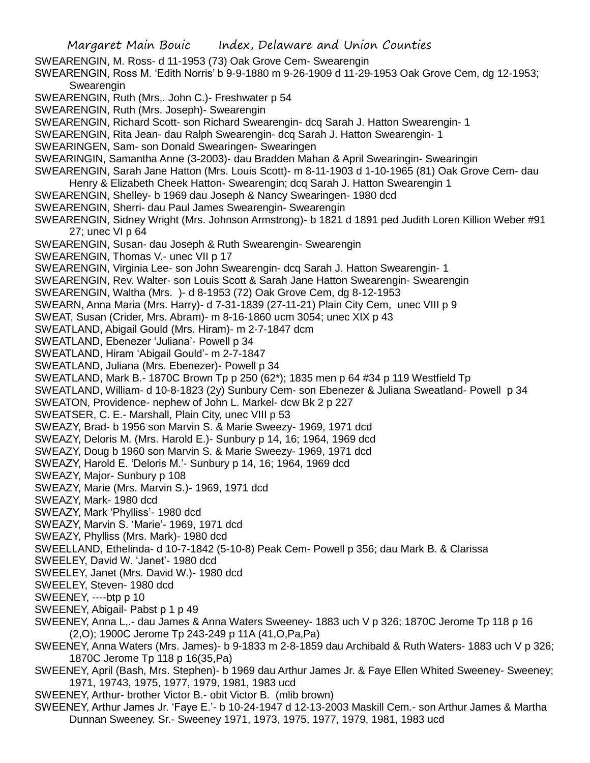SWEARENGIN, M. Ross- d 11-1953 (73) Oak Grove Cem- Swearengin

SWEARENGIN, Ross M. 'Edith Norris' b 9-9-1880 m 9-26-1909 d 11-29-1953 Oak Grove Cem, dg 12-1953; Swearengin

SWEARENGIN, Ruth (Mrs,. John C.)- Freshwater p 54

SWEARENGIN, Ruth (Mrs. Joseph)- Swearengin

SWEARENGIN, Richard Scott- son Richard Swearengin- dcq Sarah J. Hatton Swearengin- 1

SWEARENGIN, Rita Jean- dau Ralph Swearengin- dcq Sarah J. Hatton Swearengin- 1

SWEARINGEN, Sam- son Donald Swearingen- Swearingen

SWEARINGIN, Samantha Anne (3-2003)- dau Bradden Mahan & April Swearingin- Swearingin

SWEARENGIN, Sarah Jane Hatton (Mrs. Louis Scott)- m 8-11-1903 d 1-10-1965 (81) Oak Grove Cem- dau Henry & Elizabeth Cheek Hatton- Swearengin; dcq Sarah J. Hatton Swearengin 1

SWEARENGIN, Shelley- b 1969 dau Joseph & Nancy Swearingen- 1980 dcd

SWEARENGIN, Sherri- dau Paul James Swearengin- Swearengin

SWEARENGIN, Sidney Wright (Mrs. Johnson Armstrong)- b 1821 d 1891 ped Judith Loren Killion Weber #91 27; unec VI p 64

SWEARENGIN, Susan- dau Joseph & Ruth Swearengin- Swearengin

SWEARENGIN, Thomas V.- unec VII p 17

SWEARENGIN, Virginia Lee- son John Swearengin- dcq Sarah J. Hatton Swearengin- 1

SWEARENGIN, Rev. Walter- son Louis Scott & Sarah Jane Hatton Swearengin- Swearengin

SWEARENGIN, Waltha (Mrs. )- d 8-1953 (72) Oak Grove Cem, dg 8-12-1953

SWEARN, Anna Maria (Mrs. Harry)- d 7-31-1839 (27-11-21) Plain City Cem, unec VIII p 9

SWEAT, Susan (Crider, Mrs. Abram)- m 8-16-1860 ucm 3054; unec XIX p 43

SWEATLAND, Abigail Gould (Mrs. Hiram)- m 2-7-1847 dcm

SWEATLAND, Ebenezer 'Juliana'- Powell p 34

SWEATLAND, Hiram 'Abigail Gould'- m 2-7-1847

SWEATLAND, Juliana (Mrs. Ebenezer)- Powell p 34

SWEATLAND, Mark B.- 1870C Brown Tp p 250 (62*); 1835 men p 64 #34 p 119 Westfield Tp

SWEATLAND, William- d 10-8-1823 (2y) Sunbury Cem- son Ebenezer & Juliana Sweatland- Powell p 34

SWEATON, Providence- nephew of John L. Markel- dcw Bk 2 p 227

SWEATSER, C. E.- Marshall, Plain City, unec VIII p 53

SWEAZY, Brad- b 1956 son Marvin S. & Marie Sweezy- 1969, 1971 dcd

SWEAZY, Deloris M. (Mrs. Harold E.)- Sunbury p 14, 16; 1964, 1969 dcd

SWEAZY, Doug b 1960 son Marvin S. & Marie Sweezy- 1969, 1971 dcd

SWEAZY, Harold E. 'Deloris M.'- Sunbury p 14, 16; 1964, 1969 dcd

SWEAZY, Major- Sunbury p 108

SWEAZY, Marie (Mrs. Marvin S.)- 1969, 1971 dcd

SWEAZY, Mark- 1980 dcd

SWEAZY, Mark 'Phylliss'- 1980 dcd

SWEAZY, Marvin S. 'Marie'- 1969, 1971 dcd

SWEAZY, Phylliss (Mrs. Mark)- 1980 dcd

SWEELLAND, Ethelinda- d 10-7-1842 (5-10-8) Peak Cem- Powell p 356; dau Mark B. & Clarissa

SWEELEY, David W. 'Janet'- 1980 dcd

SWEELEY, Janet (Mrs. David W.)- 1980 dcd

SWEELEY, Steven- 1980 dcd

SWEENEY, ----btp p 10

SWEENEY, Abigail- Pabst p 1 p 49

SWEENEY, Anna L,.- dau James & Anna Waters Sweeney- 1883 uch V p 326; 1870C Jerome Tp 118 p 16 (2,O); 1900C Jerome Tp 243-249 p 11A (41,O,Pa,Pa)

SWEENEY, Anna Waters (Mrs. James)- b 9-1833 m 2-8-1859 dau Archibald & Ruth Waters- 1883 uch V p 326; 1870C Jerome Tp 118 p 16(35,Pa)

SWEENEY, April (Bash, Mrs. Stephen)- b 1969 dau Arthur James Jr. & Faye Ellen Whited Sweeney- Sweeney; 1971, 19743, 1975, 1977, 1979, 1981, 1983 ucd

SWEENEY, Arthur- brother Victor B.- obit Victor B. (mlib brown)

SWEENEY, Arthur James Jr. 'Faye E.'- b 10-24-1947 d 12-13-2003 Maskill Cem.- son Arthur James & Martha Dunnan Sweeney. Sr.- Sweeney 1971, 1973, 1975, 1977, 1979, 1981, 1983 ucd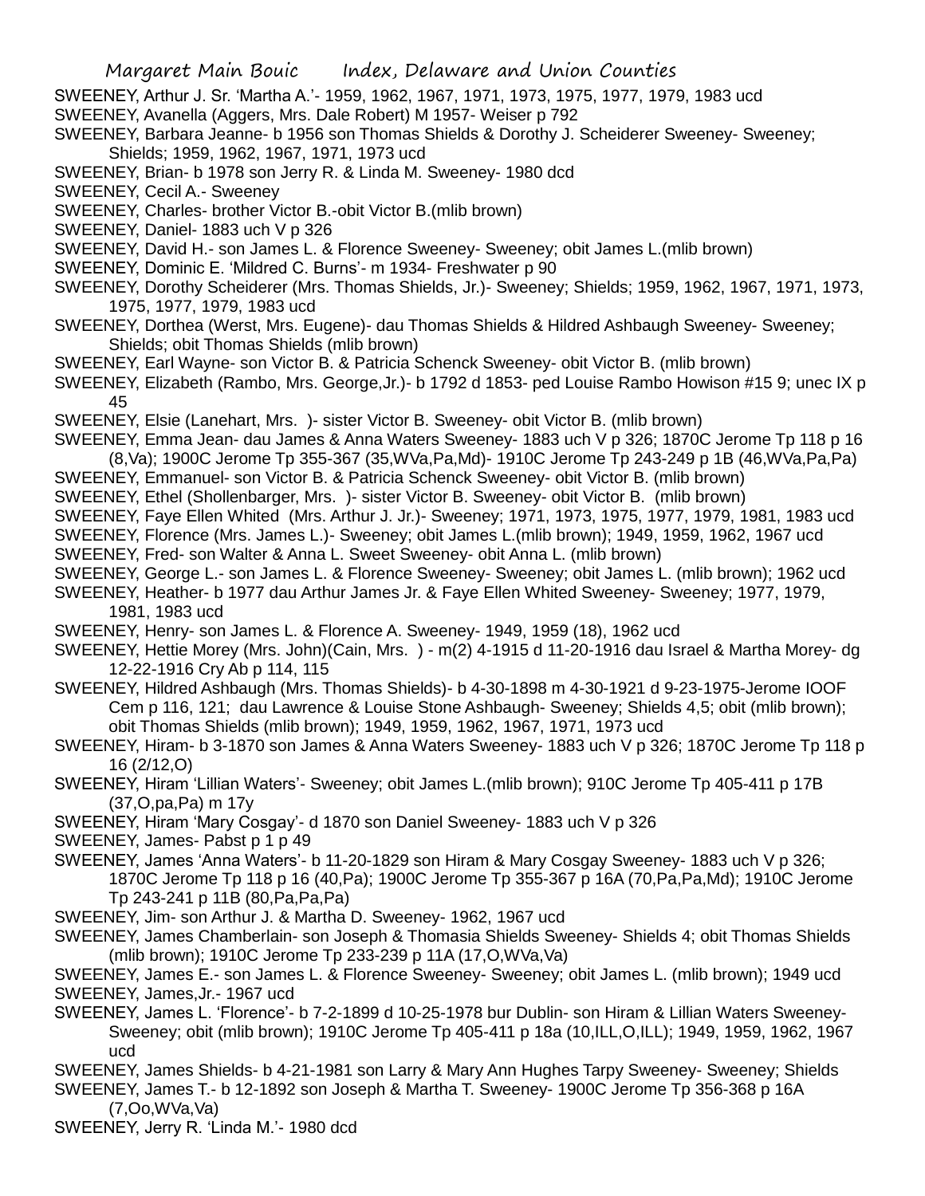SWEENEY, Arthur J. Sr. 'Martha A.'- 1959, 1962, 1967, 1971, 1973, 1975, 1977, 1979, 1983 ucd

SWEENEY, Avanella (Aggers, Mrs. Dale Robert) M 1957- Weiser p 792

SWEENEY, Barbara Jeanne- b 1956 son Thomas Shields & Dorothy J. Scheiderer Sweeney- Sweeney; Shields; 1959, 1962, 1967, 1971, 1973 ucd

SWEENEY, Brian- b 1978 son Jerry R. & Linda M. Sweeney- 1980 dcd

SWEENEY, Cecil A.- Sweeney

SWEENEY, Charles- brother Victor B.-obit Victor B.(mlib brown)

SWEENEY, Daniel- 1883 uch V p 326

SWEENEY, David H.- son James L. & Florence Sweeney- Sweeney; obit James L.(mlib brown)

SWEENEY, Dominic E. 'Mildred C. Burns'- m 1934- Freshwater p 90

SWEENEY, Dorothy Scheiderer (Mrs. Thomas Shields, Jr.)- Sweeney; Shields; 1959, 1962, 1967, 1971, 1973, 1975, 1977, 1979, 1983 ucd

SWEENEY, Dorthea (Werst, Mrs. Eugene)- dau Thomas Shields & Hildred Ashbaugh Sweeney- Sweeney; Shields; obit Thomas Shields (mlib brown)

SWEENEY, Earl Wayne- son Victor B. & Patricia Schenck Sweeney- obit Victor B. (mlib brown)

SWEENEY, Elizabeth (Rambo, Mrs. George,Jr.)- b 1792 d 1853- ped Louise Rambo Howison #15 9; unec IX p 45

SWEENEY, Elsie (Lanehart, Mrs. )- sister Victor B. Sweeney- obit Victor B. (mlib brown)

SWEENEY, Emma Jean- dau James & Anna Waters Sweeney- 1883 uch V p 326; 1870C Jerome Tp 118 p 16 (8,Va); 1900C Jerome Tp 355-367 (35,WVa,Pa,Md)- 1910C Jerome Tp 243-249 p 1B (46,WVa,Pa,Pa)

SWEENEY, Emmanuel- son Victor B. & Patricia Schenck Sweeney- obit Victor B. (mlib brown)

SWEENEY, Ethel (Shollenbarger, Mrs. )- sister Victor B. Sweeney- obit Victor B. (mlib brown)

SWEENEY, Faye Ellen Whited (Mrs. Arthur J. Jr.)- Sweeney; 1971, 1973, 1975, 1977, 1979, 1981, 1983 ucd

SWEENEY, Florence (Mrs. James L.)- Sweeney; obit James L.(mlib brown); 1949, 1959, 1962, 1967 ucd

SWEENEY, Fred- son Walter & Anna L. Sweet Sweeney- obit Anna L. (mlib brown)

SWEENEY, George L.- son James L. & Florence Sweeney- Sweeney; obit James L. (mlib brown); 1962 ucd

SWEENEY, Heather- b 1977 dau Arthur James Jr. & Faye Ellen Whited Sweeney- Sweeney; 1977, 1979, 1981, 1983 ucd

SWEENEY, Henry- son James L. & Florence A. Sweeney- 1949, 1959 (18), 1962 ucd

SWEENEY, Hettie Morey (Mrs. John)(Cain, Mrs. ) - m(2) 4-1915 d 11-20-1916 dau Israel & Martha Morey- dg 12-22-1916 Cry Ab p 114, 115

SWEENEY, Hildred Ashbaugh (Mrs. Thomas Shields)- b 4-30-1898 m 4-30-1921 d 9-23-1975-Jerome IOOF Cem p 116, 121; dau Lawrence & Louise Stone Ashbaugh- Sweeney; Shields 4,5; obit (mlib brown); obit Thomas Shields (mlib brown); 1949, 1959, 1962, 1967, 1971, 1973 ucd

SWEENEY, Hiram- b 3-1870 son James & Anna Waters Sweeney- 1883 uch V p 326; 1870C Jerome Tp 118 p 16 (2/12,O)

SWEENEY, Hiram 'Lillian Waters'- Sweeney; obit James L.(mlib brown); 910C Jerome Tp 405-411 p 17B (37,O,pa,Pa) m 17y

SWEENEY, Hiram 'Mary Cosgay'- d 1870 son Daniel Sweeney- 1883 uch V p 326

SWEENEY, James- Pabst p 1 p 49

SWEENEY, James 'Anna Waters'- b 11-20-1829 son Hiram & Mary Cosgay Sweeney- 1883 uch V p 326; 1870C Jerome Tp 118 p 16 (40,Pa); 1900C Jerome Tp 355-367 p 16A (70,Pa,Pa,Md); 1910C Jerome Tp 243-241 p 11B (80,Pa,Pa,Pa)

SWEENEY, Jim- son Arthur J. & Martha D. Sweeney- 1962, 1967 ucd

SWEENEY, James Chamberlain- son Joseph & Thomasia Shields Sweeney- Shields 4; obit Thomas Shields (mlib brown); 1910C Jerome Tp 233-239 p 11A (17,O,WVa,Va)

SWEENEY, James E.- son James L. & Florence Sweeney- Sweeney; obit James L. (mlib brown); 1949 ucd

SWEENEY, James,Jr.- 1967 ucd

SWEENEY, James L. 'Florence'- b 7-2-1899 d 10-25-1978 bur Dublin- son Hiram & Lillian Waters Sweeney- Sweeney; obit (mlib brown); 1910C Jerome Tp 405-411 p 18a (10,ILL,O,ILL); 1949, 1959, 1962, 1967 ucd

SWEENEY, James Shields- b 4-21-1981 son Larry & Mary Ann Hughes Tarpy Sweeney- Sweeney; Shields

SWEENEY, James T.- b 12-1892 son Joseph & Martha T. Sweeney- 1900C Jerome Tp 356-368 p 16A (7,Oo,WVa,Va)

SWEENEY, Jerry R. 'Linda M.'- 1980 dcd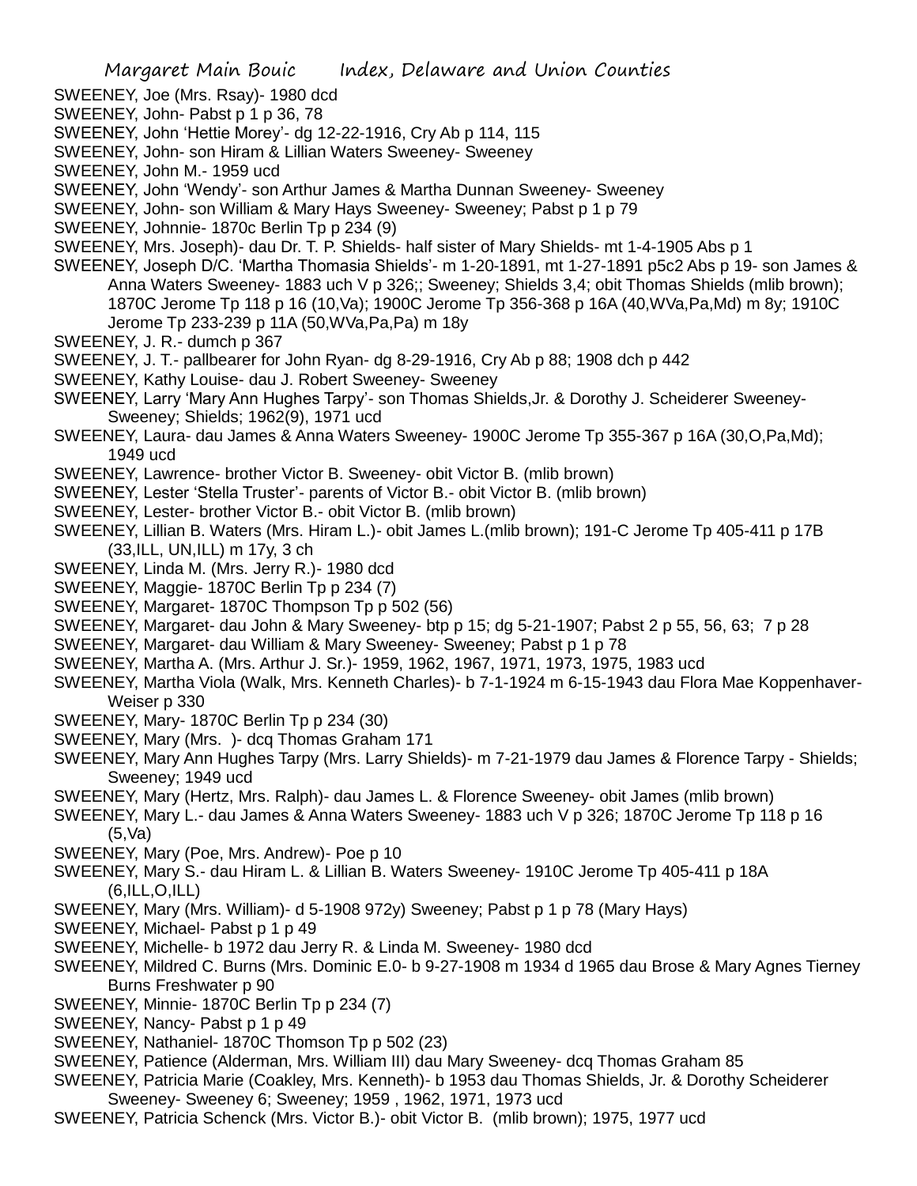SWEENEY, Joe (Mrs. Rsay)- 1980 dcd

SWEENEY, John- Pabst p 1 p 36, 78

SWEENEY, John 'Hettie Morey'- dg 12-22-1916, Cry Ab p 114, 115

SWEENEY, John- son Hiram & Lillian Waters Sweeney- Sweeney

SWEENEY, John M.- 1959 ucd

SWEENEY, John 'Wendy'- son Arthur James & Martha Dunnan Sweeney- Sweeney

SWEENEY, John- son William & Mary Hays Sweeney- Sweeney; Pabst p 1 p 79

SWEENEY, Johnnie- 1870c Berlin Tp p 234 (9)

SWEENEY, Mrs. Joseph)- dau Dr. T. P. Shields- half sister of Mary Shields- mt 1-4-1905 Abs p 1

SWEENEY, Joseph D/C. 'Martha Thomasia Shields'- m 1-20-1891, mt 1-27-1891 p5c2 Abs p 19- son James & Anna Waters Sweeney- 1883 uch V p 326;; Sweeney; Shields 3,4; obit Thomas Shields (mlib brown); 1870C Jerome Tp 118 p 16 (10,Va); 1900C Jerome Tp 356-368 p 16A (40,WVa,Pa,Md) m 8y; 1910C Jerome Tp 233-239 p 11A (50,WVa,Pa,Pa) m 18y

SWEENEY, J. R.- dumch p 367

SWEENEY, J. T.- pallbearer for John Ryan- dg 8-29-1916, Cry Ab p 88; 1908 dch p 442

SWEENEY, Kathy Louise- dau J. Robert Sweeney- Sweeney

SWEENEY, Larry 'Mary Ann Hughes Tarpy'- son Thomas Shields,Jr. & Dorothy J. Scheiderer Sweeney- Sweeney; Shields; 1962(9), 1971 ucd

SWEENEY, Laura- dau James & Anna Waters Sweeney- 1900C Jerome Tp 355-367 p 16A (30,O,Pa,Md); 1949 ucd

SWEENEY, Lawrence- brother Victor B. Sweeney- obit Victor B. (mlib brown)

SWEENEY, Lester 'Stella Truster'- parents of Victor B.- obit Victor B. (mlib brown)

SWEENEY, Lester- brother Victor B.- obit Victor B. (mlib brown)

SWEENEY, Lillian B. Waters (Mrs. Hiram L.)- obit James L.(mlib brown); 191-C Jerome Tp 405-411 p 17B (33,ILL, UN,ILL) m 17y, 3 ch

SWEENEY, Linda M. (Mrs. Jerry R.)- 1980 dcd

SWEENEY, Maggie- 1870C Berlin Tp p 234 (7)

SWEENEY, Margaret- 1870C Thompson Tp p 502 (56)

SWEENEY, Margaret- dau John & Mary Sweeney- btp p 15; dg 5-21-1907; Pabst 2 p 55, 56, 63; 7 p 28

SWEENEY, Margaret- dau William & Mary Sweeney- Sweeney; Pabst p 1 p 78

SWEENEY, Martha A. (Mrs. Arthur J. Sr.)- 1959, 1962, 1967, 1971, 1973, 1975, 1983 ucd

SWEENEY, Martha Viola (Walk, Mrs. Kenneth Charles)- b 7-1-1924 m 6-15-1943 dau Flora Mae Koppenhaver- Weiser p 330

SWEENEY, Mary- 1870C Berlin Tp p 234 (30)

SWEENEY, Mary (Mrs. )- dcq Thomas Graham 171

SWEENEY, Mary Ann Hughes Tarpy (Mrs. Larry Shields)- m 7-21-1979 dau James & Florence Tarpy - Shields; Sweeney; 1949 ucd

SWEENEY, Mary (Hertz, Mrs. Ralph)- dau James L. & Florence Sweeney- obit James (mlib brown)

SWEENEY, Mary L.- dau James & Anna Waters Sweeney- 1883 uch V p 326; 1870C Jerome Tp 118 p 16 (5,Va)

SWEENEY, Mary (Poe, Mrs. Andrew)- Poe p 10

SWEENEY, Mary S.- dau Hiram L. & Lillian B. Waters Sweeney- 1910C Jerome Tp 405-411 p 18A (6,ILL,O,ILL)

SWEENEY, Mary (Mrs. William)- d 5-1908 972y) Sweeney; Pabst p 1 p 78 (Mary Hays)

SWEENEY, Michael- Pabst p 1 p 49

SWEENEY, Michelle- b 1972 dau Jerry R. & Linda M. Sweeney- 1980 dcd

SWEENEY, Mildred C. Burns (Mrs. Dominic E.0- b 9-27-1908 m 1934 d 1965 dau Brose & Mary Agnes Tierney Burns Freshwater p 90

SWEENEY, Minnie- 1870C Berlin Tp p 234 (7)

SWEENEY, Nancy- Pabst p 1 p 49

SWEENEY, Nathaniel- 1870C Thomson Tp p 502 (23)

SWEENEY, Patience (Alderman, Mrs. William III) dau Mary Sweeney- dcq Thomas Graham 85

SWEENEY, Patricia Marie (Coakley, Mrs. Kenneth)- b 1953 dau Thomas Shields, Jr. & Dorothy Scheiderer Sweeney- Sweeney 6; Sweeney; 1959 , 1962, 1971, 1973 ucd

SWEENEY, Patricia Schenck (Mrs. Victor B.)- obit Victor B. (mlib brown); 1975, 1977 ucd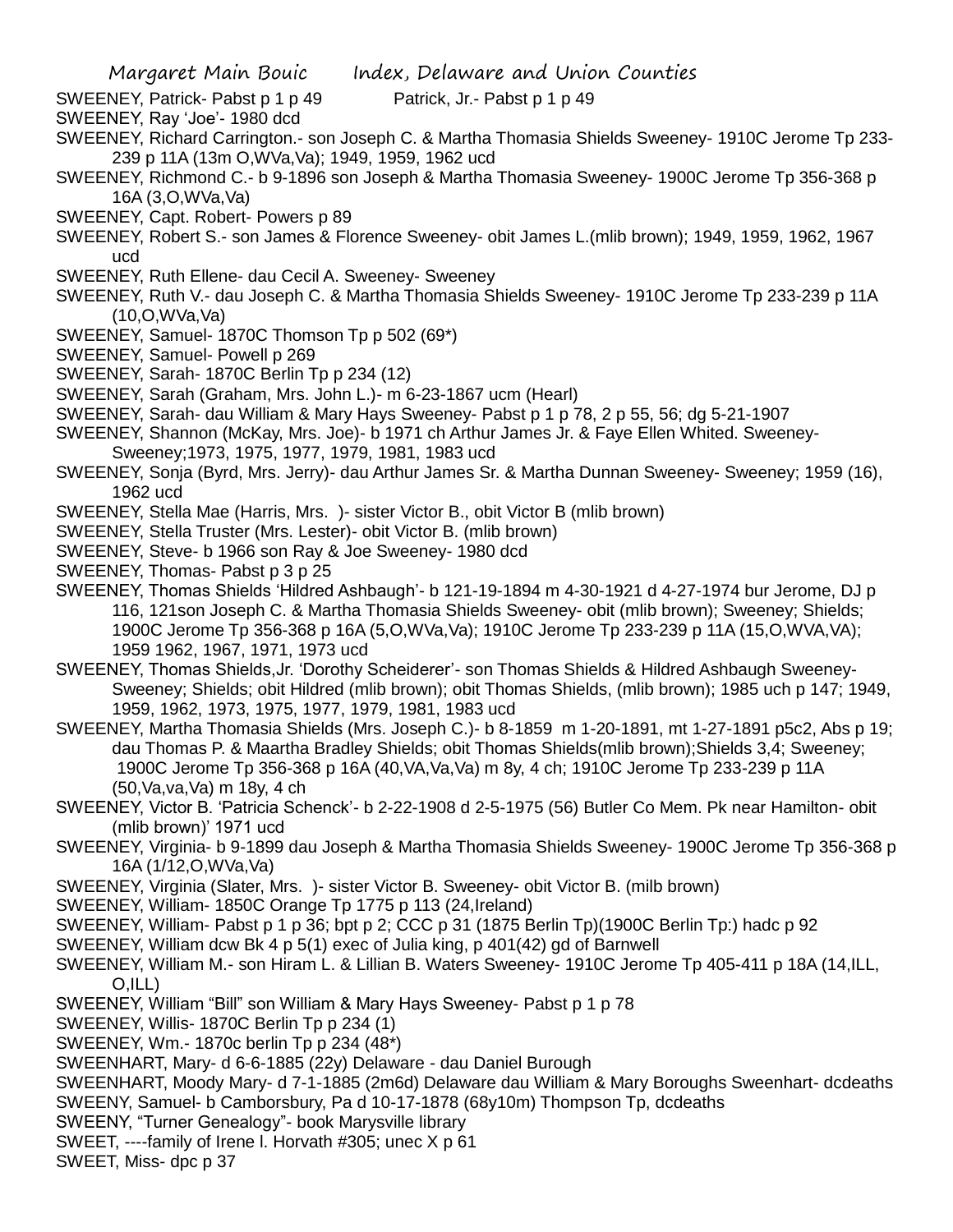SWEENEY, Patrick- Pabst p 1 p 49 Patrick, Jr.- Pabst p 1 p 49

SWEENEY, Ray 'Joe'- 1980 dcd

SWEENEY, Richard Carrington.- son Joseph C. & Martha Thomasia Shields Sweeney- 1910C Jerome Tp 233-239 p 11A (13m O,WVa,Va); 1949, 1959, 1962 ucd

SWEENEY, Richmond C.- b 9-1896 son Joseph & Martha Thomasia Sweeney- 1900C Jerome Tp 356-368 p 16A (3,O,WVa,Va)

SWEENEY, Capt. Robert- Powers p 89

SWEENEY, Robert S.- son James & Florence Sweeney- obit James L.(mlib brown); 1949, 1959, 1962, 1967 ucd

SWEENEY, Ruth Ellene- dau Cecil A. Sweeney- Sweeney

SWEENEY, Ruth V.- dau Joseph C. & Martha Thomasia Shields Sweeney- 1910C Jerome Tp 233-239 p 11A (10,O,WVa,Va)

SWEENEY, Samuel- 1870C Thomson Tp p 502 (69*)

SWEENEY, Samuel- Powell p 269

SWEENEY, Sarah- 1870C Berlin Tp p 234 (12)

SWEENEY, Sarah (Graham, Mrs. John L.)- m 6-23-1867 ucm (Hearl)

SWEENEY, Sarah- dau William & Mary Hays Sweeney- Pabst p 1 p 78, 2 p 55, 56; dg 5-21-1907

SWEENEY, Shannon (McKay, Mrs. Joe)- b 1971 ch Arthur James Jr. & Faye Ellen Whited. Sweeney-Sweeney;1973, 1975, 1977, 1979, 1981, 1983 ucd

SWEENEY, Sonja (Byrd, Mrs. Jerry)- dau Arthur James Sr. & Martha Dunnan Sweeney- Sweeney; 1959 (16), 1962 ucd

SWEENEY, Stella Mae (Harris, Mrs. )- sister Victor B., obit Victor B (mlib brown)

SWEENEY, Stella Truster (Mrs. Lester)- obit Victor B. (mlib brown)

SWEENEY, Steve- b 1966 son Ray & Joe Sweeney- 1980 dcd

SWEENEY, Thomas- Pabst p 3 p 25

SWEENEY, Thomas Shields 'Hildred Ashbaugh'- b 121-19-1894 m 4-30-1921 d 4-27-1974 bur Jerome, DJ p 116, 121son Joseph C. & Martha Thomasia Shields Sweeney- obit (mlib brown); Sweeney; Shields; 1900C Jerome Tp 356-368 p 16A (5,O,WVa,Va); 1910C Jerome Tp 233-239 p 11A (15,O,WVA,VA); 1959 1962, 1967, 1971, 1973 ucd

SWEENEY, Thomas Shields,Jr. 'Dorothy Scheiderer'- son Thomas Shields & Hildred Ashbaugh Sweeney-Sweeney; Shields; obit Hildred (mlib brown); obit Thomas Shields, (mlib brown); 1985 uch p 147; 1949, 1959, 1962, 1973, 1975, 1977, 1979, 1981, 1983 ucd

SWEENEY, Martha Thomasia Shields (Mrs. Joseph C.)- b 8-1859 m 1-20-1891, mt 1-27-1891 p5c2, Abs p 19; dau Thomas P. & Maartha Bradley Shields; obit Thomas Shields(mlib brown);Shields 3,4; Sweeney; 1900C Jerome Tp 356-368 p 16A (40,VA,Va,Va) m 8y, 4 ch; 1910C Jerome Tp 233-239 p 11A (50,Va,va,Va) m 18y, 4 ch

SWEENEY, Victor B. 'Patricia Schenck'- b 2-22-1908 d 2-5-1975 (56) Butler Co Mem. Pk near Hamilton- obit (mlib brown)' 1971 ucd

SWEENEY, Virginia- b 9-1899 dau Joseph & Martha Thomasia Shields Sweeney- 1900C Jerome Tp 356-368 p 16A (1/12,O,WVa,Va)

SWEENEY, Virginia (Slater, Mrs. )- sister Victor B. Sweeney- obit Victor B. (milb brown)

SWEENEY, William- 1850C Orange Tp 1775 p 113 (24,Ireland)

SWEENEY, William- Pabst p 1 p 36; bpt p 2; CCC p 31 (1875 Berlin Tp)(1900C Berlin Tp:) hadc p 92

SWEENEY, William dcw Bk 4 p 5(1) exec of Julia king, p 401(42) gd of Barnwell

SWEENEY, William M.- son Hiram L. & Lillian B. Waters Sweeney- 1910C Jerome Tp 405-411 p 18A (14,ILL, O,ILL)

SWEENEY, William "Bill" son William & Mary Hays Sweeney- Pabst p 1 p 78

SWEENEY, Willis- 1870C Berlin Tp p 234 (1)

SWEENEY, Wm.- 1870c berlin Tp p 234 (48*)

SWEENHART, Mary- d 6-6-1885 (22y) Delaware - dau Daniel Burough

SWEENHART, Moody Mary- d 7-1-1885 (2m6d) Delaware dau William & Mary Boroughs Sweenhart- dcdeaths

SWEENY, Samuel- b Camborsbury, Pa d 10-17-1878 (68y10m) Thompson Tp, dcdeaths

SWEENY, "Turner Genealogy"- book Marysville library

SWEET, ----family of Irene l. Horvath #305; unec X p 61

SWEET, Miss- dpc p 37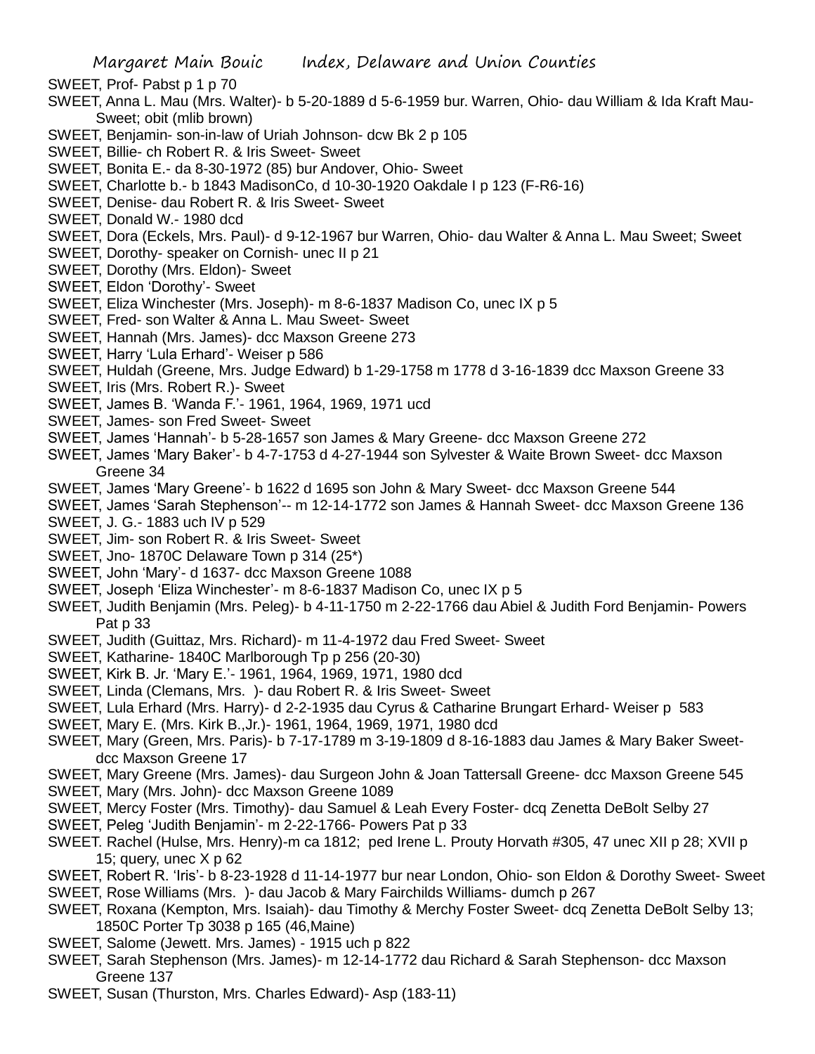SWEET, Prof- Pabst p 1 p 70

SWEET, Anna L. Mau (Mrs. Walter)- b 5-20-1889 d 5-6-1959 bur. Warren, Ohio- dau William & Ida Kraft Mau-Sweet; obit (mlib brown)

SWEET, Benjamin- son-in-law of Uriah Johnson- dcw Bk 2 p 105

SWEET, Billie- ch Robert R. & Iris Sweet- Sweet

SWEET, Bonita E.- da 8-30-1972 (85) bur Andover, Ohio- Sweet

SWEET, Charlotte b.- b 1843 MadisonCo, d 10-30-1920 Oakdale I p 123 (F-R6-16)

SWEET, Denise- dau Robert R. & Iris Sweet- Sweet

SWEET, Donald W.- 1980 dcd

SWEET, Dora (Eckels, Mrs. Paul)- d 9-12-1967 bur Warren, Ohio- dau Walter & Anna L. Mau Sweet; Sweet

SWEET, Dorothy- speaker on Cornish- unec II p 21

SWEET, Dorothy (Mrs. Eldon)- Sweet

SWEET, Eldon 'Dorothy'- Sweet

SWEET, Eliza Winchester (Mrs. Joseph)- m 8-6-1837 Madison Co, unec IX p 5

SWEET, Fred- son Walter & Anna L. Mau Sweet- Sweet

SWEET, Hannah (Mrs. James)- dcc Maxson Greene 273

SWEET, Harry 'Lula Erhard'- Weiser p 586

SWEET, Huldah (Greene, Mrs. Judge Edward) b 1-29-1758 m 1778 d 3-16-1839 dcc Maxson Greene 33

SWEET, Iris (Mrs. Robert R.)- Sweet

SWEET, James B. 'Wanda F.'- 1961, 1964, 1969, 1971 ucd

SWEET, James- son Fred Sweet- Sweet

SWEET, James 'Hannah'- b 5-28-1657 son James & Mary Greene- dcc Maxson Greene 272

SWEET, James 'Mary Baker'- b 4-7-1753 d 4-27-1944 son Sylvester & Waite Brown Sweet- dcc Maxson Greene 34

SWEET, James 'Mary Greene'- b 1622 d 1695 son John & Mary Sweet- dcc Maxson Greene 544

SWEET, James 'Sarah Stephenson'-- m 12-14-1772 son James & Hannah Sweet- dcc Maxson Greene 136

SWEET, J. G.- 1883 uch IV p 529

SWEET, Jim- son Robert R. & Iris Sweet- Sweet

SWEET, Jno- 1870C Delaware Town p 314 (25*)

SWEET, John 'Mary'- d 1637- dcc Maxson Greene 1088

SWEET, Joseph 'Eliza Winchester'- m 8-6-1837 Madison Co, unec IX p 5

SWEET, Judith Benjamin (Mrs. Peleg)- b 4-11-1750 m 2-22-1766 dau Abiel & Judith Ford Benjamin- Powers Pat p 33

SWEET, Judith (Guittaz, Mrs. Richard)- m 11-4-1972 dau Fred Sweet- Sweet

SWEET, Katharine- 1840C Marlborough Tp p 256 (20-30)

SWEET, Kirk B. Jr. 'Mary E.'- 1961, 1964, 1969, 1971, 1980 dcd

SWEET, Linda (Clemans, Mrs. )- dau Robert R. & Iris Sweet- Sweet

SWEET, Lula Erhard (Mrs. Harry)- d 2-2-1935 dau Cyrus & Catharine Brungart Erhard- Weiser p 583

SWEET, Mary E. (Mrs. Kirk B.,Jr.)- 1961, 1964, 1969, 1971, 1980 dcd

SWEET, Mary (Green, Mrs. Paris)- b 7-17-1789 m 3-19-1809 d 8-16-1883 dau James & Mary Baker Sweet- dcc Maxson Greene 17

SWEET, Mary Greene (Mrs. James)- dau Surgeon John & Joan Tattersall Greene- dcc Maxson Greene 545

SWEET, Mary (Mrs. John)- dcc Maxson Greene 1089

SWEET, Mercy Foster (Mrs. Timothy)- dau Samuel & Leah Every Foster- dcq Zenetta DeBolt Selby 27

SWEET, Peleg 'Judith Benjamin'- m 2-22-1766- Powers Pat p 33

SWEET. Rachel (Hulse, Mrs. Henry)-m ca 1812; ped Irene L. Prouty Horvath #305, 47 unec XII p 28; XVII p 15; query, unec X p 62

SWEET, Robert R. 'Iris'- b 8-23-1928 d 11-14-1977 bur near London, Ohio- son Eldon & Dorothy Sweet- Sweet

SWEET, Rose Williams (Mrs. )- dau Jacob & Mary Fairchilds Williams- dumch p 267

SWEET, Roxana (Kempton, Mrs. Isaiah)- dau Timothy & Merchy Foster Sweet- dcq Zenetta DeBolt Selby 13; 1850C Porter Tp 3038 p 165 (46,Maine)

SWEET, Salome (Jewett. Mrs. James) - 1915 uch p 822

SWEET, Sarah Stephenson (Mrs. James)- m 12-14-1772 dau Richard & Sarah Stephenson- dcc Maxson Greene 137

SWEET, Susan (Thurston, Mrs. Charles Edward)- Asp (183-11)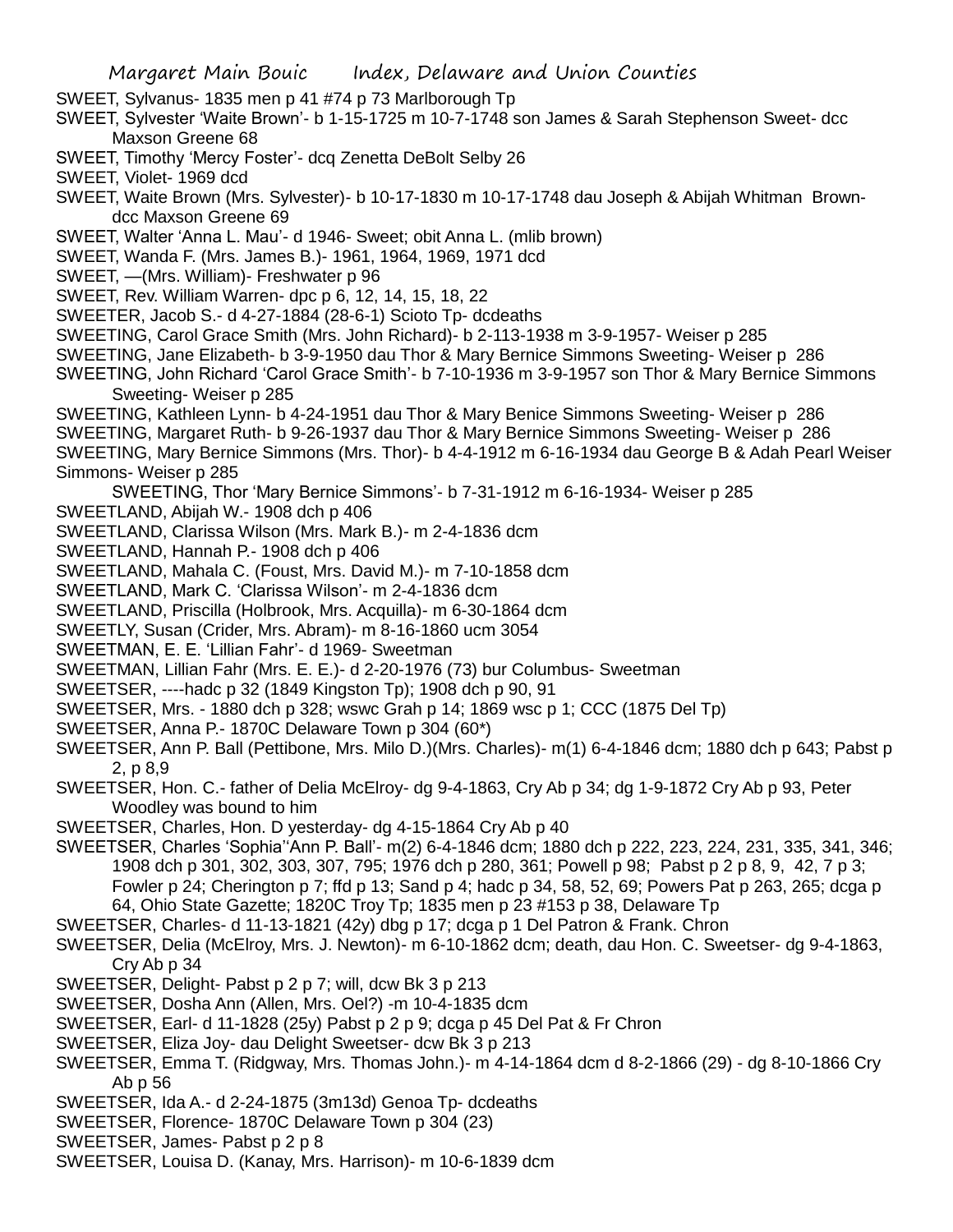SWEET, Sylvanus- 1835 men p 41 #74 p 73 Marlborough Tp

SWEET, Sylvester 'Waite Brown'- b 1-15-1725 m 10-7-1748 son James & Sarah Stephenson Sweet- dcc Maxson Greene 68

SWEET, Timothy 'Mercy Foster'- dcq Zenetta DeBolt Selby 26

SWEET, Violet- 1969 dcd

SWEET, Waite Brown (Mrs. Sylvester)- b 10-17-1830 m 10-17-1748 dau Joseph & Abijah Whitman Brown- dcc Maxson Greene 69

SWEET, Walter 'Anna L. Mau'- d 1946- Sweet; obit Anna L. (mlib brown)

SWEET, Wanda F. (Mrs. James B.)- 1961, 1964, 1969, 1971 dcd

SWEET, —(Mrs. William)- Freshwater p 96

SWEET, Rev. William Warren- dpc p 6, 12, 14, 15, 18, 22

SWEETER, Jacob S.- d 4-27-1884 (28-6-1) Scioto Tp- dcdeaths

SWEETING, Carol Grace Smith (Mrs. John Richard)- b 2-113-1938 m 3-9-1957- Weiser p 285

SWEETING, Jane Elizabeth- b 3-9-1950 dau Thor & Mary Bernice Simmons Sweeting- Weiser p 286

SWEETING, John Richard 'Carol Grace Smith'- b 7-10-1936 m 3-9-1957 son Thor & Mary Bernice Simmons Sweeting- Weiser p 285

SWEETING, Kathleen Lynn- b 4-24-1951 dau Thor & Mary Benice Simmons Sweeting- Weiser p 286

SWEETING, Margaret Ruth- b 9-26-1937 dau Thor & Mary Bernice Simmons Sweeting- Weiser p 286

SWEETING, Mary Bernice Simmons (Mrs. Thor)- b 4-4-1912 m 6-16-1934 dau George B & Adah Pearl Weiser Simmons- Weiser p 285

SWEETING, Thor 'Mary Bernice Simmons'- b 7-31-1912 m 6-16-1934- Weiser p 285

SWEETLAND, Abijah W.- 1908 dch p 406

SWEETLAND, Clarissa Wilson (Mrs. Mark B.)- m 2-4-1836 dcm

SWEETLAND, Hannah P.- 1908 dch p 406

SWEETLAND, Mahala C. (Foust, Mrs. David M.)- m 7-10-1858 dcm

SWEETLAND, Mark C. 'Clarissa Wilson'- m 2-4-1836 dcm

SWEETLAND, Priscilla (Holbrook, Mrs. Acquilla)- m 6-30-1864 dcm

SWEETLY, Susan (Crider, Mrs. Abram)- m 8-16-1860 ucm 3054

SWEETMAN, E. E. 'Lillian Fahr'- d 1969- Sweetman

SWEETMAN, Lillian Fahr (Mrs. E. E.)- d 2-20-1976 (73) bur Columbus- Sweetman

SWEETSER, ----hadc p 32 (1849 Kingston Tp); 1908 dch p 90, 91

SWEETSER, Mrs. - 1880 dch p 328; wswc Grah p 14; 1869 wsc p 1; CCC (1875 Del Tp)

SWEETSER, Anna P.- 1870C Delaware Town p 304 (60*)

SWEETSER, Ann P. Ball (Pettibone, Mrs. Milo D.)(Mrs. Charles)- m(1) 6-4-1846 dcm; 1880 dch p 643; Pabst p 2, p 8,9

SWEETSER, Hon. C.- father of Delia McElroy- dg 9-4-1863, Cry Ab p 34; dg 1-9-1872 Cry Ab p 93, Peter Woodley was bound to him

SWEETSER, Charles, Hon. D yesterday- dg 4-15-1864 Cry Ab p 40

SWEETSER, Charles 'Sophia''Ann P. Ball'- m(2) 6-4-1846 dcm; 1880 dch p 222, 223, 224, 231, 335, 341, 346; 1908 dch p 301, 302, 303, 307, 795; 1976 dch p 280, 361; Powell p 98; Pabst p 2 p 8, 9, 42, 7 p 3; Fowler p 24; Cherington p 7; ffd p 13; Sand p 4; hadc p 34, 58, 52, 69; Powers Pat p 263, 265; dcga p 64, Ohio State Gazette; 1820C Troy Tp; 1835 men p 23 #153 p 38, Delaware Tp

SWEETSER, Charles- d 11-13-1821 (42y) dbg p 17; dcga p 1 Del Patron & Frank. Chron

SWEETSER, Delia (McElroy, Mrs. J. Newton)- m 6-10-1862 dcm; death, dau Hon. C. Sweetser- dg 9-4-1863, Cry Ab p 34

SWEETSER, Delight- Pabst p 2 p 7; will, dcw Bk 3 p 213

SWEETSER, Dosha Ann (Allen, Mrs. Oel?) -m 10-4-1835 dcm

SWEETSER, Earl- d 11-1828 (25y) Pabst p 2 p 9; dcga p 45 Del Pat & Fr Chron

SWEETSER, Eliza Joy- dau Delight Sweetser- dcw Bk 3 p 213

SWEETSER, Emma T. (Ridgway, Mrs. Thomas John.)- m 4-14-1864 dcm d 8-2-1866 (29) - dg 8-10-1866 Cry Ab p 56

SWEETSER, Ida A.- d 2-24-1875 (3m13d) Genoa Tp- dcdeaths

SWEETSER, Florence- 1870C Delaware Town p 304 (23)

SWEETSER, James- Pabst p 2 p 8

SWEETSER, Louisa D. (Kanay, Mrs. Harrison)- m 10-6-1839 dcm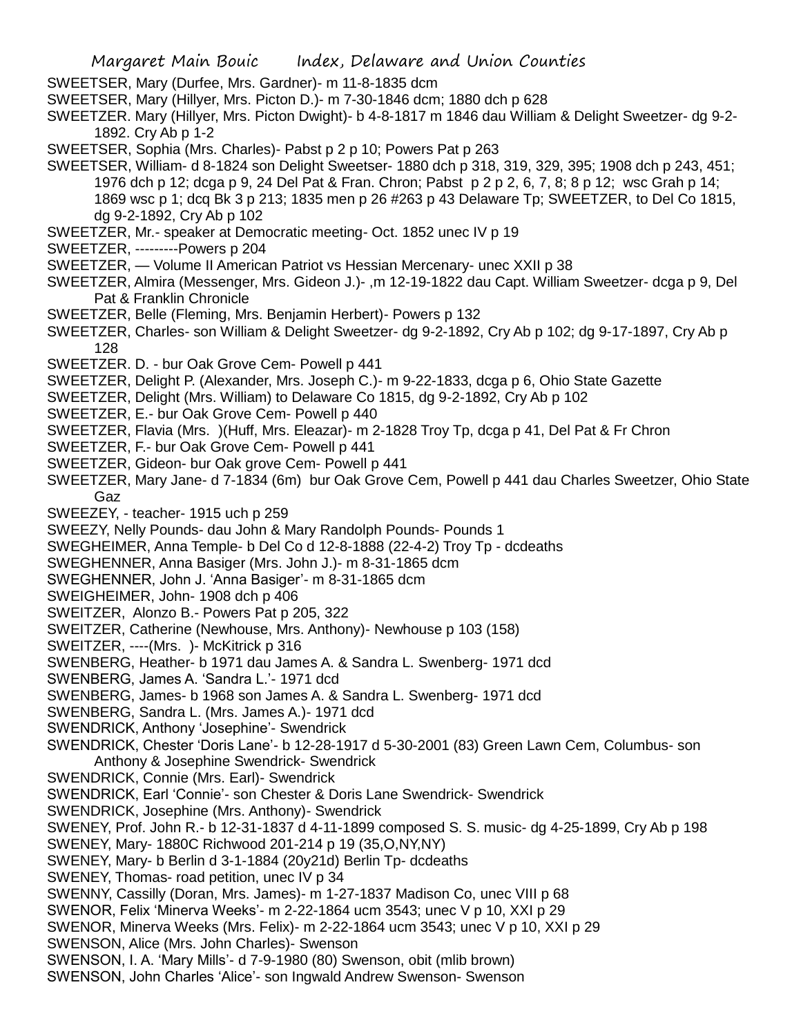SWEETSER, Mary (Durfee, Mrs. Gardner)- m 11-8-1835 dcm
SWEETSER, Mary (Hillyer, Mrs. Picton D.)- m 7-30-1846 dcm; 1880 dch p 628
SWEETZER. Mary (Hillyer, Mrs. Picton Dwight)- b 4-8-1817 m 1846 dau William & Delight Sweetzer- dg 9-2-1892. Cry Ab p 1-2
SWEETSER, Sophia (Mrs. Charles)- Pabst p 2 p 10; Powers Pat p 263
SWEETSER, William- d 8-1824 son Delight Sweetser- 1880 dch p 318, 319, 329, 395; 1908 dch p 243, 451; 1976 dch p 12; dcga p 9, 24 Del Pat & Fran. Chron; Pabst p 2 p 2, 6, 7, 8; 8 p 12; wsc Grah p 14; 1869 wsc p 1; dcq Bk 3 p 213; 1835 men p 26 #263 p 43 Delaware Tp; SWEETZER, to Del Co 1815, dg 9-2-1892, Cry Ab p 102
SWEETZER, Mr.- speaker at Democratic meeting- Oct. 1852 unec IV p 19
SWEETZER, ---------Powers p 204
SWEETZER, — Volume II American Patriot vs Hessian Mercenary- unec XXII p 38
SWEETZER, Almira (Messenger, Mrs. Gideon J.)- ,m 12-19-1822 dau Capt. William Sweetzer- dcga p 9, Del Pat & Franklin Chronicle
SWEETZER, Belle (Fleming, Mrs. Benjamin Herbert)- Powers p 132
SWEETZER, Charles- son William & Delight Sweetzer- dg 9-2-1892, Cry Ab p 102; dg 9-17-1897, Cry Ab p 128
SWEETZER. D. - bur Oak Grove Cem- Powell p 441
SWEETZER, Delight P. (Alexander, Mrs. Joseph C.)- m 9-22-1833, dcga p 6, Ohio State Gazette
SWEETZER, Delight (Mrs. William) to Delaware Co 1815, dg 9-2-1892, Cry Ab p 102
SWEETZER, E.- bur Oak Grove Cem- Powell p 440
SWEETZER, Flavia (Mrs. )(Huff, Mrs. Eleazar)- m 2-1828 Troy Tp, dcga p 41, Del Pat & Fr Chron
SWEETZER, F.- bur Oak Grove Cem- Powell p 441
SWEETZER, Gideon- bur Oak grove Cem- Powell p 441
SWEETZER, Mary Jane- d 7-1834 (6m) bur Oak Grove Cem, Powell p 441 dau Charles Sweetzer, Ohio State Gaz
SWEEZEY, - teacher- 1915 uch p 259
SWEEZY, Nelly Pounds- dau John & Mary Randolph Pounds- Pounds 1
SWEGHEIMER, Anna Temple- b Del Co d 12-8-1888 (22-4-2) Troy Tp - dcdeaths
SWEGHENNER, Anna Basiger (Mrs. John J.)- m 8-31-1865 dcm
SWEGHENNER, John J. 'Anna Basiger'- m 8-31-1865 dcm
SWEIGHEIMER, John- 1908 dch p 406
SWEITZER, Alonzo B.- Powers Pat p 205, 322
SWEITZER, Catherine (Newhouse, Mrs. Anthony)- Newhouse p 103 (158)
SWEITZER, ----(Mrs. )- McKitrick p 316
SWENBERG, Heather- b 1971 dau James A. & Sandra L. Swenberg- 1971 dcd
SWENBERG, James A. 'Sandra L.'- 1971 dcd
SWENBERG, James- b 1968 son James A. & Sandra L. Swenberg- 1971 dcd
SWENBERG, Sandra L. (Mrs. James A.)- 1971 dcd
SWENDRICK, Anthony 'Josephine'- Swendrick
SWENDRICK, Chester 'Doris Lane'- b 12-28-1917 d 5-30-2001 (83) Green Lawn Cem, Columbus- son Anthony & Josephine Swendrick- Swendrick
SWENDRICK, Connie (Mrs. Earl)- Swendrick
SWENDRICK, Earl 'Connie'- son Chester & Doris Lane Swendrick- Swendrick
SWENDRICK, Josephine (Mrs. Anthony)- Swendrick
SWENEY, Prof. John R.- b 12-31-1837 d 4-11-1899 composed S. S. music- dg 4-25-1899, Cry Ab p 198
SWENEY, Mary- 1880C Richwood 201-214 p 19 (35,O,NY,NY)
SWENEY, Mary- b Berlin d 3-1-1884 (20y21d) Berlin Tp- dcdeaths
SWENEY, Thomas- road petition, unec IV p 34
SWENNY, Cassilly (Doran, Mrs. James)- m 1-27-1837 Madison Co, unec VIII p 68
SWENOR, Felix 'Minerva Weeks'- m 2-22-1864 ucm 3543; unec V p 10, XXI p 29
SWENOR, Minerva Weeks (Mrs. Felix)- m 2-22-1864 ucm 3543; unec V p 10, XXI p 29
SWENSON, Alice (Mrs. John Charles)- Swenson
SWENSON, I. A. 'Mary Mills'- d 7-9-1980 (80) Swenson, obit (mlib brown)
SWENSON, John Charles 'Alice'- son Ingwald Andrew Swenson- Swenson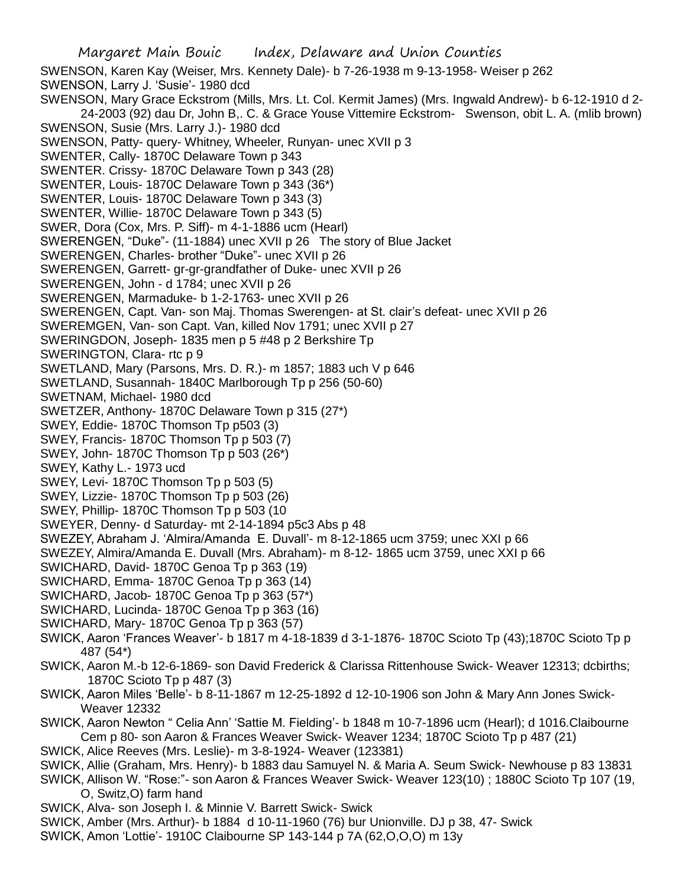SWENSON, Karen Kay (Weiser, Mrs. Kennety Dale)- b 7-26-1938 m 9-13-1958- Weiser p 262
SWENSON, Larry J. 'Susie'- 1980 dcd
SWENSON, Mary Grace Eckstrom (Mills, Mrs. Lt. Col. Kermit James) (Mrs. Ingwald Andrew)- b 6-12-1910 d 2-24-2003 (92) dau Dr, John B,. C. & Grace Youse Vittemire Eckstrom- Swenson, obit L. A. (mlib brown)
SWENSON, Susie (Mrs. Larry J.)- 1980 dcd
SWENSON, Patty- query- Whitney, Wheeler, Runyan- unec XVII p 3
SWENTER, Cally- 1870C Delaware Town p 343
SWENTER. Crissy- 1870C Delaware Town p 343 (28)
SWENTER, Louis- 1870C Delaware Town p 343 (36*)
SWENTER, Louis- 1870C Delaware Town p 343 (3)
SWENTER, Willie- 1870C Delaware Town p 343 (5)
SWER, Dora (Cox, Mrs. P. Siff)- m 4-1-1886 ucm (Hearl)
SWERENGEN, "Duke"- (11-1884) unec XVII p 26 The story of Blue Jacket
SWERENGEN, Charles- brother "Duke"- unec XVII p 26
SWERENGEN, Garrett- gr-gr-grandfather of Duke- unec XVII p 26
SWERENGEN, John - d 1784; unec XVII p 26
SWERENGEN, Marmaduke- b 1-2-1763- unec XVII p 26
SWERENGEN, Capt. Van- son Maj. Thomas Swerengen- at St. clair's defeat- unec XVII p 26
SWEREMGEN, Van- son Capt. Van, killed Nov 1791; unec XVII p 27
SWERINGDON, Joseph- 1835 men p 5 #48 p 2 Berkshire Tp
SWERINGTON, Clara- rtc p 9
SWETLAND, Mary (Parsons, Mrs. D. R.)- m 1857; 1883 uch V p 646
SWETLAND, Susannah- 1840C Marlborough Tp p 256 (50-60)
SWETNAM, Michael- 1980 dcd
SWETZER, Anthony- 1870C Delaware Town p 315 (27*)
SWEY, Eddie- 1870C Thomson Tp p503 (3)
SWEY, Francis- 1870C Thomson Tp p 503 (7)
SWEY, John- 1870C Thomson Tp p 503 (26*)
SWEY, Kathy L.- 1973 ucd
SWEY, Levi- 1870C Thomson Tp p 503 (5)
SWEY, Lizzie- 1870C Thomson Tp p 503 (26)
SWEY, Phillip- 1870C Thomson Tp p 503 (10
SWEYER, Denny- d Saturday- mt 2-14-1894 p5c3 Abs p 48
SWEZEY, Abraham J. 'Almira/Amanda E. Duvall'- m 8-12-1865 ucm 3759; unec XXI p 66
SWEZEY, Almira/Amanda E. Duvall (Mrs. Abraham)- m 8-12- 1865 ucm 3759, unec XXI p 66
SWICHARD, David- 1870C Genoa Tp p 363 (19)
SWICHARD, Emma- 1870C Genoa Tp p 363 (14)
SWICHARD, Jacob- 1870C Genoa Tp p 363 (57*)
SWICHARD, Lucinda- 1870C Genoa Tp p 363 (16)
SWICHARD, Mary- 1870C Genoa Tp p 363 (57)
SWICK, Aaron 'Frances Weaver'- b 1817 m 4-18-1839 d 3-1-1876- 1870C Scioto Tp (43);1870C Scioto Tp p 487 (54*)
SWICK, Aaron M.-b 12-6-1869- son David Frederick & Clarissa Rittenhouse Swick- Weaver 12313; dcbirths; 1870C Scioto Tp p 487 (3)
SWICK, Aaron Miles 'Belle'- b 8-11-1867 m 12-25-1892 d 12-10-1906 son John & Mary Ann Jones Swick- Weaver 12332
SWICK, Aaron Newton " Celia Ann' 'Sattie M. Fielding'- b 1848 m 10-7-1896 ucm (Hearl); d 1016.Claibourne Cem p 80- son Aaron & Frances Weaver Swick- Weaver 1234; 1870C Scioto Tp p 487 (21)
SWICK, Alice Reeves (Mrs. Leslie)- m 3-8-1924- Weaver (123381)
SWICK, Allie (Graham, Mrs. Henry)- b 1883 dau Samuyel N. & Maria A. Seum Swick- Newhouse p 83 13831
SWICK, Allison W. "Rose:"- son Aaron & Frances Weaver Swick- Weaver 123(10) ; 1880C Scioto Tp 107 (19, O, Switz,O) farm hand
SWICK, Alva- son Joseph I. & Minnie V. Barrett Swick- Swick
SWICK, Amber (Mrs. Arthur)- b 1884 d 10-11-1960 (76) bur Unionville. DJ p 38, 47- Swick
SWICK, Amon 'Lottie'- 1910C Claibourne SP 143-144 p 7A (62,O,O,O) m 13y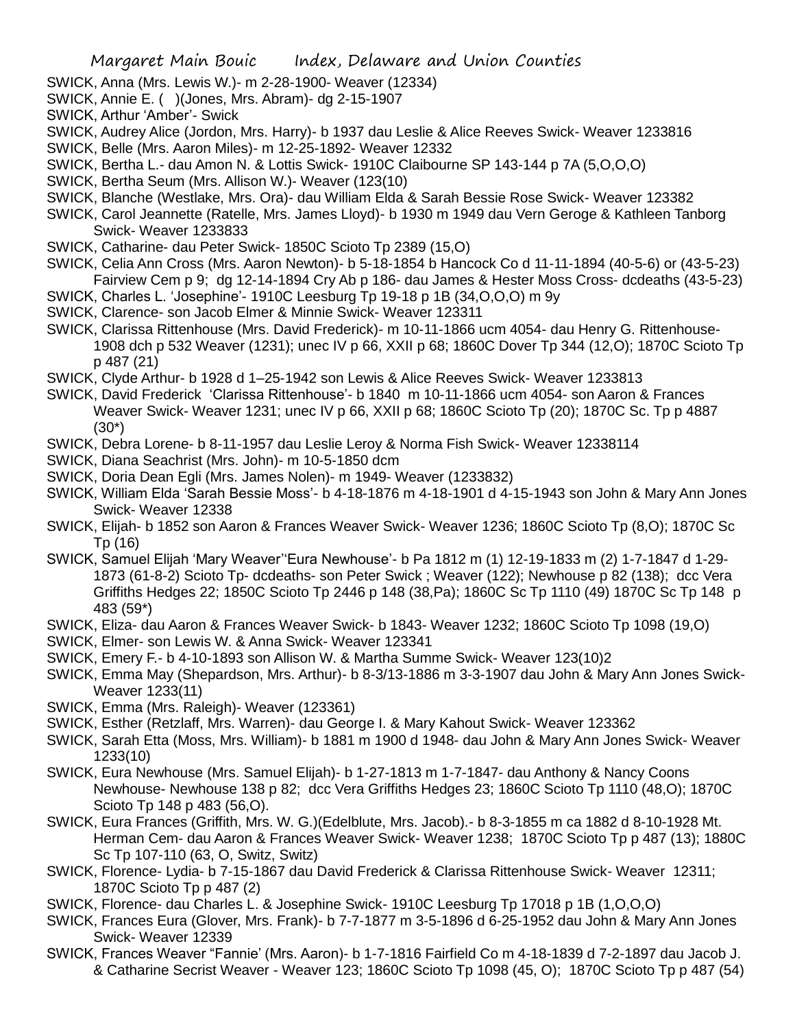SWICK, Anna (Mrs. Lewis W.)- m 2-28-1900- Weaver (12334)

SWICK, Annie E. ( )(Jones, Mrs. Abram)- dg 2-15-1907

SWICK, Arthur 'Amber'- Swick

SWICK, Audrey Alice (Jordon, Mrs. Harry)- b 1937 dau Leslie & Alice Reeves Swick- Weaver 1233816

SWICK, Belle (Mrs. Aaron Miles)- m 12-25-1892- Weaver 12332

SWICK, Bertha L.- dau Amon N. & Lottis Swick- 1910C Claibourne SP 143-144 p 7A (5,O,O,O)

SWICK, Bertha Seum (Mrs. Allison W.)- Weaver (123(10)

SWICK, Blanche (Westlake, Mrs. Ora)- dau William Elda & Sarah Bessie Rose Swick- Weaver 123382

SWICK, Carol Jeannette (Ratelle, Mrs. James Lloyd)- b 1930 m 1949 dau Vern Geroge & Kathleen Tanborg Swick- Weaver 1233833

SWICK, Catharine- dau Peter Swick- 1850C Scioto Tp 2389 (15,O)

SWICK, Celia Ann Cross (Mrs. Aaron Newton)- b 5-18-1854 b Hancock Co d 11-11-1894 (40-5-6) or (43-5-23) Fairview Cem p 9; dg 12-14-1894 Cry Ab p 186- dau James & Hester Moss Cross- dcdeaths (43-5-23)

SWICK, Charles L. 'Josephine'- 1910C Leesburg Tp 19-18 p 1B (34,O,O,O) m 9y

SWICK, Clarence- son Jacob Elmer & Minnie Swick- Weaver 123311

SWICK, Clarissa Rittenhouse (Mrs. David Frederick)- m 10-11-1866 ucm 4054- dau Henry G. Rittenhouse- 1908 dch p 532 Weaver (1231); unec IV p 66, XXII p 68; 1860C Dover Tp 344 (12,O); 1870C Scioto Tp p 487 (21)

SWICK, Clyde Arthur- b 1928 d 1–25-1942 son Lewis & Alice Reeves Swick- Weaver 1233813

SWICK, David Frederick 'Clarissa Rittenhouse'- b 1840 m 10-11-1866 ucm 4054- son Aaron & Frances Weaver Swick- Weaver 1231; unec IV p 66, XXII p 68; 1860C Scioto Tp (20); 1870C Sc. Tp p 4887 (30*)

SWICK, Debra Lorene- b 8-11-1957 dau Leslie Leroy & Norma Fish Swick- Weaver 12338114

SWICK, Diana Seachrist (Mrs. John)- m 10-5-1850 dcm

SWICK, Doria Dean Egli (Mrs. James Nolen)- m 1949- Weaver (1233832)

SWICK, William Elda 'Sarah Bessie Moss'- b 4-18-1876 m 4-18-1901 d 4-15-1943 son John & Mary Ann Jones Swick- Weaver 12338

SWICK, Elijah- b 1852 son Aaron & Frances Weaver Swick- Weaver 1236; 1860C Scioto Tp (8,O); 1870C Sc Tp (16)

SWICK, Samuel Elijah 'Mary Weaver''Eura Newhouse'- b Pa 1812 m (1) 12-19-1833 m (2) 1-7-1847 d 1-29-1873 (61-8-2) Scioto Tp- dcdeaths- son Peter Swick ; Weaver (122); Newhouse p 82 (138); dcc Vera Griffiths Hedges 22; 1850C Scioto Tp 2446 p 148 (38,Pa); 1860C Sc Tp 1110 (49) 1870C Sc Tp 148 p 483 (59*)

SWICK, Eliza- dau Aaron & Frances Weaver Swick- b 1843- Weaver 1232; 1860C Scioto Tp 1098 (19,O)

SWICK, Elmer- son Lewis W. & Anna Swick- Weaver 123341

SWICK, Emery F.- b 4-10-1893 son Allison W. & Martha Summe Swick- Weaver 123(10)2

SWICK, Emma May (Shepardson, Mrs. Arthur)- b 8-3/13-1886 m 3-3-1907 dau John & Mary Ann Jones Swick- Weaver 1233(11)

SWICK, Emma (Mrs. Raleigh)- Weaver (123361)

SWICK, Esther (Retzlaff, Mrs. Warren)- dau George I. & Mary Kahout Swick- Weaver 123362

SWICK, Sarah Etta (Moss, Mrs. William)- b 1881 m 1900 d 1948- dau John & Mary Ann Jones Swick- Weaver 1233(10)

SWICK, Eura Newhouse (Mrs. Samuel Elijah)- b 1-27-1813 m 1-7-1847- dau Anthony & Nancy Coons Newhouse- Newhouse 138 p 82; dcc Vera Griffiths Hedges 23; 1860C Scioto Tp 1110 (48,O); 1870C Scioto Tp 148 p 483 (56,O).

SWICK, Eura Frances (Griffith, Mrs. W. G.)(Edelblute, Mrs. Jacob).- b 8-3-1855 m ca 1882 d 8-10-1928 Mt. Herman Cem- dau Aaron & Frances Weaver Swick- Weaver 1238; 1870C Scioto Tp p 487 (13); 1880C Sc Tp 107-110 (63, O, Switz, Switz)

SWICK, Florence- Lydia- b 7-15-1867 dau David Frederick & Clarissa Rittenhouse Swick- Weaver 12311; 1870C Scioto Tp p 487 (2)

SWICK, Florence- dau Charles L. & Josephine Swick- 1910C Leesburg Tp 17018 p 1B (1,O,O,O)

SWICK, Frances Eura (Glover, Mrs. Frank)- b 7-7-1877 m 3-5-1896 d 6-25-1952 dau John & Mary Ann Jones Swick- Weaver 12339

SWICK, Frances Weaver "Fannie' (Mrs. Aaron)- b 1-7-1816 Fairfield Co m 4-18-1839 d 7-2-1897 dau Jacob J. & Catharine Secrist Weaver - Weaver 123; 1860C Scioto Tp 1098 (45, O); 1870C Scioto Tp p 487 (54)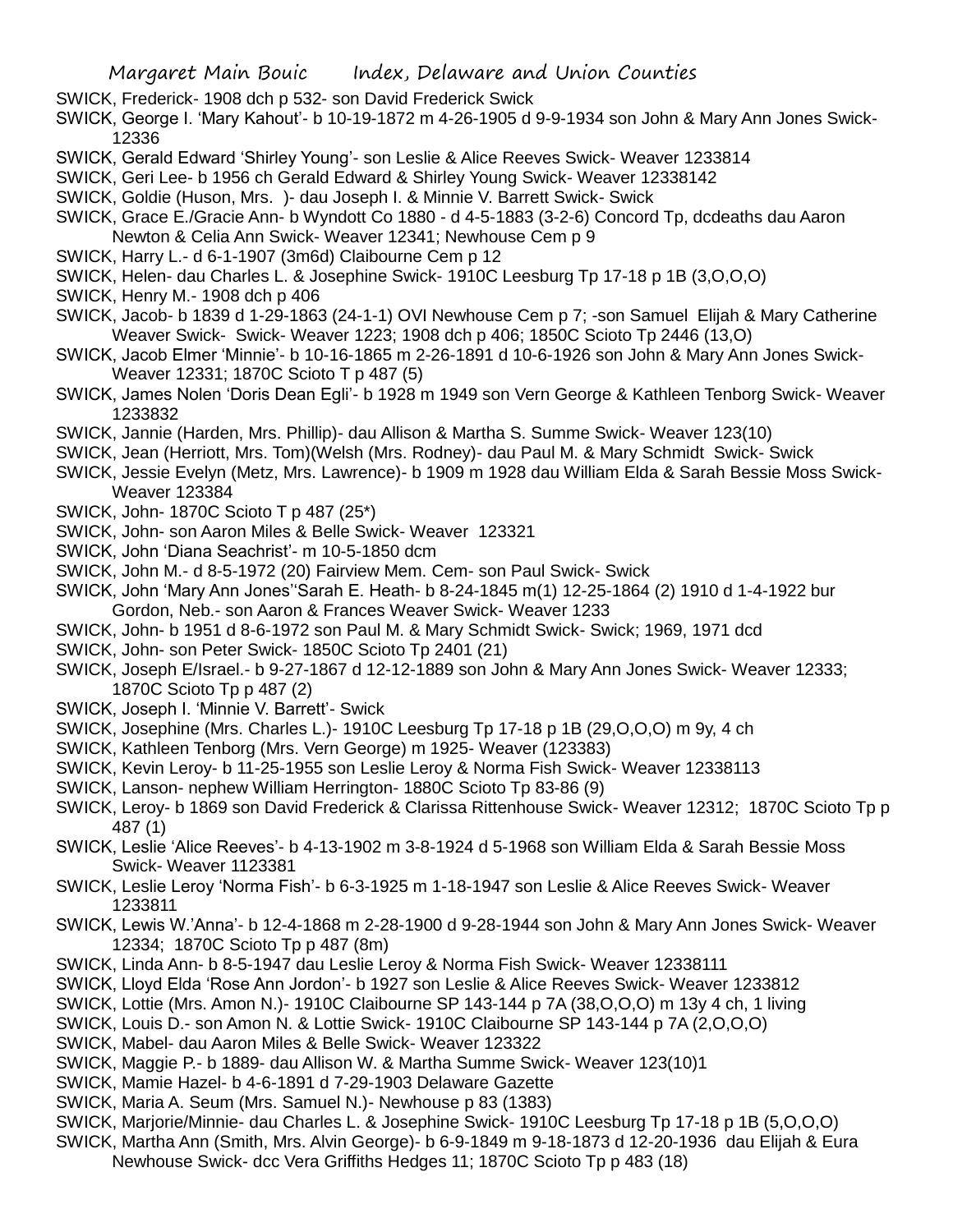SWICK, Frederick- 1908 dch p 532- son David Frederick Swick

SWICK, George I. 'Mary Kahout'- b 10-19-1872 m 4-26-1905 d 9-9-1934 son John & Mary Ann Jones Swick- 12336

SWICK, Gerald Edward 'Shirley Young'- son Leslie & Alice Reeves Swick- Weaver 1233814

SWICK, Geri Lee- b 1956 ch Gerald Edward & Shirley Young Swick- Weaver 12338142

SWICK, Goldie (Huson, Mrs. )- dau Joseph I. & Minnie V. Barrett Swick- Swick

SWICK, Grace E./Gracie Ann- b Wyndott Co 1880 - d 4-5-1883 (3-2-6) Concord Tp, dcdeaths dau Aaron Newton & Celia Ann Swick- Weaver 12341; Newhouse Cem p 9

SWICK, Harry L.- d 6-1-1907 (3m6d) Claibourne Cem p 12

SWICK, Helen- dau Charles L. & Josephine Swick- 1910C Leesburg Tp 17-18 p 1B (3,O,O,O)

SWICK, Henry M.- 1908 dch p 406

SWICK, Jacob- b 1839 d 1-29-1863 (24-1-1) OVI Newhouse Cem p 7; -son Samuel Elijah & Mary Catherine Weaver Swick- Swick- Weaver 1223; 1908 dch p 406; 1850C Scioto Tp 2446 (13,O)

SWICK, Jacob Elmer 'Minnie'- b 10-16-1865 m 2-26-1891 d 10-6-1926 son John & Mary Ann Jones Swick- Weaver 12331; 1870C Scioto T p 487 (5)

SWICK, James Nolen 'Doris Dean Egli'- b 1928 m 1949 son Vern George & Kathleen Tenborg Swick- Weaver 1233832

SWICK, Jannie (Harden, Mrs. Phillip)- dau Allison & Martha S. Summe Swick- Weaver 123(10)

SWICK, Jean (Herriott, Mrs. Tom)(Welsh (Mrs. Rodney)- dau Paul M. & Mary Schmidt Swick- Swick

SWICK, Jessie Evelyn (Metz, Mrs. Lawrence)- b 1909 m 1928 dau William Elda & Sarah Bessie Moss Swick- Weaver 123384

SWICK, John- 1870C Scioto T p 487 (25*)

SWICK, John- son Aaron Miles & Belle Swick- Weaver 123321

SWICK, John 'Diana Seachrist'- m 10-5-1850 dcm

SWICK, John M.- d 8-5-1972 (20) Fairview Mem. Cem- son Paul Swick- Swick

SWICK, John 'Mary Ann Jones''Sarah E. Heath- b 8-24-1845 m(1) 12-25-1864 (2) 1910 d 1-4-1922 bur Gordon, Neb.- son Aaron & Frances Weaver Swick- Weaver 1233

SWICK, John- b 1951 d 8-6-1972 son Paul M. & Mary Schmidt Swick- Swick; 1969, 1971 dcd

SWICK, John- son Peter Swick- 1850C Scioto Tp 2401 (21)

SWICK, Joseph E/Israel.- b 9-27-1867 d 12-12-1889 son John & Mary Ann Jones Swick- Weaver 12333; 1870C Scioto Tp p 487 (2)

SWICK, Joseph I. 'Minnie V. Barrett'- Swick

SWICK, Josephine (Mrs. Charles L.)- 1910C Leesburg Tp 17-18 p 1B (29,O,O,O) m 9y, 4 ch

SWICK, Kathleen Tenborg (Mrs. Vern George) m 1925- Weaver (123383)

SWICK, Kevin Leroy- b 11-25-1955 son Leslie Leroy & Norma Fish Swick- Weaver 12338113

SWICK, Lanson- nephew William Herrington- 1880C Scioto Tp 83-86 (9)

SWICK, Leroy- b 1869 son David Frederick & Clarissa Rittenhouse Swick- Weaver 12312; 1870C Scioto Tp p 487 (1)

SWICK, Leslie 'Alice Reeves'- b 4-13-1902 m 3-8-1924 d 5-1968 son William Elda & Sarah Bessie Moss Swick- Weaver 1123381

SWICK, Leslie Leroy 'Norma Fish'- b 6-3-1925 m 1-18-1947 son Leslie & Alice Reeves Swick- Weaver 1233811

SWICK, Lewis W.'Anna'- b 12-4-1868 m 2-28-1900 d 9-28-1944 son John & Mary Ann Jones Swick- Weaver 12334; 1870C Scioto Tp p 487 (8m)

SWICK, Linda Ann- b 8-5-1947 dau Leslie Leroy & Norma Fish Swick- Weaver 12338111

SWICK, Lloyd Elda 'Rose Ann Jordon'- b 1927 son Leslie & Alice Reeves Swick- Weaver 1233812

SWICK, Lottie (Mrs. Amon N.)- 1910C Claibourne SP 143-144 p 7A (38,O,O,O) m 13y 4 ch, 1 living

SWICK, Louis D.- son Amon N. & Lottie Swick- 1910C Claibourne SP 143-144 p 7A (2,O,O,O)

SWICK, Mabel- dau Aaron Miles & Belle Swick- Weaver 123322

SWICK, Maggie P.- b 1889- dau Allison W. & Martha Summe Swick- Weaver 123(10)1

SWICK, Mamie Hazel- b 4-6-1891 d 7-29-1903 Delaware Gazette

SWICK, Maria A. Seum (Mrs. Samuel N.)- Newhouse p 83 (1383)

SWICK, Marjorie/Minnie- dau Charles L. & Josephine Swick- 1910C Leesburg Tp 17-18 p 1B (5,O,O,O)

SWICK, Martha Ann (Smith, Mrs. Alvin George)- b 6-9-1849 m 9-18-1873 d 12-20-1936 dau Elijah & Eura Newhouse Swick- dcc Vera Griffiths Hedges 11; 1870C Scioto Tp p 483 (18)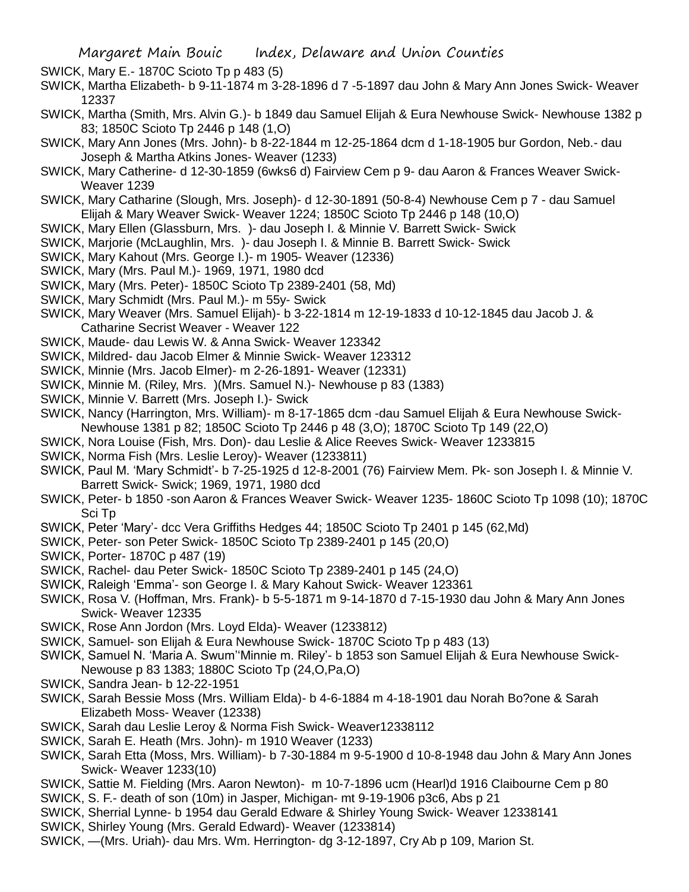SWICK, Mary E.- 1870C Scioto Tp p 483 (5)

SWICK, Martha Elizabeth- b 9-11-1874 m 3-28-1896 d 7 -5-1897 dau John & Mary Ann Jones Swick- Weaver 12337

SWICK, Martha (Smith, Mrs. Alvin G.)- b 1849 dau Samuel Elijah & Eura Newhouse Swick- Newhouse 1382 p 83; 1850C Scioto Tp 2446 p 148 (1,O)

SWICK, Mary Ann Jones (Mrs. John)- b 8-22-1844 m 12-25-1864 dcm d 1-18-1905 bur Gordon, Neb.- dau Joseph & Martha Atkins Jones- Weaver (1233)

SWICK, Mary Catherine- d 12-30-1859 (6wks6 d) Fairview Cem p 9- dau Aaron & Frances Weaver Swick- Weaver 1239

SWICK, Mary Catharine (Slough, Mrs. Joseph)- d 12-30-1891 (50-8-4) Newhouse Cem p 7 - dau Samuel Elijah & Mary Weaver Swick- Weaver 1224; 1850C Scioto Tp 2446 p 148 (10,O)

SWICK, Mary Ellen (Glassburn, Mrs. )- dau Joseph I. & Minnie V. Barrett Swick- Swick

SWICK, Marjorie (McLaughlin, Mrs. )- dau Joseph I. & Minnie B. Barrett Swick- Swick

SWICK, Mary Kahout (Mrs. George I.)- m 1905- Weaver (12336)

SWICK, Mary (Mrs. Paul M.)- 1969, 1971, 1980 dcd

SWICK, Mary (Mrs. Peter)- 1850C Scioto Tp 2389-2401 (58, Md)

SWICK, Mary Schmidt (Mrs. Paul M.)- m 55y- Swick

SWICK, Mary Weaver (Mrs. Samuel Elijah)- b 3-22-1814 m 12-19-1833 d 10-12-1845 dau Jacob J. & Catharine Secrist Weaver - Weaver 122

SWICK, Maude- dau Lewis W. & Anna Swick- Weaver 123342

SWICK, Mildred- dau Jacob Elmer & Minnie Swick- Weaver 123312

SWICK, Minnie (Mrs. Jacob Elmer)- m 2-26-1891- Weaver (12331)

SWICK, Minnie M. (Riley, Mrs. )(Mrs. Samuel N.)- Newhouse p 83 (1383)

SWICK, Minnie V. Barrett (Mrs. Joseph I.)- Swick

SWICK, Nancy (Harrington, Mrs. William)- m 8-17-1865 dcm -dau Samuel Elijah & Eura Newhouse Swick- Newhouse 1381 p 82; 1850C Scioto Tp 2446 p 48 (3,O); 1870C Scioto Tp 149 (22,O)

SWICK, Nora Louise (Fish, Mrs. Don)- dau Leslie & Alice Reeves Swick- Weaver 1233815

SWICK, Norma Fish (Mrs. Leslie Leroy)- Weaver (1233811)

SWICK, Paul M. 'Mary Schmidt'- b 7-25-1925 d 12-8-2001 (76) Fairview Mem. Pk- son Joseph I. & Minnie V. Barrett Swick- Swick; 1969, 1971, 1980 dcd

SWICK, Peter- b 1850 -son Aaron & Frances Weaver Swick- Weaver 1235- 1860C Scioto Tp 1098 (10); 1870C Sci Tp

SWICK, Peter 'Mary'- dcc Vera Griffiths Hedges 44; 1850C Scioto Tp 2401 p 145 (62,Md)

SWICK, Peter- son Peter Swick- 1850C Scioto Tp 2389-2401 p 145 (20,O)

SWICK, Porter- 1870C p 487 (19)

SWICK, Rachel- dau Peter Swick- 1850C Scioto Tp 2389-2401 p 145 (24,O)

SWICK, Raleigh 'Emma'- son George I. & Mary Kahout Swick- Weaver 123361

SWICK, Rosa V. (Hoffman, Mrs. Frank)- b 5-5-1871 m 9-14-1870 d 7-15-1930 dau John & Mary Ann Jones Swick- Weaver 12335

SWICK, Rose Ann Jordon (Mrs. Loyd Elda)- Weaver (1233812)

SWICK, Samuel- son Elijah & Eura Newhouse Swick- 1870C Scioto Tp p 483 (13)

SWICK, Samuel N. 'Maria A. Swum''Minnie m. Riley'- b 1853 son Samuel Elijah & Eura Newhouse Swick- Newouse p 83 1383; 1880C Scioto Tp (24,O,Pa,O)

SWICK, Sandra Jean- b 12-22-1951

SWICK, Sarah Bessie Moss (Mrs. William Elda)- b 4-6-1884 m 4-18-1901 dau Norah Bo?one & Sarah Elizabeth Moss- Weaver (12338)

SWICK, Sarah dau Leslie Leroy & Norma Fish Swick- Weaver12338112

SWICK, Sarah E. Heath (Mrs. John)- m 1910 Weaver (1233)

SWICK, Sarah Etta (Moss, Mrs. William)- b 7-30-1884 m 9-5-1900 d 10-8-1948 dau John & Mary Ann Jones Swick- Weaver 1233(10)

SWICK, Sattie M. Fielding (Mrs. Aaron Newton)- m 10-7-1896 ucm (Hearl)d 1916 Claibourne Cem p 80

SWICK, S. F.- death of son (10m) in Jasper, Michigan- mt 9-19-1906 p3c6, Abs p 21

SWICK, Sherrial Lynne- b 1954 dau Gerald Edware & Shirley Young Swick- Weaver 12338141

SWICK, Shirley Young (Mrs. Gerald Edward)- Weaver (1233814)

SWICK, —(Mrs. Uriah)- dau Mrs. Wm. Herrington- dg 3-12-1897, Cry Ab p 109, Marion St.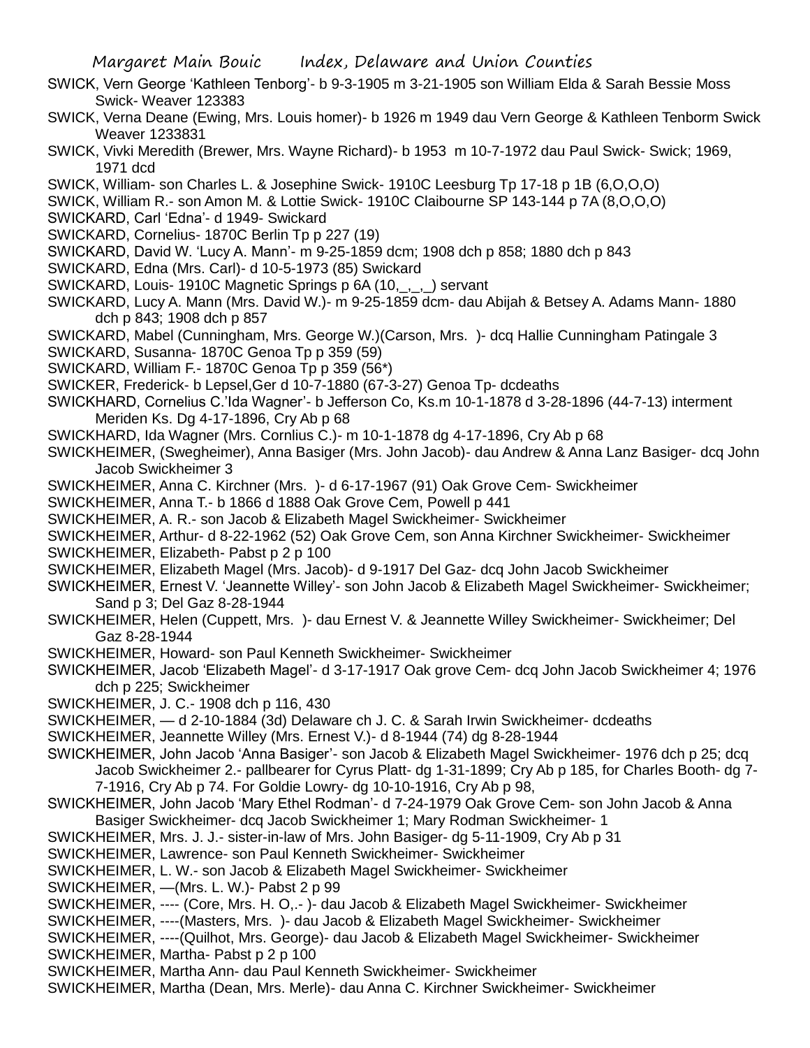SWICK, Vern George 'Kathleen Tenborg'- b 9-3-1905 m 3-21-1905 son William Elda & Sarah Bessie Moss Swick- Weaver 123383

SWICK, Verna Deane (Ewing, Mrs. Louis homer)- b 1926 m 1949 dau Vern George & Kathleen Tenborm Swick Weaver 1233831

SWICK, Vivki Meredith (Brewer, Mrs. Wayne Richard)- b 1953 m 10-7-1972 dau Paul Swick- Swick; 1969, 1971 dcd

SWICK, William- son Charles L. & Josephine Swick- 1910C Leesburg Tp 17-18 p 1B (6,O,O,O)

SWICK, William R.- son Amon M. & Lottie Swick- 1910C Claibourne SP 143-144 p 7A (8,O,O,O)

SWICKARD, Carl 'Edna'- d 1949- Swickard

SWICKARD, Cornelius- 1870C Berlin Tp p 227 (19)

SWICKARD, David W. 'Lucy A. Mann'- m 9-25-1859 dcm; 1908 dch p 858; 1880 dch p 843

SWICKARD, Edna (Mrs. Carl)- d 10-5-1973 (85) Swickard

SWICKARD, Louis- 1910C Magnetic Springs p 6A (10,_,_,_) servant

SWICKARD, Lucy A. Mann (Mrs. David W.)- m 9-25-1859 dcm- dau Abijah & Betsey A. Adams Mann- 1880 dch p 843; 1908 dch p 857

SWICKARD, Mabel (Cunningham, Mrs. George W.)(Carson, Mrs. )- dcq Hallie Cunningham Patingale 3

SWICKARD, Susanna- 1870C Genoa Tp p 359 (59)

SWICKARD, William F.- 1870C Genoa Tp p 359 (56*)

SWICKER, Frederick- b Lepsel,Ger d 10-7-1880 (67-3-27) Genoa Tp- dcdeaths

SWICKHARD, Cornelius C.'Ida Wagner'- b Jefferson Co, Ks.m 10-1-1878 d 3-28-1896 (44-7-13) interment Meriden Ks. Dg 4-17-1896, Cry Ab p 68

SWICKHARD, Ida Wagner (Mrs. Cornlius C.)- m 10-1-1878 dg 4-17-1896, Cry Ab p 68

SWICKHEIMER, (Swegheimer), Anna Basiger (Mrs. John Jacob)- dau Andrew & Anna Lanz Basiger- dcq John Jacob Swickheimer 3

SWICKHEIMER, Anna C. Kirchner (Mrs. )- d 6-17-1967 (91) Oak Grove Cem- Swickheimer

SWICKHEIMER, Anna T.- b 1866 d 1888 Oak Grove Cem, Powell p 441

SWICKHEIMER, A. R.- son Jacob & Elizabeth Magel Swickheimer- Swickheimer

SWICKHEIMER, Arthur- d 8-22-1962 (52) Oak Grove Cem, son Anna Kirchner Swickheimer- Swickheimer

SWICKHEIMER, Elizabeth- Pabst p 2 p 100

SWICKHEIMER, Elizabeth Magel (Mrs. Jacob)- d 9-1917 Del Gaz- dcq John Jacob Swickheimer

SWICKHEIMER, Ernest V. 'Jeannette Willey'- son John Jacob & Elizabeth Magel Swickheimer- Swickheimer; Sand p 3; Del Gaz 8-28-1944

SWICKHEIMER, Helen (Cuppett, Mrs. )- dau Ernest V. & Jeannette Willey Swickheimer- Swickheimer; Del Gaz 8-28-1944

SWICKHEIMER, Howard- son Paul Kenneth Swickheimer- Swickheimer

SWICKHEIMER, Jacob 'Elizabeth Magel'- d 3-17-1917 Oak grove Cem- dcq John Jacob Swickheimer 4; 1976 dch p 225; Swickheimer

SWICKHEIMER, J. C.- 1908 dch p 116, 430

SWICKHEIMER, — d 2-10-1884 (3d) Delaware ch J. C. & Sarah Irwin Swickheimer- dcdeaths

SWICKHEIMER, Jeannette Willey (Mrs. Ernest V.)- d 8-1944 (74) dg 8-28-1944

SWICKHEIMER, John Jacob 'Anna Basiger'- son Jacob & Elizabeth Magel Swickheimer- 1976 dch p 25; dcq Jacob Swickheimer 2.- pallbearer for Cyrus Platt- dg 1-31-1899; Cry Ab p 185, for Charles Booth- dg 7-7-1916, Cry Ab p 74. For Goldie Lowry- dg 10-10-1916, Cry Ab p 98,

SWICKHEIMER, John Jacob 'Mary Ethel Rodman'- d 7-24-1979 Oak Grove Cem- son John Jacob & Anna Basiger Swickheimer- dcq Jacob Swickheimer 1; Mary Rodman Swickheimer- 1

SWICKHEIMER, Mrs. J. J.- sister-in-law of Mrs. John Basiger- dg 5-11-1909, Cry Ab p 31

SWICKHEIMER, Lawrence- son Paul Kenneth Swickheimer- Swickheimer

SWICKHEIMER, L. W.- son Jacob & Elizabeth Magel Swickheimer- Swickheimer

SWICKHEIMER, —(Mrs. L. W.)- Pabst 2 p 99

SWICKHEIMER, ---- (Core, Mrs. H. O,.- )- dau Jacob & Elizabeth Magel Swickheimer- Swickheimer

SWICKHEIMER, ----(Masters, Mrs. )- dau Jacob & Elizabeth Magel Swickheimer- Swickheimer

SWICKHEIMER, ----(Quilhot, Mrs. George)- dau Jacob & Elizabeth Magel Swickheimer- Swickheimer

SWICKHEIMER, Martha- Pabst p 2 p 100

SWICKHEIMER, Martha Ann- dau Paul Kenneth Swickheimer- Swickheimer

SWICKHEIMER, Martha (Dean, Mrs. Merle)- dau Anna C. Kirchner Swickheimer- Swickheimer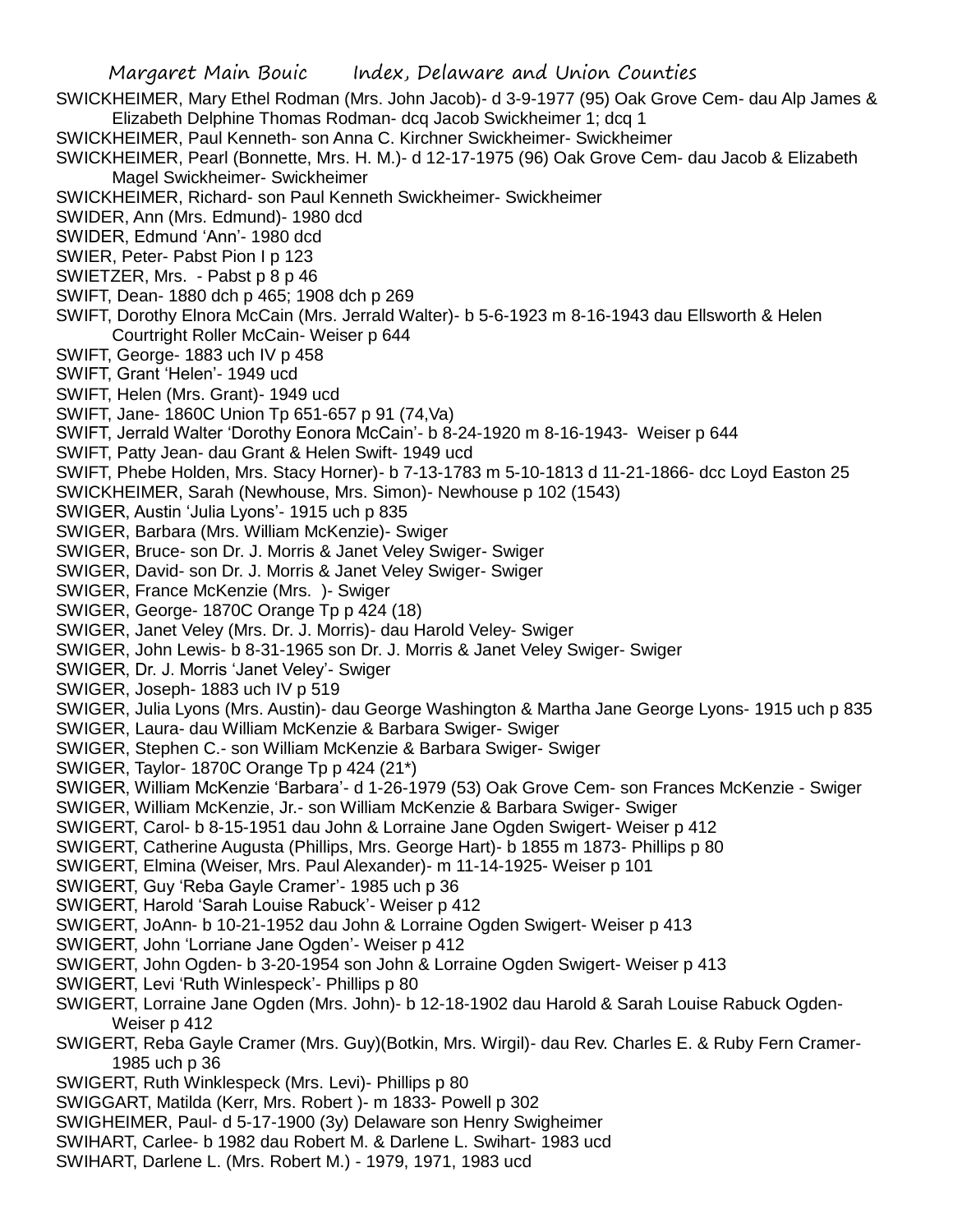SWICKHEIMER, Mary Ethel Rodman (Mrs. John Jacob)- d 3-9-1977 (95) Oak Grove Cem- dau Alp James & Elizabeth Delphine Thomas Rodman- dcq Jacob Swickheimer 1; dcq 1

SWICKHEIMER, Paul Kenneth- son Anna C. Kirchner Swickheimer- Swickheimer

SWICKHEIMER, Pearl (Bonnette, Mrs. H. M.)- d 12-17-1975 (96) Oak Grove Cem- dau Jacob & Elizabeth Magel Swickheimer- Swickheimer

SWICKHEIMER, Richard- son Paul Kenneth Swickheimer- Swickheimer

SWIDER, Ann (Mrs. Edmund)- 1980 dcd

SWIDER, Edmund 'Ann'- 1980 dcd

SWIER, Peter- Pabst Pion I p 123

SWIETZER, Mrs. - Pabst p 8 p 46

SWIFT, Dean- 1880 dch p 465; 1908 dch p 269

SWIFT, Dorothy Elnora McCain (Mrs. Jerrald Walter)- b 5-6-1923 m 8-16-1943 dau Ellsworth & Helen Courtright Roller McCain- Weiser p 644

SWIFT, George- 1883 uch IV p 458

SWIFT, Grant 'Helen'- 1949 ucd

SWIFT, Helen (Mrs. Grant)- 1949 ucd

SWIFT, Jane- 1860C Union Tp 651-657 p 91 (74,Va)

SWIFT, Jerrald Walter 'Dorothy Eonora McCain'- b 8-24-1920 m 8-16-1943- Weiser p 644

SWIFT, Patty Jean- dau Grant & Helen Swift- 1949 ucd

SWIFT, Phebe Holden, Mrs. Stacy Horner)- b 7-13-1783 m 5-10-1813 d 11-21-1866- dcc Loyd Easton 25

SWICKHEIMER, Sarah (Newhouse, Mrs. Simon)- Newhouse p 102 (1543)

SWIGER, Austin 'Julia Lyons'- 1915 uch p 835

SWIGER, Barbara (Mrs. William McKenzie)- Swiger

SWIGER, Bruce- son Dr. J. Morris & Janet Veley Swiger- Swiger

SWIGER, David- son Dr. J. Morris & Janet Veley Swiger- Swiger

SWIGER, France McKenzie (Mrs. )- Swiger

SWIGER, George- 1870C Orange Tp p 424 (18)

SWIGER, Janet Veley (Mrs. Dr. J. Morris)- dau Harold Veley- Swiger

SWIGER, John Lewis- b 8-31-1965 son Dr. J. Morris & Janet Veley Swiger- Swiger

SWIGER, Dr. J. Morris 'Janet Veley'- Swiger

SWIGER, Joseph- 1883 uch IV p 519

SWIGER, Julia Lyons (Mrs. Austin)- dau George Washington & Martha Jane George Lyons- 1915 uch p 835

SWIGER, Laura- dau William McKenzie & Barbara Swiger- Swiger

SWIGER, Stephen C.- son William McKenzie & Barbara Swiger- Swiger

SWIGER, Taylor- 1870C Orange Tp p 424 (21*)

SWIGER, William McKenzie 'Barbara'- d 1-26-1979 (53) Oak Grove Cem- son Frances McKenzie - Swiger

SWIGER, William McKenzie, Jr.- son William McKenzie & Barbara Swiger- Swiger

SWIGERT, Carol- b 8-15-1951 dau John & Lorraine Jane Ogden Swigert- Weiser p 412

SWIGERT, Catherine Augusta (Phillips, Mrs. George Hart)- b 1855 m 1873- Phillips p 80

SWIGERT, Elmina (Weiser, Mrs. Paul Alexander)- m 11-14-1925- Weiser p 101

SWIGERT, Guy 'Reba Gayle Cramer'- 1985 uch p 36

SWIGERT, Harold 'Sarah Louise Rabuck'- Weiser p 412

SWIGERT, JoAnn- b 10-21-1952 dau John & Lorraine Ogden Swigert- Weiser p 413

SWIGERT, John 'Lorriane Jane Ogden'- Weiser p 412

SWIGERT, John Ogden- b 3-20-1954 son John & Lorraine Ogden Swigert- Weiser p 413

SWIGERT, Levi 'Ruth Winlespeck'- Phillips p 80

SWIGERT, Lorraine Jane Ogden (Mrs. John)- b 12-18-1902 dau Harold & Sarah Louise Rabuck Ogden- Weiser p 412

SWIGERT, Reba Gayle Cramer (Mrs. Guy)(Botkin, Mrs. Wirgil)- dau Rev. Charles E. & Ruby Fern Cramer- 1985 uch p 36

SWIGERT, Ruth Winklespeck (Mrs. Levi)- Phillips p 80

SWIGGART, Matilda (Kerr, Mrs. Robert )- m 1833- Powell p 302

SWIGHEIMER, Paul- d 5-17-1900 (3y) Delaware son Henry Swigheimer

SWIHART, Carlee- b 1982 dau Robert M. & Darlene L. Swihart- 1983 ucd

SWIHART, Darlene L. (Mrs. Robert M.) - 1979, 1971, 1983 ucd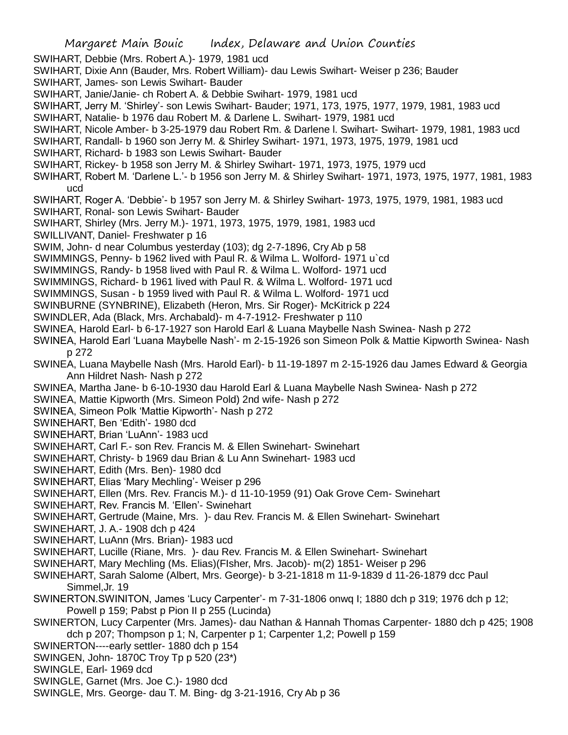SWIHART, Debbie (Mrs. Robert A.)- 1979, 1981 ucd

SWIHART, Dixie Ann (Bauder, Mrs. Robert William)- dau Lewis Swihart- Weiser p 236; Bauder

SWIHART, James- son Lewis Swihart- Bauder

SWIHART, Janie/Janie- ch Robert A. & Debbie Swihart- 1979, 1981 ucd

SWIHART, Jerry M. 'Shirley'- son Lewis Swihart- Bauder; 1971, 173, 1975, 1977, 1979, 1981, 1983 ucd

SWIHART, Natalie- b 1976 dau Robert M. & Darlene L. Swihart- 1979, 1981 ucd

SWIHART, Nicole Amber- b 3-25-1979 dau Robert Rm. & Darlene l. Swihart- Swihart- 1979, 1981, 1983 ucd

SWIHART, Randall- b 1960 son Jerry M. & Shirley Swihart- 1971, 1973, 1975, 1979, 1981 ucd

SWIHART, Richard- b 1983 son Lewis Swihart- Bauder

SWIHART, Rickey- b 1958 son Jerry M. & Shirley Swihart- 1971, 1973, 1975, 1979 ucd

SWIHART, Robert M. 'Darlene L.'- b 1956 son Jerry M. & Shirley Swihart- 1971, 1973, 1975, 1977, 1981, 1983 ucd

SWIHART, Roger A. 'Debbie'- b 1957 son Jerry M. & Shirley Swihart- 1973, 1975, 1979, 1981, 1983 ucd

SWIHART, Ronal- son Lewis Swihart- Bauder

SWIHART, Shirley (Mrs. Jerry M.)- 1971, 1973, 1975, 1979, 1981, 1983 ucd

SWILLIVANT, Daniel- Freshwater p 16

SWIM, John- d near Columbus yesterday (103); dg 2-7-1896, Cry Ab p 58

SWIMMINGS, Penny- b 1962 lived with Paul R. & Wilma L. Wolford- 1971 u`cd

SWIMMINGS, Randy- b 1958 lived with Paul R. & Wilma L. Wolford- 1971 ucd

SWIMMINGS, Richard- b 1961 lived with Paul R. & Wilma L. Wolford- 1971 ucd

SWIMMINGS, Susan - b 1959 lived with Paul R. & Wilma L. Wolford- 1971 ucd

SWINBURNE (SYNBRINE), Elizabeth (Heron, Mrs. Sir Roger)- McKitrick p 224

SWINDLER, Ada (Black, Mrs. Archabald)- m 4-7-1912- Freshwater p 110

SWINEA, Harold Earl- b 6-17-1927 son Harold Earl & Luana Maybelle Nash Swinea- Nash p 272

SWINEA, Harold Earl 'Luana Maybelle Nash'- m 2-15-1926 son Simeon Polk & Mattie Kipworth Swinea- Nash p 272

SWINEA, Luana Maybelle Nash (Mrs. Harold Earl)- b 11-19-1897 m 2-15-1926 dau James Edward & Georgia Ann Hildret Nash- Nash p 272

SWINEA, Martha Jane- b 6-10-1930 dau Harold Earl & Luana Maybelle Nash Swinea- Nash p 272

SWINEA, Mattie Kipworth (Mrs. Simeon Pold) 2nd wife- Nash p 272

SWINEA, Simeon Polk 'Mattie Kipworth'- Nash p 272

SWINEHART, Ben 'Edith'- 1980 dcd

SWINEHART, Brian 'LuAnn'- 1983 ucd

SWINEHART, Carl F.- son Rev. Francis M. & Ellen Swinehart- Swinehart

SWINEHART, Christy- b 1969 dau Brian & Lu Ann Swinehart- 1983 ucd

SWINEHART, Edith (Mrs. Ben)- 1980 dcd

SWINEHART, Elias 'Mary Mechling'- Weiser p 296

SWINEHART, Ellen (Mrs. Rev. Francis M.)- d 11-10-1959 (91) Oak Grove Cem- Swinehart

SWINEHART, Rev. Francis M. 'Ellen'- Swinehart

SWINEHART, Gertrude (Maine, Mrs. )- dau Rev. Francis M. & Ellen Swinehart- Swinehart

SWINEHART, J. A.- 1908 dch p 424

SWINEHART, LuAnn (Mrs. Brian)- 1983 ucd

SWINEHART, Lucille (Riane, Mrs. )- dau Rev. Francis M. & Ellen Swinehart- Swinehart

SWINEHART, Mary Mechling (Ms. Elias)(FIsher, Mrs. Jacob)- m(2) 1851- Weiser p 296

SWINEHART, Sarah Salome (Albert, Mrs. George)- b 3-21-1818 m 11-9-1839 d 11-26-1879 dcc Paul Simmel,Jr. 19

SWINERTON.SWINITON, James 'Lucy Carpenter'- m 7-31-1806 onwq I; 1880 dch p 319; 1976 dch p 12; Powell p 159; Pabst p Pion II p 255 (Lucinda)

SWINERTON, Lucy Carpenter (Mrs. James)- dau Nathan & Hannah Thomas Carpenter- 1880 dch p 425; 1908 dch p 207; Thompson p 1; N, Carpenter p 1; Carpenter 1,2; Powell p 159

SWINERTON----early settler- 1880 dch p 154

SWINGEN, John- 1870C Troy Tp p 520 (23*)

SWINGLE, Earl- 1969 dcd

SWINGLE, Garnet (Mrs. Joe C.)- 1980 dcd

SWINGLE, Mrs. George- dau T. M. Bing- dg 3-21-1916, Cry Ab p 36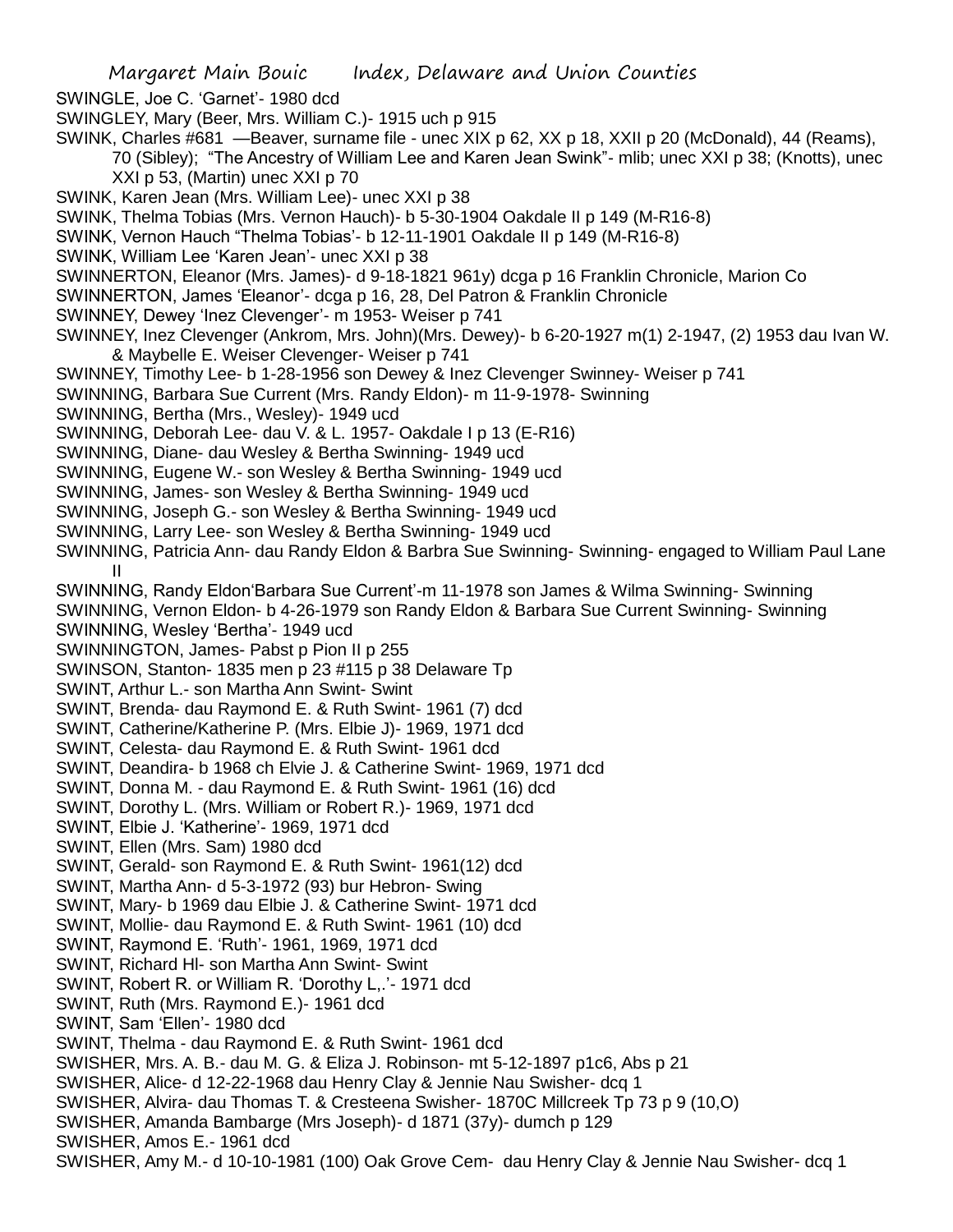SWINGLE, Joe C. 'Garnet'- 1980 dcd

SWINGLEY, Mary (Beer, Mrs. William C.)- 1915 uch p 915

SWINK, Charles #681 —Beaver, surname file - unec XIX p 62, XX p 18, XXII p 20 (McDonald), 44 (Reams), 70 (Sibley); "The Ancestry of William Lee and Karen Jean Swink"- mlib; unec XXI p 38; (Knotts), unec XXI p 53, (Martin) unec XXI p 70

SWINK, Karen Jean (Mrs. William Lee)- unec XXI p 38

SWINK, Thelma Tobias (Mrs. Vernon Hauch)- b 5-30-1904 Oakdale II p 149 (M-R16-8)

SWINK, Vernon Hauch "Thelma Tobias'- b 12-11-1901 Oakdale II p 149 (M-R16-8)

SWINK, William Lee 'Karen Jean'- unec XXI p 38

SWINNERTON, Eleanor (Mrs. James)- d 9-18-1821 961y) dcga p 16 Franklin Chronicle, Marion Co

SWINNERTON, James 'Eleanor'- dcga p 16, 28, Del Patron & Franklin Chronicle

SWINNEY, Dewey 'Inez Clevenger'- m 1953- Weiser p 741

SWINNEY, Inez Clevenger (Ankrom, Mrs. John)(Mrs. Dewey)- b 6-20-1927 m(1) 2-1947, (2) 1953 dau Ivan W. & Maybelle E. Weiser Clevenger- Weiser p 741

SWINNEY, Timothy Lee- b 1-28-1956 son Dewey & Inez Clevenger Swinney- Weiser p 741

SWINNING, Barbara Sue Current (Mrs. Randy Eldon)- m 11-9-1978- Swinning

SWINNING, Bertha (Mrs., Wesley)- 1949 ucd

SWINNING, Deborah Lee- dau V. & L. 1957- Oakdale I p 13 (E-R16)

SWINNING, Diane- dau Wesley & Bertha Swinning- 1949 ucd

SWINNING, Eugene W.- son Wesley & Bertha Swinning- 1949 ucd

SWINNING, James- son Wesley & Bertha Swinning- 1949 ucd

SWINNING, Joseph G.- son Wesley & Bertha Swinning- 1949 ucd

SWINNING, Larry Lee- son Wesley & Bertha Swinning- 1949 ucd

SWINNING, Patricia Ann- dau Randy Eldon & Barbra Sue Swinning- Swinning- engaged to William Paul Lane II

SWINNING, Randy Eldon'Barbara Sue Current'-m 11-1978 son James & Wilma Swinning- Swinning

SWINNING, Vernon Eldon- b 4-26-1979 son Randy Eldon & Barbara Sue Current Swinning- Swinning

SWINNING, Wesley 'Bertha'- 1949 ucd

SWINNINGTON, James- Pabst p Pion II p 255

SWINSON, Stanton- 1835 men p 23 #115 p 38 Delaware Tp

SWINT, Arthur L.- son Martha Ann Swint- Swint

SWINT, Brenda- dau Raymond E. & Ruth Swint- 1961 (7) dcd

SWINT, Catherine/Katherine P. (Mrs. Elbie J)- 1969, 1971 dcd

SWINT, Celesta- dau Raymond E. & Ruth Swint- 1961 dcd

SWINT, Deandira- b 1968 ch Elvie J. & Catherine Swint- 1969, 1971 dcd

SWINT, Donna M. - dau Raymond E. & Ruth Swint- 1961 (16) dcd

SWINT, Dorothy L. (Mrs. William or Robert R.)- 1969, 1971 dcd

SWINT, Elbie J. 'Katherine'- 1969, 1971 dcd

SWINT, Ellen (Mrs. Sam) 1980 dcd

SWINT, Gerald- son Raymond E. & Ruth Swint- 1961(12) dcd

SWINT, Martha Ann- d 5-3-1972 (93) bur Hebron- Swing

SWINT, Mary- b 1969 dau Elbie J. & Catherine Swint- 1971 dcd

SWINT, Mollie- dau Raymond E. & Ruth Swint- 1961 (10) dcd

SWINT, Raymond E. 'Ruth'- 1961, 1969, 1971 dcd

SWINT, Richard Hl- son Martha Ann Swint- Swint

SWINT, Robert R. or William R. 'Dorothy L,.'- 1971 dcd

SWINT, Ruth (Mrs. Raymond E.)- 1961 dcd

SWINT, Sam 'Ellen'- 1980 dcd

SWINT, Thelma - dau Raymond E. & Ruth Swint- 1961 dcd

SWISHER, Mrs. A. B.- dau M. G. & Eliza J. Robinson- mt 5-12-1897 p1c6, Abs p 21

SWISHER, Alice- d 12-22-1968 dau Henry Clay & Jennie Nau Swisher- dcq 1

SWISHER, Alvira- dau Thomas T. & Cresteena Swisher- 1870C Millcreek Tp 73 p 9 (10,O)

SWISHER, Amanda Bambarge (Mrs Joseph)- d 1871 (37y)- dumch p 129

SWISHER, Amos E.- 1961 dcd

SWISHER, Amy M.- d 10-10-1981 (100) Oak Grove Cem- dau Henry Clay & Jennie Nau Swisher- dcq 1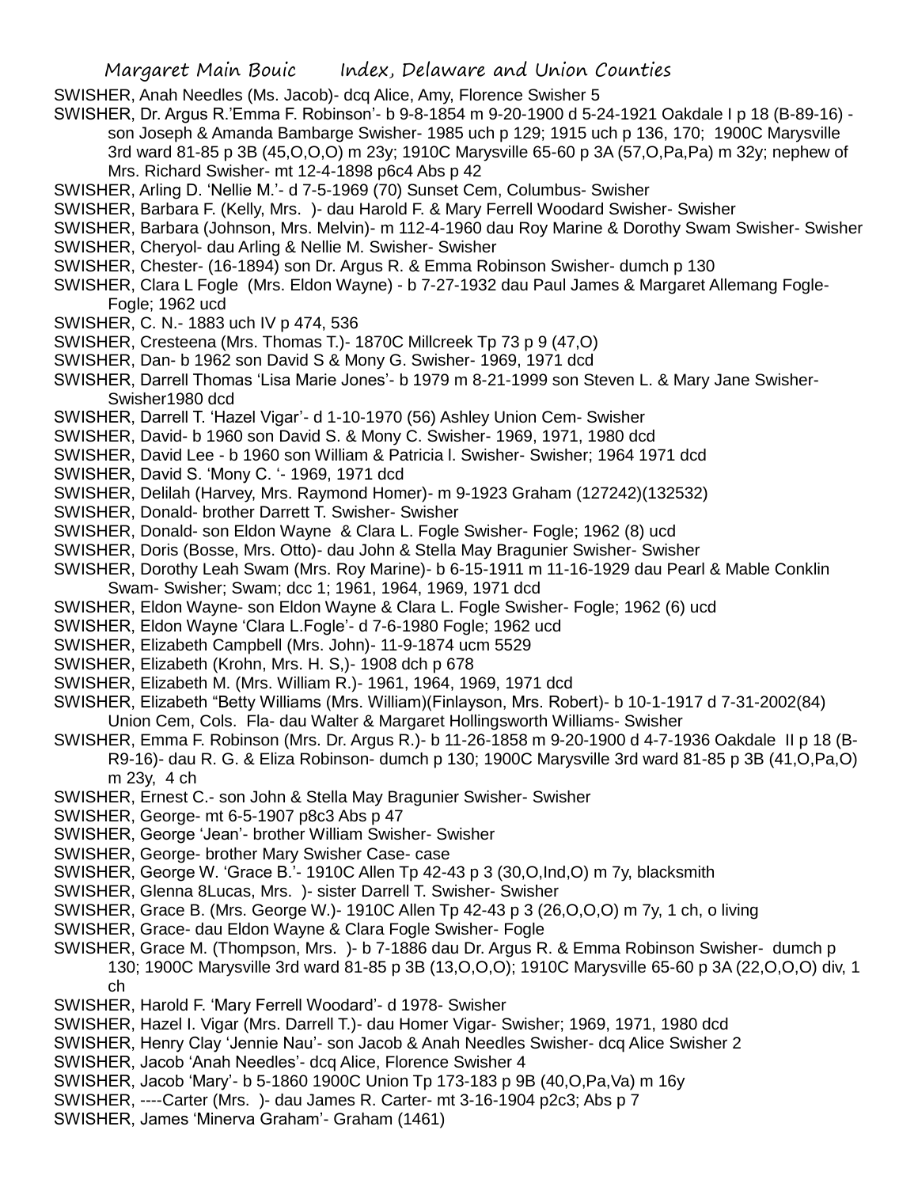SWISHER, Anah Needles (Ms. Jacob)- dcq Alice, Amy, Florence Swisher 5

SWISHER, Dr. Argus R.'Emma F. Robinson'- b 9-8-1854 m 9-20-1900 d 5-24-1921 Oakdale I p 18 (B-89-16) - son Joseph & Amanda Bambarge Swisher- 1985 uch p 129; 1915 uch p 136, 170; 1900C Marysville 3rd ward 81-85 p 3B (45,O,O,O) m 23y; 1910C Marysville 65-60 p 3A (57,O,Pa,Pa) m 32y; nephew of Mrs. Richard Swisher- mt 12-4-1898 p6c4 Abs p 42

SWISHER, Arling D. 'Nellie M.'- d 7-5-1969 (70) Sunset Cem, Columbus- Swisher

SWISHER, Barbara F. (Kelly, Mrs. )- dau Harold F. & Mary Ferrell Woodard Swisher- Swisher

SWISHER, Barbara (Johnson, Mrs. Melvin)- m 112-4-1960 dau Roy Marine & Dorothy Swam Swisher- Swisher

SWISHER, Cheryol- dau Arling & Nellie M. Swisher- Swisher

SWISHER, Chester- (16-1894) son Dr. Argus R. & Emma Robinson Swisher- dumch p 130

SWISHER, Clara L Fogle (Mrs. Eldon Wayne) - b 7-27-1932 dau Paul James & Margaret Allemang Fogle- Fogle; 1962 ucd

SWISHER, C. N.- 1883 uch IV p 474, 536

SWISHER, Cresteena (Mrs. Thomas T.)- 1870C Millcreek Tp 73 p 9 (47,O)

SWISHER, Dan- b 1962 son David S & Mony G. Swisher- 1969, 1971 dcd

SWISHER, Darrell Thomas 'Lisa Marie Jones'- b 1979 m 8-21-1999 son Steven L. & Mary Jane Swisher- Swisher1980 dcd

SWISHER, Darrell T. 'Hazel Vigar'- d 1-10-1970 (56) Ashley Union Cem- Swisher

SWISHER, David- b 1960 son David S. & Mony C. Swisher- 1969, 1971, 1980 dcd

SWISHER, David Lee - b 1960 son William & Patricia l. Swisher- Swisher; 1964 1971 dcd

SWISHER, David S. 'Mony C. '- 1969, 1971 dcd

SWISHER, Delilah (Harvey, Mrs. Raymond Homer)- m 9-1923 Graham (127242)(132532)

SWISHER, Donald- brother Darrett T. Swisher- Swisher

SWISHER, Donald- son Eldon Wayne & Clara L. Fogle Swisher- Fogle; 1962 (8) ucd

SWISHER, Doris (Bosse, Mrs. Otto)- dau John & Stella May Bragunier Swisher- Swisher

SWISHER, Dorothy Leah Swam (Mrs. Roy Marine)- b 6-15-1911 m 11-16-1929 dau Pearl & Mable Conklin Swam- Swisher; Swam; dcc 1; 1961, 1964, 1969, 1971 dcd

SWISHER, Eldon Wayne- son Eldon Wayne & Clara L. Fogle Swisher- Fogle; 1962 (6) ucd

SWISHER, Eldon Wayne 'Clara L.Fogle'- d 7-6-1980 Fogle; 1962 ucd

SWISHER, Elizabeth Campbell (Mrs. John)- 11-9-1874 ucm 5529

SWISHER, Elizabeth (Krohn, Mrs. H. S,)- 1908 dch p 678

SWISHER, Elizabeth M. (Mrs. William R.)- 1961, 1964, 1969, 1971 dcd

SWISHER, Elizabeth "Betty Williams (Mrs. William)(Finlayson, Mrs. Robert)- b 10-1-1917 d 7-31-2002(84) Union Cem, Cols. Fla- dau Walter & Margaret Hollingsworth Williams- Swisher

SWISHER, Emma F. Robinson (Mrs. Dr. Argus R.)- b 11-26-1858 m 9-20-1900 d 4-7-1936 Oakdale II p 18 (B-R9-16)- dau R. G. & Eliza Robinson- dumch p 130; 1900C Marysville 3rd ward 81-85 p 3B (41,O,Pa,O) m 23y, 4 ch

SWISHER, Ernest C.- son John & Stella May Bragunier Swisher- Swisher

SWISHER, George- mt 6-5-1907 p8c3 Abs p 47

SWISHER, George 'Jean'- brother William Swisher- Swisher

SWISHER, George- brother Mary Swisher Case- case

SWISHER, George W. 'Grace B.'- 1910C Allen Tp 42-43 p 3 (30,O,Ind,O) m 7y, blacksmith

SWISHER, Glenna 8Lucas, Mrs. )- sister Darrell T. Swisher- Swisher

SWISHER, Grace B. (Mrs. George W.)- 1910C Allen Tp 42-43 p 3 (26,O,O,O) m 7y, 1 ch, o living

SWISHER, Grace- dau Eldon Wayne & Clara Fogle Swisher- Fogle

SWISHER, Grace M. (Thompson, Mrs. )- b 7-1886 dau Dr. Argus R. & Emma Robinson Swisher- dumch p 130; 1900C Marysville 3rd ward 81-85 p 3B (13,O,O,O); 1910C Marysville 65-60 p 3A (22,O,O,O) div, 1 ch

SWISHER, Harold F. 'Mary Ferrell Woodard'- d 1978- Swisher

SWISHER, Hazel I. Vigar (Mrs. Darrell T.)- dau Homer Vigar- Swisher; 1969, 1971, 1980 dcd

SWISHER, Henry Clay 'Jennie Nau'- son Jacob & Anah Needles Swisher- dcq Alice Swisher 2

SWISHER, Jacob 'Anah Needles'- dcq Alice, Florence Swisher 4

SWISHER, Jacob 'Mary'- b 5-1860 1900C Union Tp 173-183 p 9B (40,O,Pa,Va) m 16y

SWISHER, ----Carter (Mrs. )- dau James R. Carter- mt 3-16-1904 p2c3; Abs p 7

SWISHER, James 'Minerva Graham'- Graham (1461)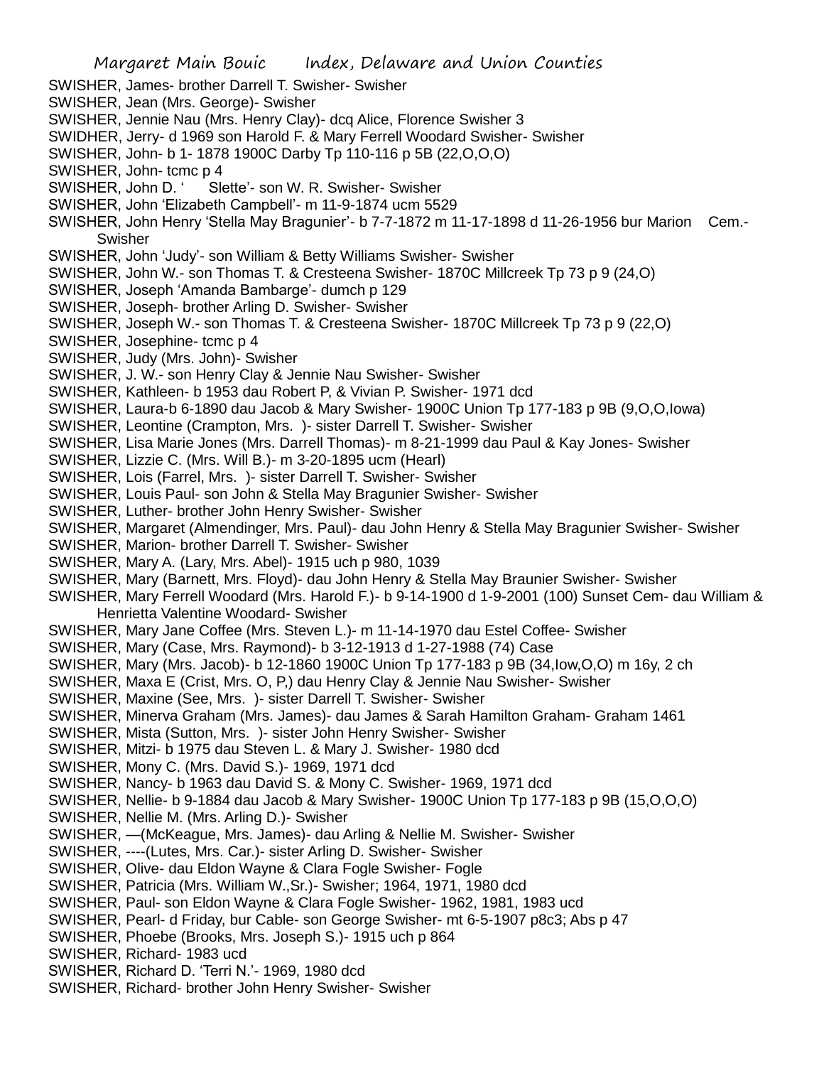SWISHER, James- brother Darrell T. Swisher- Swisher
SWISHER, Jean (Mrs. George)- Swisher
SWISHER, Jennie Nau (Mrs. Henry Clay)- dcq Alice, Florence Swisher 3
SWIDHER, Jerry- d 1969 son Harold F. & Mary Ferrell Woodard Swisher- Swisher
SWISHER, John- b 1- 1878 1900C Darby Tp 110-116 p 5B (22,O,O,O)
SWISHER, John- tcmc p 4
SWISHER, John D. ' Slette'- son W. R. Swisher- Swisher
SWISHER, John 'Elizabeth Campbell'- m 11-9-1874 ucm 5529
SWISHER, John Henry 'Stella May Bragunier'- b 7-7-1872 m 11-17-1898 d 11-26-1956 bur Marion Cem.- Swisher
SWISHER, John 'Judy'- son William & Betty Williams Swisher- Swisher
SWISHER, John W.- son Thomas T. & Cresteena Swisher- 1870C Millcreek Tp 73 p 9 (24,O)
SWISHER, Joseph 'Amanda Bambarge'- dumch p 129
SWISHER, Joseph- brother Arling D. Swisher- Swisher
SWISHER, Joseph W.- son Thomas T. & Cresteena Swisher- 1870C Millcreek Tp 73 p 9 (22,O)
SWISHER, Josephine- tcmc p 4
SWISHER, Judy (Mrs. John)- Swisher
SWISHER, J. W.- son Henry Clay & Jennie Nau Swisher- Swisher
SWISHER, Kathleen- b 1953 dau Robert P, & Vivian P. Swisher- 1971 dcd
SWISHER, Laura-b 6-1890 dau Jacob & Mary Swisher- 1900C Union Tp 177-183 p 9B (9,O,O,Iowa)
SWISHER, Leontine (Crampton, Mrs. )- sister Darrell T. Swisher- Swisher
SWISHER, Lisa Marie Jones (Mrs. Darrell Thomas)- m 8-21-1999 dau Paul & Kay Jones- Swisher
SWISHER, Lizzie C. (Mrs. Will B.)- m 3-20-1895 ucm (Hearl)
SWISHER, Lois (Farrel, Mrs. )- sister Darrell T. Swisher- Swisher
SWISHER, Louis Paul- son John & Stella May Bragunier Swisher- Swisher
SWISHER, Luther- brother John Henry Swisher- Swisher
SWISHER, Margaret (Almendinger, Mrs. Paul)- dau John Henry & Stella May Bragunier Swisher- Swisher
SWISHER, Marion- brother Darrell T. Swisher- Swisher
SWISHER, Mary A. (Lary, Mrs. Abel)- 1915 uch p 980, 1039
SWISHER, Mary (Barnett, Mrs. Floyd)- dau John Henry & Stella May Braunier Swisher- Swisher
SWISHER, Mary Ferrell Woodard (Mrs. Harold F.)- b 9-14-1900 d 1-9-2001 (100) Sunset Cem- dau William & Henrietta Valentine Woodard- Swisher
SWISHER, Mary Jane Coffee (Mrs. Steven L.)- m 11-14-1970 dau Estel Coffee- Swisher
SWISHER, Mary (Case, Mrs. Raymond)- b 3-12-1913 d 1-27-1988 (74) Case
SWISHER, Mary (Mrs. Jacob)- b 12-1860 1900C Union Tp 177-183 p 9B (34,Iow,O,O) m 16y, 2 ch
SWISHER, Maxa E (Crist, Mrs. O, P,) dau Henry Clay & Jennie Nau Swisher- Swisher
SWISHER, Maxine (See, Mrs. )- sister Darrell T. Swisher- Swisher
SWISHER, Minerva Graham (Mrs. James)- dau James & Sarah Hamilton Graham- Graham 1461
SWISHER, Mista (Sutton, Mrs. )- sister John Henry Swisher- Swisher
SWISHER, Mitzi- b 1975 dau Steven L. & Mary J. Swisher- 1980 dcd
SWISHER, Mony C. (Mrs. David S.)- 1969, 1971 dcd
SWISHER, Nancy- b 1963 dau David S. & Mony C. Swisher- 1969, 1971 dcd
SWISHER, Nellie- b 9-1884 dau Jacob & Mary Swisher- 1900C Union Tp 177-183 p 9B (15,O,O,O)
SWISHER, Nellie M. (Mrs. Arling D.)- Swisher
SWISHER, —(McKeague, Mrs. James)- dau Arling & Nellie M. Swisher- Swisher
SWISHER, ----(Lutes, Mrs. Car.)- sister Arling D. Swisher- Swisher
SWISHER, Olive- dau Eldon Wayne & Clara Fogle Swisher- Fogle
SWISHER, Patricia (Mrs. William W.,Sr.)- Swisher; 1964, 1971, 1980 dcd
SWISHER, Paul- son Eldon Wayne & Clara Fogle Swisher- 1962, 1981, 1983 ucd
SWISHER, Pearl- d Friday, bur Cable- son George Swisher- mt 6-5-1907 p8c3; Abs p 47
SWISHER, Phoebe (Brooks, Mrs. Joseph S.)- 1915 uch p 864
SWISHER, Richard- 1983 ucd
SWISHER, Richard D. 'Terri N.'- 1969, 1980 dcd
SWISHER, Richard- brother John Henry Swisher- Swisher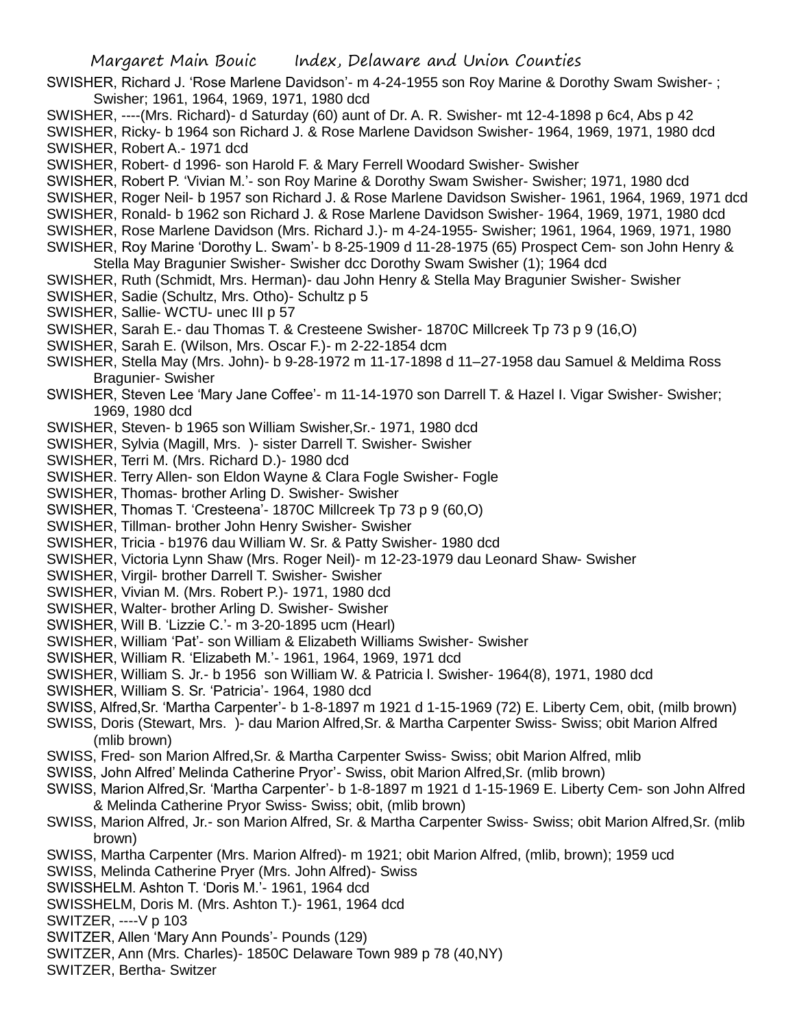SWISHER, Richard J. 'Rose Marlene Davidson'- m 4-24-1955 son Roy Marine & Dorothy Swam Swisher- ; Swisher; 1961, 1964, 1969, 1971, 1980 dcd

SWISHER, ----(Mrs. Richard)- d Saturday (60) aunt of Dr. A. R. Swisher- mt 12-4-1898 p 6c4, Abs p 42

SWISHER, Ricky- b 1964 son Richard J. & Rose Marlene Davidson Swisher- 1964, 1969, 1971, 1980 dcd

SWISHER, Robert A.- 1971 dcd

SWISHER, Robert- d 1996- son Harold F. & Mary Ferrell Woodard Swisher- Swisher

SWISHER, Robert P. 'Vivian M.'- son Roy Marine & Dorothy Swam Swisher- Swisher; 1971, 1980 dcd

SWISHER, Roger Neil- b 1957 son Richard J. & Rose Marlene Davidson Swisher- 1961, 1964, 1969, 1971 dcd

SWISHER, Ronald- b 1962 son Richard J. & Rose Marlene Davidson Swisher- 1964, 1969, 1971, 1980 dcd

SWISHER, Rose Marlene Davidson (Mrs. Richard J.)- m 4-24-1955- Swisher; 1961, 1964, 1969, 1971, 1980

SWISHER, Roy Marine 'Dorothy L. Swam'- b 8-25-1909 d 11-28-1975 (65) Prospect Cem- son John Henry & Stella May Bragunier Swisher- Swisher dcc Dorothy Swam Swisher (1); 1964 dcd

SWISHER, Ruth (Schmidt, Mrs. Herman)- dau John Henry & Stella May Bragunier Swisher- Swisher

SWISHER, Sadie (Schultz, Mrs. Otho)- Schultz p 5

SWISHER, Sallie- WCTU- unec III p 57

SWISHER, Sarah E.- dau Thomas T. & Cresteene Swisher- 1870C Millcreek Tp 73 p 9 (16,O)

SWISHER, Sarah E. (Wilson, Mrs. Oscar F.)- m 2-22-1854 dcm

SWISHER, Stella May (Mrs. John)- b 9-28-1972 m 11-17-1898 d 11–27-1958 dau Samuel & Meldima Ross Bragunier- Swisher

SWISHER, Steven Lee 'Mary Jane Coffee'- m 11-14-1970 son Darrell T. & Hazel I. Vigar Swisher- Swisher; 1969, 1980 dcd

SWISHER, Steven- b 1965 son William Swisher,Sr.- 1971, 1980 dcd

SWISHER, Sylvia (Magill, Mrs. )- sister Darrell T. Swisher- Swisher

SWISHER, Terri M. (Mrs. Richard D.)- 1980 dcd

SWISHER. Terry Allen- son Eldon Wayne & Clara Fogle Swisher- Fogle

SWISHER, Thomas- brother Arling D. Swisher- Swisher

SWISHER, Thomas T. 'Cresteena'- 1870C Millcreek Tp 73 p 9 (60,O)

SWISHER, Tillman- brother John Henry Swisher- Swisher

SWISHER, Tricia - b1976 dau William W. Sr. & Patty Swisher- 1980 dcd

SWISHER, Victoria Lynn Shaw (Mrs. Roger Neil)- m 12-23-1979 dau Leonard Shaw- Swisher

SWISHER, Virgil- brother Darrell T. Swisher- Swisher

SWISHER, Vivian M. (Mrs. Robert P.)- 1971, 1980 dcd

SWISHER, Walter- brother Arling D. Swisher- Swisher

SWISHER, Will B. 'Lizzie C.'- m 3-20-1895 ucm (Hearl)

SWISHER, William 'Pat'- son William & Elizabeth Williams Swisher- Swisher

SWISHER, William R. 'Elizabeth M.'- 1961, 1964, 1969, 1971 dcd

SWISHER, William S. Jr.- b 1956 son William W. & Patricia l. Swisher- 1964(8), 1971, 1980 dcd

SWISHER, William S. Sr. 'Patricia'- 1964, 1980 dcd

SWISS, Alfred,Sr. 'Martha Carpenter'- b 1-8-1897 m 1921 d 1-15-1969 (72) E. Liberty Cem, obit, (milb brown)

SWISS, Doris (Stewart, Mrs. )- dau Marion Alfred,Sr. & Martha Carpenter Swiss- Swiss; obit Marion Alfred (mlib brown)

SWISS, Fred- son Marion Alfred,Sr. & Martha Carpenter Swiss- Swiss; obit Marion Alfred, mlib

SWISS, John Alfred' Melinda Catherine Pryor'- Swiss, obit Marion Alfred,Sr. (mlib brown)

SWISS, Marion Alfred,Sr. 'Martha Carpenter'- b 1-8-1897 m 1921 d 1-15-1969 E. Liberty Cem- son John Alfred & Melinda Catherine Pryor Swiss- Swiss; obit, (mlib brown)

SWISS, Marion Alfred, Jr.- son Marion Alfred, Sr. & Martha Carpenter Swiss- Swiss; obit Marion Alfred,Sr. (mlib brown)

SWISS, Martha Carpenter (Mrs. Marion Alfred)- m 1921; obit Marion Alfred, (mlib, brown); 1959 ucd

SWISS, Melinda Catherine Pryer (Mrs. John Alfred)- Swiss

SWISSHELM. Ashton T. 'Doris M.'- 1961, 1964 dcd

SWISSHELM, Doris M. (Mrs. Ashton T.)- 1961, 1964 dcd

SWITZER, ----V p 103

SWITZER, Allen 'Mary Ann Pounds'- Pounds (129)

SWITZER, Ann (Mrs. Charles)- 1850C Delaware Town 989 p 78 (40,NY)

SWITZER, Bertha- Switzer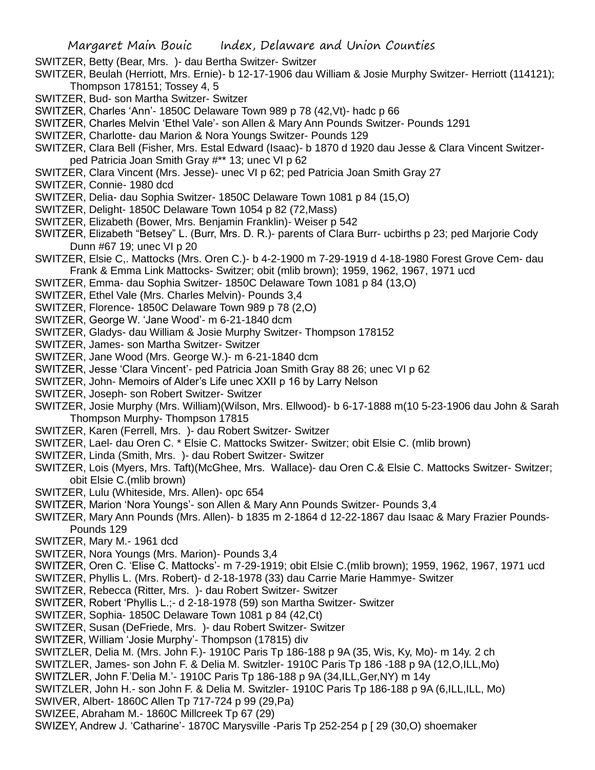SWITZER, Betty (Bear, Mrs. )- dau Bertha Switzer- Switzer

SWITZER, Beulah (Herriott, Mrs. Ernie)- b 12-17-1906 dau William & Josie Murphy Switzer- Herriott (114121); Thompson 178151; Tossey 4, 5

SWITZER, Bud- son Martha Switzer- Switzer

SWITZER, Charles 'Ann'- 1850C Delaware Town 989 p 78 (42,Vt)- hadc p 66

SWITZER, Charles Melvin 'Ethel Vale'- son Allen & Mary Ann Pounds Switzer- Pounds 1291

SWITZER, Charlotte- dau Marion & Nora Youngs Switzer- Pounds 129

SWITZER, Clara Bell (Fisher, Mrs. Estal Edward (Isaac)- b 1870 d 1920 dau Jesse & Clara Vincent Switzer- ped Patricia Joan Smith Gray #** 13; unec VI p 62

SWITZER, Clara Vincent (Mrs. Jesse)- unec VI p 62; ped Patricia Joan Smith Gray 27

SWITZER, Connie- 1980 dcd

SWITZER, Delia- dau Sophia Switzer- 1850C Delaware Town 1081 p 84 (15,O)

SWITZER, Delight- 1850C Delaware Town 1054 p 82 (72,Mass)

SWITZER, Elizabeth (Bower, Mrs. Benjamin Franklin)- Weiser p 542

SWITZER, Elizabeth "Betsey" L. (Burr, Mrs. D. R.)- parents of Clara Burr- ucbirths p 23; ped Marjorie Cody Dunn #67 19; unec VI p 20

SWITZER, Elsie C,. Mattocks (Mrs. Oren C.)- b 4-2-1900 m 7-29-1919 d 4-18-1980 Forest Grove Cem- dau Frank & Emma Link Mattocks- Switzer; obit (mlib brown); 1959, 1962, 1967, 1971 ucd

SWITZER, Emma- dau Sophia Switzer- 1850C Delaware Town 1081 p 84 (13,O)

SWITZER, Ethel Vale (Mrs. Charles Melvin)- Pounds 3,4

SWITZER, Florence- 1850C Delaware Town 989 p 78 (2,O)

SWITZER, George W. 'Jane Wood'- m 6-21-1840 dcm

SWITZER, Gladys- dau William & Josie Murphy Switzer- Thompson 178152

SWITZER, James- son Martha Switzer- Switzer

SWITZER, Jane Wood (Mrs. George W.)- m 6-21-1840 dcm

SWITZER, Jesse 'Clara Vincent'- ped Patricia Joan Smith Gray 88 26; unec VI p 62

SWITZER, John- Memoirs of Alder's Life unec XXII p 16 by Larry Nelson

SWITZER, Joseph- son Robert Switzer- Switzer

SWITZER, Josie Murphy (Mrs. William)(Wilson, Mrs. Ellwood)- b 6-17-1888 m(10 5-23-1906 dau John & Sarah Thompson Murphy- Thompson 17815

SWITZER, Karen (Ferrell, Mrs. )- dau Robert Switzer- Switzer

SWITZER, Lael- dau Oren C. * Elsie C. Mattocks Switzer- Switzer; obit Elsie C. (mlib brown)

SWITZER, Linda (Smith, Mrs. )- dau Robert Switzer- Switzer

SWITZER, Lois (Myers, Mrs. Taft)(McGhee, Mrs. Wallace)- dau Oren C.& Elsie C. Mattocks Switzer- Switzer; obit Elsie C.(mlib brown)

SWITZER, Lulu (Whiteside, Mrs. Allen)- opc 654

SWITZER, Marion 'Nora Youngs'- son Allen & Mary Ann Pounds Switzer- Pounds 3,4

SWITZER, Mary Ann Pounds (Mrs. Allen)- b 1835 m 2-1864 d 12-22-1867 dau Isaac & Mary Frazier Pounds- Pounds 129

SWITZER, Mary M.- 1961 dcd

SWITZER, Nora Youngs (Mrs. Marion)- Pounds 3,4

SWITZER, Oren C. 'Elise C. Mattocks'- m 7-29-1919; obit Elsie C.(mlib brown); 1959, 1962, 1967, 1971 ucd

SWITZER, Phyllis L. (Mrs. Robert)- d 2-18-1978 (33) dau Carrie Marie Hammye- Switzer

SWITZER, Rebecca (Ritter, Mrs. )- dau Robert Switzer- Switzer

SWITZER, Robert 'Phyllis L.;- d 2-18-1978 (59) son Martha Switzer- Switzer

SWITZER, Sophia- 1850C Delaware Town 1081 p 84 (42,Ct)

SWITZER, Susan (DeFriede, Mrs. )- dau Robert Switzer- Switzer

SWITZER, William 'Josie Murphy'- Thompson (17815) div

SWITZLER, Delia M. (Mrs. John F.)- 1910C Paris Tp 186-188 p 9A (35, Wis, Ky, Mo)- m 14y. 2 ch

SWITZLER, James- son John F. & Delia M. Switzler- 1910C Paris Tp 186 -188 p 9A (12,O,ILL,Mo)

SWITZLER, John F.'Delia M.'- 1910C Paris Tp 186-188 p 9A (34,ILL,Ger,NY) m 14y

SWITZLER, John H.- son John F. & Delia M. Switzler- 1910C Paris Tp 186-188 p 9A (6,ILL,ILL, Mo)

SWIVER, Albert- 1860C Allen Tp 717-724 p 99 (29,Pa)

SWIZEE, Abraham M.- 1860C Millcreek Tp 67 (29)

SWIZEY, Andrew J. 'Catharine'- 1870C Marysville -Paris Tp 252-254 p [ 29 (30,O) shoemaker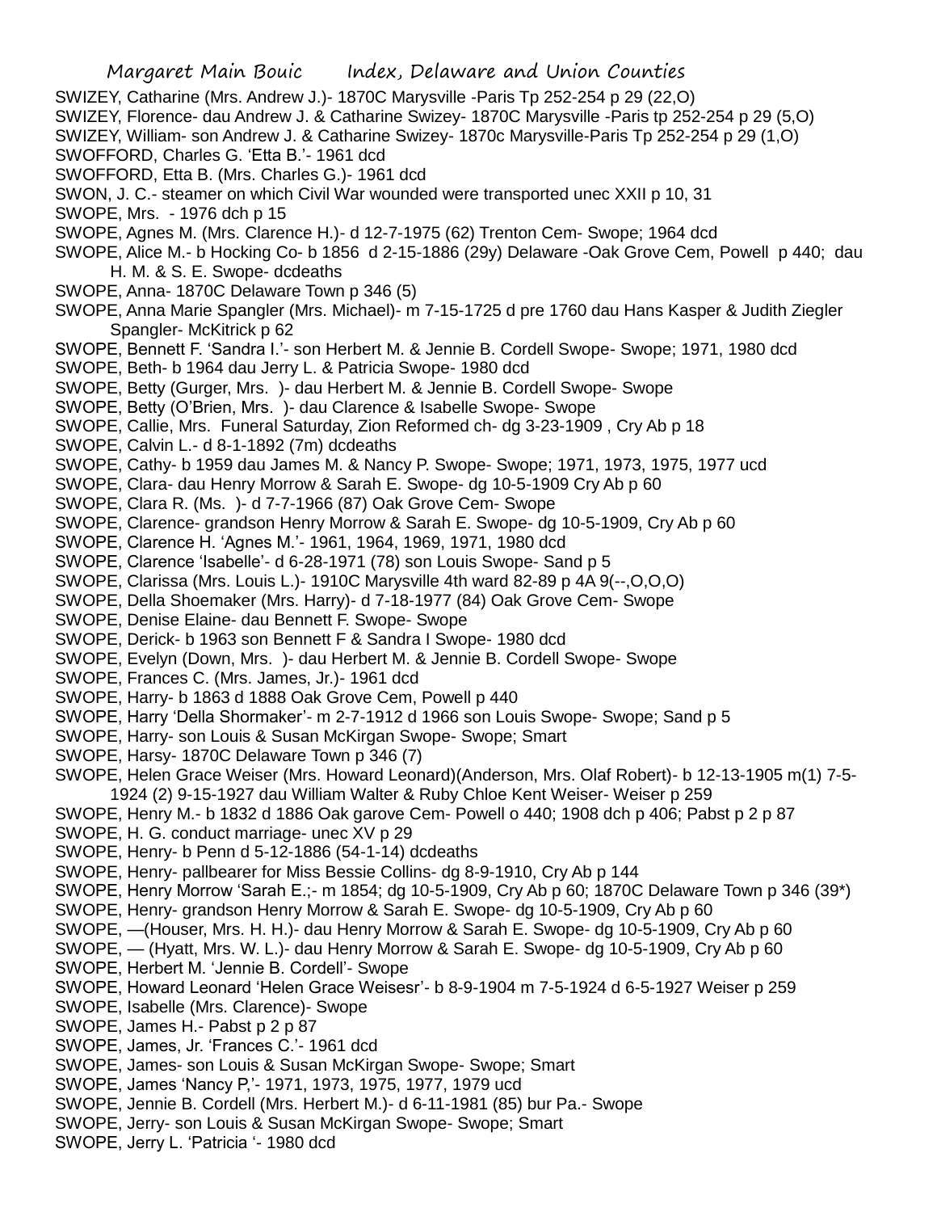SWIZEY, Catharine (Mrs. Andrew J.)- 1870C Marysville -Paris Tp 252-254 p 29 (22,O)

SWIZEY, Florence- dau Andrew J. & Catharine Swizey- 1870C Marysville -Paris tp 252-254 p 29 (5,O)

SWIZEY, William- son Andrew J. & Catharine Swizey- 1870c Marysville-Paris Tp 252-254 p 29 (1,O)

SWOFFORD, Charles G. 'Etta B.'- 1961 dcd

SWOFFORD, Etta B. (Mrs. Charles G.)- 1961 dcd

SWON, J. C.- steamer on which Civil War wounded were transported unec XXII p 10, 31

SWOPE, Mrs. - 1976 dch p 15

SWOPE, Agnes M. (Mrs. Clarence H.)- d 12-7-1975 (62) Trenton Cem- Swope; 1964 dcd

SWOPE, Alice M.- b Hocking Co- b 1856 d 2-15-1886 (29y) Delaware -Oak Grove Cem, Powell p 440; dau H. M. & S. E. Swope- dcdeaths

SWOPE, Anna- 1870C Delaware Town p 346 (5)

SWOPE, Anna Marie Spangler (Mrs. Michael)- m 7-15-1725 d pre 1760 dau Hans Kasper & Judith Ziegler Spangler- McKitrick p 62

SWOPE, Bennett F. 'Sandra I.'- son Herbert M. & Jennie B. Cordell Swope- Swope; 1971, 1980 dcd

SWOPE, Beth- b 1964 dau Jerry L. & Patricia Swope- 1980 dcd

SWOPE, Betty (Gurger, Mrs. )- dau Herbert M. & Jennie B. Cordell Swope- Swope

SWOPE, Betty (O'Brien, Mrs. )- dau Clarence & Isabelle Swope- Swope

SWOPE, Callie, Mrs. Funeral Saturday, Zion Reformed ch- dg 3-23-1909 , Cry Ab p 18

SWOPE, Calvin L.- d 8-1-1892 (7m) dcdeaths

SWOPE, Cathy- b 1959 dau James M. & Nancy P. Swope- Swope; 1971, 1973, 1975, 1977 ucd

SWOPE, Clara- dau Henry Morrow & Sarah E. Swope- dg 10-5-1909 Cry Ab p 60

SWOPE, Clara R. (Ms. )- d 7-7-1966 (87) Oak Grove Cem- Swope

SWOPE, Clarence- grandson Henry Morrow & Sarah E. Swope- dg 10-5-1909, Cry Ab p 60

SWOPE, Clarence H. 'Agnes M.'- 1961, 1964, 1969, 1971, 1980 dcd

SWOPE, Clarence 'Isabelle'- d 6-28-1971 (78) son Louis Swope- Sand p 5

SWOPE, Clarissa (Mrs. Louis L.)- 1910C Marysville 4th ward 82-89 p 4A 9(--,O,O,O)

SWOPE, Della Shoemaker (Mrs. Harry)- d 7-18-1977 (84) Oak Grove Cem- Swope

SWOPE, Denise Elaine- dau Bennett F. Swope- Swope

SWOPE, Derick- b 1963 son Bennett F & Sandra I Swope- 1980 dcd

SWOPE, Evelyn (Down, Mrs. )- dau Herbert M. & Jennie B. Cordell Swope- Swope

SWOPE, Frances C. (Mrs. James, Jr.)- 1961 dcd

SWOPE, Harry- b 1863 d 1888 Oak Grove Cem, Powell p 440

SWOPE, Harry 'Della Shormaker'- m 2-7-1912 d 1966 son Louis Swope- Swope; Sand p 5

SWOPE, Harry- son Louis & Susan McKirgan Swope- Swope; Smart

SWOPE, Harsy- 1870C Delaware Town p 346 (7)

SWOPE, Helen Grace Weiser (Mrs. Howard Leonard)(Anderson, Mrs. Olaf Robert)- b 12-13-1905 m(1) 7-5-1924 (2) 9-15-1927 dau William Walter & Ruby Chloe Kent Weiser- Weiser p 259

SWOPE, Henry M.- b 1832 d 1886 Oak garove Cem- Powell o 440; 1908 dch p 406; Pabst p 2 p 87

SWOPE, H. G. conduct marriage- unec XV p 29

SWOPE, Henry- b Penn d 5-12-1886 (54-1-14) dcdeaths

SWOPE, Henry- pallbearer for Miss Bessie Collins- dg 8-9-1910, Cry Ab p 144

SWOPE, Henry Morrow 'Sarah E.;- m 1854; dg 10-5-1909, Cry Ab p 60; 1870C Delaware Town p 346 (39*)

SWOPE, Henry- grandson Henry Morrow & Sarah E. Swope- dg 10-5-1909, Cry Ab p 60

SWOPE, —(Houser, Mrs. H. H.)- dau Henry Morrow & Sarah E. Swope- dg 10-5-1909, Cry Ab p 60

SWOPE, — (Hyatt, Mrs. W. L.)- dau Henry Morrow & Sarah E. Swope- dg 10-5-1909, Cry Ab p 60

SWOPE, Herbert M. 'Jennie B. Cordell'- Swope

SWOPE, Howard Leonard 'Helen Grace Weisesr'- b 8-9-1904 m 7-5-1924 d 6-5-1927 Weiser p 259

SWOPE, Isabelle (Mrs. Clarence)- Swope

SWOPE, James H.- Pabst p 2 p 87

SWOPE, James, Jr. 'Frances C.'- 1961 dcd

SWOPE, James- son Louis & Susan McKirgan Swope- Swope; Smart

SWOPE, James 'Nancy P,'- 1971, 1973, 1975, 1977, 1979 ucd

SWOPE, Jennie B. Cordell (Mrs. Herbert M.)- d 6-11-1981 (85) bur Pa.- Swope

SWOPE, Jerry- son Louis & Susan McKirgan Swope- Swope; Smart

SWOPE, Jerry L. 'Patricia '- 1980 dcd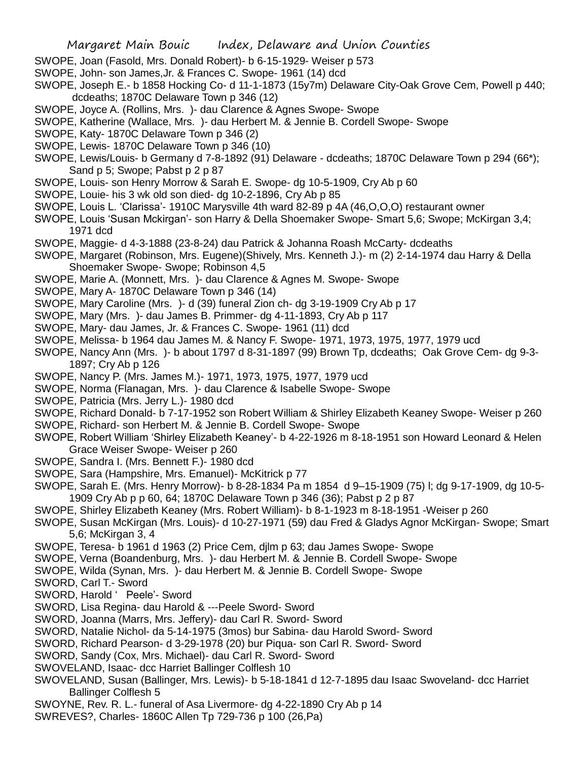SWOPE, Joan (Fasold, Mrs. Donald Robert)- b 6-15-1929- Weiser p 573

SWOPE, John- son James,Jr. & Frances C. Swope- 1961 (14) dcd

SWOPE, Joseph E.- b 1858 Hocking Co- d 11-1-1873 (15y7m) Delaware City-Oak Grove Cem, Powell p 440; dcdeaths; 1870C Delaware Town p 346 (12)

SWOPE, Joyce A. (Rollins, Mrs. )- dau Clarence & Agnes Swope- Swope

SWOPE, Katherine (Wallace, Mrs. )- dau Herbert M. & Jennie B. Cordell Swope- Swope

SWOPE, Katy- 1870C Delaware Town p 346 (2)

SWOPE, Lewis- 1870C Delaware Town p 346 (10)

SWOPE, Lewis/Louis- b Germany d 7-8-1892 (91) Delaware - dcdeaths; 1870C Delaware Town p 294 (66*); Sand p 5; Swope; Pabst p 2 p 87

SWOPE, Louis- son Henry Morrow & Sarah E. Swope- dg 10-5-1909, Cry Ab p 60

SWOPE, Louie- his 3 wk old son died- dg 10-2-1896, Cry Ab p 85

SWOPE, Louis L. 'Clarissa'- 1910C Marysville 4th ward 82-89 p 4A (46,O,O,O) restaurant owner

SWOPE, Louis 'Susan Mckirgan'- son Harry & Della Shoemaker Swope- Smart 5,6; Swope; McKirgan 3,4; 1971 dcd

SWOPE, Maggie- d 4-3-1888 (23-8-24) dau Patrick & Johanna Roash McCarty- dcdeaths

SWOPE, Margaret (Robinson, Mrs. Eugene)(Shively, Mrs. Kenneth J.)- m (2) 2-14-1974 dau Harry & Della Shoemaker Swope- Swope; Robinson 4,5

SWOPE, Marie A. (Monnett, Mrs. )- dau Clarence & Agnes M. Swope- Swope

SWOPE, Mary A- 1870C Delaware Town p 346 (14)

SWOPE, Mary Caroline (Mrs. )- d (39) funeral Zion ch- dg 3-19-1909 Cry Ab p 17

SWOPE, Mary (Mrs. )- dau James B. Primmer- dg 4-11-1893, Cry Ab p 117

SWOPE, Mary- dau James, Jr. & Frances C. Swope- 1961 (11) dcd

SWOPE, Melissa- b 1964 dau James M. & Nancy F. Swope- 1971, 1973, 1975, 1977, 1979 ucd

SWOPE, Nancy Ann (Mrs. )- b about 1797 d 8-31-1897 (99) Brown Tp, dcdeaths; Oak Grove Cem- dg 9-3-1897; Cry Ab p 126

SWOPE, Nancy P. (Mrs. James M.)- 1971, 1973, 1975, 1977, 1979 ucd

SWOPE, Norma (Flanagan, Mrs. )- dau Clarence & Isabelle Swope- Swope

SWOPE, Patricia (Mrs. Jerry L.)- 1980 dcd

SWOPE, Richard Donald- b 7-17-1952 son Robert William & Shirley Elizabeth Keaney Swope- Weiser p 260

SWOPE, Richard- son Herbert M. & Jennie B. Cordell Swope- Swope

SWOPE, Robert William 'Shirley Elizabeth Keaney'- b 4-22-1926 m 8-18-1951 son Howard Leonard & Helen Grace Weiser Swope- Weiser p 260

SWOPE, Sandra I. (Mrs. Bennett F.)- 1980 dcd

SWOPE, Sara (Hampshire, Mrs. Emanuel)- McKitrick p 77

SWOPE, Sarah E. (Mrs. Henry Morrow)- b 8-28-1834 Pa m 1854 d 9–15-1909 (75) l; dg 9-17-1909, dg 10-5-1909 Cry Ab p p 60, 64; 1870C Delaware Town p 346 (36); Pabst p 2 p 87

SWOPE, Shirley Elizabeth Keaney (Mrs. Robert William)- b 8-1-1923 m 8-18-1951 -Weiser p 260

SWOPE, Susan McKirgan (Mrs. Louis)- d 10-27-1971 (59) dau Fred & Gladys Agnor McKirgan- Swope; Smart 5,6; McKirgan 3, 4

SWOPE, Teresa- b 1961 d 1963 (2) Price Cem, djlm p 63; dau James Swope- Swope

SWOPE, Verna (Boandenburg, Mrs. )- dau Herbert M. & Jennie B. Cordell Swope- Swope

SWOPE, Wilda (Synan, Mrs. )- dau Herbert M. & Jennie B. Cordell Swope- Swope

SWORD, Carl T.- Sword

SWORD, Harold ' Peele'- Sword

SWORD, Lisa Regina- dau Harold & ---Peele Sword- Sword

SWORD, Joanna (Marrs, Mrs. Jeffery)- dau Carl R. Sword- Sword

SWORD, Natalie Nichol- da 5-14-1975 (3mos) bur Sabina- dau Harold Sword- Sword

SWORD, Richard Pearson- d 3-29-1978 (20) bur Piqua- son Carl R. Sword- Sword

SWORD, Sandy (Cox, Mrs. Michael)- dau Carl R. Sword- Sword

SWOVELAND, Isaac- dcc Harriet Ballinger Colflesh 10

SWOVELAND, Susan (Ballinger, Mrs. Lewis)- b 5-18-1841 d 12-7-1895 dau Isaac Swoveland- dcc Harriet Ballinger Colflesh 5

SWOYNE, Rev. R. L.- funeral of Asa Livermore- dg 4-22-1890 Cry Ab p 14

SWREVES?, Charles- 1860C Allen Tp 729-736 p 100 (26,Pa)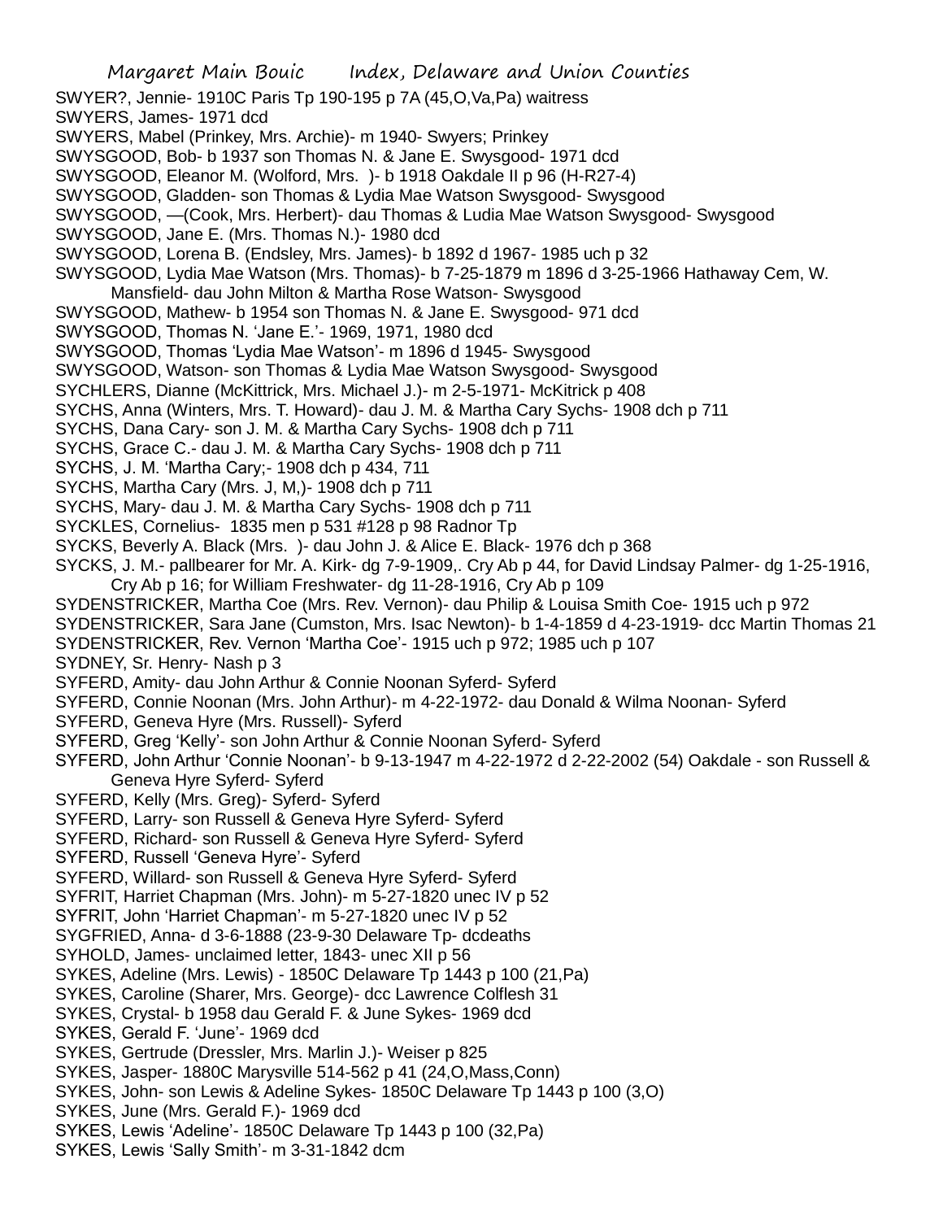SWYER?, Jennie- 1910C Paris Tp 190-195 p 7A (45,O,Va,Pa) waitress

SWYERS, James- 1971 dcd

SWYERS, Mabel (Prinkey, Mrs. Archie)- m 1940- Swyers; Prinkey

SWYSGOOD, Bob- b 1937 son Thomas N. & Jane E. Swysgood- 1971 dcd

SWYSGOOD, Eleanor M. (Wolford, Mrs. )- b 1918 Oakdale II p 96 (H-R27-4)

SWYSGOOD, Gladden- son Thomas & Lydia Mae Watson Swysgood- Swysgood

SWYSGOOD, —(Cook, Mrs. Herbert)- dau Thomas & Ludia Mae Watson Swysgood- Swysgood

SWYSGOOD, Jane E. (Mrs. Thomas N.)- 1980 dcd

SWYSGOOD, Lorena B. (Endsley, Mrs. James)- b 1892 d 1967- 1985 uch p 32

SWYSGOOD, Lydia Mae Watson (Mrs. Thomas)- b 7-25-1879 m 1896 d 3-25-1966 Hathaway Cem, W. Mansfield- dau John Milton & Martha Rose Watson- Swysgood

SWYSGOOD, Mathew- b 1954 son Thomas N. & Jane E. Swysgood- 971 dcd

SWYSGOOD, Thomas N. 'Jane E.'- 1969, 1971, 1980 dcd

SWYSGOOD, Thomas 'Lydia Mae Watson'- m 1896 d 1945- Swysgood

SWYSGOOD, Watson- son Thomas & Lydia Mae Watson Swysgood- Swysgood

SYCHLERS, Dianne (McKittrick, Mrs. Michael J.)- m 2-5-1971- McKitrick p 408

SYCHS, Anna (Winters, Mrs. T. Howard)- dau J. M. & Martha Cary Sychs- 1908 dch p 711

SYCHS, Dana Cary- son J. M. & Martha Cary Sychs- 1908 dch p 711

SYCHS, Grace C.- dau J. M. & Martha Cary Sychs- 1908 dch p 711

SYCHS, J. M. 'Martha Cary;- 1908 dch p 434, 711

SYCHS, Martha Cary (Mrs. J, M,)- 1908 dch p 711

SYCHS, Mary- dau J. M. & Martha Cary Sychs- 1908 dch p 711

SYCKLES, Cornelius- 1835 men p 531 #128 p 98 Radnor Tp

SYCKS, Beverly A. Black (Mrs. )- dau John J. & Alice E. Black- 1976 dch p 368

SYCKS, J. M.- pallbearer for Mr. A. Kirk- dg 7-9-1909,. Cry Ab p 44, for David Lindsay Palmer- dg 1-25-1916, Cry Ab p 16; for William Freshwater- dg 11-28-1916, Cry Ab p 109

SYDENSTRICKER, Martha Coe (Mrs. Rev. Vernon)- dau Philip & Louisa Smith Coe- 1915 uch p 972

SYDENSTRICKER, Sara Jane (Cumston, Mrs. Isac Newton)- b 1-4-1859 d 4-23-1919- dcc Martin Thomas 21

SYDENSTRICKER, Rev. Vernon 'Martha Coe'- 1915 uch p 972; 1985 uch p 107

SYDNEY, Sr. Henry- Nash p 3

SYFERD, Amity- dau John Arthur & Connie Noonan Syferd- Syferd

SYFERD, Connie Noonan (Mrs. John Arthur)- m 4-22-1972- dau Donald & Wilma Noonan- Syferd

SYFERD, Geneva Hyre (Mrs. Russell)- Syferd

SYFERD, Greg 'Kelly'- son John Arthur & Connie Noonan Syferd- Syferd

SYFERD, John Arthur 'Connie Noonan'- b 9-13-1947 m 4-22-1972 d 2-22-2002 (54) Oakdale - son Russell & Geneva Hyre Syferd- Syferd

SYFERD, Kelly (Mrs. Greg)- Syferd- Syferd

SYFERD, Larry- son Russell & Geneva Hyre Syferd- Syferd

SYFERD, Richard- son Russell & Geneva Hyre Syferd- Syferd

SYFERD, Russell 'Geneva Hyre'- Syferd

SYFERD, Willard- son Russell & Geneva Hyre Syferd- Syferd

SYFRIT, Harriet Chapman (Mrs. John)- m 5-27-1820 unec IV p 52

SYFRIT, John 'Harriet Chapman'- m 5-27-1820 unec IV p 52

SYGFRIED, Anna- d 3-6-1888 (23-9-30 Delaware Tp- dcdeaths

SYHOLD, James- unclaimed letter, 1843- unec XII p 56

SYKES, Adeline (Mrs. Lewis) - 1850C Delaware Tp 1443 p 100 (21,Pa)

SYKES, Caroline (Sharer, Mrs. George)- dcc Lawrence Colflesh 31

SYKES, Crystal- b 1958 dau Gerald F. & June Sykes- 1969 dcd

SYKES, Gerald F. 'June'- 1969 dcd

SYKES, Gertrude (Dressler, Mrs. Marlin J.)- Weiser p 825

SYKES, Jasper- 1880C Marysville 514-562 p 41 (24,O,Mass,Conn)

SYKES, John- son Lewis & Adeline Sykes- 1850C Delaware Tp 1443 p 100 (3,O)

SYKES, June (Mrs. Gerald F.)- 1969 dcd

SYKES, Lewis 'Adeline'- 1850C Delaware Tp 1443 p 100 (32,Pa)

SYKES, Lewis 'Sally Smith'- m 3-31-1842 dcm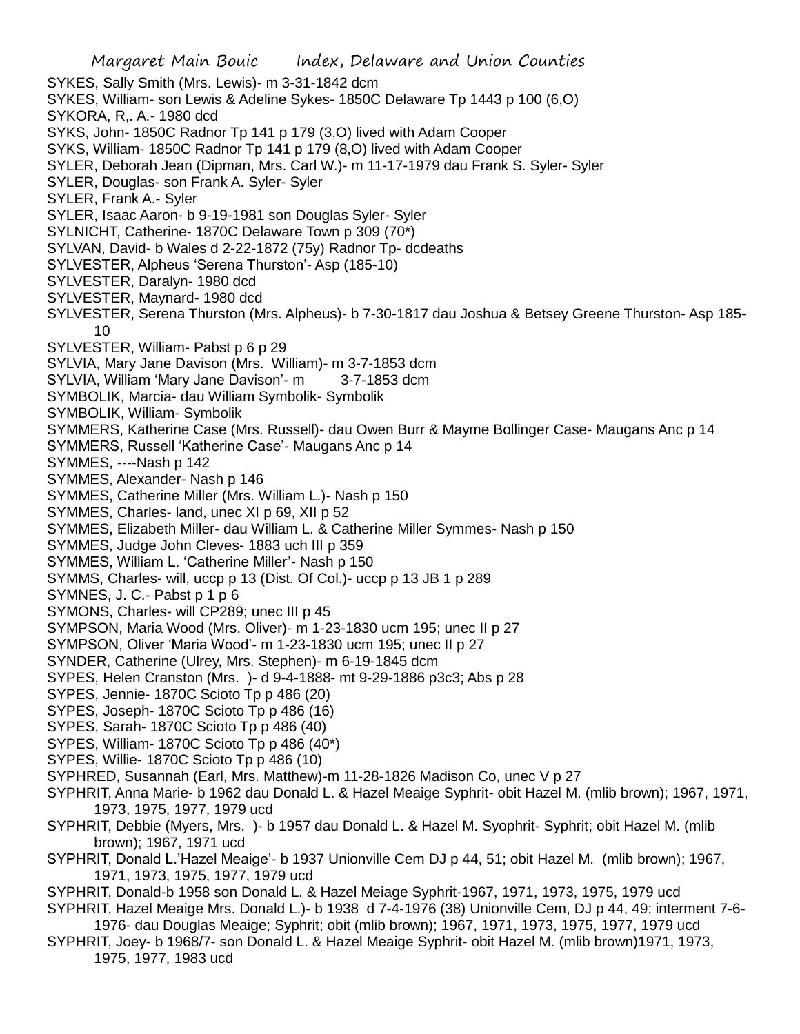SYKES, Sally Smith (Mrs. Lewis)- m 3-31-1842 dcm

SYKES, William- son Lewis & Adeline Sykes- 1850C Delaware Tp 1443 p 100 (6,O)

SYKORA, R,. A.- 1980 dcd

SYKS, John- 1850C Radnor Tp 141 p 179 (3,O) lived with Adam Cooper

SYKS, William- 1850C Radnor Tp 141 p 179 (8,O) lived with Adam Cooper

SYLER, Deborah Jean (Dipman, Mrs. Carl W.)- m 11-17-1979 dau Frank S. Syler- Syler

SYLER, Douglas- son Frank A. Syler- Syler

SYLER, Frank A.- Syler

SYLER, Isaac Aaron- b 9-19-1981 son Douglas Syler- Syler

SYLNICHT, Catherine- 1870C Delaware Town p 309 (70*)

SYLVAN, David- b Wales d 2-22-1872 (75y) Radnor Tp- dcdeaths

SYLVESTER, Alpheus 'Serena Thurston'- Asp (185-10)

SYLVESTER, Daralyn- 1980 dcd

SYLVESTER, Maynard- 1980 dcd

SYLVESTER, Serena Thurston (Mrs. Alpheus)- b 7-30-1817 dau Joshua & Betsey Greene Thurston- Asp 185-10

SYLVESTER, William- Pabst p 6 p 29

SYLVIA, Mary Jane Davison (Mrs. William)- m 3-7-1853 dcm

SYLVIA, William 'Mary Jane Davison'- m 3-7-1853 dcm

SYMBOLIK, Marcia- dau William Symbolik- Symbolik

SYMBOLIK, William- Symbolik

SYMMERS, Katherine Case (Mrs. Russell)- dau Owen Burr & Mayme Bollinger Case- Maugans Anc p 14

SYMMERS, Russell 'Katherine Case'- Maugans Anc p 14

SYMMES, ----Nash p 142

SYMMES, Alexander- Nash p 146

SYMMES, Catherine Miller (Mrs. William L.)- Nash p 150

SYMMES, Charles- land, unec XI p 69, XII p 52

SYMMES, Elizabeth Miller- dau William L. & Catherine Miller Symmes- Nash p 150

SYMMES, Judge John Cleves- 1883 uch III p 359

SYMMES, William L. 'Catherine Miller'- Nash p 150

SYMMS, Charles- will, uccp p 13 (Dist. Of Col.)- uccp p 13 JB 1 p 289

SYMNES, J. C.- Pabst p 1 p 6

SYMONS, Charles- will CP289; unec III p 45

SYMPSON, Maria Wood (Mrs. Oliver)- m 1-23-1830 ucm 195; unec II p 27

SYMPSON, Oliver 'Maria Wood'- m 1-23-1830 ucm 195; unec II p 27

SYNDER, Catherine (Ulrey, Mrs. Stephen)- m 6-19-1845 dcm

SYPES, Helen Cranston (Mrs. )- d 9-4-1888- mt 9-29-1886 p3c3; Abs p 28

SYPES, Jennie- 1870C Scioto Tp p 486 (20)

SYPES, Joseph- 1870C Scioto Tp p 486 (16)

SYPES, Sarah- 1870C Scioto Tp p 486 (40)

SYPES, William- 1870C Scioto Tp p 486 (40*)

SYPES, Willie- 1870C Scioto Tp p 486 (10)

SYPHRED, Susannah (Earl, Mrs. Matthew)-m 11-28-1826 Madison Co, unec V p 27

SYPHRIT, Anna Marie- b 1962 dau Donald L. & Hazel Meaige Syphrit- obit Hazel M. (mlib brown); 1967, 1971, 1973, 1975, 1977, 1979 ucd

SYPHRIT, Debbie (Myers, Mrs. )- b 1957 dau Donald L. & Hazel M. Syophrit- Syphrit; obit Hazel M. (mlib brown); 1967, 1971 ucd

SYPHRIT, Donald L.'Hazel Meaige'- b 1937 Unionville Cem DJ p 44, 51; obit Hazel M. (mlib brown); 1967, 1971, 1973, 1975, 1977, 1979 ucd

SYPHRIT, Donald-b 1958 son Donald L. & Hazel Meiage Syphrit-1967, 1971, 1973, 1975, 1979 ucd

SYPHRIT, Hazel Meaige Mrs. Donald L.)- b 1938 d 7-4-1976 (38) Unionville Cem, DJ p 44, 49; interment 7-6-1976- dau Douglas Meaige; Syphrit; obit (mlib brown); 1967, 1971, 1973, 1975, 1977, 1979 ucd

SYPHRIT, Joey- b 1968/7- son Donald L. & Hazel Meaige Syphrit- obit Hazel M. (mlib brown)1971, 1973, 1975, 1977, 1983 ucd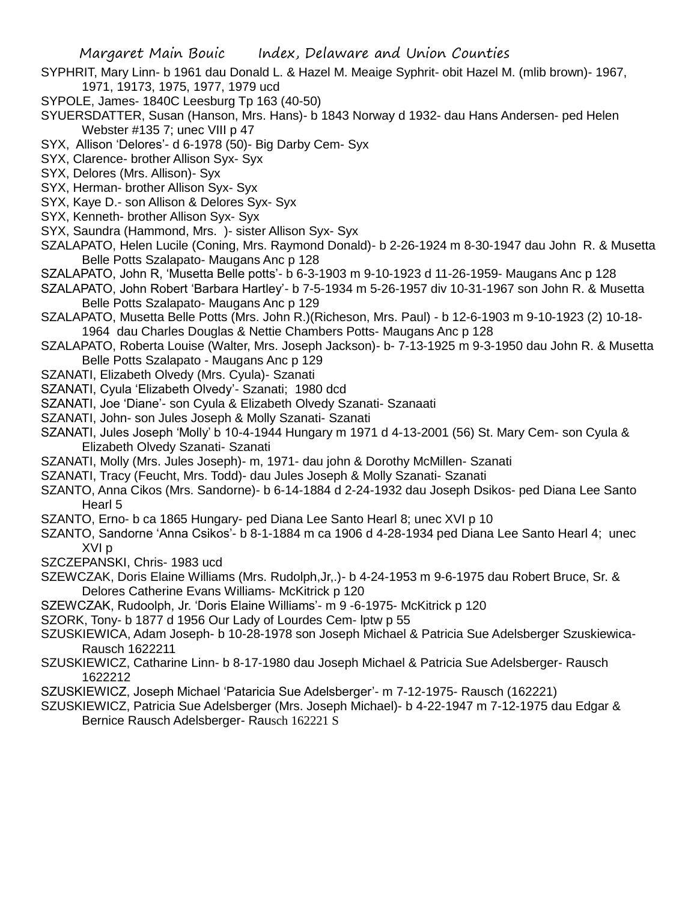SYPHRIT, Mary Linn- b 1961 dau Donald L. & Hazel M. Meaige Syphrit- obit Hazel M. (mlib brown)- 1967, 1971, 19173, 1975, 1977, 1979 ucd

SYPOLE, James- 1840C Leesburg Tp 163 (40-50)

SYUERSDATTER, Susan (Hanson, Mrs. Hans)- b 1843 Norway d 1932- dau Hans Andersen- ped Helen Webster #135 7; unec VIII p 47

SYX, Allison 'Delores'- d 6-1978 (50)- Big Darby Cem- Syx

SYX, Clarence- brother Allison Syx- Syx

SYX, Delores (Mrs. Allison)- Syx

SYX, Herman- brother Allison Syx- Syx

SYX, Kaye D.- son Allison & Delores Syx- Syx

SYX, Kenneth- brother Allison Syx- Syx

SYX, Saundra (Hammond, Mrs. )- sister Allison Syx- Syx

SZALAPATO, Helen Lucile (Coning, Mrs. Raymond Donald)- b 2-26-1924 m 8-30-1947 dau John R. & Musetta Belle Potts Szalapato- Maugans Anc p 128

SZALAPATO, John R, 'Musetta Belle potts'- b 6-3-1903 m 9-10-1923 d 11-26-1959- Maugans Anc p 128

SZALAPATO, John Robert 'Barbara Hartley'- b 7-5-1934 m 5-26-1957 div 10-31-1967 son John R. & Musetta Belle Potts Szalapato- Maugans Anc p 129

SZALAPATO, Musetta Belle Potts (Mrs. John R.)(Richeson, Mrs. Paul) - b 12-6-1903 m 9-10-1923 (2) 10-18-1964 dau Charles Douglas & Nettie Chambers Potts- Maugans Anc p 128

SZALAPATO, Roberta Louise (Walter, Mrs. Joseph Jackson)- b- 7-13-1925 m 9-3-1950 dau John R. & Musetta Belle Potts Szalapato - Maugans Anc p 129

SZANATI, Elizabeth Olvedy (Mrs. Cyula)- Szanati

SZANATI, Cyula 'Elizabeth Olvedy'- Szanati; 1980 dcd

SZANATI, Joe 'Diane'- son Cyula & Elizabeth Olvedy Szanati- Szanaati

SZANATI, John- son Jules Joseph & Molly Szanati- Szanati

SZANATI, Jules Joseph 'Molly' b 10-4-1944 Hungary m 1971 d 4-13-2001 (56) St. Mary Cem- son Cyula & Elizabeth Olvedy Szanati- Szanati

SZANATI, Molly (Mrs. Jules Joseph)- m, 1971- dau john & Dorothy McMillen- Szanati

SZANATI, Tracy (Feucht, Mrs. Todd)- dau Jules Joseph & Molly Szanati- Szanati

SZANTO, Anna Cikos (Mrs. Sandorne)- b 6-14-1884 d 2-24-1932 dau Joseph Dsikos- ped Diana Lee Santo Hearl 5

SZANTO, Erno- b ca 1865 Hungary- ped Diana Lee Santo Hearl 8; unec XVI p 10

SZANTO, Sandorne 'Anna Csikos'- b 8-1-1884 m ca 1906 d 4-28-1934 ped Diana Lee Santo Hearl 4; unec XVI p

SZCZEPANSKI, Chris- 1983 ucd

SZEWCZAK, Doris Elaine Williams (Mrs. Rudolph,Jr,.)- b 4-24-1953 m 9-6-1975 dau Robert Bruce, Sr. & Delores Catherine Evans Williams- McKitrick p 120

SZEWCZAK, Rudoolph, Jr. 'Doris Elaine Williams'- m 9 -6-1975- McKitrick p 120

SZORK, Tony- b 1877 d 1956 Our Lady of Lourdes Cem- lptw p 55

SZUSKIEWICA, Adam Joseph- b 10-28-1978 son Joseph Michael & Patricia Sue Adelsberger Szuskiewica- Rausch 1622211

SZUSKIEWICZ, Catharine Linn- b 8-17-1980 dau Joseph Michael & Patricia Sue Adelsberger- Rausch 1622212

SZUSKIEWICZ, Joseph Michael 'Pataricia Sue Adelsberger'- m 7-12-1975- Rausch (162221)

SZUSKIEWICZ, Patricia Sue Adelsberger (Mrs. Joseph Michael)- b 4-22-1947 m 7-12-1975 dau Edgar & Bernice Rausch Adelsberger- Rausch 162221 S